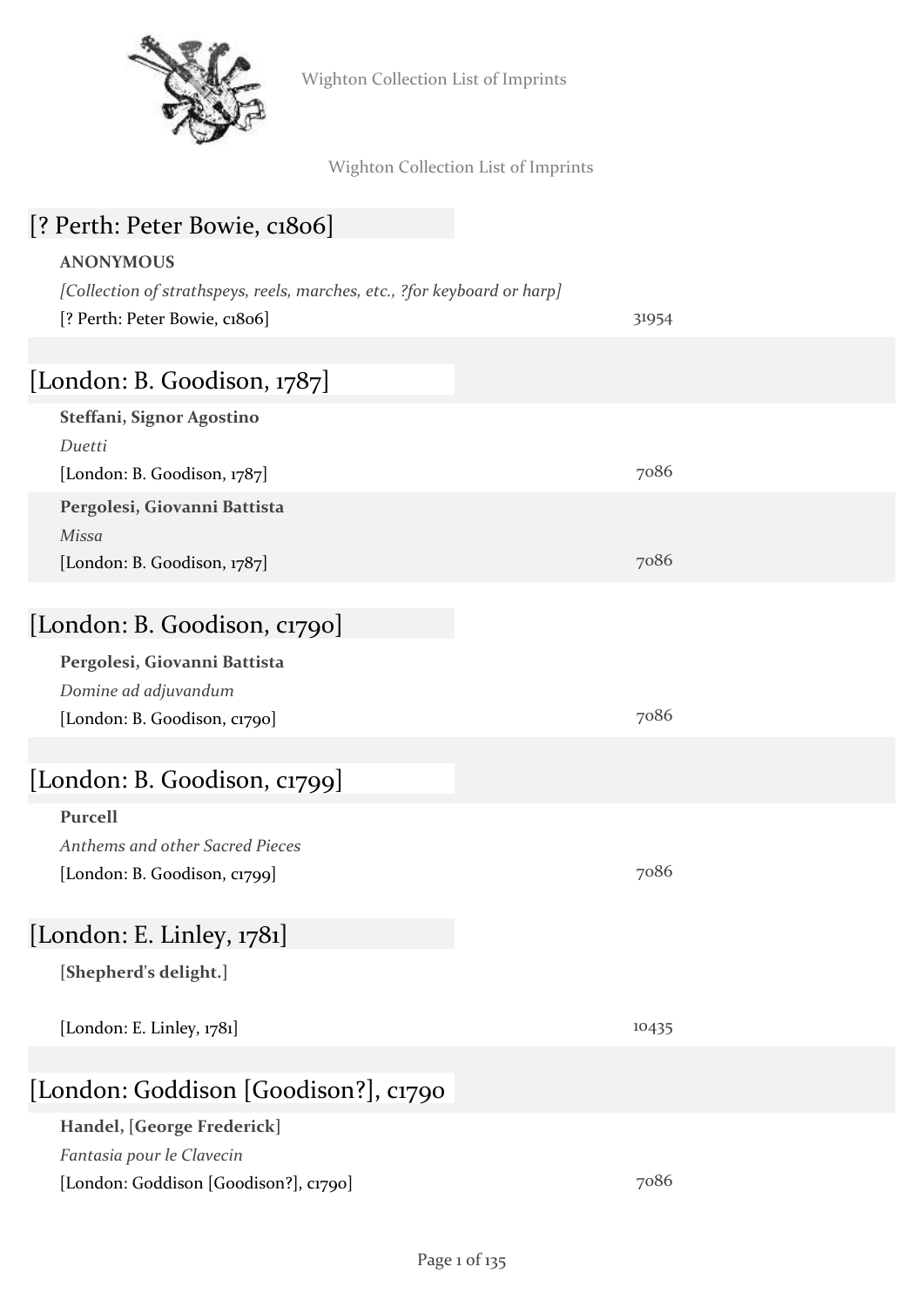Wighton Collection List of Imprints

## [? Perth: Peter Bowie, c1806]

**ANONYMOUS**
*[Collection of strathspeys, reels, marches, etc., ?for keyboard or harp]*
[? Perth: Peter Bowie, c1806] 31954

## [London: B. Goodison, 1787]

**Steffani, Signor Agostino**
*Duetti*
[London: B. Goodison, 1787] 7086

**Pergolesi, Giovanni Battista**
*Missa*
[London: B. Goodison, 1787] 7086

## [London: B. Goodison, c1790]

**Pergolesi, Giovanni Battista**
*Domine ad adjuvandum*
[London: B. Goodison, c1790] 7086

## [London: B. Goodison, c1799]

**Purcell**
*Anthems and other Sacred Pieces*
[London: B. Goodison, c1799] 7086

## [London: E. Linley, 1781]

[**Shepherd's delight.**]

[London: E. Linley, 1781] 10435

## [London: Goddison [Goodison?], c1790

**Handel, [George Frederick]**
*Fantasia pour le Clavecin*
[London: Goddison [Goodison?], c1790] 7086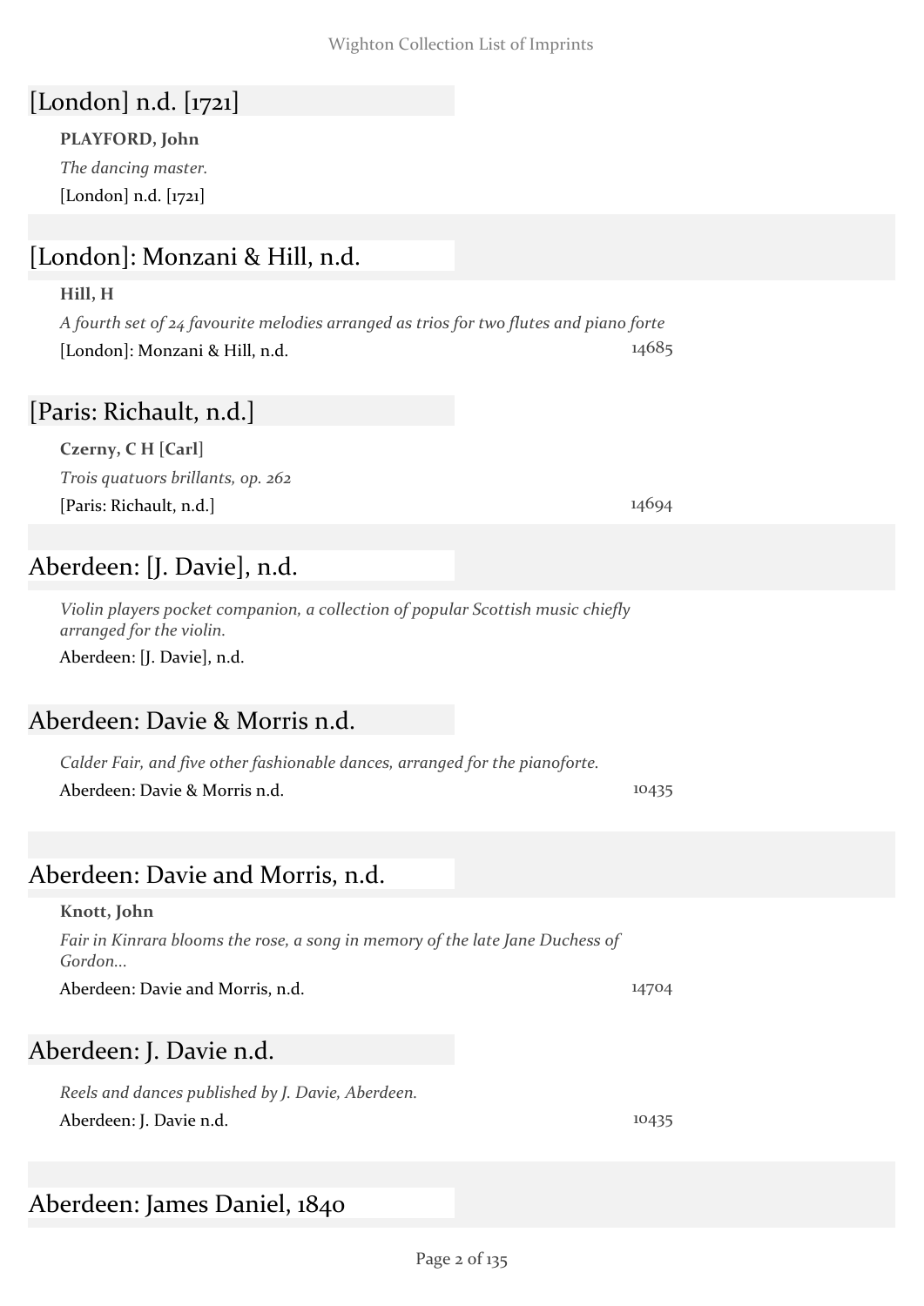## [London] n.d. [1721]

**PLAYFORD, John**

*The dancing master.*

[London] n.d. [1721]

## [London]: Monzani & Hill, n.d.

**Hill, H**

*A fourth set of 24 favourite melodies arranged as trios for two flutes and piano forte*

[London]: Monzani & Hill, n.d. 14685

## [Paris: Richault, n.d.]

**Czerny, C H [Carl]**

*Trois quatuors brillants, op. 262*

[Paris: Richault, n.d.] 14694

## Aberdeen: [J. Davie], n.d.

*Violin players pocket companion, a collection of popular Scottish music chiefly arranged for the violin.*

Aberdeen: [J. Davie], n.d.

## Aberdeen: Davie & Morris n.d.

*Calder Fair, and five other fashionable dances, arranged for the pianoforte.*

Aberdeen: Davie & Morris n.d. 10435

## Aberdeen: Davie and Morris, n.d.

**Knott, John**

*Fair in Kinrara blooms the rose, a song in memory of the late Jane Duchess of Gordon...*

Aberdeen: Davie and Morris, n.d. 14704

## Aberdeen: J. Davie n.d.

*Reels and dances published by J. Davie, Aberdeen.*

Aberdeen: J. Davie n.d. 10435

## Aberdeen: James Daniel, 1840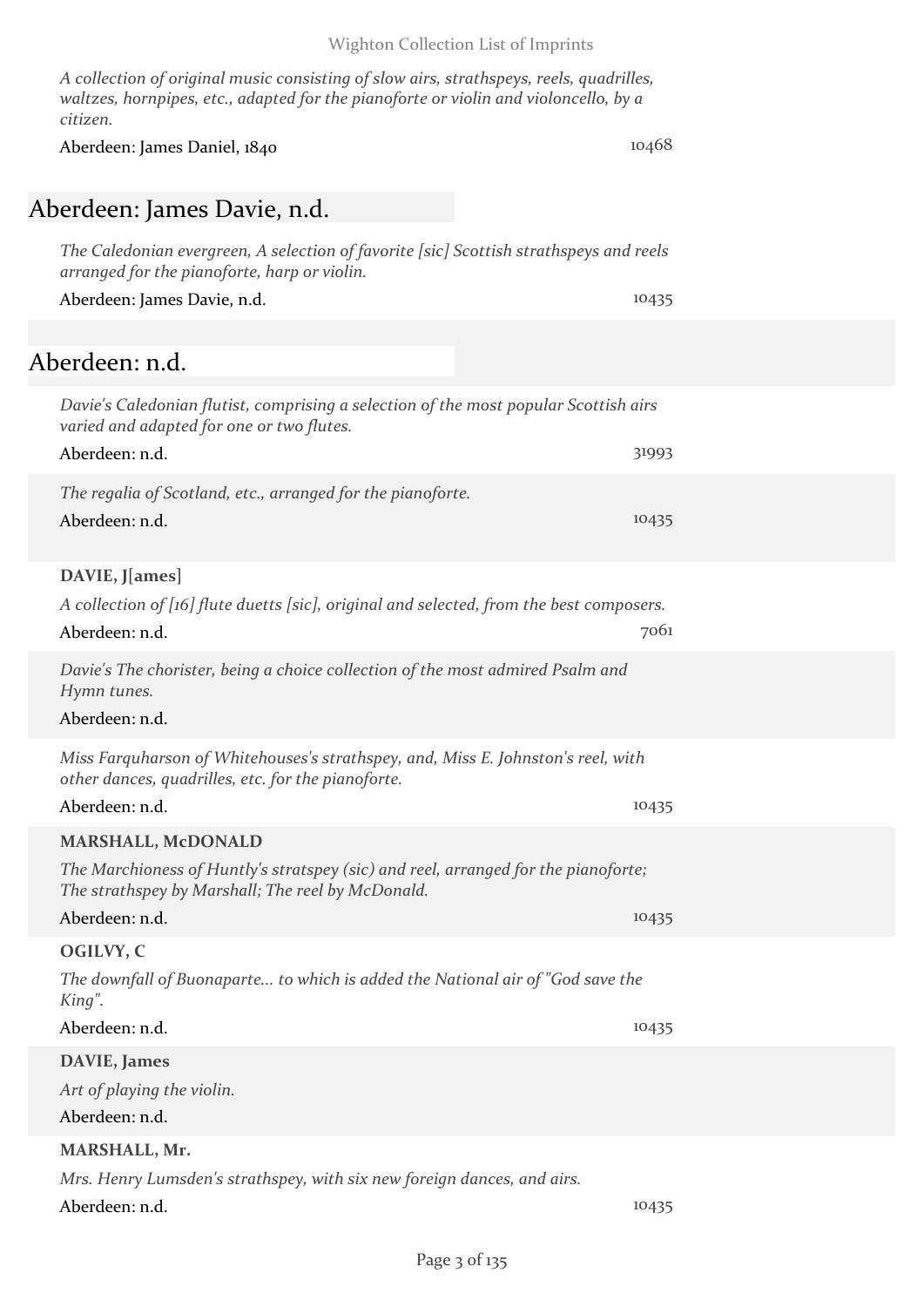*A collection of original music consisting of slow airs, strathspeys, reels, quadrilles, waltzes, hornpipes, etc., adapted for the pianoforte or violin and violoncello, by a citizen.*

Aberdeen: James Daniel, 1840 — 10468

## Aberdeen: James Davie, n.d.

*The Caledonian evergreen, A selection of favorite [sic] Scottish strathspeys and reels arranged for the pianoforte, harp or violin.*

Aberdeen: James Davie, n.d. — 10435

## Aberdeen: n.d.

*Davie's Caledonian flutist, comprising a selection of the most popular Scottish airs varied and adapted for one or two flutes.*

Aberdeen: n.d. — 31993

*The regalia of Scotland, etc., arranged for the pianoforte.*

Aberdeen: n.d. — 10435

**DAVIE, J[ames]**

*A collection of [16] flute duetts [sic], original and selected, from the best composers.*

Aberdeen: n.d. — 7061

*Davie's The chorister, being a choice collection of the most admired Psalm and Hymn tunes.*

Aberdeen: n.d.

*Miss Farquharson of Whitehouses's strathspey, and, Miss E. Johnston's reel, with other dances, quadrilles, etc. for the pianoforte.*

Aberdeen: n.d. — 10435

**MARSHALL, McDONALD**

*The Marchioness of Huntly's stratspey (sic) and reel, arranged for the pianoforte; The strathspey by Marshall; The reel by McDonald.*

Aberdeen: n.d. — 10435

**OGILVY, C**

*The downfall of Buonaparte... to which is added the National air of "God save the King".*

Aberdeen: n.d. — 10435

**DAVIE, James**

*Art of playing the violin.*

Aberdeen: n.d.

**MARSHALL, Mr.**

*Mrs. Henry Lumsden's strathspey, with six new foreign dances, and airs.*

Aberdeen: n.d. — 10435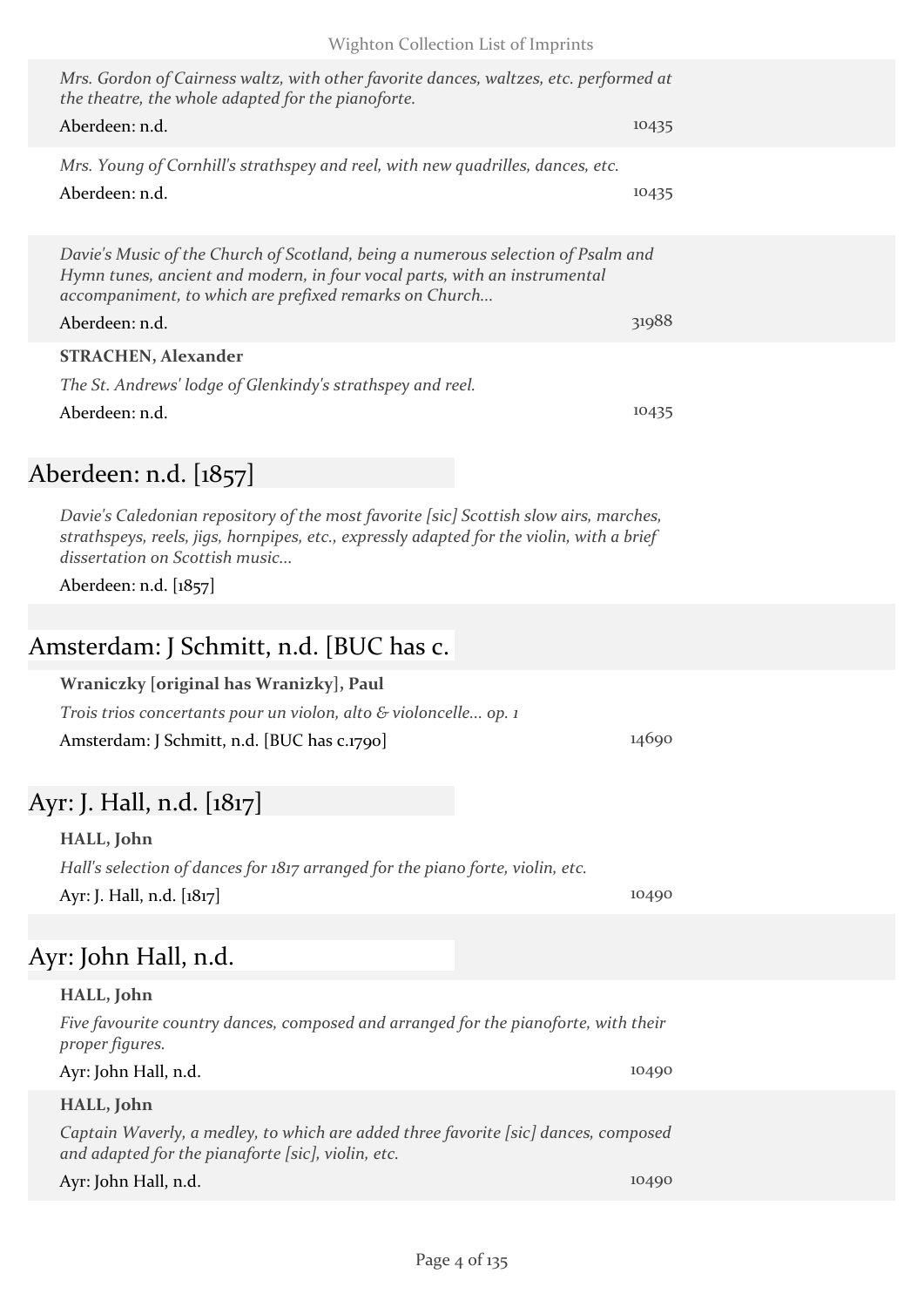*Mrs. Gordon of Cairness waltz, with other favorite dances, waltzes, etc. performed at the theatre, the whole adapted for the pianoforte.*

Aberdeen: n.d. 10435

*Mrs. Young of Cornhill's strathspey and reel, with new quadrilles, dances, etc.*

Aberdeen: n.d. 10435

*Davie's Music of the Church of Scotland, being a numerous selection of Psalm and Hymn tunes, ancient and modern, in four vocal parts, with an instrumental accompaniment, to which are prefixed remarks on Church...*

Aberdeen: n.d. 31988

**STRACHEN, Alexander**

*The St. Andrews' lodge of Glenkindy's strathspey and reel.*

Aberdeen: n.d. 10435

## Aberdeen: n.d. [1857]

*Davie's Caledonian repository of the most favorite [sic] Scottish slow airs, marches, strathspeys, reels, jigs, hornpipes, etc., expressly adapted for the violin, with a brief dissertation on Scottish music...*

Aberdeen: n.d. [1857]

## Amsterdam: J Schmitt, n.d. [BUC has c.

**Wraniczky [original has Wranizky], Paul**

*Trois trios concertants pour un violon, alto & violoncelle... op. 1*

Amsterdam: J Schmitt, n.d. [BUC has c.1790] 14690

## Ayr: J. Hall, n.d. [1817]

**HALL, John**

*Hall's selection of dances for 1817 arranged for the piano forte, violin, etc.*

Ayr: J. Hall, n.d. [1817] 10490

## Ayr: John Hall, n.d.

**HALL, John**

*Five favourite country dances, composed and arranged for the pianoforte, with their proper figures.*

Ayr: John Hall, n.d. 10490

**HALL, John**

*Captain Waverly, a medley, to which are added three favorite [sic] dances, composed and adapted for the pianaforte [sic], violin, etc.*

Ayr: John Hall, n.d. 10490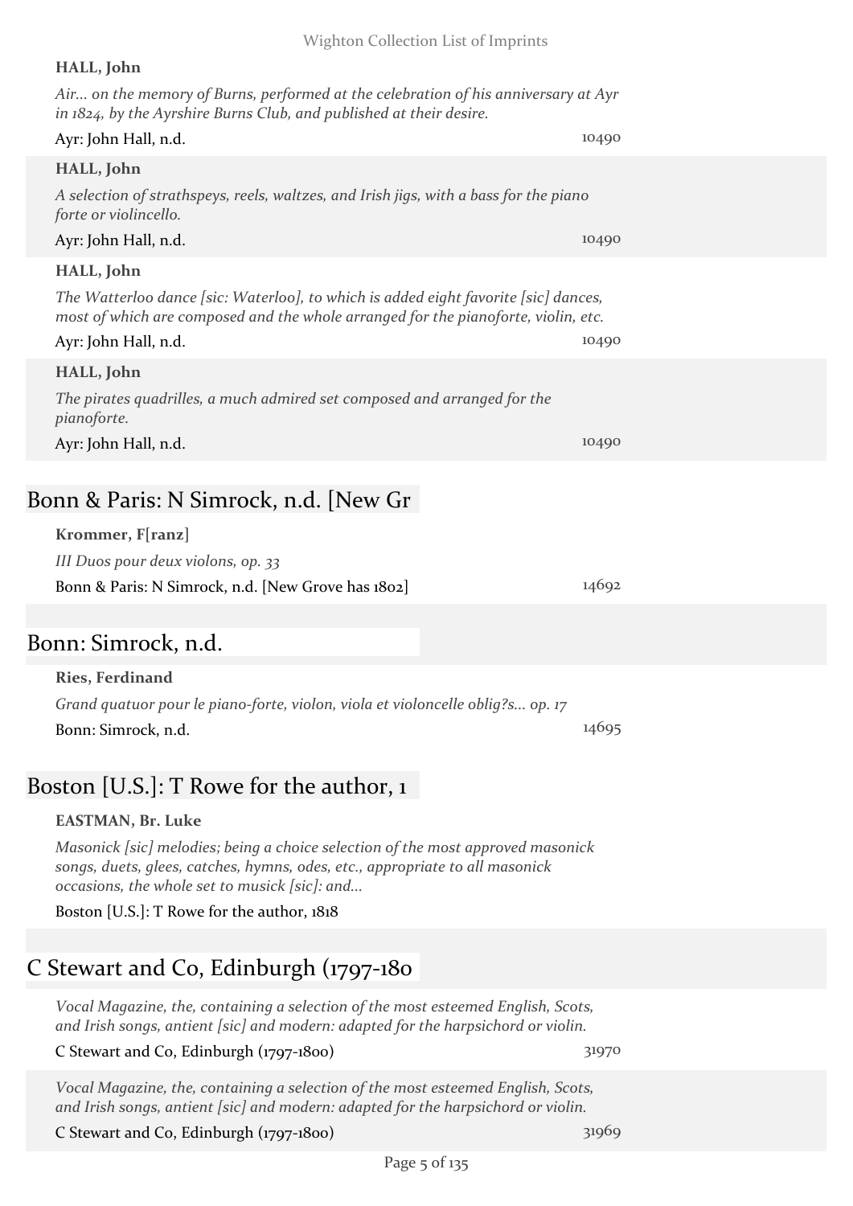**HALL, John**

*Air... on the memory of Burns, performed at the celebration of his anniversary at Ayr in 1824, by the Ayrshire Burns Club, and published at their desire.*

Ayr: John Hall, n.d. 10490

**HALL, John**

*A selection of strathspeys, reels, waltzes, and Irish jigs, with a bass for the piano forte or violincello.*

Ayr: John Hall, n.d. 10490

**HALL, John**

*The Watterloo dance [sic: Waterloo], to which is added eight favorite [sic] dances, most of which are composed and the whole arranged for the pianoforte, violin, etc.*

Ayr: John Hall, n.d. 10490

**HALL, John**

*The pirates quadrilles, a much admired set composed and arranged for the pianoforte.*

Ayr: John Hall, n.d. 10490

## Bonn & Paris: N Simrock, n.d. [New Gr

**Krommer, F[ranz]**

*III Duos pour deux violons, op. 33*

Bonn & Paris: N Simrock, n.d. [New Grove has 1802] 14692

## Bonn: Simrock, n.d.

**Ries, Ferdinand**

*Grand quatuor pour le piano-forte, violon, viola et violoncelle oblig?s... op. 17*

Bonn: Simrock, n.d. 14695

## Boston [U.S.]: T Rowe for the author, 1

**EASTMAN, Br. Luke**

*Masonick [sic] melodies; being a choice selection of the most approved masonick songs, duets, glees, catches, hymns, odes, etc., appropriate to all masonick occasions, the whole set to musick [sic]: and...*

Boston [U.S.]: T Rowe for the author, 1818

## C Stewart and Co, Edinburgh (1797-180

*Vocal Magazine, the, containing a selection of the most esteemed English, Scots, and Irish songs, antient [sic] and modern: adapted for the harpsichord or violin.*

C Stewart and Co, Edinburgh (1797-1800) 31970

*Vocal Magazine, the, containing a selection of the most esteemed English, Scots, and Irish songs, antient [sic] and modern: adapted for the harpsichord or violin.*

C Stewart and Co, Edinburgh (1797-1800) 31969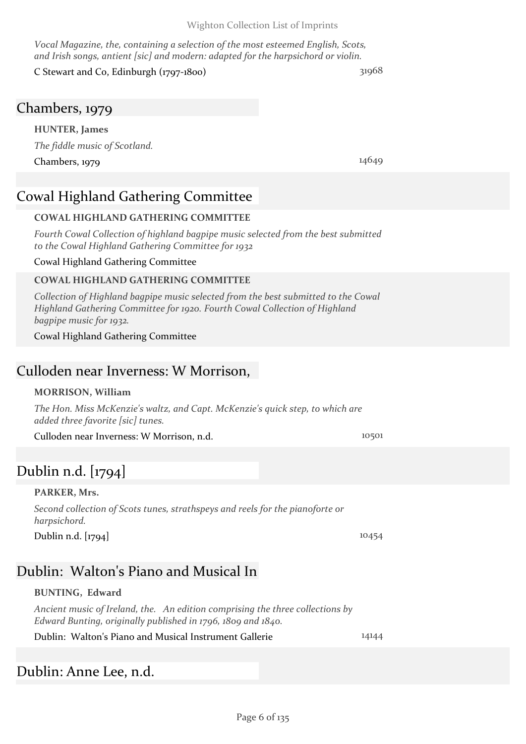*Vocal Magazine, the, containing a selection of the most esteemed English, Scots, and Irish songs, antient [sic] and modern: adapted for the harpsichord or violin.*

C Stewart and Co, Edinburgh (1797-1800) 31968

## Chambers, 1979

**HUNTER, James**

*The fiddle music of Scotland.*

Chambers, 1979 14649

## Cowal Highland Gathering Committee

**COWAL HIGHLAND GATHERING COMMITTEE**

*Fourth Cowal Collection of highland bagpipe music selected from the best submitted to the Cowal Highland Gathering Committee for 1932*

Cowal Highland Gathering Committee

**COWAL HIGHLAND GATHERING COMMITTEE**

*Collection of Highland bagpipe music selected from the best submitted to the Cowal Highland Gathering Committee for 1920. Fourth Cowal Collection of Highland bagpipe music for 1932.*

Cowal Highland Gathering Committee

## Culloden near Inverness: W Morrison,

**MORRISON, William**

*The Hon. Miss McKenzie's waltz, and Capt. McKenzie's quick step, to which are added three favorite [sic] tunes.*

Culloden near Inverness: W Morrison, n.d. 10501

## Dublin n.d. [1794]

**PARKER, Mrs.**

*Second collection of Scots tunes, strathspeys and reels for the pianoforte or harpsichord.*

Dublin n.d. [1794] 10454

## Dublin: Walton's Piano and Musical In

**BUNTING, Edward**

*Ancient music of Ireland, the. An edition comprising the three collections by Edward Bunting, originally published in 1796, 1809 and 1840.*

Dublin: Walton's Piano and Musical Instrument Gallerie 14144

## Dublin: Anne Lee, n.d.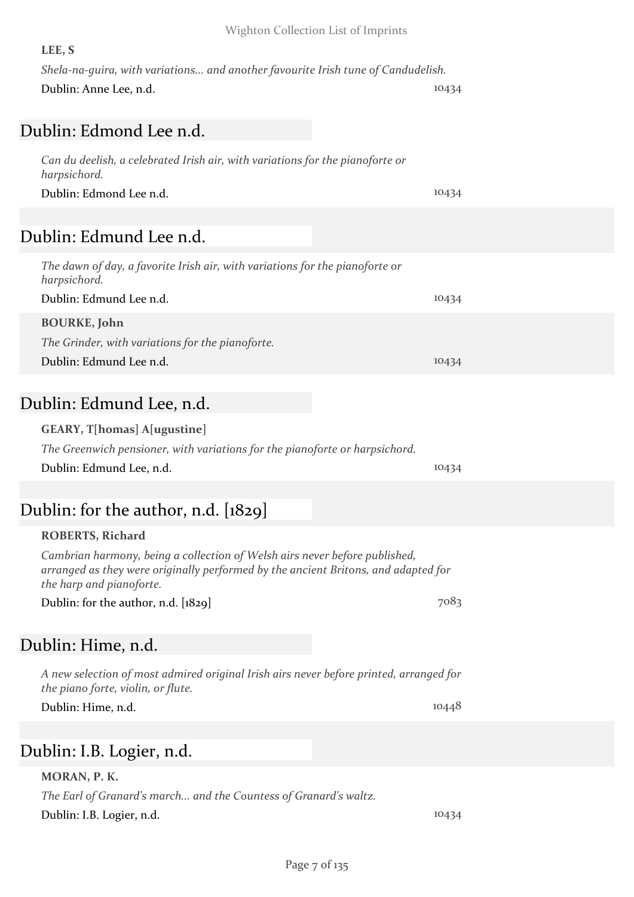**LEE, S**

*Shela-na-guira, with variations... and another favourite Irish tune of Candudelish.*

Dublin: Anne Lee, n.d. 10434

## Dublin: Edmond Lee n.d.

*Can du deelish, a celebrated Irish air, with variations for the pianoforte or harpsichord.*

Dublin: Edmond Lee n.d. 10434

## Dublin: Edmund Lee n.d.

*The dawn of day, a favorite Irish air, with variations for the pianoforte or harpsichord.*

Dublin: Edmund Lee n.d. 10434

**BOURKE, John**

*The Grinder, with variations for the pianoforte.*

Dublin: Edmund Lee n.d. 10434

## Dublin: Edmund Lee, n.d.

**GEARY, T[homas] A[ugustine]**

*The Greenwich pensioner, with variations for the pianoforte or harpsichord.*

Dublin: Edmund Lee, n.d. 10434

## Dublin: for the author, n.d. [1829]

**ROBERTS, Richard**

*Cambrian harmony, being a collection of Welsh airs never before published, arranged as they were originally performed by the ancient Britons, and adapted for the harp and pianoforte.*

Dublin: for the author, n.d. [1829] 7083

## Dublin: Hime, n.d.

*A new selection of most admired original Irish airs never before printed, arranged for the piano forte, violin, or flute.*

Dublin: Hime, n.d. 10448

## Dublin: I.B. Logier, n.d.

**MORAN, P. K.**

*The Earl of Granard's march... and the Countess of Granard's waltz.*

Dublin: I.B. Logier, n.d. 10434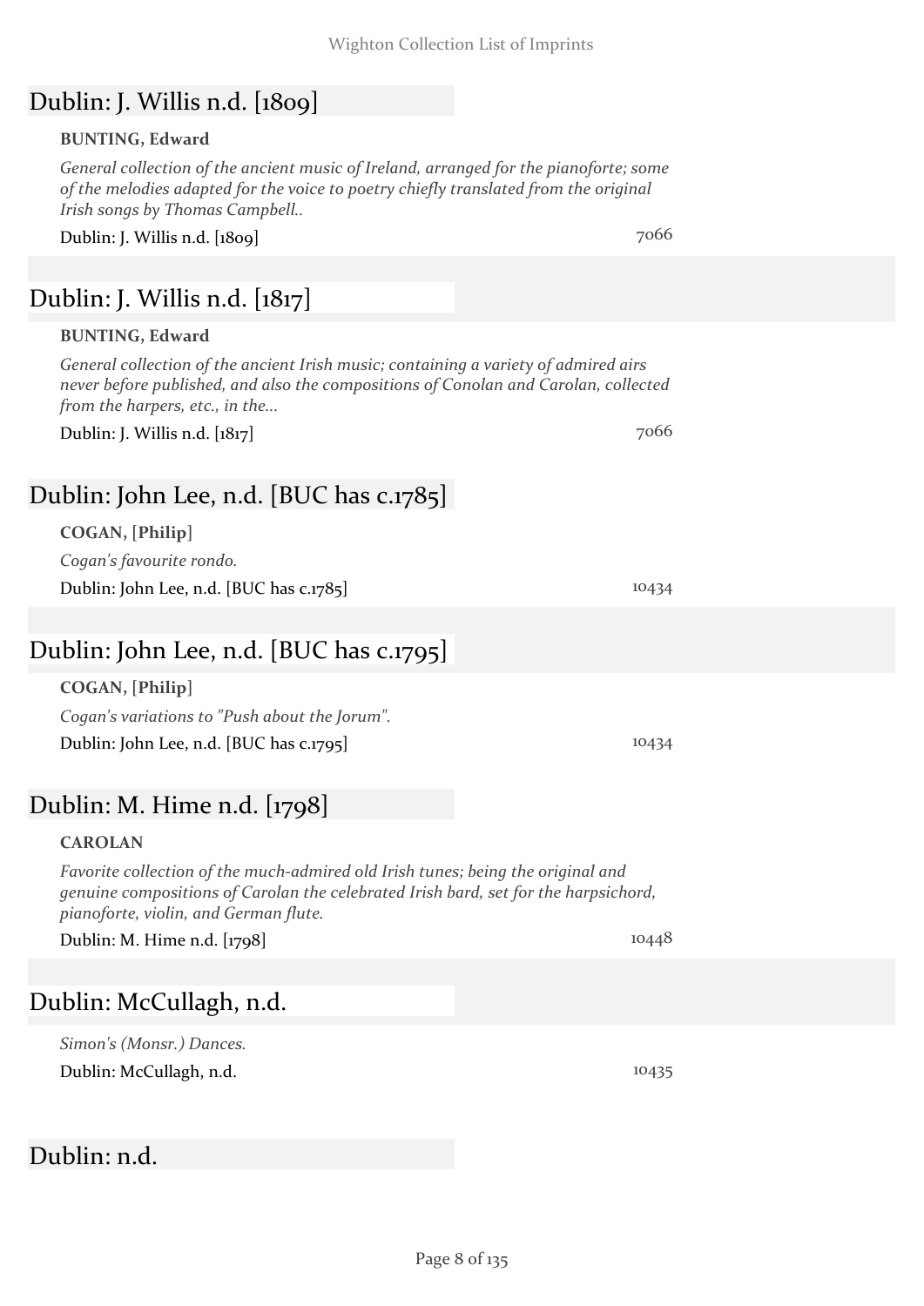## Dublin: J. Willis n.d. [1809]

**BUNTING, Edward**

*General collection of the ancient music of Ireland, arranged for the pianoforte; some of the melodies adapted for the voice to poetry chiefly translated from the original Irish songs by Thomas Campbell..*

Dublin: J. Willis n.d. [1809] 7066

## Dublin: J. Willis n.d. [1817]

**BUNTING, Edward**

*General collection of the ancient Irish music; containing a variety of admired airs never before published, and also the compositions of Conolan and Carolan, collected from the harpers, etc., in the...*

Dublin: J. Willis n.d. [1817] 7066

## Dublin: John Lee, n.d. [BUC has c.1785]

**COGAN, [Philip]**

*Cogan's favourite rondo.*

Dublin: John Lee, n.d. [BUC has c.1785] 10434

## Dublin: John Lee, n.d. [BUC has c.1795]

**COGAN, [Philip]**

*Cogan's variations to "Push about the Jorum".*

Dublin: John Lee, n.d. [BUC has c.1795] 10434

## Dublin: M. Hime n.d. [1798]

**CAROLAN**

*Favorite collection of the much-admired old Irish tunes; being the original and genuine compositions of Carolan the celebrated Irish bard, set for the harpsichord, pianoforte, violin, and German flute.*

Dublin: M. Hime n.d. [1798] 10448

## Dublin: McCullagh, n.d.

*Simon's (Monsr.) Dances.*

Dublin: McCullagh, n.d. 10435

## Dublin: n.d.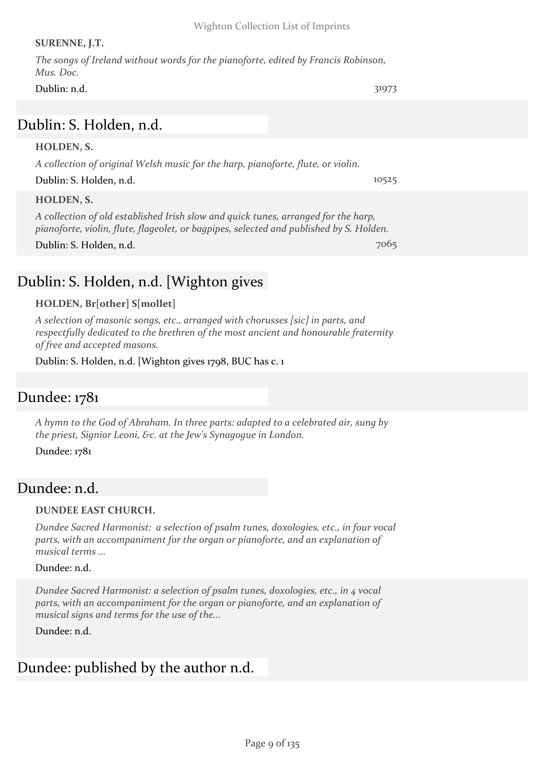**SURENNE, J.T.**

*The songs of Ireland without words for the pianoforte, edited by Francis Robinson, Mus. Doc.*

Dublin: n.d. 31973

## Dublin: S. Holden, n.d.

**HOLDEN, S.**

*A collection of original Welsh music for the harp, pianoforte, flute, or violin.*

Dublin: S. Holden, n.d. 10525

**HOLDEN, S.**

*A collection of old established Irish slow and quick tunes, arranged for the harp, pianoforte, violin, flute, flageolet, or bagpipes, selected and published by S. Holden.*

Dublin: S. Holden, n.d. 7065

## Dublin: S. Holden, n.d. [Wighton gives

**HOLDEN, Br[other] S[mollet]**

*A selection of masonic songs, etc., arranged with chorusses [sic] in parts, and respectfully dedicated to the brethren of the most ancient and honourable fraternity of free and accepted masons.*

Dublin: S. Holden, n.d. [Wighton gives 1798, BUC has c. 1

## Dundee: 1781

*A hymn to the God of Abraham. In three parts: adapted to a celebrated air, sung by the priest, Signior Leoni, &c. at the Jew's Synagogue in London.*

Dundee: 1781

## Dundee: n.d.

**DUNDEE EAST CHURCH.**

*Dundee Sacred Harmonist: a selection of psalm tunes, doxologies, etc., in four vocal parts, with an accompaniment for the organ or pianoforte, and an explanation of musical terms ...*

Dundee: n.d.

*Dundee Sacred Harmonist: a selection of psalm tunes, doxologies, etc., in 4 vocal parts, with an accompaniment for the organ or pianoforte, and an explanation of musical signs and terms for the use of the...*

Dundee: n.d.

## Dundee: published by the author n.d.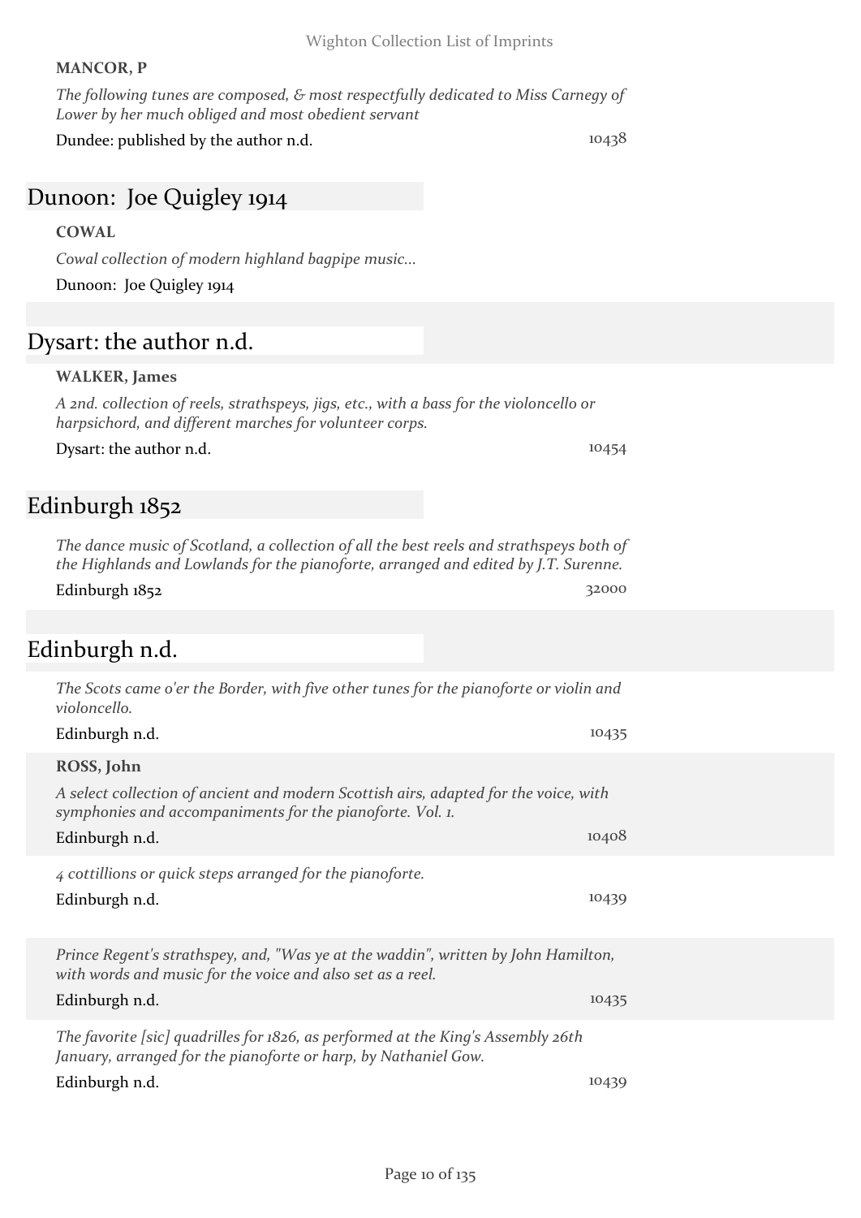**MANCOR, P**

*The following tunes are composed, & most respectfully dedicated to Miss Carnegy of Lower by her much obliged and most obedient servant*

Dundee: published by the author n.d. 10438

## Dunoon: Joe Quigley 1914

**COWAL**

*Cowal collection of modern highland bagpipe music...*

Dunoon: Joe Quigley 1914

## Dysart: the author n.d.

**WALKER, James**

*A 2nd. collection of reels, strathspeys, jigs, etc., with a bass for the violoncello or harpsichord, and different marches for volunteer corps.*

Dysart: the author n.d. 10454

## Edinburgh 1852

*The dance music of Scotland, a collection of all the best reels and strathspeys both of the Highlands and Lowlands for the pianoforte, arranged and edited by J.T. Surenne.*

Edinburgh 1852 32000

## Edinburgh n.d.

*The Scots came o'er the Border, with five other tunes for the pianoforte or violin and violoncello.*

Edinburgh n.d. 10435

**ROSS, John**

*A select collection of ancient and modern Scottish airs, adapted for the voice, with symphonies and accompaniments for the pianoforte. Vol. 1.*

Edinburgh n.d. 10408

*4 cottillions or quick steps arranged for the pianoforte.*

Edinburgh n.d. 10439

*Prince Regent's strathspey, and, "Was ye at the waddin", written by John Hamilton, with words and music for the voice and also set as a reel.*

Edinburgh n.d. 10435

*The favorite [sic] quadrilles for 1826, as performed at the King's Assembly 26th January, arranged for the pianoforte or harp, by Nathaniel Gow.*

Edinburgh n.d. 10439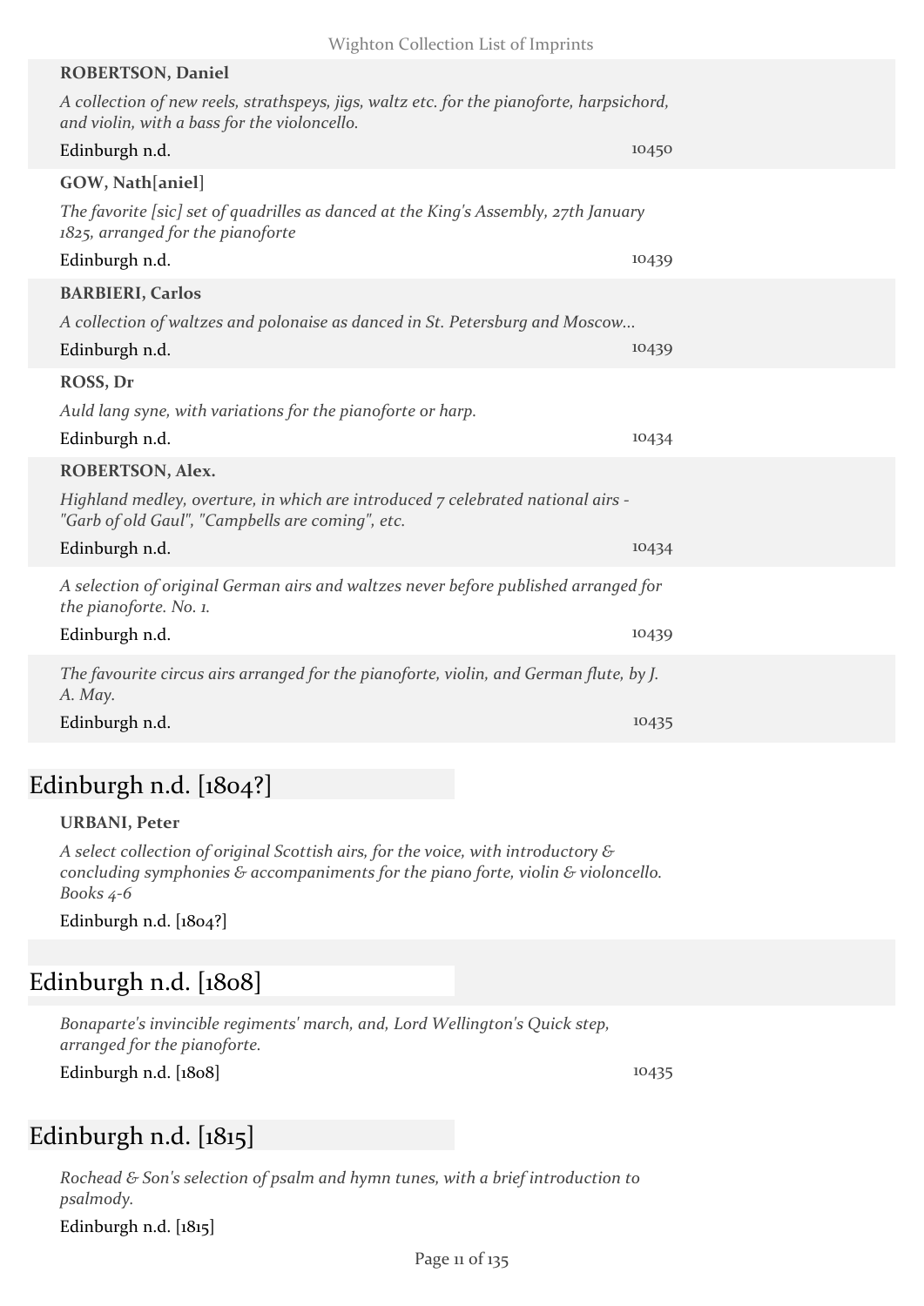**ROBERTSON, Daniel**

*A collection of new reels, strathspeys, jigs, waltz etc. for the pianoforte, harpsichord, and violin, with a bass for the violoncello.*

Edinburgh n.d. 10450

**GOW, Nath[aniel]**

*The favorite [sic] set of quadrilles as danced at the King's Assembly, 27th January 1825, arranged for the pianoforte*

Edinburgh n.d. 10439

**BARBIERI, Carlos**

*A collection of waltzes and polonaise as danced in St. Petersburg and Moscow...*

Edinburgh n.d. 10439

**ROSS, Dr**

*Auld lang syne, with variations for the pianoforte or harp.*

Edinburgh n.d. 10434

**ROBERTSON, Alex.**

*Highland medley, overture, in which are introduced 7 celebrated national airs - "Garb of old Gaul", "Campbells are coming", etc.*

Edinburgh n.d. 10434

*A selection of original German airs and waltzes never before published arranged for the pianoforte. No. 1.*

Edinburgh n.d. 10439

*The favourite circus airs arranged for the pianoforte, violin, and German flute, by J. A. May.*

Edinburgh n.d. 10435

## Edinburgh n.d. [1804?]

**URBANI, Peter**

*A select collection of original Scottish airs, for the voice, with introductory & concluding symphonies & accompaniments for the piano forte, violin & violoncello. Books 4-6*

Edinburgh n.d. [1804?]

## Edinburgh n.d. [1808]

*Bonaparte's invincible regiments' march, and, Lord Wellington's Quick step, arranged for the pianoforte.*

Edinburgh n.d. [1808] 10435

## Edinburgh n.d. [1815]

*Rochead & Son's selection of psalm and hymn tunes, with a brief introduction to psalmody.*

Edinburgh n.d. [1815]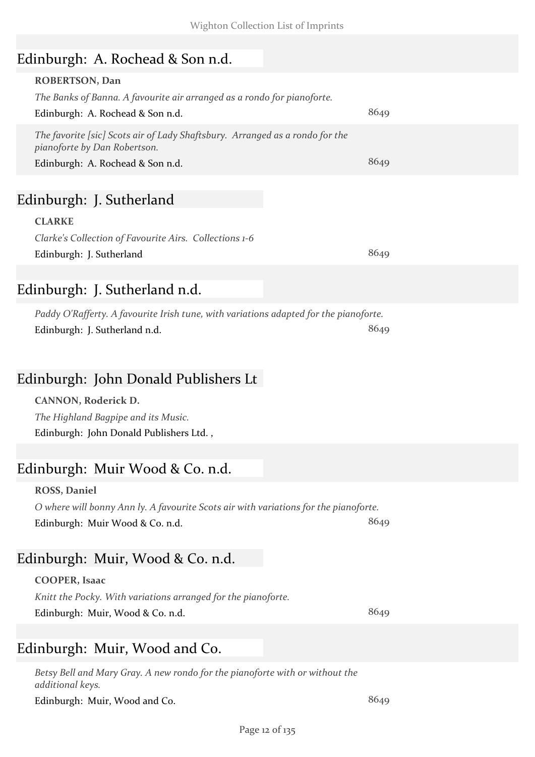## Edinburgh: A. Rochead & Son n.d.

**ROBERTSON, Dan**

*The Banks of Banna. A favourite air arranged as a rondo for pianoforte.*

Edinburgh: A. Rochead & Son n.d. 8649

*The favorite [sic] Scots air of Lady Shaftsbury. Arranged as a rondo for the pianoforte by Dan Robertson.*

Edinburgh: A. Rochead & Son n.d. 8649

## Edinburgh: J. Sutherland

**CLARKE**

*Clarke's Collection of Favourite Airs. Collections 1-6*

Edinburgh: J. Sutherland 8649

## Edinburgh: J. Sutherland n.d.

*Paddy O'Rafferty. A favourite Irish tune, with variations adapted for the pianoforte.*

Edinburgh: J. Sutherland n.d. 8649

## Edinburgh: John Donald Publishers Lt

**CANNON, Roderick D.**

*The Highland Bagpipe and its Music.*

Edinburgh: John Donald Publishers Ltd. ,

## Edinburgh: Muir Wood & Co. n.d.

**ROSS, Daniel**

*O where will bonny Ann ly. A favourite Scots air with variations for the pianoforte.*

Edinburgh: Muir Wood & Co. n.d. 8649

## Edinburgh: Muir, Wood & Co. n.d.

**COOPER, Isaac**

*Knitt the Pocky. With variations arranged for the pianoforte.*

Edinburgh: Muir, Wood & Co. n.d. 8649

## Edinburgh: Muir, Wood and Co.

*Betsy Bell and Mary Gray. A new rondo for the pianoforte with or without the additional keys.*

Edinburgh: Muir, Wood and Co. 8649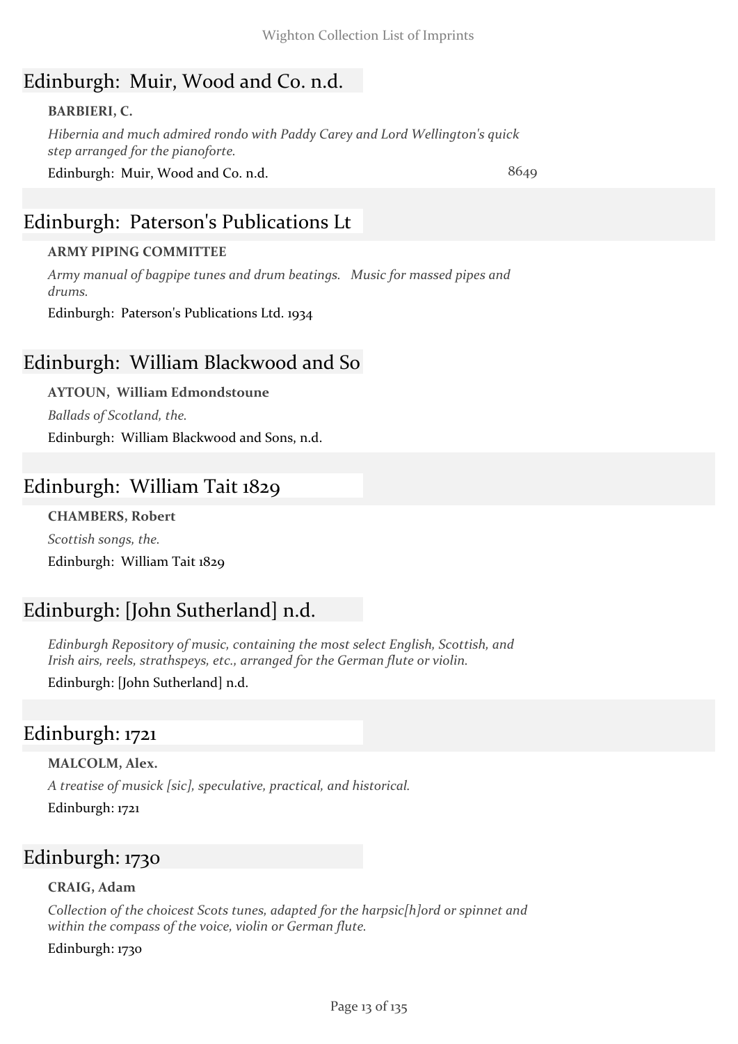## Edinburgh: Muir, Wood and Co. n.d.

**BARBIERI, C.**

*Hibernia and much admired rondo with Paddy Carey and Lord Wellington's quick step arranged for the pianoforte.*

Edinburgh: Muir, Wood and Co. n.d. 8649

## Edinburgh: Paterson's Publications Lt

**ARMY PIPING COMMITTEE**

*Army manual of bagpipe tunes and drum beatings. Music for massed pipes and drums.*

Edinburgh: Paterson's Publications Ltd. 1934

## Edinburgh: William Blackwood and So

**AYTOUN, William Edmondstoune**

*Ballads of Scotland, the.*

Edinburgh: William Blackwood and Sons, n.d.

## Edinburgh: William Tait 1829

**CHAMBERS, Robert**

*Scottish songs, the.*

Edinburgh: William Tait 1829

## Edinburgh: [John Sutherland] n.d.

*Edinburgh Repository of music, containing the most select English, Scottish, and Irish airs, reels, strathspeys, etc., arranged for the German flute or violin.*

Edinburgh: [John Sutherland] n.d.

## Edinburgh: 1721

**MALCOLM, Alex.**

*A treatise of musick [sic], speculative, practical, and historical.*

Edinburgh: 1721

## Edinburgh: 1730

**CRAIG, Adam**

*Collection of the choicest Scots tunes, adapted for the harpsic[h]ord or spinnet and within the compass of the voice, violin or German flute.*

Edinburgh: 1730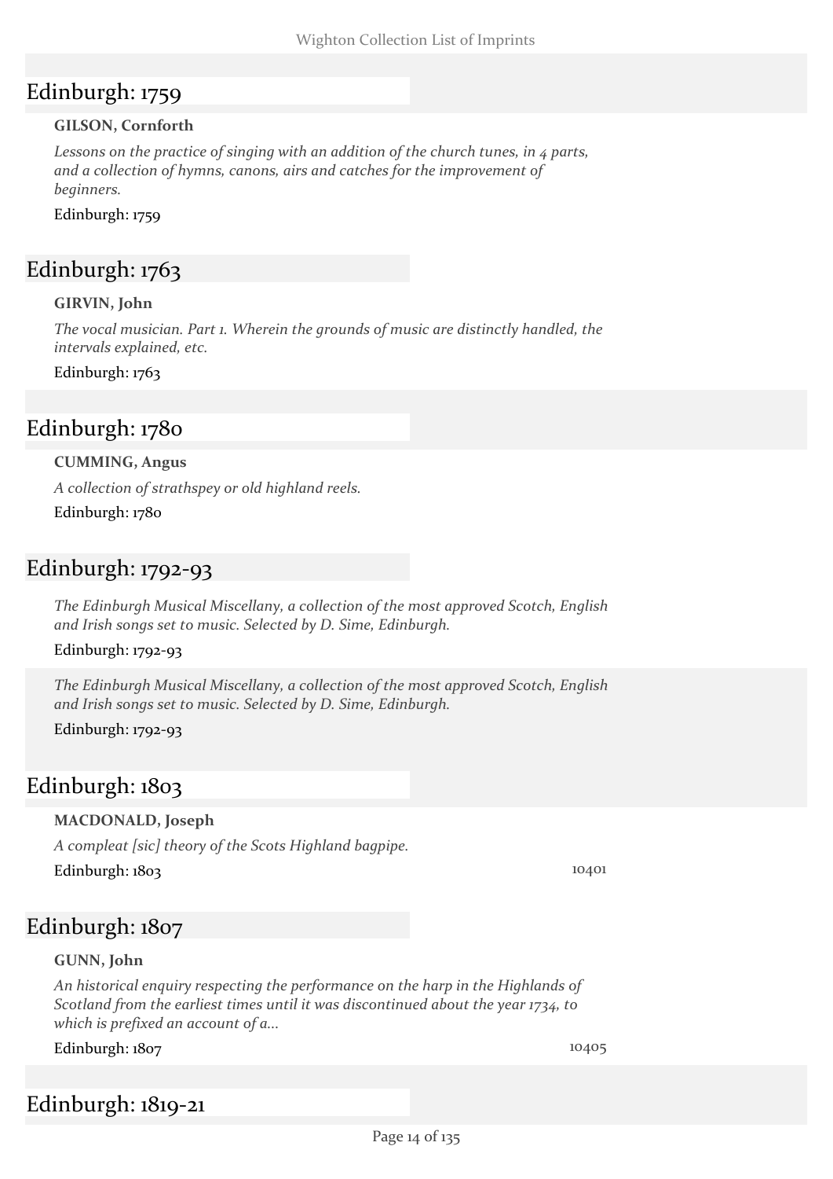## Edinburgh: 1759

**GILSON, Cornforth**

*Lessons on the practice of singing with an addition of the church tunes, in 4 parts, and a collection of hymns, canons, airs and catches for the improvement of beginners.*

Edinburgh: 1759

## Edinburgh: 1763

**GIRVIN, John**

*The vocal musician. Part 1. Wherein the grounds of music are distinctly handled, the intervals explained, etc.*

Edinburgh: 1763

## Edinburgh: 1780

**CUMMING, Angus**

*A collection of strathspey or old highland reels.*

Edinburgh: 1780

## Edinburgh: 1792-93

*The Edinburgh Musical Miscellany, a collection of the most approved Scotch, English and Irish songs set to music. Selected by D. Sime, Edinburgh.*

Edinburgh: 1792-93

*The Edinburgh Musical Miscellany, a collection of the most approved Scotch, English and Irish songs set to music. Selected by D. Sime, Edinburgh.*

Edinburgh: 1792-93

## Edinburgh: 1803

**MACDONALD, Joseph**

*A compleat [sic] theory of the Scots Highland bagpipe.*

Edinburgh: 1803 10401

## Edinburgh: 1807

**GUNN, John**

*An historical enquiry respecting the performance on the harp in the Highlands of Scotland from the earliest times until it was discontinued about the year 1734, to which is prefixed an account of a...*

Edinburgh: 1807 10405

## Edinburgh: 1819-21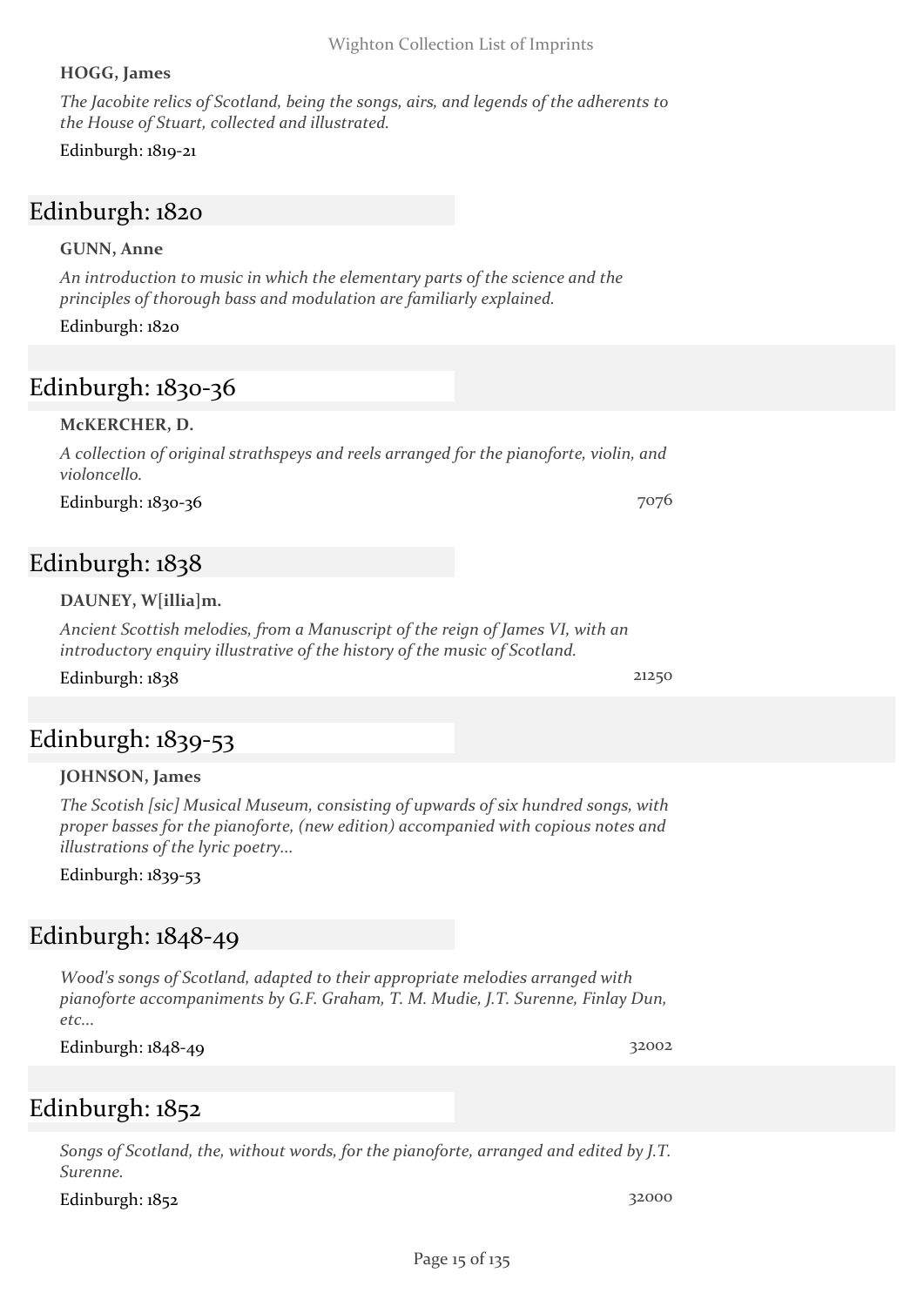**HOGG, James**

*The Jacobite relics of Scotland, being the songs, airs, and legends of the adherents to the House of Stuart, collected and illustrated.*

Edinburgh: 1819-21

## Edinburgh: 1820

**GUNN, Anne**

*An introduction to music in which the elementary parts of the science and the principles of thorough bass and modulation are familiarly explained.*

Edinburgh: 1820

## Edinburgh: 1830-36

**McKERCHER, D.**

*A collection of original strathspeys and reels arranged for the pianoforte, violin, and violoncello.*

Edinburgh: 1830-36 7076

## Edinburgh: 1838

**DAUNEY, W[illia]m.**

*Ancient Scottish melodies, from a Manuscript of the reign of James VI, with an introductory enquiry illustrative of the history of the music of Scotland.*

Edinburgh: 1838 21250

## Edinburgh: 1839-53

**JOHNSON, James**

*The Scotish [sic] Musical Museum, consisting of upwards of six hundred songs, with proper basses for the pianoforte, (new edition) accompanied with copious notes and illustrations of the lyric poetry...*

Edinburgh: 1839-53

## Edinburgh: 1848-49

*Wood's songs of Scotland, adapted to their appropriate melodies arranged with pianoforte accompaniments by G.F. Graham, T. M. Mudie, J.T. Surenne, Finlay Dun, etc...*

Edinburgh: 1848-49 32002

## Edinburgh: 1852

*Songs of Scotland, the, without words, for the pianoforte, arranged and edited by J.T. Surenne.*

Edinburgh: 1852 32000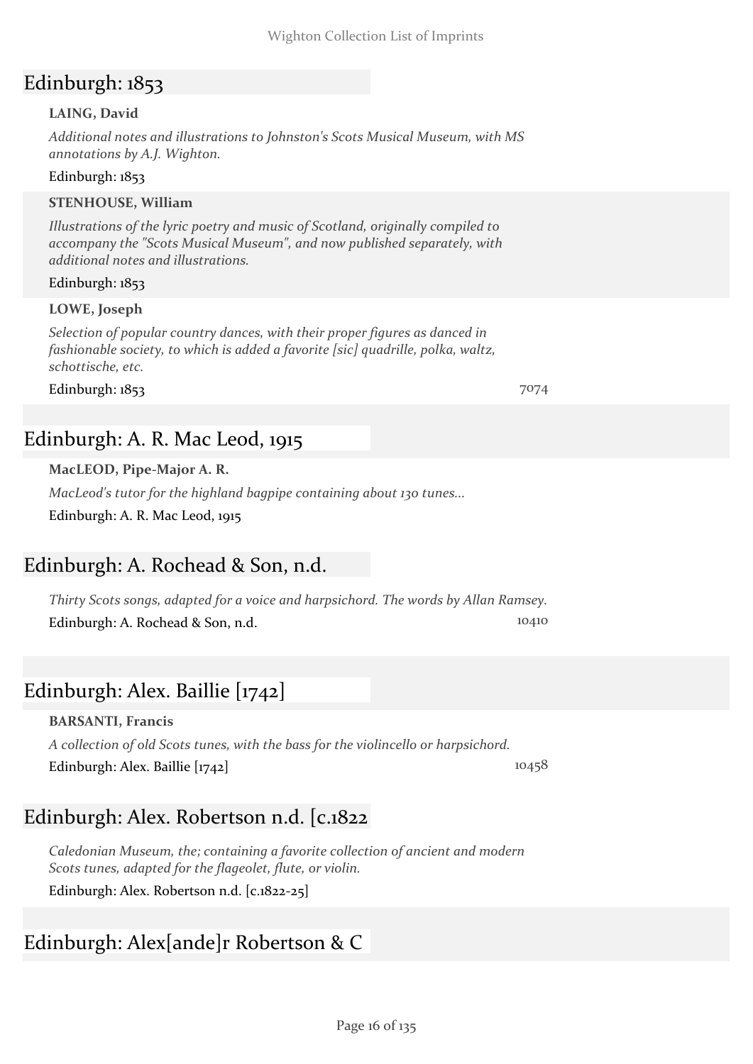## Edinburgh: 1853

**LAING, David**

*Additional notes and illustrations to Johnston's Scots Musical Museum, with MS annotations by A.J. Wighton.*

Edinburgh: 1853

**STENHOUSE, William**

*Illustrations of the lyric poetry and music of Scotland, originally compiled to accompany the "Scots Musical Museum", and now published separately, with additional notes and illustrations.*

Edinburgh: 1853

**LOWE, Joseph**

*Selection of popular country dances, with their proper figures as danced in fashionable society, to which is added a favorite [sic] quadrille, polka, waltz, schottische, etc.*

Edinburgh: 1853 7074

## Edinburgh: A. R. Mac Leod, 1915

**MacLEOD, Pipe-Major A. R.**

*MacLeod's tutor for the highland bagpipe containing about 130 tunes...*

Edinburgh: A. R. Mac Leod, 1915

## Edinburgh: A. Rochead & Son, n.d.

*Thirty Scots songs, adapted for a voice and harpsichord. The words by Allan Ramsey.*

Edinburgh: A. Rochead & Son, n.d. 10410

## Edinburgh: Alex. Baillie [1742]

**BARSANTI, Francis**

*A collection of old Scots tunes, with the bass for the violincello or harpsichord.*

Edinburgh: Alex. Baillie [1742] 10458

## Edinburgh: Alex. Robertson n.d. [c.1822

*Caledonian Museum, the; containing a favorite collection of ancient and modern Scots tunes, adapted for the flageolet, flute, or violin.*

Edinburgh: Alex. Robertson n.d. [c.1822-25]

## Edinburgh: Alex[ande]r Robertson & C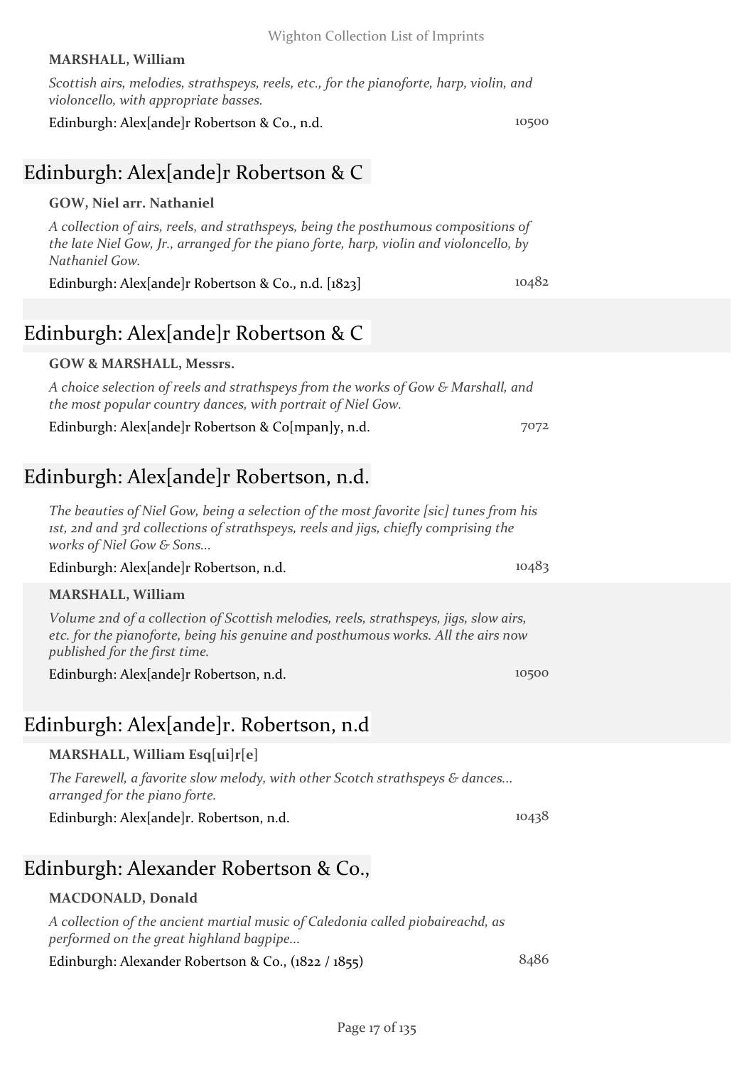**MARSHALL, William**

*Scottish airs, melodies, strathspeys, reels, etc., for the pianoforte, harp, violin, and violoncello, with appropriate basses.*

Edinburgh: Alex[ande]r Robertson & Co., n.d. 10500

## Edinburgh: Alex[ande]r Robertson & C

**GOW, Niel arr. Nathaniel**

*A collection of airs, reels, and strathspeys, being the posthumous compositions of the late Niel Gow, Jr., arranged for the piano forte, harp, violin and violoncello, by Nathaniel Gow.*

Edinburgh: Alex[ande]r Robertson & Co., n.d. [1823] 10482

## Edinburgh: Alex[ande]r Robertson & C

**GOW & MARSHALL, Messrs.**

*A choice selection of reels and strathspeys from the works of Gow & Marshall, and the most popular country dances, with portrait of Niel Gow.*

Edinburgh: Alex[ande]r Robertson & Co[mpan]y, n.d. 7072

## Edinburgh: Alex[ande]r Robertson, n.d.

*The beauties of Niel Gow, being a selection of the most favorite [sic] tunes from his 1st, 2nd and 3rd collections of strathspeys, reels and jigs, chiefly comprising the works of Niel Gow & Sons...*

Edinburgh: Alex[ande]r Robertson, n.d. 10483

**MARSHALL, William**

*Volume 2nd of a collection of Scottish melodies, reels, strathspeys, jigs, slow airs, etc. for the pianoforte, being his genuine and posthumous works. All the airs now published for the first time.*

Edinburgh: Alex[ande]r Robertson, n.d. 10500

## Edinburgh: Alex[ande]r. Robertson, n.d

**MARSHALL, William Esq[ui]r[e]**

*The Farewell, a favorite slow melody, with other Scotch strathspeys & dances... arranged for the piano forte.*

Edinburgh: Alex[ande]r. Robertson, n.d. 10438

## Edinburgh: Alexander Robertson & Co.,

**MACDONALD, Donald**

*A collection of the ancient martial music of Caledonia called piobaireachd, as performed on the great highland bagpipe...*

Edinburgh: Alexander Robertson & Co., (1822 / 1855) 8486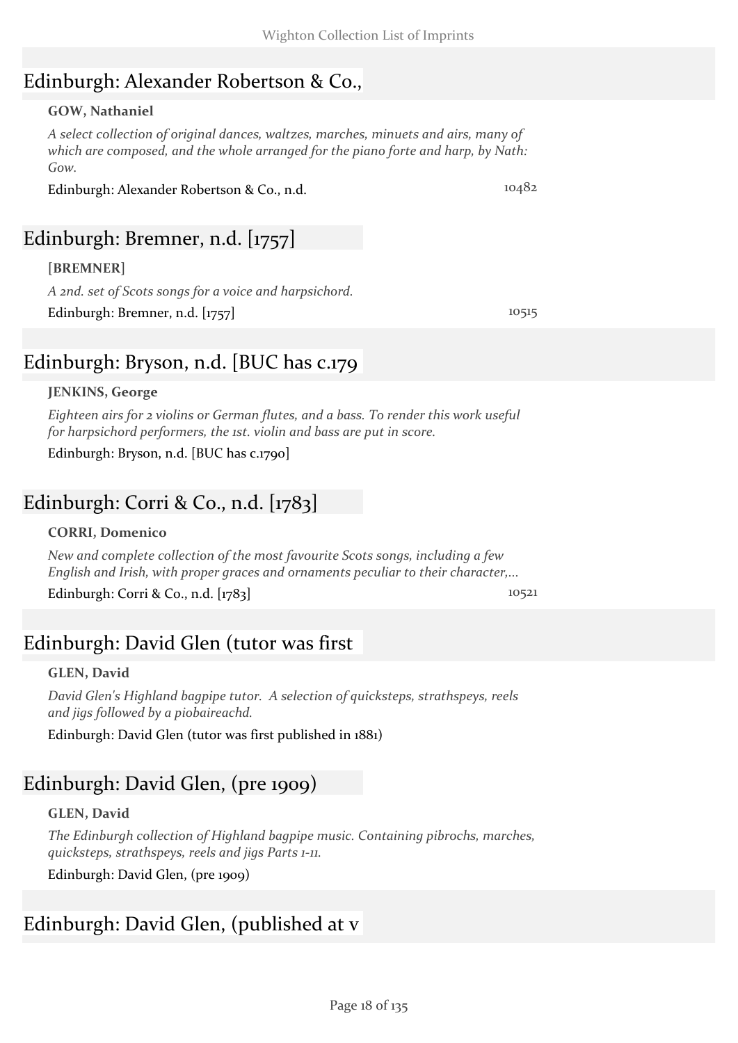## Edinburgh: Alexander Robertson & Co.,

**GOW, Nathaniel**

*A select collection of original dances, waltzes, marches, minuets and airs, many of which are composed, and the whole arranged for the piano forte and harp, by Nath: Gow.*

Edinburgh: Alexander Robertson & Co., n.d. 10482

## Edinburgh: Bremner, n.d. [1757]

**[BREMNER]**

*A 2nd. set of Scots songs for a voice and harpsichord.*

Edinburgh: Bremner, n.d. [1757] 10515

## Edinburgh: Bryson, n.d. [BUC has c.179

**JENKINS, George**

*Eighteen airs for 2 violins or German flutes, and a bass. To render this work useful for harpsichord performers, the 1st. violin and bass are put in score.*

Edinburgh: Bryson, n.d. [BUC has c.1790]

## Edinburgh: Corri & Co., n.d. [1783]

**CORRI, Domenico**

*New and complete collection of the most favourite Scots songs, including a few English and Irish, with proper graces and ornaments peculiar to their character,...*

Edinburgh: Corri & Co., n.d. [1783] 10521

## Edinburgh: David Glen (tutor was first

**GLEN, David**

*David Glen's Highland bagpipe tutor. A selection of quicksteps, strathspeys, reels and jigs followed by a piobaireachd.*

Edinburgh: David Glen (tutor was first published in 1881)

## Edinburgh: David Glen, (pre 1909)

**GLEN, David**

*The Edinburgh collection of Highland bagpipe music. Containing pibrochs, marches, quicksteps, strathspeys, reels and jigs Parts 1-11.*

Edinburgh: David Glen, (pre 1909)

## Edinburgh: David Glen, (published at v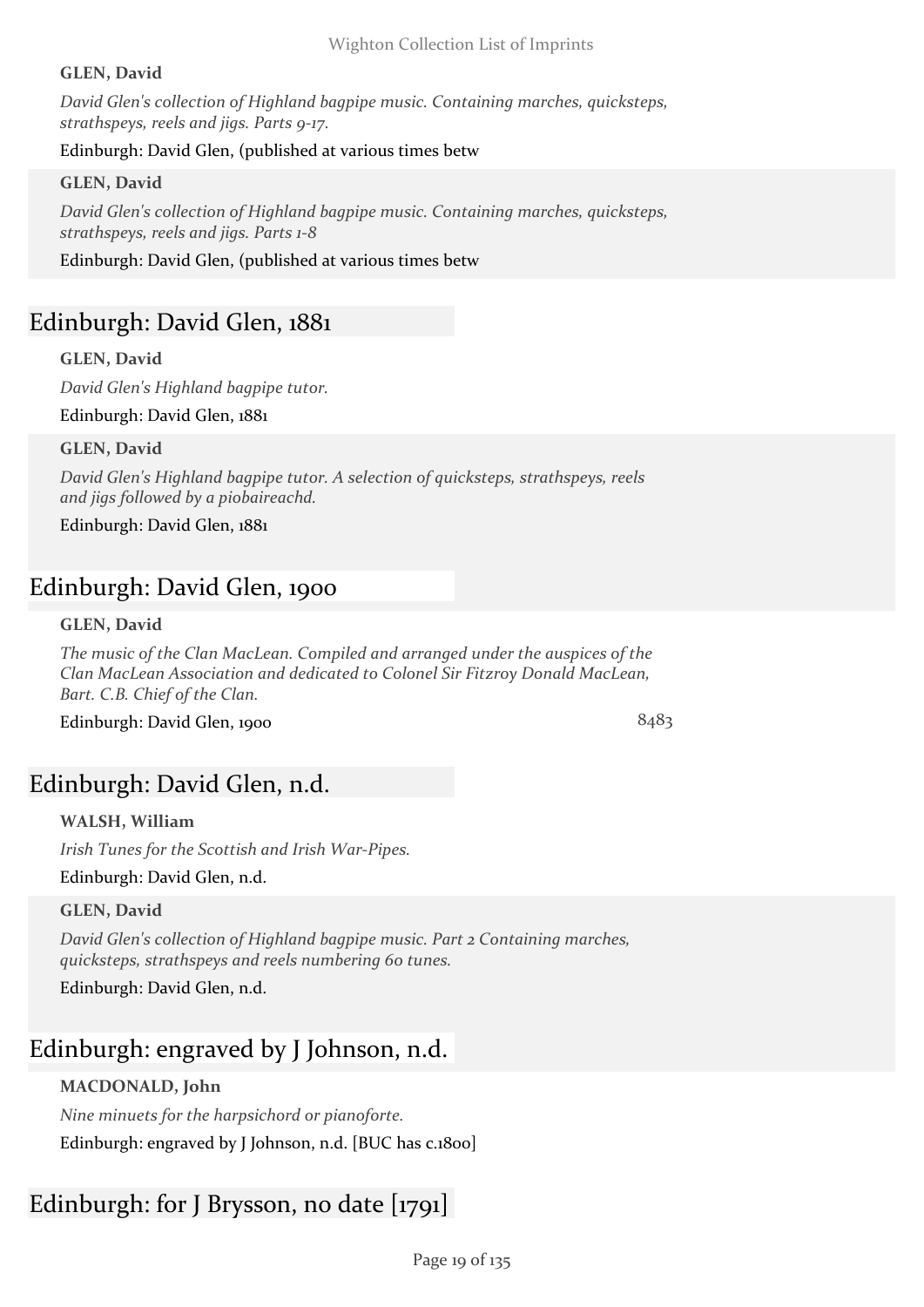**GLEN, David**

*David Glen's collection of Highland bagpipe music. Containing marches, quicksteps, strathspeys, reels and jigs. Parts 9-17.*

Edinburgh: David Glen, (published at various times betw

**GLEN, David**

*David Glen's collection of Highland bagpipe music. Containing marches, quicksteps, strathspeys, reels and jigs. Parts 1-8*

Edinburgh: David Glen, (published at various times betw

## Edinburgh: David Glen, 1881

**GLEN, David**

*David Glen's Highland bagpipe tutor.*

Edinburgh: David Glen, 1881

**GLEN, David**

*David Glen's Highland bagpipe tutor. A selection of quicksteps, strathspeys, reels and jigs followed by a piobaireachd.*

Edinburgh: David Glen, 1881

## Edinburgh: David Glen, 1900

**GLEN, David**

*The music of the Clan MacLean. Compiled and arranged under the auspices of the Clan MacLean Association and dedicated to Colonel Sir Fitzroy Donald MacLean, Bart. C.B. Chief of the Clan.*

Edinburgh: David Glen, 1900 8483

## Edinburgh: David Glen, n.d.

**WALSH, William**

*Irish Tunes for the Scottish and Irish War-Pipes.*

Edinburgh: David Glen, n.d.

**GLEN, David**

*David Glen's collection of Highland bagpipe music. Part 2 Containing marches, quicksteps, strathspeys and reels numbering 60 tunes.*

Edinburgh: David Glen, n.d.

## Edinburgh: engraved by J Johnson, n.d.

**MACDONALD, John**

*Nine minuets for the harpsichord or pianoforte.*

Edinburgh: engraved by J Johnson, n.d. [BUC has c.1800]

## Edinburgh: for J Brysson, no date [1791]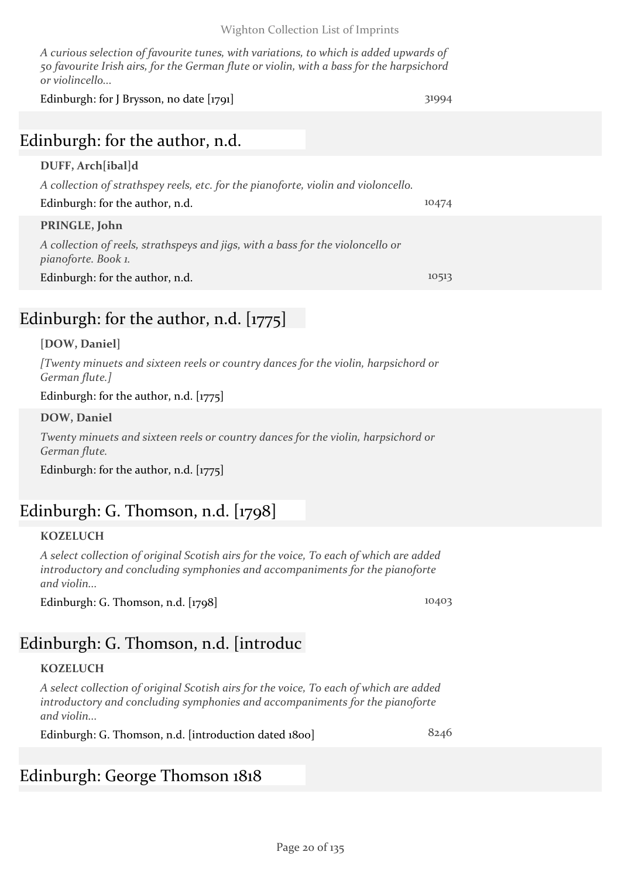*A curious selection of favourite tunes, with variations, to which is added upwards of 50 favourite Irish airs, for the German flute or violin, with a bass for the harpsichord or violincello...*

Edinburgh: for J Brysson, no date [1791] 31994

## Edinburgh: for the author, n.d.

**DUFF, Arch[ibal]d**

*A collection of strathspey reels, etc. for the pianoforte, violin and violoncello.*

Edinburgh: for the author, n.d. 10474

**PRINGLE, John**

*A collection of reels, strathspeys and jigs, with a bass for the violoncello or pianoforte. Book 1.*

Edinburgh: for the author, n.d. 10513

## Edinburgh: for the author, n.d. [1775]

**[DOW, Daniel]**

*[Twenty minuets and sixteen reels or country dances for the violin, harpsichord or German flute.]*

Edinburgh: for the author, n.d. [1775]

**DOW, Daniel**

*Twenty minuets and sixteen reels or country dances for the violin, harpsichord or German flute.*

Edinburgh: for the author, n.d. [1775]

## Edinburgh: G. Thomson, n.d. [1798]

**KOZELUCH**

*A select collection of original Scotish airs for the voice, To each of which are added introductory and concluding symphonies and accompaniments for the pianoforte and violin...*

Edinburgh: G. Thomson, n.d. [1798] 10403

## Edinburgh: G. Thomson, n.d. [introduc

**KOZELUCH**

*A select collection of original Scotish airs for the voice, To each of which are added introductory and concluding symphonies and accompaniments for the pianoforte and violin...*

Edinburgh: G. Thomson, n.d. [introduction dated 1800] 8246

## Edinburgh: George Thomson 1818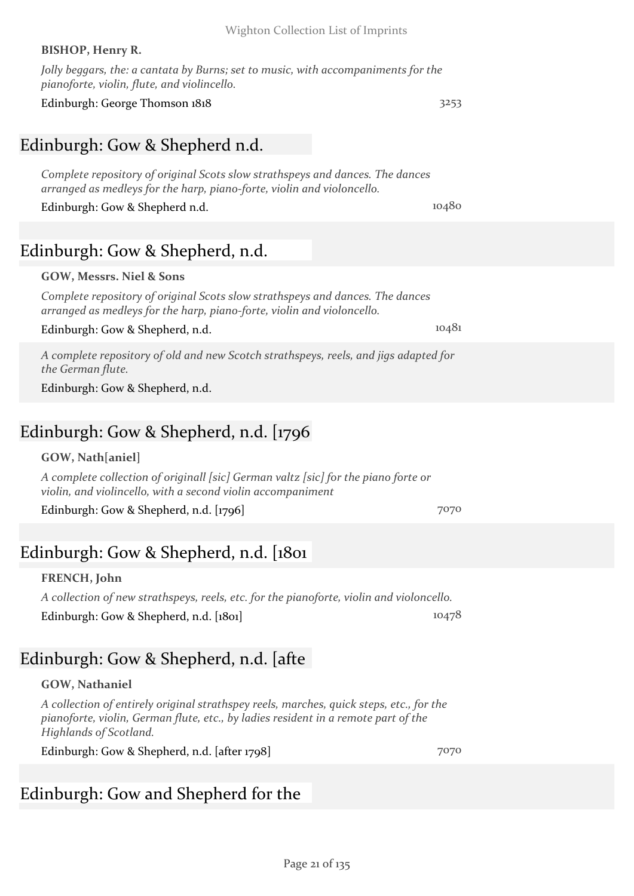**BISHOP, Henry R.**

*Jolly beggars, the: a cantata by Burns; set to music, with accompaniments for the pianoforte, violin, flute, and violincello.*

Edinburgh: George Thomson 1818 3253

## Edinburgh: Gow & Shepherd n.d.

*Complete repository of original Scots slow strathspeys and dances. The dances arranged as medleys for the harp, piano-forte, violin and violoncello.*

Edinburgh: Gow & Shepherd n.d. 10480

## Edinburgh: Gow & Shepherd, n.d.

**GOW, Messrs. Niel & Sons**

*Complete repository of original Scots slow strathspeys and dances. The dances arranged as medleys for the harp, piano-forte, violin and violoncello.*

Edinburgh: Gow & Shepherd, n.d. 10481

*A complete repository of old and new Scotch strathspeys, reels, and jigs adapted for the German flute.*

Edinburgh: Gow & Shepherd, n.d.

## Edinburgh: Gow & Shepherd, n.d. [1796

**GOW, Nath[aniel]**

*A complete collection of originall [sic] German valtz [sic] for the piano forte or violin, and violincello, with a second violin accompaniment*

Edinburgh: Gow & Shepherd, n.d. [1796] 7070

## Edinburgh: Gow & Shepherd, n.d. [1801

**FRENCH, John**

*A collection of new strathspeys, reels, etc. for the pianoforte, violin and violoncello.*

Edinburgh: Gow & Shepherd, n.d. [1801] 10478

## Edinburgh: Gow & Shepherd, n.d. [afte

**GOW, Nathaniel**

*A collection of entirely original strathspey reels, marches, quick steps, etc., for the pianoforte, violin, German flute, etc., by ladies resident in a remote part of the Highlands of Scotland.*

Edinburgh: Gow & Shepherd, n.d. [after 1798] 7070

## Edinburgh: Gow and Shepherd for the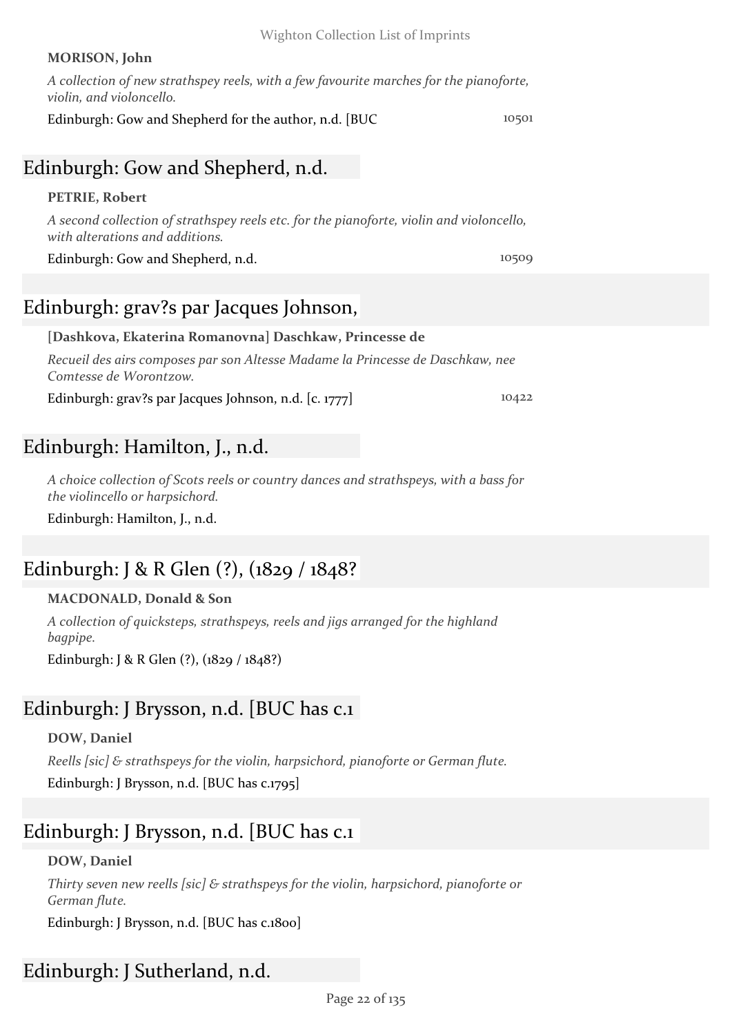**MORISON, John**

*A collection of new strathspey reels, with a few favourite marches for the pianoforte, violin, and violoncello.*

Edinburgh: Gow and Shepherd for the author, n.d. [BUC 10501

## Edinburgh: Gow and Shepherd, n.d.

**PETRIE, Robert**

*A second collection of strathspey reels etc. for the pianoforte, violin and violoncello, with alterations and additions.*

Edinburgh: Gow and Shepherd, n.d. 10509

## Edinburgh: grav?s par Jacques Johnson,

[**Dashkova, Ekaterina Romanovna**] **Daschkaw, Princesse de**

*Recueil des airs composes par son Altesse Madame la Princesse de Daschkaw, nee Comtesse de Worontzow.*

Edinburgh: grav?s par Jacques Johnson, n.d. [c. 1777] 10422

## Edinburgh: Hamilton, J., n.d.

*A choice collection of Scots reels or country dances and strathspeys, with a bass for the violincello or harpsichord.*

Edinburgh: Hamilton, J., n.d.

## Edinburgh: J & R Glen (?), (1829 / 1848?

**MACDONALD, Donald & Son**

*A collection of quicksteps, strathspeys, reels and jigs arranged for the highland bagpipe.*

Edinburgh: J & R Glen (?), (1829 / 1848?)

## Edinburgh: J Brysson, n.d. [BUC has c.1

**DOW, Daniel**

*Reells [sic] & strathspeys for the violin, harpsichord, pianoforte or German flute.*

Edinburgh: J Brysson, n.d. [BUC has c.1795]

## Edinburgh: J Brysson, n.d. [BUC has c.1

**DOW, Daniel**

*Thirty seven new reells [sic] & strathspeys for the violin, harpsichord, pianoforte or German flute.*

Edinburgh: J Brysson, n.d. [BUC has c.1800]

## Edinburgh: J Sutherland, n.d.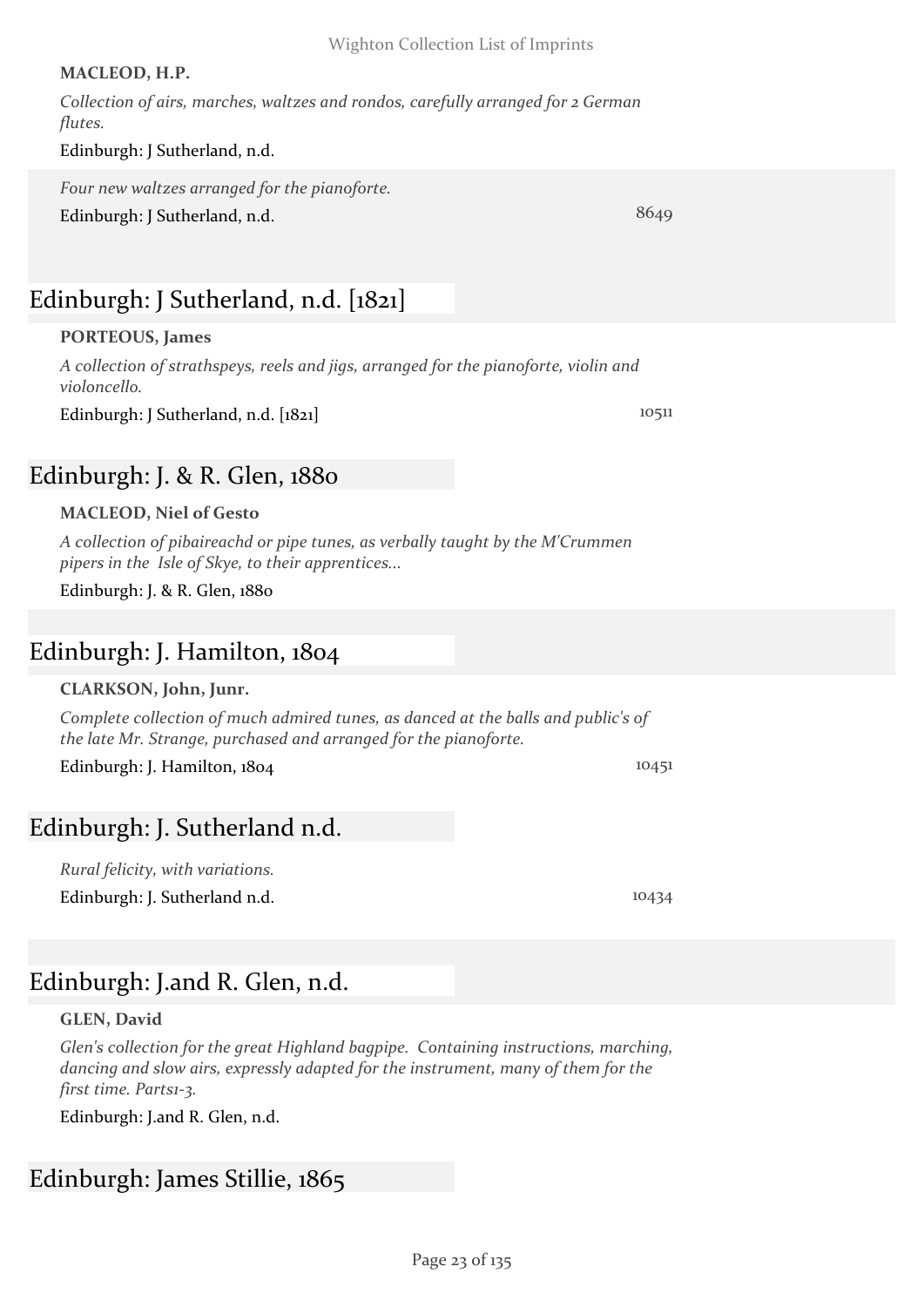**MACLEOD, H.P.**

*Collection of airs, marches, waltzes and rondos, carefully arranged for 2 German flutes.*

Edinburgh: J Sutherland, n.d.

*Four new waltzes arranged for the pianoforte.*

Edinburgh: J Sutherland, n.d. 8649

## Edinburgh: J Sutherland, n.d. [1821]

**PORTEOUS, James**

*A collection of strathspeys, reels and jigs, arranged for the pianoforte, violin and violoncello.*

Edinburgh: J Sutherland, n.d. [1821] 10511

## Edinburgh: J. & R. Glen, 1880

**MACLEOD, Niel of Gesto**

*A collection of pibaireachd or pipe tunes, as verbally taught by the M'Crummen pipers in the Isle of Skye, to their apprentices...*

Edinburgh: J. & R. Glen, 1880

## Edinburgh: J. Hamilton, 1804

**CLARKSON, John, Junr.**

*Complete collection of much admired tunes, as danced at the balls and public's of the late Mr. Strange, purchased and arranged for the pianoforte.*

Edinburgh: J. Hamilton, 1804 10451

## Edinburgh: J. Sutherland n.d.

*Rural felicity, with variations.*

Edinburgh: J. Sutherland n.d. 10434

## Edinburgh: J.and R. Glen, n.d.

**GLEN, David**

*Glen's collection for the great Highland bagpipe. Containing instructions, marching, dancing and slow airs, expressly adapted for the instrument, many of them for the first time. Parts1-3.*

Edinburgh: J.and R. Glen, n.d.

## Edinburgh: James Stillie, 1865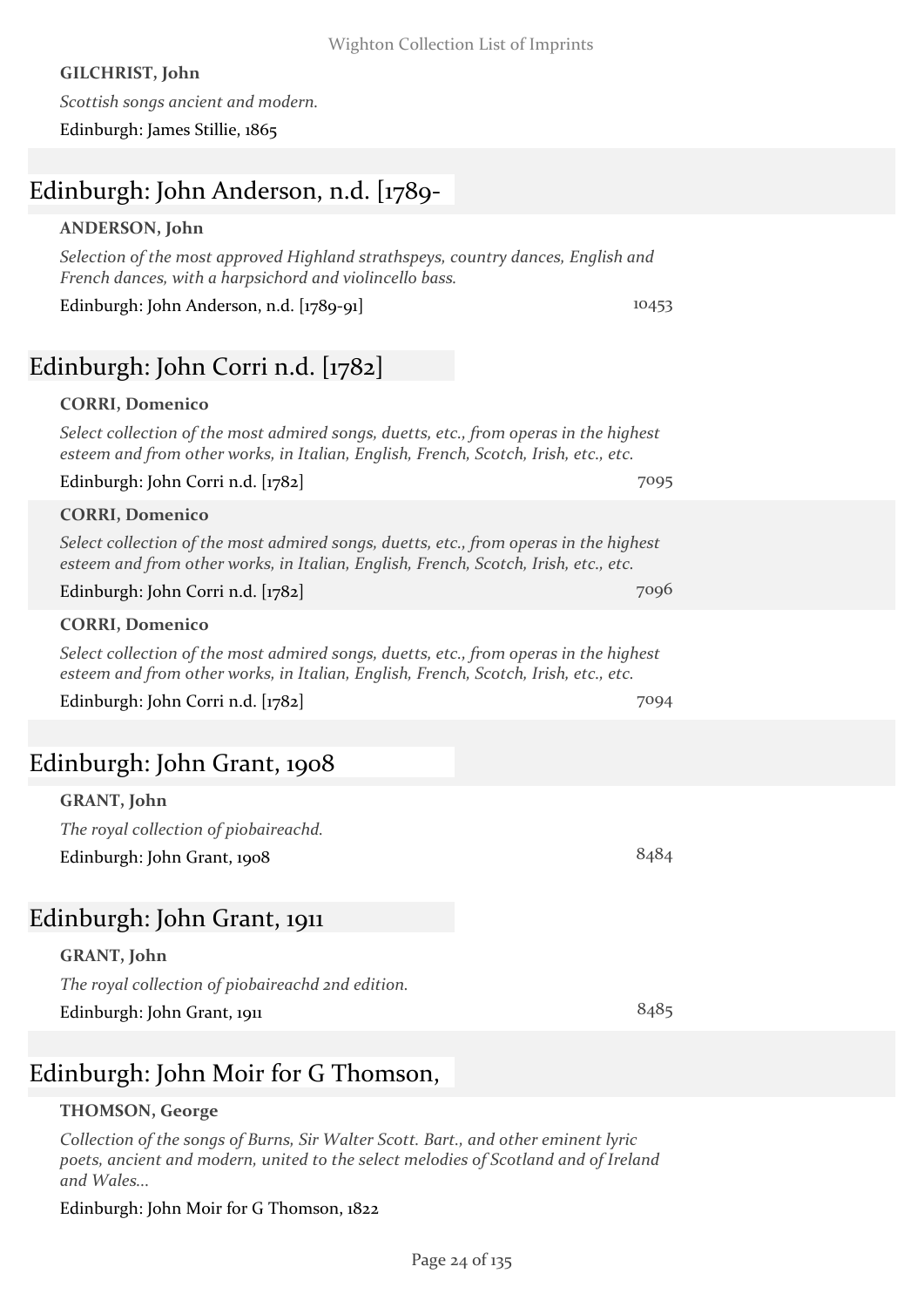**GILCHRIST, John**

*Scottish songs ancient and modern.*

Edinburgh: James Stillie, 1865

## Edinburgh: John Anderson, n.d. [1789-

**ANDERSON, John**

*Selection of the most approved Highland strathspeys, country dances, English and French dances, with a harpsichord and violincello bass.*

Edinburgh: John Anderson, n.d. [1789-91] 10453

## Edinburgh: John Corri n.d. [1782]

**CORRI, Domenico**

*Select collection of the most admired songs, duetts, etc., from operas in the highest esteem and from other works, in Italian, English, French, Scotch, Irish, etc., etc.*

Edinburgh: John Corri n.d. [1782] 7095

**CORRI, Domenico**

*Select collection of the most admired songs, duetts, etc., from operas in the highest esteem and from other works, in Italian, English, French, Scotch, Irish, etc., etc.*

Edinburgh: John Corri n.d. [1782] 7096

**CORRI, Domenico**

*Select collection of the most admired songs, duetts, etc., from operas in the highest esteem and from other works, in Italian, English, French, Scotch, Irish, etc., etc.*

Edinburgh: John Corri n.d. [1782] 7094

## Edinburgh: John Grant, 1908

**GRANT, John**

*The royal collection of piobaireachd.*

Edinburgh: John Grant, 1908 8484

## Edinburgh: John Grant, 1911

**GRANT, John**

*The royal collection of piobaireachd 2nd edition.*

Edinburgh: John Grant, 1911 8485

## Edinburgh: John Moir for G Thomson,

**THOMSON, George**

*Collection of the songs of Burns, Sir Walter Scott. Bart., and other eminent lyric poets, ancient and modern, united to the select melodies of Scotland and of Ireland and Wales...*

Edinburgh: John Moir for G Thomson, 1822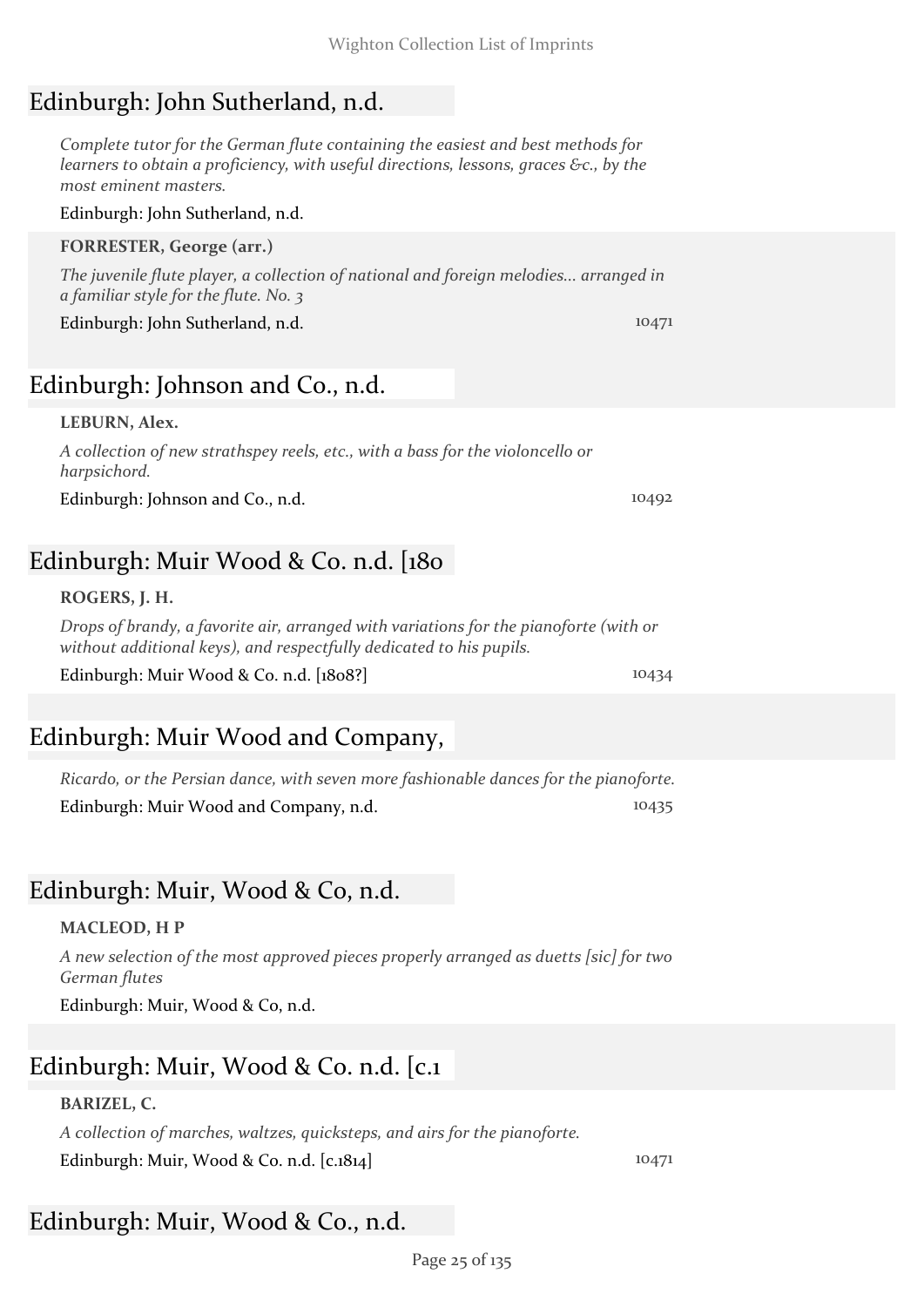## Edinburgh: John Sutherland, n.d.

*Complete tutor for the German flute containing the easiest and best methods for learners to obtain a proficiency, with useful directions, lessons, graces &c., by the most eminent masters.*

Edinburgh: John Sutherland, n.d.

**FORRESTER, George (arr.)**

*The juvenile flute player, a collection of national and foreign melodies... arranged in a familiar style for the flute. No. 3*

Edinburgh: John Sutherland, n.d. 10471

## Edinburgh: Johnson and Co., n.d.

**LEBURN, Alex.**

*A collection of new strathspey reels, etc., with a bass for the violoncello or harpsichord.*

Edinburgh: Johnson and Co., n.d. 10492

## Edinburgh: Muir Wood & Co. n.d. [180

**ROGERS, J. H.**

*Drops of brandy, a favorite air, arranged with variations for the pianoforte (with or without additional keys), and respectfully dedicated to his pupils.*

Edinburgh: Muir Wood & Co. n.d. [1808?] 10434

## Edinburgh: Muir Wood and Company,

*Ricardo, or the Persian dance, with seven more fashionable dances for the pianoforte.*

Edinburgh: Muir Wood and Company, n.d. 10435

## Edinburgh: Muir, Wood & Co, n.d.

**MACLEOD, H P**

*A new selection of the most approved pieces properly arranged as duetts [sic] for two German flutes*

Edinburgh: Muir, Wood & Co, n.d.

## Edinburgh: Muir, Wood & Co. n.d. [c.1

**BARIZEL, C.**

*A collection of marches, waltzes, quicksteps, and airs for the pianoforte.*

Edinburgh: Muir, Wood & Co. n.d. [c.1814] 10471

## Edinburgh: Muir, Wood & Co., n.d.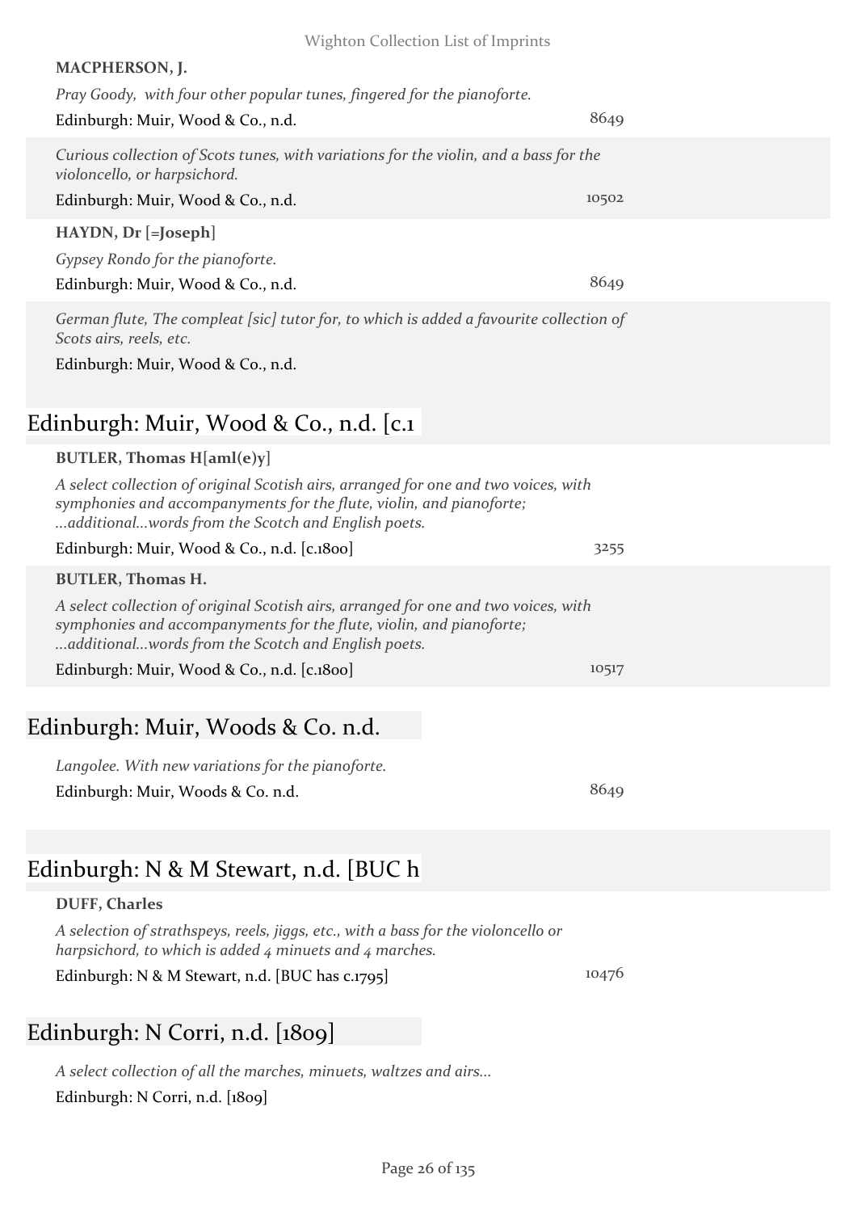**MACPHERSON, J.**

*Pray Goody, with four other popular tunes, fingered for the pianoforte.*

Edinburgh: Muir, Wood & Co., n.d. 8649

*Curious collection of Scots tunes, with variations for the violin, and a bass for the violoncello, or harpsichord.*

Edinburgh: Muir, Wood & Co., n.d. 10502

**HAYDN, Dr [=Joseph]**

*Gypsey Rondo for the pianoforte.*

Edinburgh: Muir, Wood & Co., n.d. 8649

*German flute, The compleat [sic] tutor for, to which is added a favourite collection of Scots airs, reels, etc.*

Edinburgh: Muir, Wood & Co., n.d.

## Edinburgh: Muir, Wood & Co., n.d. [c.1

**BUTLER, Thomas H[aml(e)y]**

*A select collection of original Scottish airs, arranged for one and two voices, with symphonies and accompanyments for the flute, violin, and pianoforte; ...additional...words from the Scotch and English poets.*

Edinburgh: Muir, Wood & Co., n.d. [c.1800] 3255

**BUTLER, Thomas H.**

*A select collection of original Scottish airs, arranged for one and two voices, with symphonies and accompanyments for the flute, violin, and pianoforte; ...additional...words from the Scotch and English poets.*

Edinburgh: Muir, Wood & Co., n.d. [c.1800] 10517

## Edinburgh: Muir, Woods & Co. n.d.

*Langolee. With new variations for the pianoforte.*

Edinburgh: Muir, Woods & Co. n.d. 8649

## Edinburgh: N & M Stewart, n.d. [BUC h

**DUFF, Charles**

*A selection of strathspeys, reels, jiggs, etc., with a bass for the violoncello or harpsichord, to which is added 4 minuets and 4 marches.*

Edinburgh: N & M Stewart, n.d. [BUC has c.1795] 10476

## Edinburgh: N Corri, n.d. [1809]

*A select collection of all the marches, minuets, waltzes and airs...*

Edinburgh: N Corri, n.d. [1809]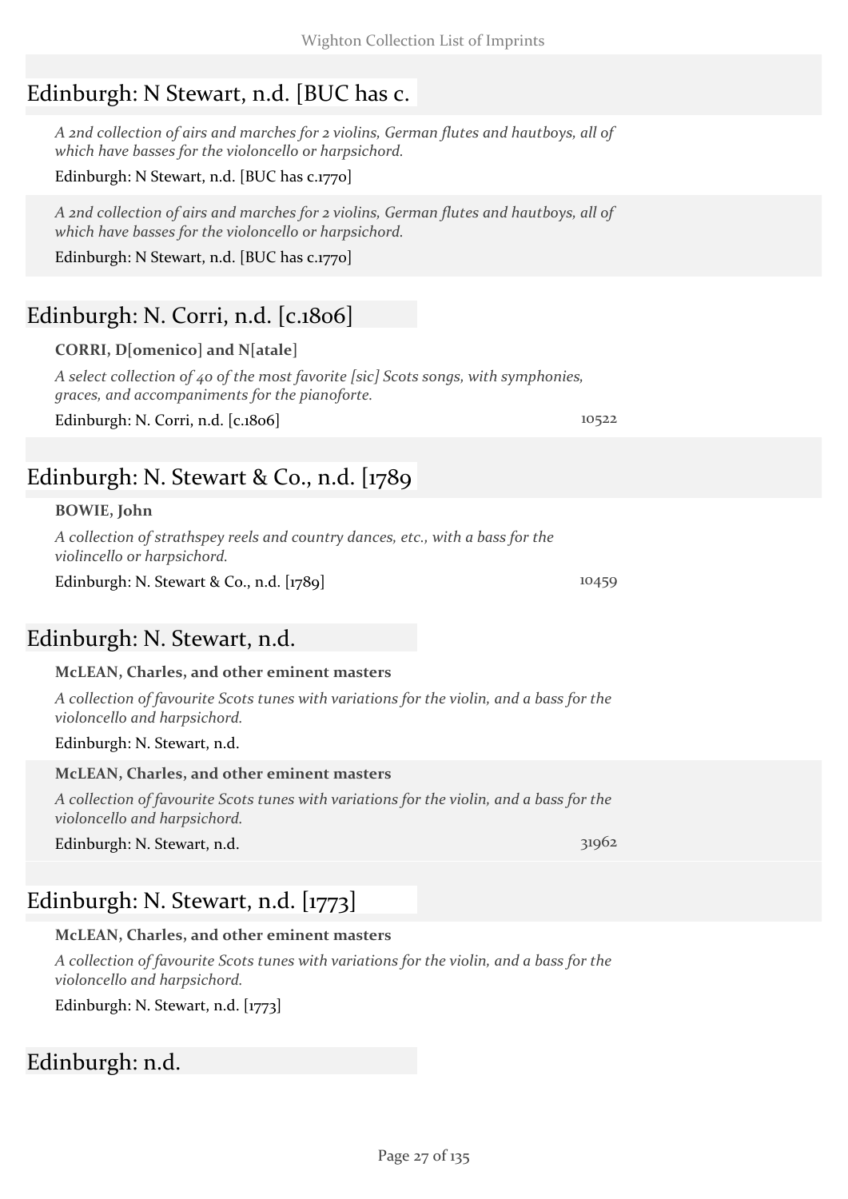## Edinburgh: N Stewart, n.d. [BUC has c.

*A 2nd collection of airs and marches for 2 violins, German flutes and hautboys, all of which have basses for the violoncello or harpsichord.*

Edinburgh: N Stewart, n.d. [BUC has c.1770]

*A 2nd collection of airs and marches for 2 violins, German flutes and hautboys, all of which have basses for the violoncello or harpsichord.*

Edinburgh: N Stewart, n.d. [BUC has c.1770]

## Edinburgh: N. Corri, n.d. [c.1806]

**CORRI, D[omenico] and N[atale]**

*A select collection of 40 of the most favorite [sic] Scots songs, with symphonies, graces, and accompaniments for the pianoforte.*

Edinburgh: N. Corri, n.d. [c.1806] 10522

## Edinburgh: N. Stewart & Co., n.d. [1789

**BOWIE, John**

*A collection of strathspey reels and country dances, etc., with a bass for the violincello or harpsichord.*

Edinburgh: N. Stewart & Co., n.d. [1789] 10459

## Edinburgh: N. Stewart, n.d.

**McLEAN, Charles, and other eminent masters**

*A collection of favourite Scots tunes with variations for the violin, and a bass for the violoncello and harpsichord.*

Edinburgh: N. Stewart, n.d.

**McLEAN, Charles, and other eminent masters**

*A collection of favourite Scots tunes with variations for the violin, and a bass for the violoncello and harpsichord.*

Edinburgh: N. Stewart, n.d. 31962

## Edinburgh: N. Stewart, n.d. [1773]

**McLEAN, Charles, and other eminent masters**

*A collection of favourite Scots tunes with variations for the violin, and a bass for the violoncello and harpsichord.*

Edinburgh: N. Stewart, n.d. [1773]

## Edinburgh: n.d.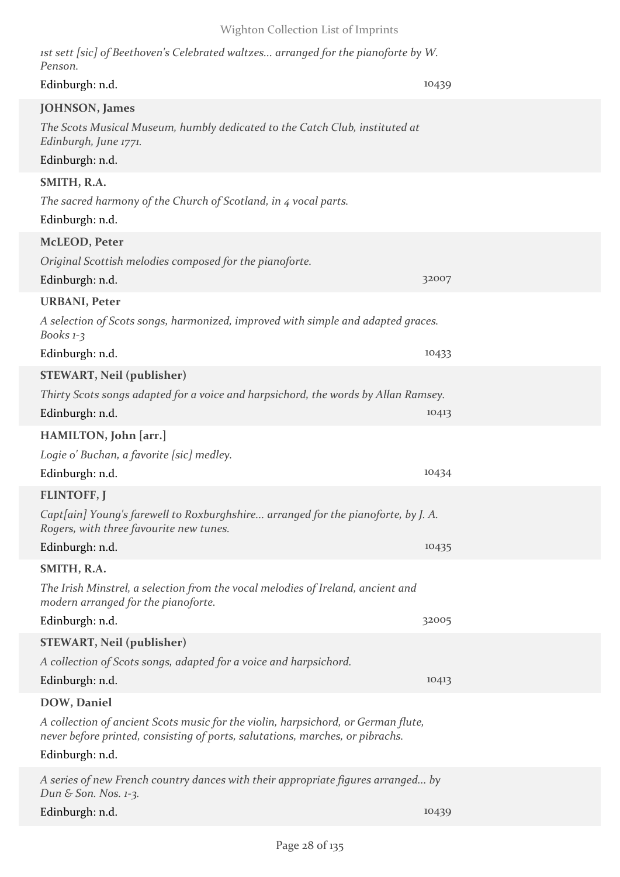*1st sett [sic] of Beethoven's Celebrated waltzes... arranged for the pianoforte by W. Penson.*

Edinburgh: n.d. 10439

**JOHNSON, James**

*The Scots Musical Museum, humbly dedicated to the Catch Club, instituted at Edinburgh, June 1771.*

Edinburgh: n.d.

**SMITH, R.A.**

*The sacred harmony of the Church of Scotland, in 4 vocal parts.*

Edinburgh: n.d.

**McLEOD, Peter**

*Original Scottish melodies composed for the pianoforte.*

Edinburgh: n.d. 32007

**URBANI, Peter**

*A selection of Scots songs, harmonized, improved with simple and adapted graces. Books 1-3*

Edinburgh: n.d. 10433

**STEWART, Neil (publisher)**

*Thirty Scots songs adapted for a voice and harpsichord, the words by Allan Ramsey.*

Edinburgh: n.d. 10413

**HAMILTON, John [arr.]**

*Logie o' Buchan, a favorite [sic] medley.*

Edinburgh: n.d. 10434

**FLINTOFF, J**

*Capt[ain] Young's farewell to Roxburghshire... arranged for the pianoforte, by J. A. Rogers, with three favourite new tunes.*

Edinburgh: n.d. 10435

**SMITH, R.A.**

*The Irish Minstrel, a selection from the vocal melodies of Ireland, ancient and modern arranged for the pianoforte.*

Edinburgh: n.d. 32005

**STEWART, Neil (publisher)**

*A collection of Scots songs, adapted for a voice and harpsichord.*

Edinburgh: n.d. 10413

**DOW, Daniel**

*A collection of ancient Scots music for the violin, harpsichord, or German flute, never before printed, consisting of ports, salutations, marches, or pibrachs.*

Edinburgh: n.d.

*A series of new French country dances with their appropriate figures arranged... by Dun & Son. Nos. 1-3.*

Edinburgh: n.d. 10439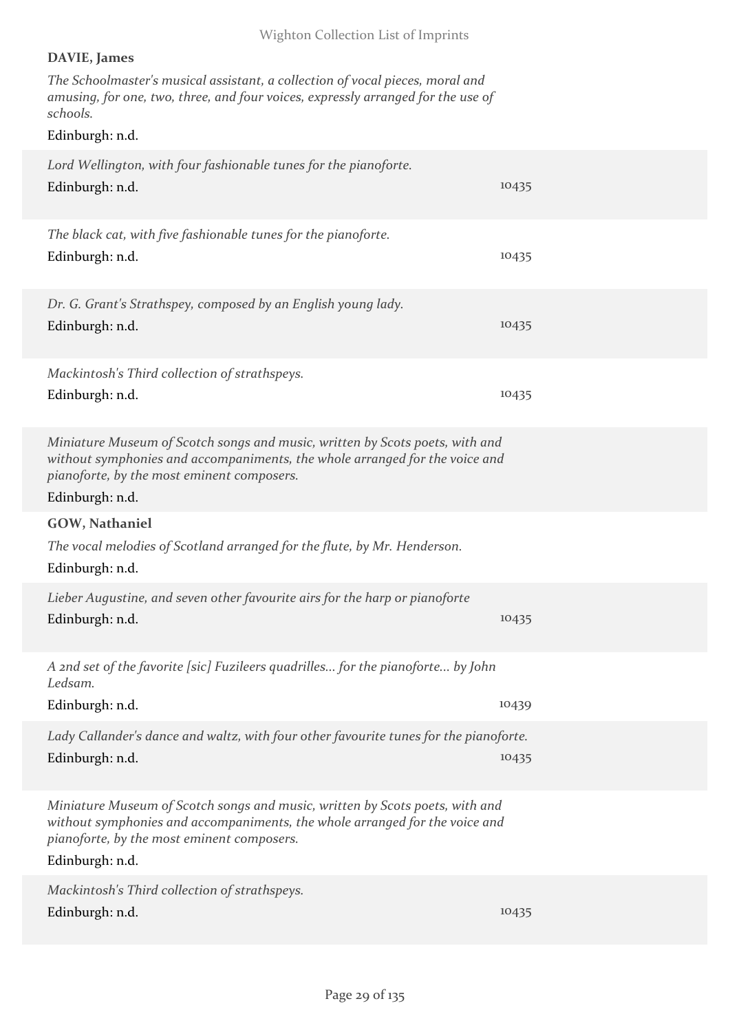**DAVIE, James**

*The Schoolmaster's musical assistant, a collection of vocal pieces, moral and amusing, for one, two, three, and four voices, expressly arranged for the use of schools.*

Edinburgh: n.d.

*Lord Wellington, with four fashionable tunes for the pianoforte.*

Edinburgh: n.d. 10435

*The black cat, with five fashionable tunes for the pianoforte.*

Edinburgh: n.d. 10435

*Dr. G. Grant's Strathspey, composed by an English young lady.*

Edinburgh: n.d. 10435

*Mackintosh's Third collection of strathspeys.*

Edinburgh: n.d. 10435

*Miniature Museum of Scotch songs and music, written by Scots poets, with and without symphonies and accompaniments, the whole arranged for the voice and pianoforte, by the most eminent composers.*

Edinburgh: n.d.

**GOW, Nathaniel**

*The vocal melodies of Scotland arranged for the flute, by Mr. Henderson.*

Edinburgh: n.d.

*Lieber Augustine, and seven other favourite airs for the harp or pianoforte*

Edinburgh: n.d. 10435

*A 2nd set of the favorite [sic] Fuzileers quadrilles... for the pianoforte... by John Ledsam.*

Edinburgh: n.d. 10439

*Lady Callander's dance and waltz, with four other favourite tunes for the pianoforte.*

Edinburgh: n.d. 10435

*Miniature Museum of Scotch songs and music, written by Scots poets, with and without symphonies and accompaniments, the whole arranged for the voice and pianoforte, by the most eminent composers.*

Edinburgh: n.d.

*Mackintosh's Third collection of strathspeys.*

Edinburgh: n.d. 10435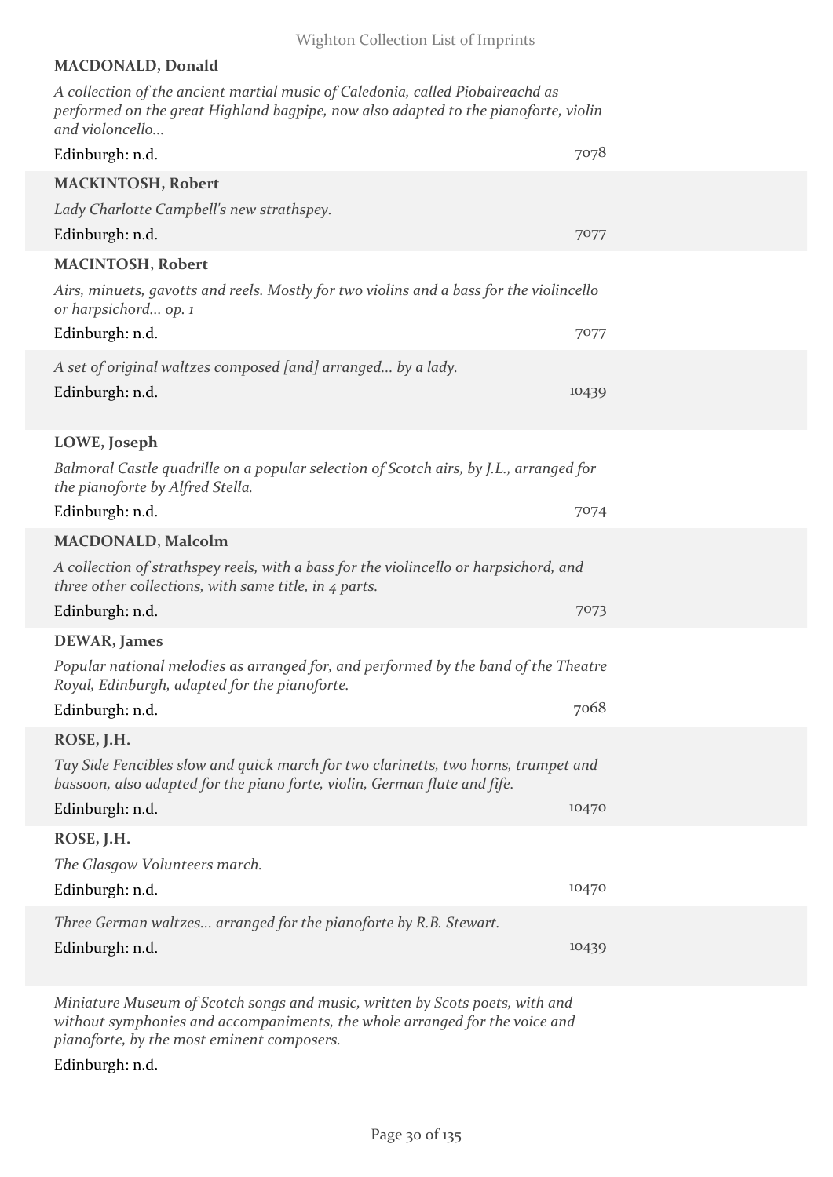**MACDONALD, Donald**

*A collection of the ancient martial music of Caledonia, called Piobaireachd as performed on the great Highland bagpipe, now also adapted to the pianoforte, violin and violoncello...*

Edinburgh: n.d. 7078

**MACKINTOSH, Robert**

*Lady Charlotte Campbell's new strathspey.*

Edinburgh: n.d. 7077

**MACINTOSH, Robert**

*Airs, minuets, gavotts and reels. Mostly for two violins and a bass for the violincello or harpsichord... op. 1*

Edinburgh: n.d. 7077

*A set of original waltzes composed [and] arranged... by a lady.*

Edinburgh: n.d. 10439

**LOWE, Joseph**

*Balmoral Castle quadrille on a popular selection of Scotch airs, by J.L., arranged for the pianoforte by Alfred Stella.*

Edinburgh: n.d. 7074

**MACDONALD, Malcolm**

*A collection of strathspey reels, with a bass for the violincello or harpsichord, and three other collections, with same title, in 4 parts.*

Edinburgh: n.d. 7073

**DEWAR, James**

*Popular national melodies as arranged for, and performed by the band of the Theatre Royal, Edinburgh, adapted for the pianoforte.*

Edinburgh: n.d. 7068

**ROSE, J.H.**

*Tay Side Fencibles slow and quick march for two clarinetts, two horns, trumpet and bassoon, also adapted for the piano forte, violin, German flute and fife.*

Edinburgh: n.d. 10470

**ROSE, J.H.**

*The Glasgow Volunteers march.*

Edinburgh: n.d. 10470

*Three German waltzes... arranged for the pianoforte by R.B. Stewart.*

Edinburgh: n.d. 10439

*Miniature Museum of Scotch songs and music, written by Scots poets, with and without symphonies and accompaniments, the whole arranged for the voice and pianoforte, by the most eminent composers.*

Edinburgh: n.d.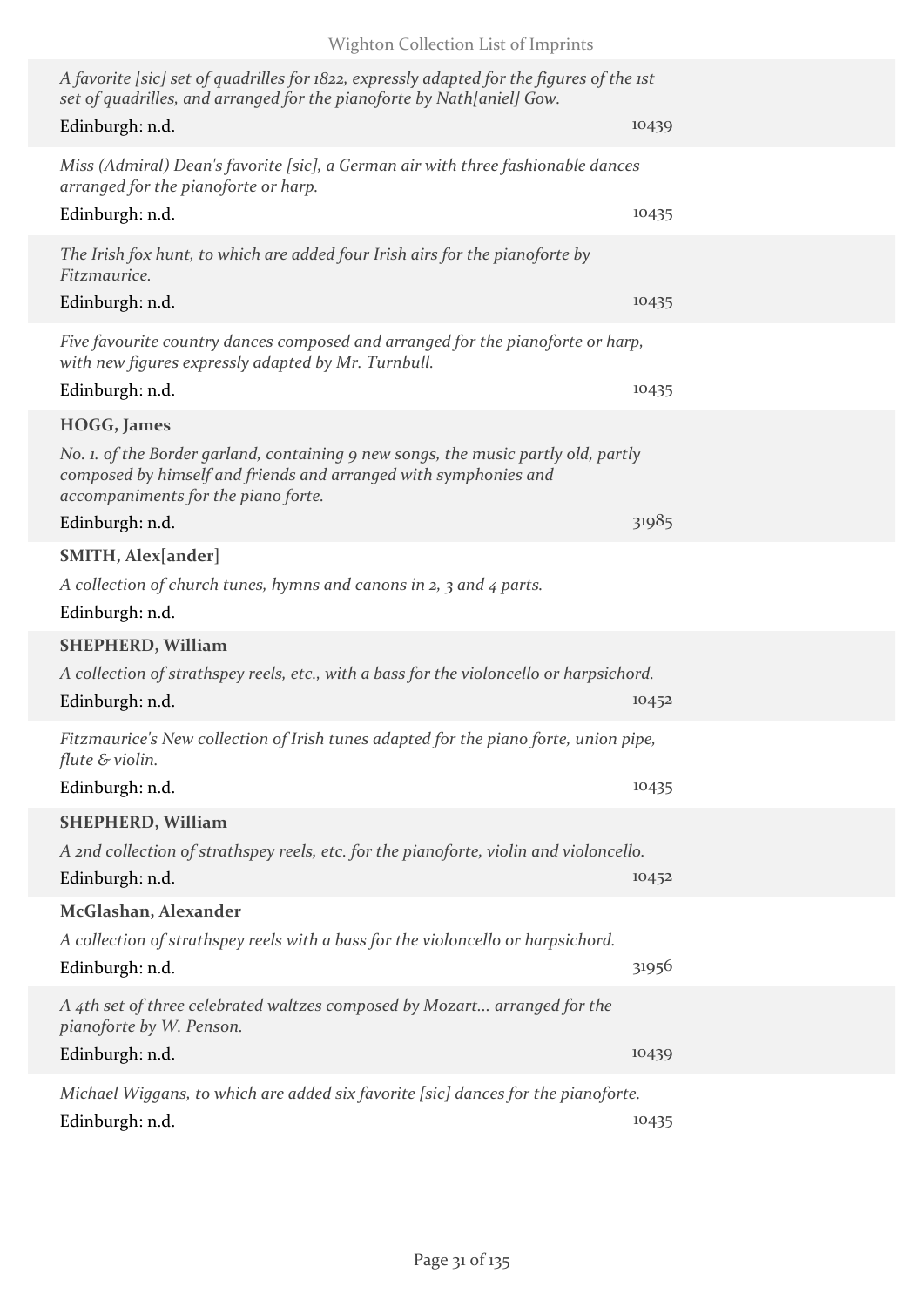*A favorite [sic] set of quadrilles for 1822, expressly adapted for the figures of the 1st set of quadrilles, and arranged for the pianoforte by Nath[aniel] Gow.*

Edinburgh: n.d. 10439

*Miss (Admiral) Dean's favorite [sic], a German air with three fashionable dances arranged for the pianoforte or harp.*

Edinburgh: n.d. 10435

*The Irish fox hunt, to which are added four Irish airs for the pianoforte by Fitzmaurice.*

Edinburgh: n.d. 10435

*Five favourite country dances composed and arranged for the pianoforte or harp, with new figures expressly adapted by Mr. Turnbull.*

Edinburgh: n.d. 10435

**HOGG, James**

*No. 1. of the Border garland, containing 9 new songs, the music partly old, partly composed by himself and friends and arranged with symphonies and accompaniments for the piano forte.*

Edinburgh: n.d. 31985

**SMITH, Alex[ander]**

*A collection of church tunes, hymns and canons in 2, 3 and 4 parts.*

Edinburgh: n.d.

**SHEPHERD, William**

*A collection of strathspey reels, etc., with a bass for the violoncello or harpsichord.*

Edinburgh: n.d. 10452

*Fitzmaurice's New collection of Irish tunes adapted for the piano forte, union pipe, flute & violin.*

Edinburgh: n.d. 10435

**SHEPHERD, William**

*A 2nd collection of strathspey reels, etc. for the pianoforte, violin and violoncello.*

Edinburgh: n.d. 10452

**McGlashan, Alexander**

*A collection of strathspey reels with a bass for the violoncello or harpsichord.*

Edinburgh: n.d. 31956

*A 4th set of three celebrated waltzes composed by Mozart... arranged for the pianoforte by W. Penson.*

Edinburgh: n.d. 10439

*Michael Wiggans, to which are added six favorite [sic] dances for the pianoforte.*

Edinburgh: n.d. 10435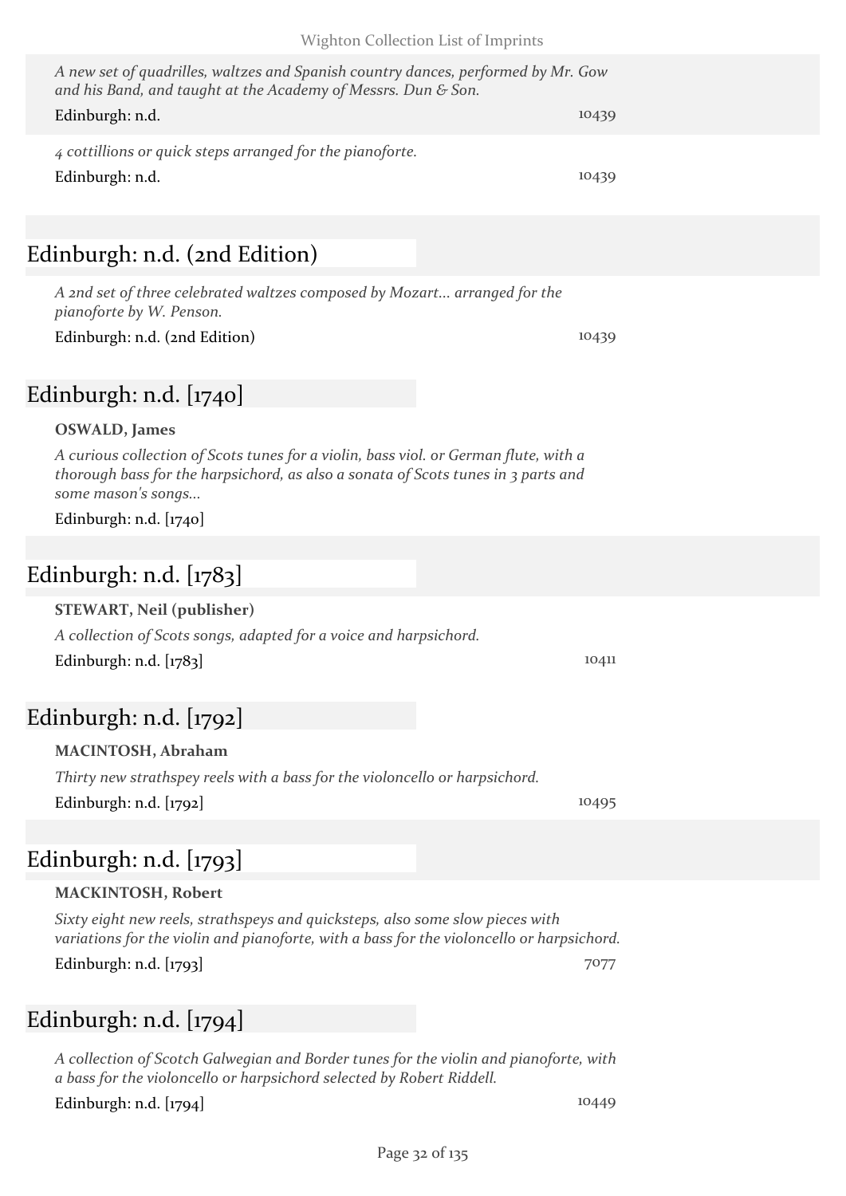*A new set of quadrilles, waltzes and Spanish country dances, performed by Mr. Gow and his Band, and taught at the Academy of Messrs. Dun & Son.*

Edinburgh: n.d. 10439

*4 cottillions or quick steps arranged for the pianoforte.*

Edinburgh: n.d. 10439

## Edinburgh: n.d. (2nd Edition)

*A 2nd set of three celebrated waltzes composed by Mozart... arranged for the pianoforte by W. Penson.*

Edinburgh: n.d. (2nd Edition) 10439

## Edinburgh: n.d. [1740]

**OSWALD, James**

*A curious collection of Scots tunes for a violin, bass viol. or German flute, with a thorough bass for the harpsichord, as also a sonata of Scots tunes in 3 parts and some mason's songs...*

Edinburgh: n.d. [1740]

## Edinburgh: n.d. [1783]

**STEWART, Neil (publisher)**

*A collection of Scots songs, adapted for a voice and harpsichord.*

Edinburgh: n.d. [1783] 10411

## Edinburgh: n.d. [1792]

**MACINTOSH, Abraham**

*Thirty new strathspey reels with a bass for the violoncello or harpsichord.*

Edinburgh: n.d. [1792] 10495

## Edinburgh: n.d. [1793]

**MACKINTOSH, Robert**

*Sixty eight new reels, strathspeys and quicksteps, also some slow pieces with variations for the violin and pianoforte, with a bass for the violoncello or harpsichord.*

Edinburgh: n.d. [1793] 7077

## Edinburgh: n.d. [1794]

*A collection of Scotch Galwegian and Border tunes for the violin and pianoforte, with a bass for the violoncello or harpsichord selected by Robert Riddell.*

Edinburgh: n.d. [1794] 10449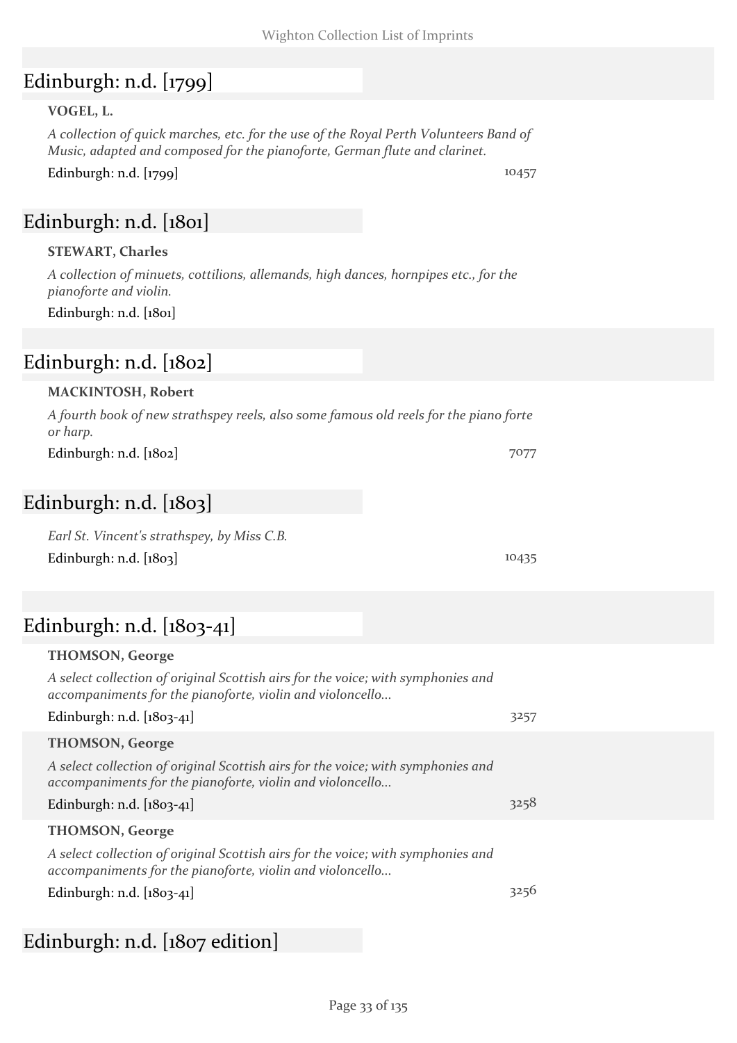## Edinburgh: n.d. [1799]

**VOGEL, L.**

*A collection of quick marches, etc. for the use of the Royal Perth Volunteers Band of Music, adapted and composed for the pianoforte, German flute and clarinet.*

Edinburgh: n.d. [1799] 10457

## Edinburgh: n.d. [1801]

**STEWART, Charles**

*A collection of minuets, cottilions, allemands, high dances, hornpipes etc., for the pianoforte and violin.*

Edinburgh: n.d. [1801]

## Edinburgh: n.d. [1802]

**MACKINTOSH, Robert**

*A fourth book of new strathspey reels, also some famous old reels for the piano forte or harp.*

Edinburgh: n.d. [1802] 7077

## Edinburgh: n.d. [1803]

*Earl St. Vincent's strathspey, by Miss C.B.*

Edinburgh: n.d. [1803] 10435

## Edinburgh: n.d. [1803-41]

**THOMSON, George**

*A select collection of original Scottish airs for the voice; with symphonies and accompaniments for the pianoforte, violin and violoncello...*

Edinburgh: n.d. [1803-41] 3257

**THOMSON, George**

*A select collection of original Scottish airs for the voice; with symphonies and accompaniments for the pianoforte, violin and violoncello...*

Edinburgh: n.d. [1803-41] 3258

**THOMSON, George**

*A select collection of original Scottish airs for the voice; with symphonies and accompaniments for the pianoforte, violin and violoncello...*

Edinburgh: n.d. [1803-41] 3256

## Edinburgh: n.d. [1807 edition]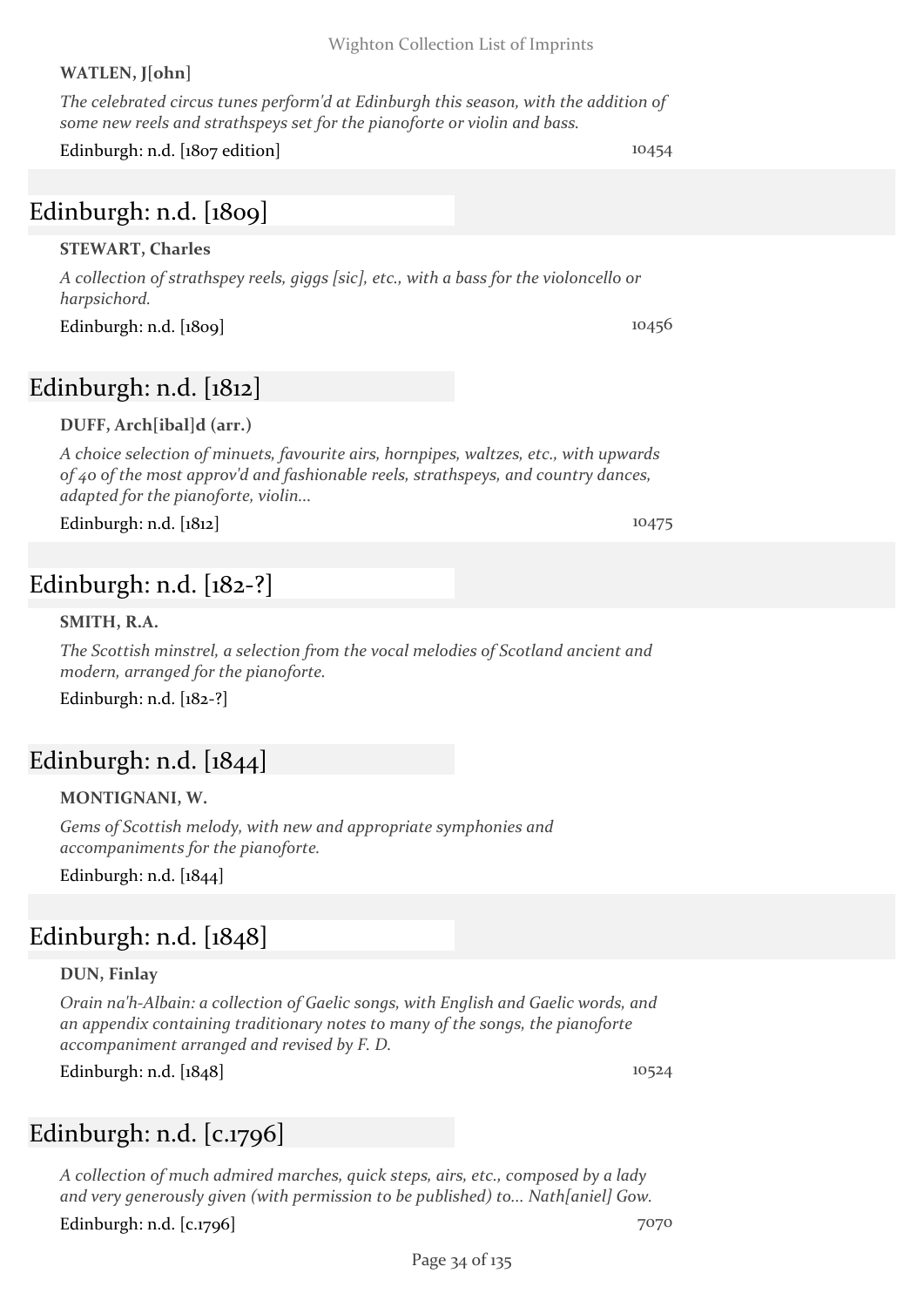**WATLEN, J[ohn]**

*The celebrated circus tunes perform'd at Edinburgh this season, with the addition of some new reels and strathspeys set for the pianoforte or violin and bass.*

Edinburgh: n.d. [1807 edition] 10454

## Edinburgh: n.d. [1809]

**STEWART, Charles**

*A collection of strathspey reels, giggs [sic], etc., with a bass for the violoncello or harpsichord.*

Edinburgh: n.d. [1809] 10456

## Edinburgh: n.d. [1812]

**DUFF, Arch[ibal]d (arr.)**

*A choice selection of minuets, favourite airs, hornpipes, waltzes, etc., with upwards of 40 of the most approv'd and fashionable reels, strathspeys, and country dances, adapted for the pianoforte, violin...*

Edinburgh: n.d. [1812] 10475

## Edinburgh: n.d. [182-?]

**SMITH, R.A.**

*The Scottish minstrel, a selection from the vocal melodies of Scotland ancient and modern, arranged for the pianoforte.*

Edinburgh: n.d. [182-?]

## Edinburgh: n.d. [1844]

**MONTIGNANI, W.**

*Gems of Scottish melody, with new and appropriate symphonies and accompaniments for the pianoforte.*

Edinburgh: n.d. [1844]

## Edinburgh: n.d. [1848]

**DUN, Finlay**

*Orain na'h-Albain: a collection of Gaelic songs, with English and Gaelic words, and an appendix containing traditionary notes to many of the songs, the pianoforte accompaniment arranged and revised by F. D.*

Edinburgh: n.d. [1848] 10524

## Edinburgh: n.d. [c.1796]

*A collection of much admired marches, quick steps, airs, etc., composed by a lady and very generously given (with permission to be published) to... Nath[aniel] Gow.*

Edinburgh: n.d. [c.1796] 7070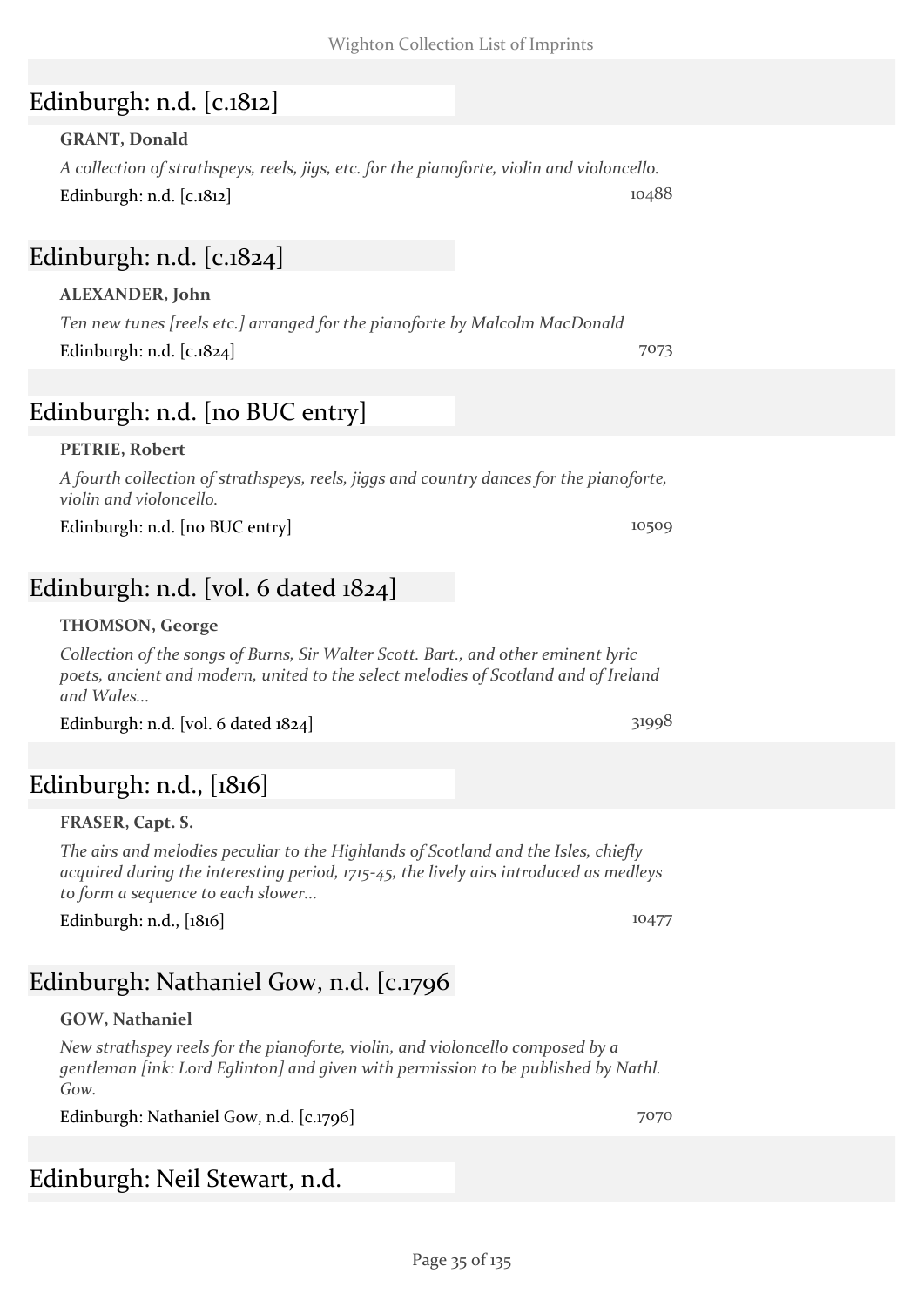## Edinburgh: n.d. [c.1812]

**GRANT, Donald**

*A collection of strathspeys, reels, jigs, etc. for the pianoforte, violin and violoncello.*

Edinburgh: n.d. [c.1812] 10488

## Edinburgh: n.d. [c.1824]

**ALEXANDER, John**

*Ten new tunes [reels etc.] arranged for the pianoforte by Malcolm MacDonald*

Edinburgh: n.d. [c.1824] 7073

## Edinburgh: n.d. [no BUC entry]

**PETRIE, Robert**

*A fourth collection of strathspeys, reels, jiggs and country dances for the pianoforte, violin and violoncello.*

Edinburgh: n.d. [no BUC entry] 10509

## Edinburgh: n.d. [vol. 6 dated 1824]

**THOMSON, George**

*Collection of the songs of Burns, Sir Walter Scott. Bart., and other eminent lyric poets, ancient and modern, united to the select melodies of Scotland and of Ireland and Wales...*

Edinburgh: n.d. [vol. 6 dated 1824] 31998

## Edinburgh: n.d., [1816]

**FRASER, Capt. S.**

*The airs and melodies peculiar to the Highlands of Scotland and the Isles, chiefly acquired during the interesting period, 1715-45, the lively airs introduced as medleys to form a sequence to each slower...*

Edinburgh: n.d., [1816] 10477

## Edinburgh: Nathaniel Gow, n.d. [c.1796

**GOW, Nathaniel**

*New strathspey reels for the pianoforte, violin, and violoncello composed by a gentleman [ink: Lord Eglinton] and given with permission to be published by Nathl. Gow.*

Edinburgh: Nathaniel Gow, n.d. [c.1796] 7070

## Edinburgh: Neil Stewart, n.d.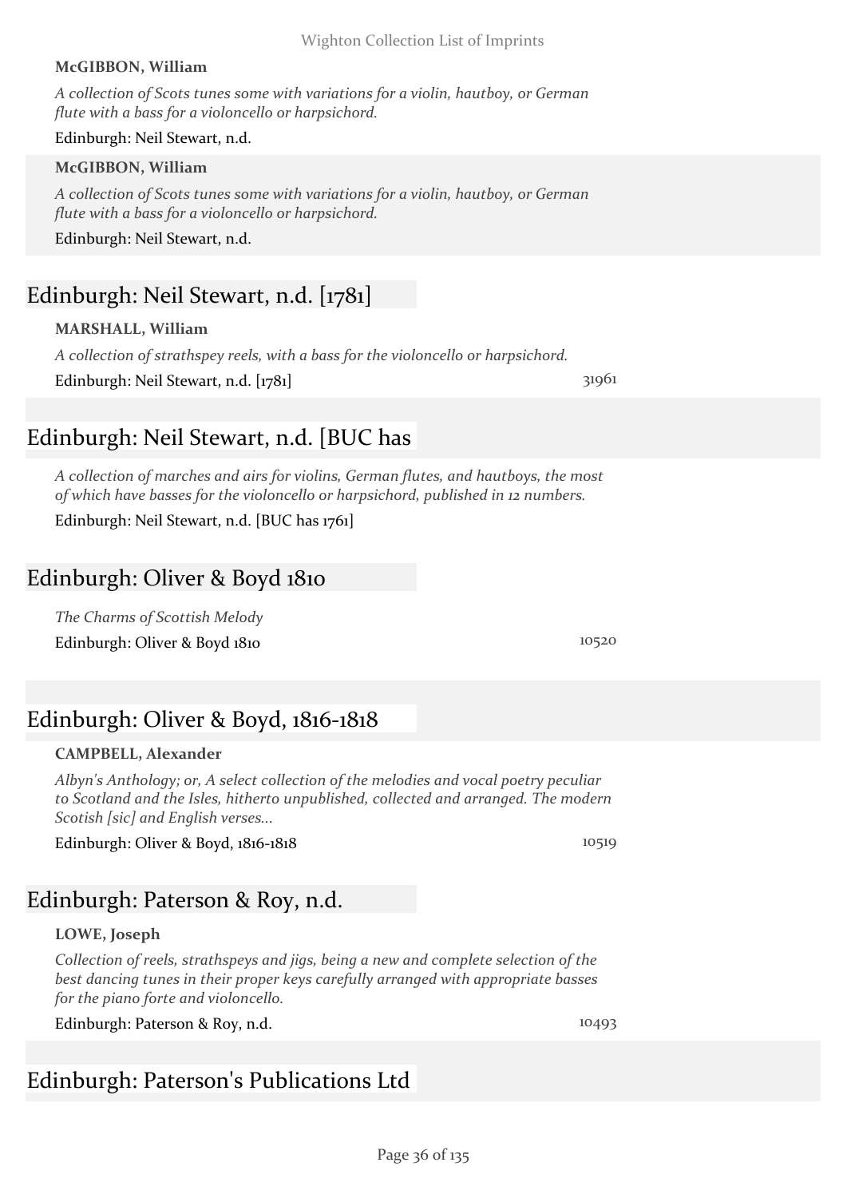**McGIBBON, William**

*A collection of Scots tunes some with variations for a violin, hautboy, or German flute with a bass for a violoncello or harpsichord.*

Edinburgh: Neil Stewart, n.d.

**McGIBBON, William**

*A collection of Scots tunes some with variations for a violin, hautboy, or German flute with a bass for a violoncello or harpsichord.*

Edinburgh: Neil Stewart, n.d.

## Edinburgh: Neil Stewart, n.d. [1781]

**MARSHALL, William**

*A collection of strathspey reels, with a bass for the violoncello or harpsichord.*

Edinburgh: Neil Stewart, n.d. [1781] 31961

## Edinburgh: Neil Stewart, n.d. [BUC has

*A collection of marches and airs for violins, German flutes, and hautboys, the most of which have basses for the violoncello or harpsichord, published in 12 numbers.*

Edinburgh: Neil Stewart, n.d. [BUC has 1761]

## Edinburgh: Oliver & Boyd 1810

*The Charms of Scottish Melody*

Edinburgh: Oliver & Boyd 1810 10520

## Edinburgh: Oliver & Boyd, 1816-1818

**CAMPBELL, Alexander**

*Albyn's Anthology; or, A select collection of the melodies and vocal poetry peculiar to Scotland and the Isles, hitherto unpublished, collected and arranged. The modern Scotish [sic] and English verses...*

Edinburgh: Oliver & Boyd, 1816-1818 10519

## Edinburgh: Paterson & Roy, n.d.

**LOWE, Joseph**

*Collection of reels, strathspeys and jigs, being a new and complete selection of the best dancing tunes in their proper keys carefully arranged with appropriate basses for the piano forte and violoncello.*

Edinburgh: Paterson & Roy, n.d. 10493

## Edinburgh: Paterson's Publications Ltd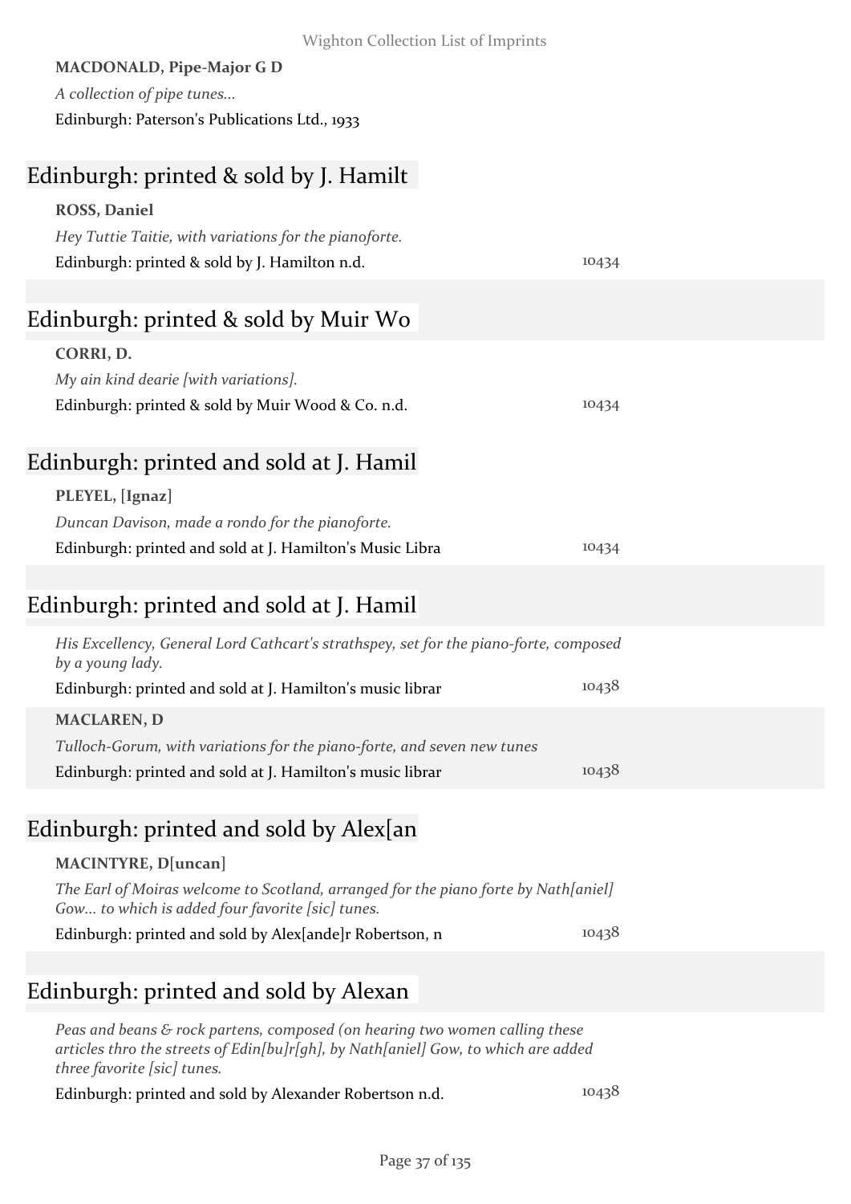**MACDONALD, Pipe-Major G D**

*A collection of pipe tunes...*

Edinburgh: Paterson's Publications Ltd., 1933

## Edinburgh: printed & sold by J. Hamilt

**ROSS, Daniel**

*Hey Tuttie Taitie, with variations for the pianoforte.*

Edinburgh: printed & sold by J. Hamilton n.d. 10434

## Edinburgh: printed & sold by Muir Wo

**CORRI, D.**

*My ain kind dearie [with variations].*

Edinburgh: printed & sold by Muir Wood & Co. n.d. 10434

## Edinburgh: printed and sold at J. Hamil

**PLEYEL, [Ignaz]**

*Duncan Davison, made a rondo for the pianoforte.*

Edinburgh: printed and sold at J. Hamilton's Music Libra 10434

## Edinburgh: printed and sold at J. Hamil

*His Excellency, General Lord Cathcart's strathspey, set for the piano-forte, composed by a young lady.*

Edinburgh: printed and sold at J. Hamilton's music librar 10438

**MACLAREN, D**

*Tulloch-Gorum, with variations for the piano-forte, and seven new tunes*

Edinburgh: printed and sold at J. Hamilton's music librar 10438

## Edinburgh: printed and sold by Alex[an

**MACINTYRE, D[uncan]**

*The Earl of Moiras welcome to Scotland, arranged for the piano forte by Nath[aniel] Gow... to which is added four favorite [sic] tunes.*

Edinburgh: printed and sold by Alex[ande]r Robertson, n 10438

## Edinburgh: printed and sold by Alexan

*Peas and beans & rock partens, composed (on hearing two women calling these articles thro the streets of Edin[bu]r[gh], by Nath[aniel] Gow, to which are added three favorite [sic] tunes.*

Edinburgh: printed and sold by Alexander Robertson n.d. 10438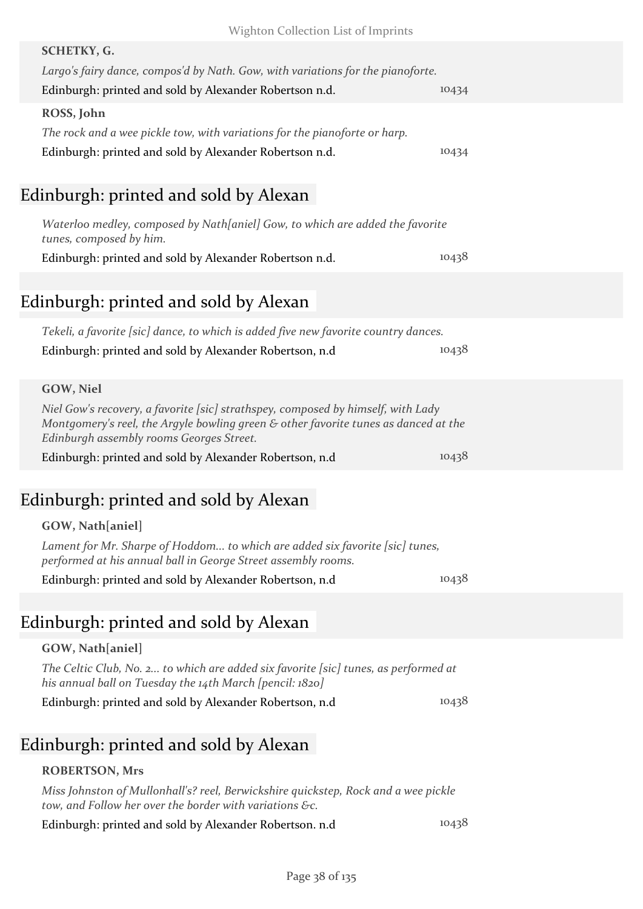**SCHETKY, G.**

*Largo's fairy dance, compos'd by Nath. Gow, with variations for the pianoforte.*

Edinburgh: printed and sold by Alexander Robertson n.d. 10434

**ROSS, John**

*The rock and a wee pickle tow, with variations for the pianoforte or harp.*

Edinburgh: printed and sold by Alexander Robertson n.d. 10434

## Edinburgh: printed and sold by Alexan

*Waterloo medley, composed by Nath[aniel] Gow, to which are added the favorite tunes, composed by him.*

Edinburgh: printed and sold by Alexander Robertson n.d. 10438

## Edinburgh: printed and sold by Alexan

*Tekeli, a favorite [sic] dance, to which is added five new favorite country dances.*

Edinburgh: printed and sold by Alexander Robertson, n.d 10438

**GOW, Niel**

*Niel Gow's recovery, a favorite [sic] strathspey, composed by himself, with Lady Montgomery's reel, the Argyle bowling green & other favorite tunes as danced at the Edinburgh assembly rooms Georges Street.*

Edinburgh: printed and sold by Alexander Robertson, n.d 10438

## Edinburgh: printed and sold by Alexan

**GOW, Nath[aniel]**

*Lament for Mr. Sharpe of Hoddom... to which are added six favorite [sic] tunes, performed at his annual ball in George Street assembly rooms.*

Edinburgh: printed and sold by Alexander Robertson, n.d 10438

## Edinburgh: printed and sold by Alexan

**GOW, Nath[aniel]**

*The Celtic Club, No. 2... to which are added six favorite [sic] tunes, as performed at his annual ball on Tuesday the 14th March [pencil: 1820]*

Edinburgh: printed and sold by Alexander Robertson, n.d 10438

## Edinburgh: printed and sold by Alexan

**ROBERTSON, Mrs**

*Miss Johnston of Mullonhall's? reel, Berwickshire quickstep, Rock and a wee pickle tow, and Follow her over the border with variations &c.*

Edinburgh: printed and sold by Alexander Robertson. n.d 10438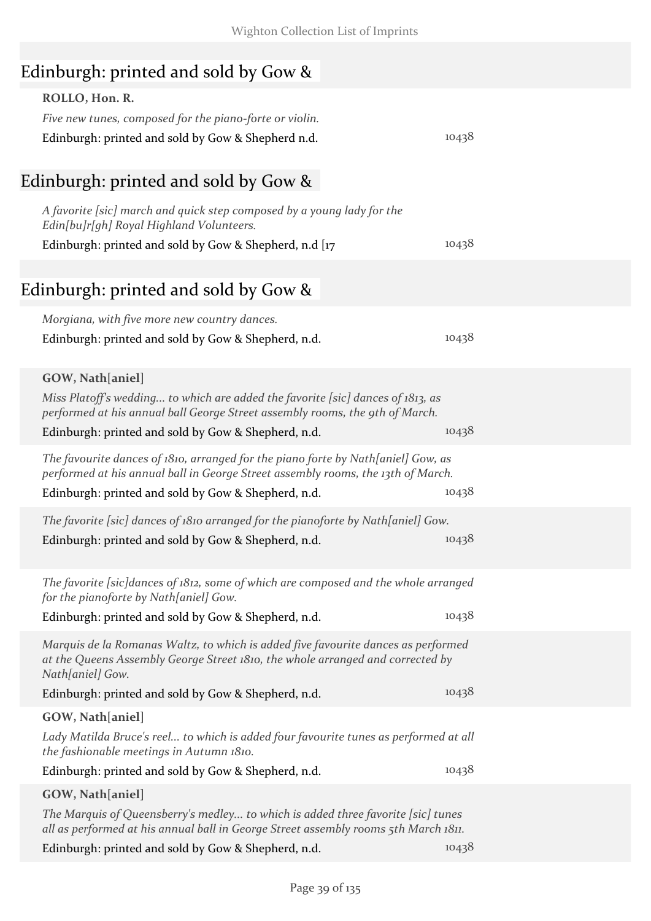## Edinburgh: printed and sold by Gow &

**ROLLO, Hon. R.**

*Five new tunes, composed for the piano-forte or violin.*

Edinburgh: printed and sold by Gow & Shepherd n.d. 10438

## Edinburgh: printed and sold by Gow &

*A favorite [sic] march and quick step composed by a young lady for the Edin[bu]r[gh] Royal Highland Volunteers.*

Edinburgh: printed and sold by Gow & Shepherd, n.d [17 10438

## Edinburgh: printed and sold by Gow &

*Morgiana, with five more new country dances.*

Edinburgh: printed and sold by Gow & Shepherd, n.d. 10438

**GOW, Nath[aniel]**

*Miss Platoff's wedding... to which are added the favorite [sic] dances of 1813, as performed at his annual ball George Street assembly rooms, the 9th of March.*

Edinburgh: printed and sold by Gow & Shepherd, n.d. 10438

*The favourite dances of 1810, arranged for the piano forte by Nath[aniel] Gow, as performed at his annual ball in George Street assembly rooms, the 13th of March.*

Edinburgh: printed and sold by Gow & Shepherd, n.d. 10438

*The favorite [sic] dances of 1810 arranged for the pianoforte by Nath[aniel] Gow.*

Edinburgh: printed and sold by Gow & Shepherd, n.d. 10438

*The favorite [sic]dances of 1812, some of which are composed and the whole arranged for the pianoforte by Nath[aniel] Gow.*

Edinburgh: printed and sold by Gow & Shepherd, n.d. 10438

*Marquis de la Romanas Waltz, to which is added five favourite dances as performed at the Queens Assembly George Street 1810, the whole arranged and corrected by Nath[aniel] Gow.*

Edinburgh: printed and sold by Gow & Shepherd, n.d. 10438

**GOW, Nath[aniel]**

*Lady Matilda Bruce's reel... to which is added four favourite tunes as performed at all the fashionable meetings in Autumn 1810.*

Edinburgh: printed and sold by Gow & Shepherd, n.d. 10438

**GOW, Nath[aniel]**

*The Marquis of Queensberry's medley... to which is added three favorite [sic] tunes all as performed at his annual ball in George Street assembly rooms 5th March 1811.*

Edinburgh: printed and sold by Gow & Shepherd, n.d. 10438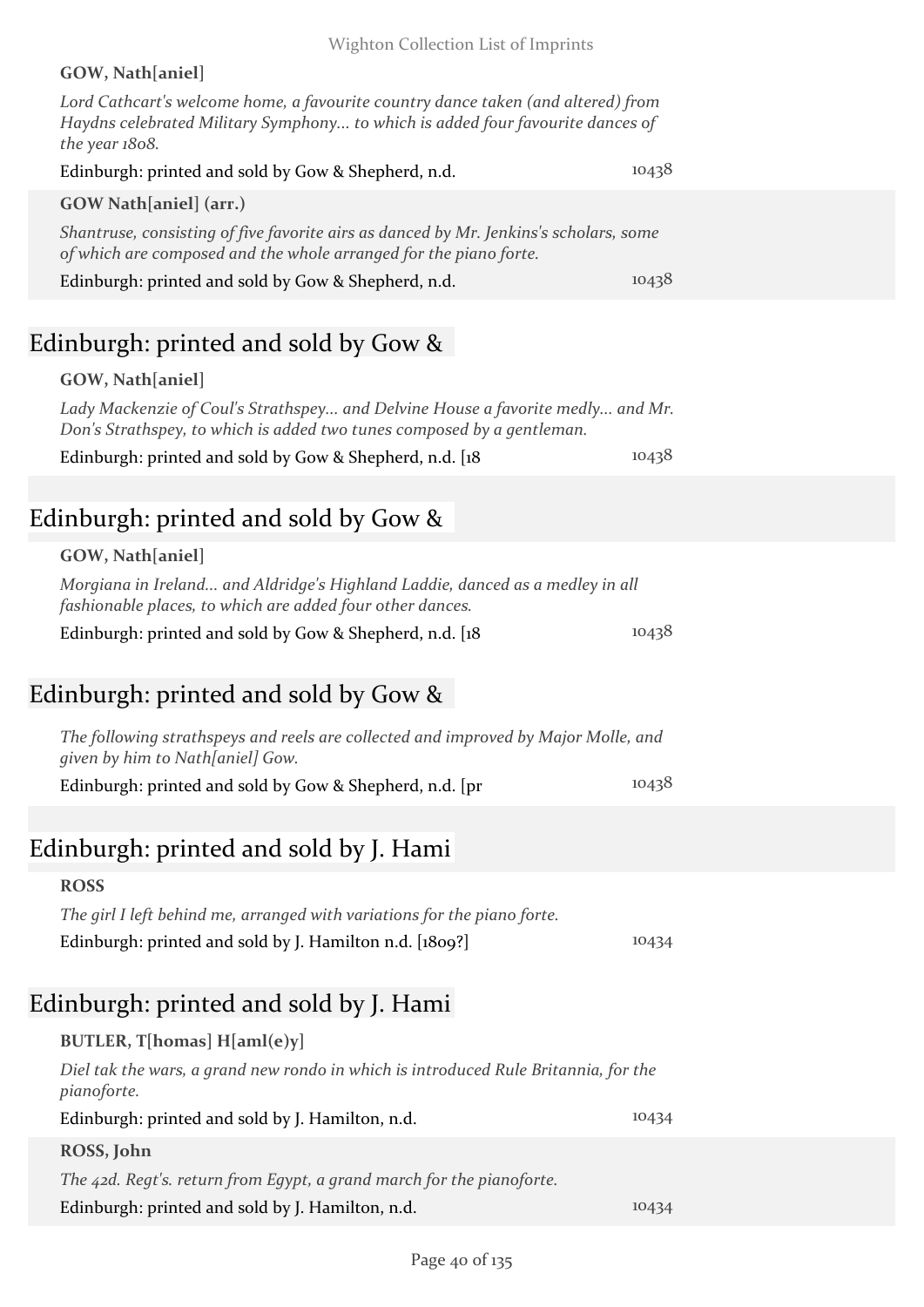**GOW, Nath[aniel]**

*Lord Cathcart's welcome home, a favourite country dance taken (and altered) from Haydns celebrated Military Symphony... to which is added four favourite dances of the year 1808.*

Edinburgh: printed and sold by Gow & Shepherd, n.d. 10438

**GOW Nath[aniel] (arr.)**

*Shantruse, consisting of five favorite airs as danced by Mr. Jenkins's scholars, some of which are composed and the whole arranged for the piano forte.*

Edinburgh: printed and sold by Gow & Shepherd, n.d. 10438

## Edinburgh: printed and sold by Gow &

**GOW, Nath[aniel]**

*Lady Mackenzie of Coul's Strathspey... and Delvine House a favorite medly... and Mr. Don's Strathspey, to which is added two tunes composed by a gentleman.*

Edinburgh: printed and sold by Gow & Shepherd, n.d. [18 10438

## Edinburgh: printed and sold by Gow &

**GOW, Nath[aniel]**

*Morgiana in Ireland... and Aldridge's Highland Laddie, danced as a medley in all fashionable places, to which are added four other dances.*

Edinburgh: printed and sold by Gow & Shepherd, n.d. [18 10438

## Edinburgh: printed and sold by Gow &

*The following strathspeys and reels are collected and improved by Major Molle, and given by him to Nath[aniel] Gow.*

Edinburgh: printed and sold by Gow & Shepherd, n.d. [pr 10438

## Edinburgh: printed and sold by J. Hami

**ROSS**

*The girl I left behind me, arranged with variations for the piano forte.*

Edinburgh: printed and sold by J. Hamilton n.d. [1809?] 10434

## Edinburgh: printed and sold by J. Hami

**BUTLER, T[homas] H[aml(e)y]**

*Diel tak the wars, a grand new rondo in which is introduced Rule Britannia, for the pianoforte.*

Edinburgh: printed and sold by J. Hamilton, n.d. 10434

**ROSS, John**

*The 42d. Regt's. return from Egypt, a grand march for the pianoforte.*

Edinburgh: printed and sold by J. Hamilton, n.d. 10434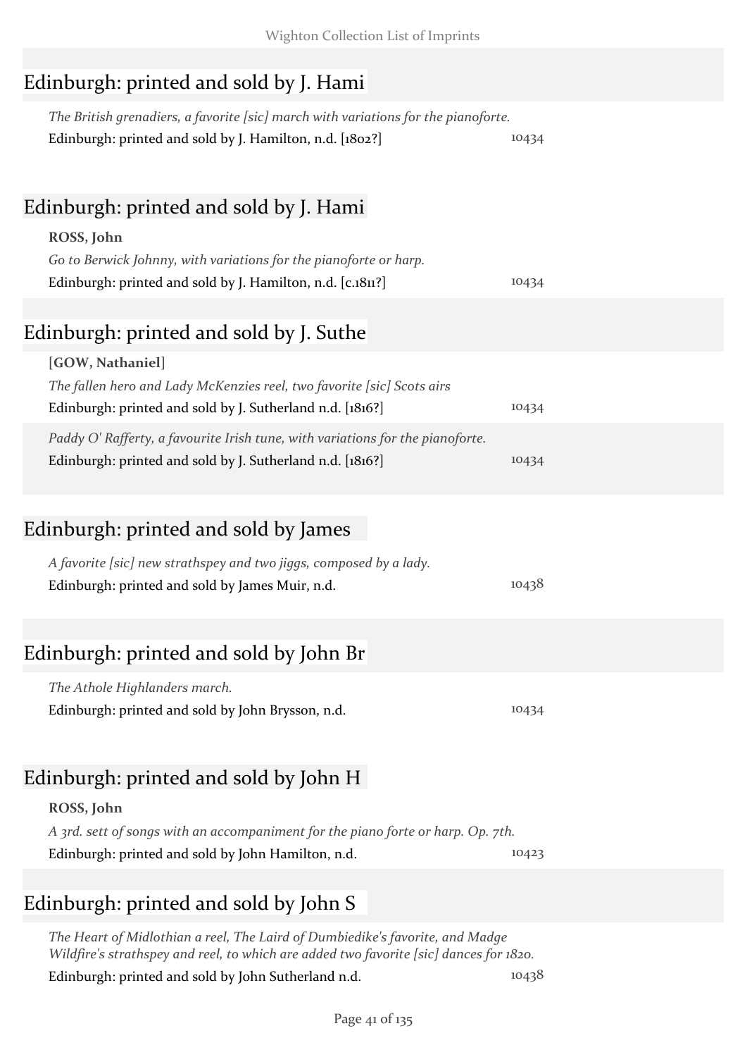## Edinburgh: printed and sold by J. Hami

*The British grenadiers, a favorite [sic] march with variations for the pianoforte.*
Edinburgh: printed and sold by J. Hamilton, n.d. [1802?] 10434

## Edinburgh: printed and sold by J. Hami

**ROSS, John**
*Go to Berwick Johnny, with variations for the pianoforte or harp.*
Edinburgh: printed and sold by J. Hamilton, n.d. [c.1811?] 10434

## Edinburgh: printed and sold by J. Suthe

[**GOW, Nathaniel**]
*The fallen hero and Lady McKenzies reel, two favorite [sic] Scots airs*
Edinburgh: printed and sold by J. Sutherland n.d. [1816?] 10434

*Paddy O' Rafferty, a favourite Irish tune, with variations for the pianoforte.*
Edinburgh: printed and sold by J. Sutherland n.d. [1816?] 10434

## Edinburgh: printed and sold by James

*A favorite [sic] new strathspey and two jiggs, composed by a lady.*
Edinburgh: printed and sold by James Muir, n.d. 10438

## Edinburgh: printed and sold by John Br

*The Athole Highlanders march.*
Edinburgh: printed and sold by John Brysson, n.d. 10434

## Edinburgh: printed and sold by John H

**ROSS, John**
*A 3rd. sett of songs with an accompaniment for the piano forte or harp. Op. 7th.*
Edinburgh: printed and sold by John Hamilton, n.d. 10423

## Edinburgh: printed and sold by John S

*The Heart of Midlothian a reel, The Laird of Dumbiedike's favorite, and Madge Wildfire's strathspey and reel, to which are added two favorite [sic] dances for 1820.*
Edinburgh: printed and sold by John Sutherland n.d. 10438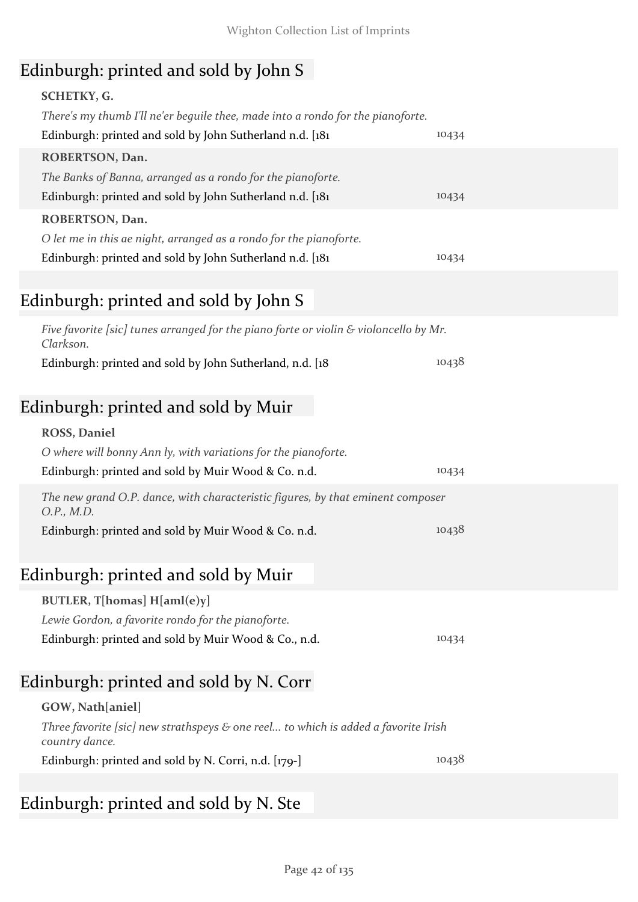## Edinburgh: printed and sold by John S

**SCHETKY, G.**

*There's my thumb I'll ne'er beguile thee, made into a rondo for the pianoforte.*

Edinburgh: printed and sold by John Sutherland n.d. [181 10434

**ROBERTSON, Dan.**

*The Banks of Banna, arranged as a rondo for the pianoforte.*

Edinburgh: printed and sold by John Sutherland n.d. [181 10434

**ROBERTSON, Dan.**

*O let me in this ae night, arranged as a rondo for the pianoforte.*

Edinburgh: printed and sold by John Sutherland n.d. [181 10434

## Edinburgh: printed and sold by John S

*Five favorite [sic] tunes arranged for the piano forte or violin & violoncello by Mr. Clarkson.*

Edinburgh: printed and sold by John Sutherland, n.d. [18 10438

## Edinburgh: printed and sold by Muir

**ROSS, Daniel**

*O where will bonny Ann ly, with variations for the pianoforte.*

Edinburgh: printed and sold by Muir Wood & Co. n.d. 10434

*The new grand O.P. dance, with characteristic figures, by that eminent composer O.P., M.D.*

Edinburgh: printed and sold by Muir Wood & Co. n.d. 10438

## Edinburgh: printed and sold by Muir

**BUTLER, T[homas] H[aml(e)y]**

*Lewie Gordon, a favorite rondo for the pianoforte.*

Edinburgh: printed and sold by Muir Wood & Co., n.d. 10434

## Edinburgh: printed and sold by N. Corr

**GOW, Nath[aniel]**

*Three favorite [sic] new strathspeys & one reel... to which is added a favorite Irish country dance.*

Edinburgh: printed and sold by N. Corri, n.d. [179-] 10438

## Edinburgh: printed and sold by N. Ste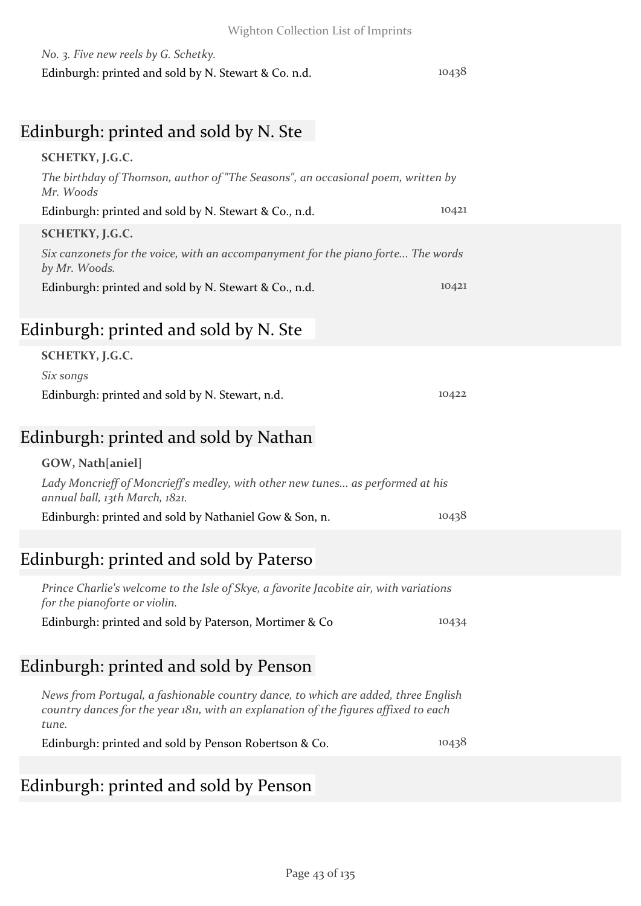*No. 3. Five new reels by G. Schetky.*

Edinburgh: printed and sold by N. Stewart & Co. n.d. 10438

## Edinburgh: printed and sold by N. Ste

**SCHETKY, J.G.C.**

*The birthday of Thomson, author of "The Seasons", an occasional poem, written by Mr. Woods*

Edinburgh: printed and sold by N. Stewart & Co., n.d. 10421

**SCHETKY, J.G.C.**

*Six canzonets for the voice, with an accompanyment for the piano forte... The words by Mr. Woods.*

Edinburgh: printed and sold by N. Stewart & Co., n.d. 10421

## Edinburgh: printed and sold by N. Ste

**SCHETKY, J.G.C.**

*Six songs*

Edinburgh: printed and sold by N. Stewart, n.d. 10422

## Edinburgh: printed and sold by Nathan

**GOW, Nath[aniel]**

*Lady Moncrieff of Moncrieff's medley, with other new tunes... as performed at his annual ball, 13th March, 1821.*

Edinburgh: printed and sold by Nathaniel Gow & Son, n. 10438

## Edinburgh: printed and sold by Paterso

*Prince Charlie's welcome to the Isle of Skye, a favorite Jacobite air, with variations for the pianoforte or violin.*

Edinburgh: printed and sold by Paterson, Mortimer & Co 10434

## Edinburgh: printed and sold by Penson

*News from Portugal, a fashionable country dance, to which are added, three English country dances for the year 1811, with an explanation of the figures affixed to each tune.*

Edinburgh: printed and sold by Penson Robertson & Co. 10438

## Edinburgh: printed and sold by Penson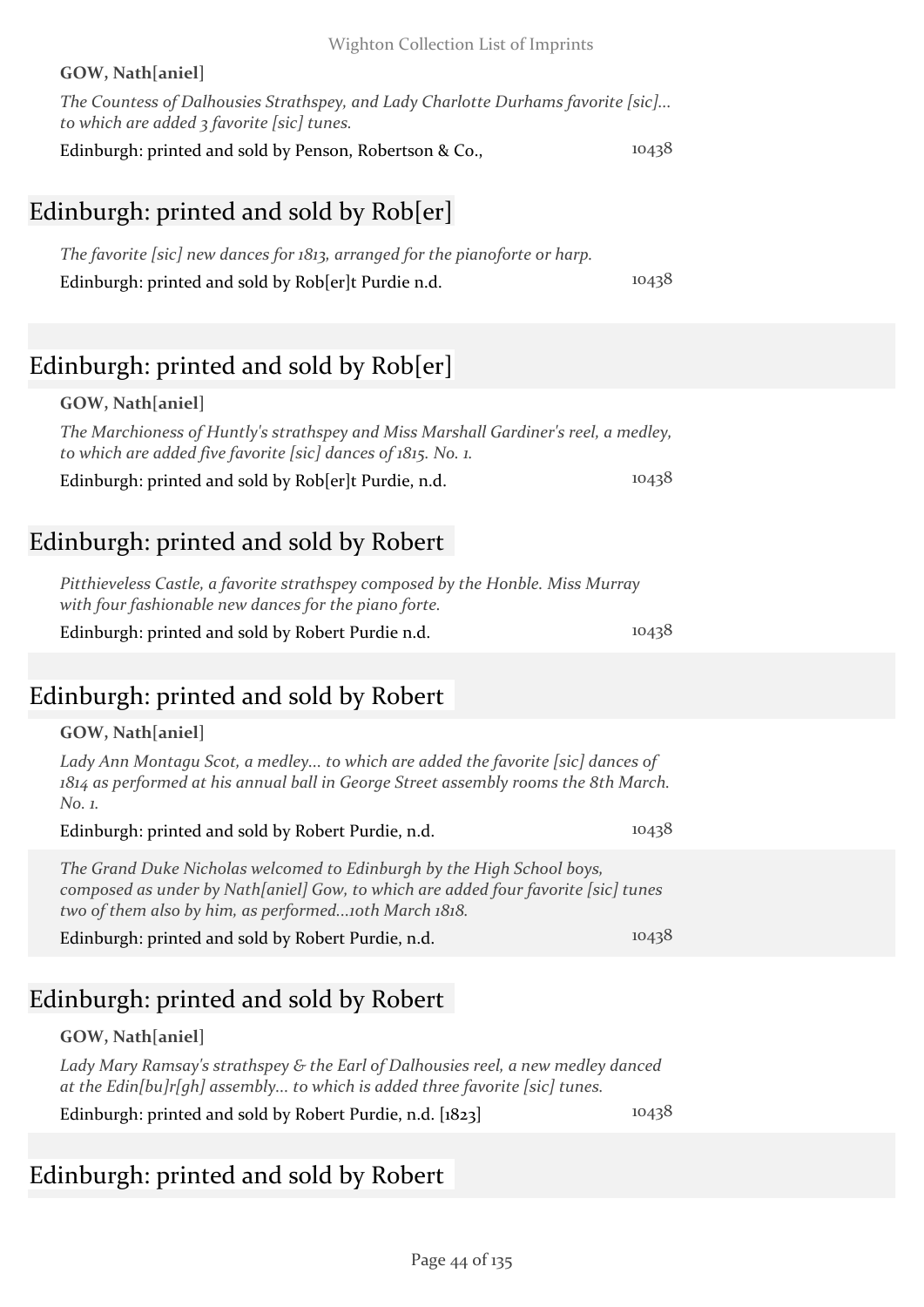**GOW, Nath[aniel]**

*The Countess of Dalhousies Strathspey, and Lady Charlotte Durhams favorite [sic]... to which are added 3 favorite [sic] tunes.*

Edinburgh: printed and sold by Penson, Robertson & Co., 10438

## Edinburgh: printed and sold by Rob[er]

*The favorite [sic] new dances for 1813, arranged for the pianoforte or harp.*

Edinburgh: printed and sold by Rob[er]t Purdie n.d. 10438

## Edinburgh: printed and sold by Rob[er]

**GOW, Nath[aniel]**

*The Marchioness of Huntly's strathspey and Miss Marshall Gardiner's reel, a medley, to which are added five favorite [sic] dances of 1815. No. 1.*

Edinburgh: printed and sold by Rob[er]t Purdie, n.d. 10438

## Edinburgh: printed and sold by Robert

*Pitthieveless Castle, a favorite strathspey composed by the Honble. Miss Murray with four fashionable new dances for the piano forte.*

Edinburgh: printed and sold by Robert Purdie n.d. 10438

## Edinburgh: printed and sold by Robert

**GOW, Nath[aniel]**

*Lady Ann Montagu Scot, a medley... to which are added the favorite [sic] dances of 1814 as performed at his annual ball in George Street assembly rooms the 8th March. No. 1.*

Edinburgh: printed and sold by Robert Purdie, n.d. 10438

*The Grand Duke Nicholas welcomed to Edinburgh by the High School boys, composed as under by Nath[aniel] Gow, to which are added four favorite [sic] tunes two of them also by him, as performed...10th March 1818.*

Edinburgh: printed and sold by Robert Purdie, n.d. 10438

## Edinburgh: printed and sold by Robert

**GOW, Nath[aniel]**

*Lady Mary Ramsay's strathspey & the Earl of Dalhousies reel, a new medley danced at the Edin[bu]r[gh] assembly... to which is added three favorite [sic] tunes.*

Edinburgh: printed and sold by Robert Purdie, n.d. [1823] 10438

## Edinburgh: printed and sold by Robert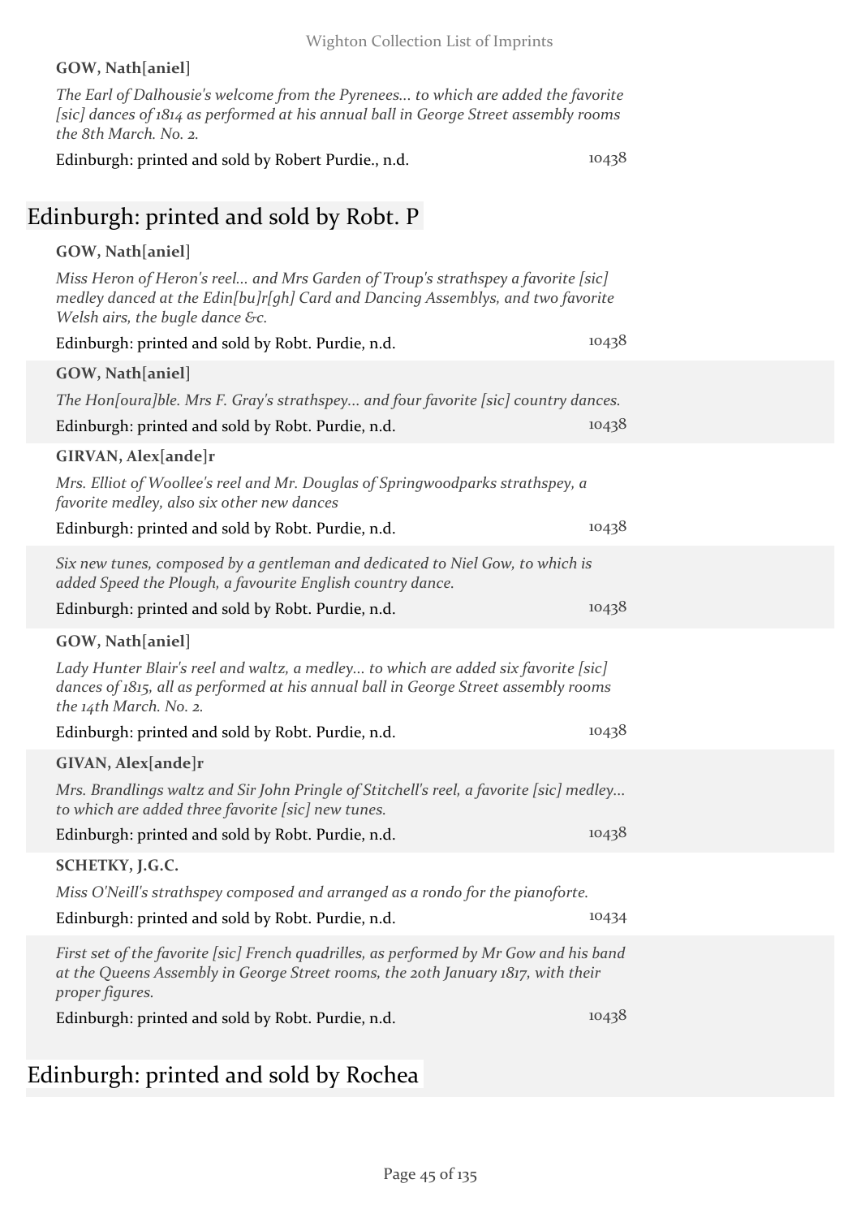**GOW, Nath[aniel]**

*The Earl of Dalhousie's welcome from the Pyrenees... to which are added the favorite [sic] dances of 1814 as performed at his annual ball in George Street assembly rooms the 8th March. No. 2.*

Edinburgh: printed and sold by Robert Purdie., n.d. 10438

## Edinburgh: printed and sold by Robt. P

**GOW, Nath[aniel]**

*Miss Heron of Heron's reel... and Mrs Garden of Troup's strathspey a favorite [sic] medley danced at the Edin[bu]r[gh] Card and Dancing Assemblys, and two favorite Welsh airs, the bugle dance &c.*

Edinburgh: printed and sold by Robt. Purdie, n.d. 10438

**GOW, Nath[aniel]**

*The Hon[oura]ble. Mrs F. Gray's strathspey... and four favorite [sic] country dances.*

Edinburgh: printed and sold by Robt. Purdie, n.d. 10438

**GIRVAN, Alex[ande]r**

*Mrs. Elliot of Woollee's reel and Mr. Douglas of Springwoodparks strathspey, a favorite medley, also six other new dances*

Edinburgh: printed and sold by Robt. Purdie, n.d. 10438

*Six new tunes, composed by a gentleman and dedicated to Niel Gow, to which is added Speed the Plough, a favourite English country dance.*

Edinburgh: printed and sold by Robt. Purdie, n.d. 10438

**GOW, Nath[aniel]**

*Lady Hunter Blair's reel and waltz, a medley... to which are added six favorite [sic] dances of 1815, all as performed at his annual ball in George Street assembly rooms the 14th March. No. 2.*

Edinburgh: printed and sold by Robt. Purdie, n.d. 10438

**GIVAN, Alex[ande]r**

*Mrs. Brandlings waltz and Sir John Pringle of Stitchell's reel, a favorite [sic] medley... to which are added three favorite [sic] new tunes.*

Edinburgh: printed and sold by Robt. Purdie, n.d. 10438

**SCHETKY, J.G.C.**

*Miss O'Neill's strathspey composed and arranged as a rondo for the pianoforte.*

Edinburgh: printed and sold by Robt. Purdie, n.d. 10434

*First set of the favorite [sic] French quadrilles, as performed by Mr Gow and his band at the Queens Assembly in George Street rooms, the 20th January 1817, with their proper figures.*

Edinburgh: printed and sold by Robt. Purdie, n.d. 10438

## Edinburgh: printed and sold by Rochea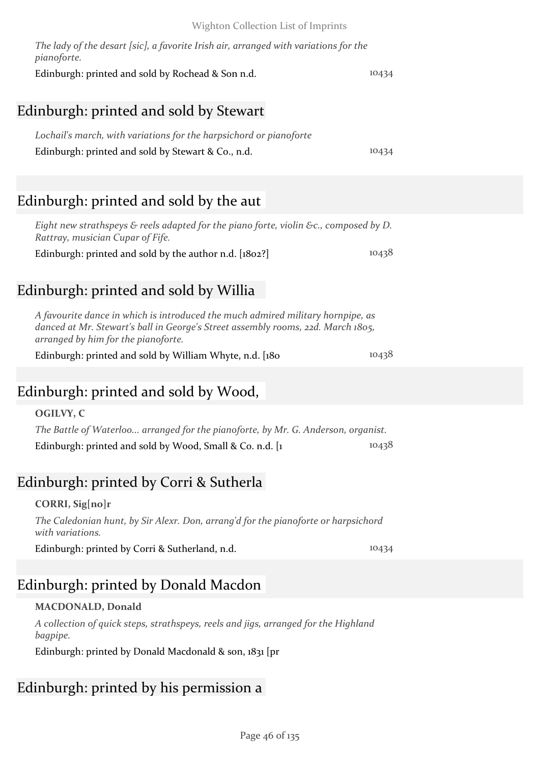*The lady of the desart [sic], a favorite Irish air, arranged with variations for the pianoforte.*

Edinburgh: printed and sold by Rochead & Son n.d. 10434

## Edinburgh: printed and sold by Stewart

*Lochail's march, with variations for the harpsichord or pianoforte*

Edinburgh: printed and sold by Stewart & Co., n.d. 10434

## Edinburgh: printed and sold by the aut

*Eight new strathspeys & reels adapted for the piano forte, violin &c., composed by D. Rattray, musician Cupar of Fife.*

Edinburgh: printed and sold by the author n.d. [1802?] 10438

## Edinburgh: printed and sold by Willia

*A favourite dance in which is introduced the much admired military hornpipe, as danced at Mr. Stewart's ball in George's Street assembly rooms, 22d. March 1805, arranged by him for the pianoforte.*

Edinburgh: printed and sold by William Whyte, n.d. [180 10438

## Edinburgh: printed and sold by Wood,

**OGILVY, C**

*The Battle of Waterloo... arranged for the pianoforte, by Mr. G. Anderson, organist.*

Edinburgh: printed and sold by Wood, Small & Co. n.d. [1 10438

## Edinburgh: printed by Corri & Sutherla

**CORRI, Sig[no]r**

*The Caledonian hunt, by Sir Alexr. Don, arrang'd for the pianoforte or harpsichord with variations.*

Edinburgh: printed by Corri & Sutherland, n.d. 10434

## Edinburgh: printed by Donald Macdon

**MACDONALD, Donald**

*A collection of quick steps, strathspeys, reels and jigs, arranged for the Highland bagpipe.*

Edinburgh: printed by Donald Macdonald & son, 1831 [pr

## Edinburgh: printed by his permission a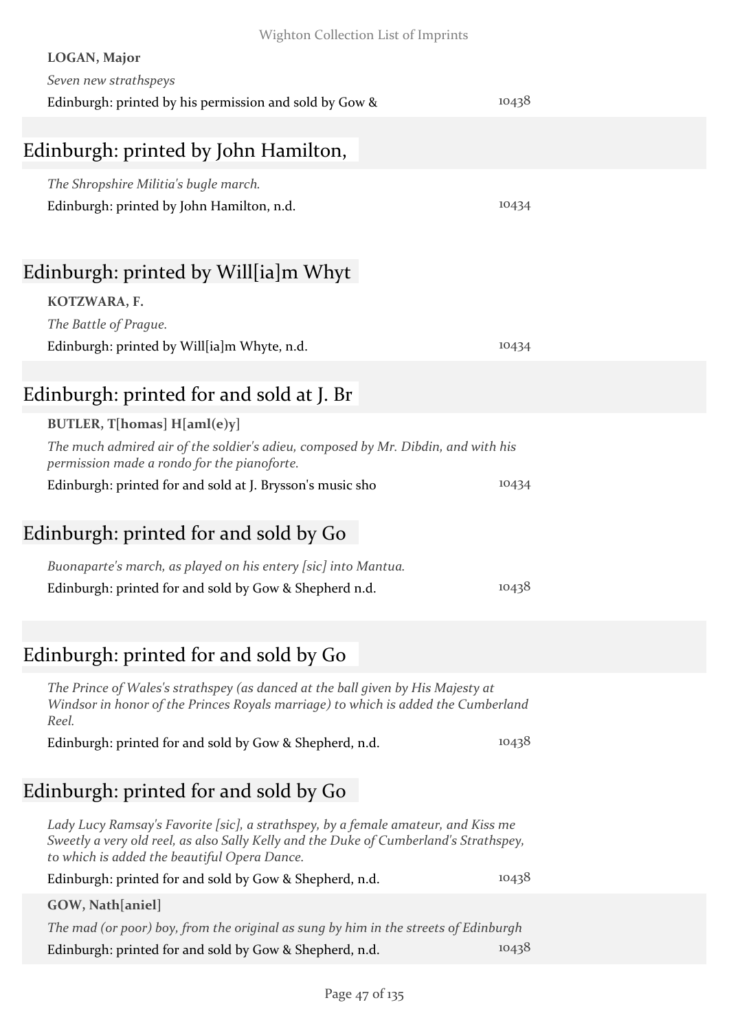**LOGAN, Major**

*Seven new strathspeys*

Edinburgh: printed by his permission and sold by Gow & 10438

## Edinburgh: printed by John Hamilton,

*The Shropshire Militia's bugle march.*

Edinburgh: printed by John Hamilton, n.d. 10434

## Edinburgh: printed by Will[ia]m Whyt

**KOTZWARA, F.**

*The Battle of Prague.*

Edinburgh: printed by Will[ia]m Whyte, n.d. 10434

## Edinburgh: printed for and sold at J. Br

**BUTLER, T[homas] H[aml(e)y]**

*The much admired air of the soldier's adieu, composed by Mr. Dibdin, and with his permission made a rondo for the pianoforte.*

Edinburgh: printed for and sold at J. Brysson's music sho 10434

## Edinburgh: printed for and sold by Go

*Buonaparte's march, as played on his entery [sic] into Mantua.*

Edinburgh: printed for and sold by Gow & Shepherd n.d. 10438

## Edinburgh: printed for and sold by Go

*The Prince of Wales's strathspey (as danced at the ball given by His Majesty at Windsor in honor of the Princes Royals marriage) to which is added the Cumberland Reel.*

Edinburgh: printed for and sold by Gow & Shepherd, n.d. 10438

## Edinburgh: printed for and sold by Go

*Lady Lucy Ramsay's Favorite [sic], a strathspey, by a female amateur, and Kiss me Sweetly a very old reel, as also Sally Kelly and the Duke of Cumberland's Strathspey, to which is added the beautiful Opera Dance.*

Edinburgh: printed for and sold by Gow & Shepherd, n.d. 10438

**GOW, Nath[aniel]**

*The mad (or poor) boy, from the original as sung by him in the streets of Edinburgh*

Edinburgh: printed for and sold by Gow & Shepherd, n.d. 10438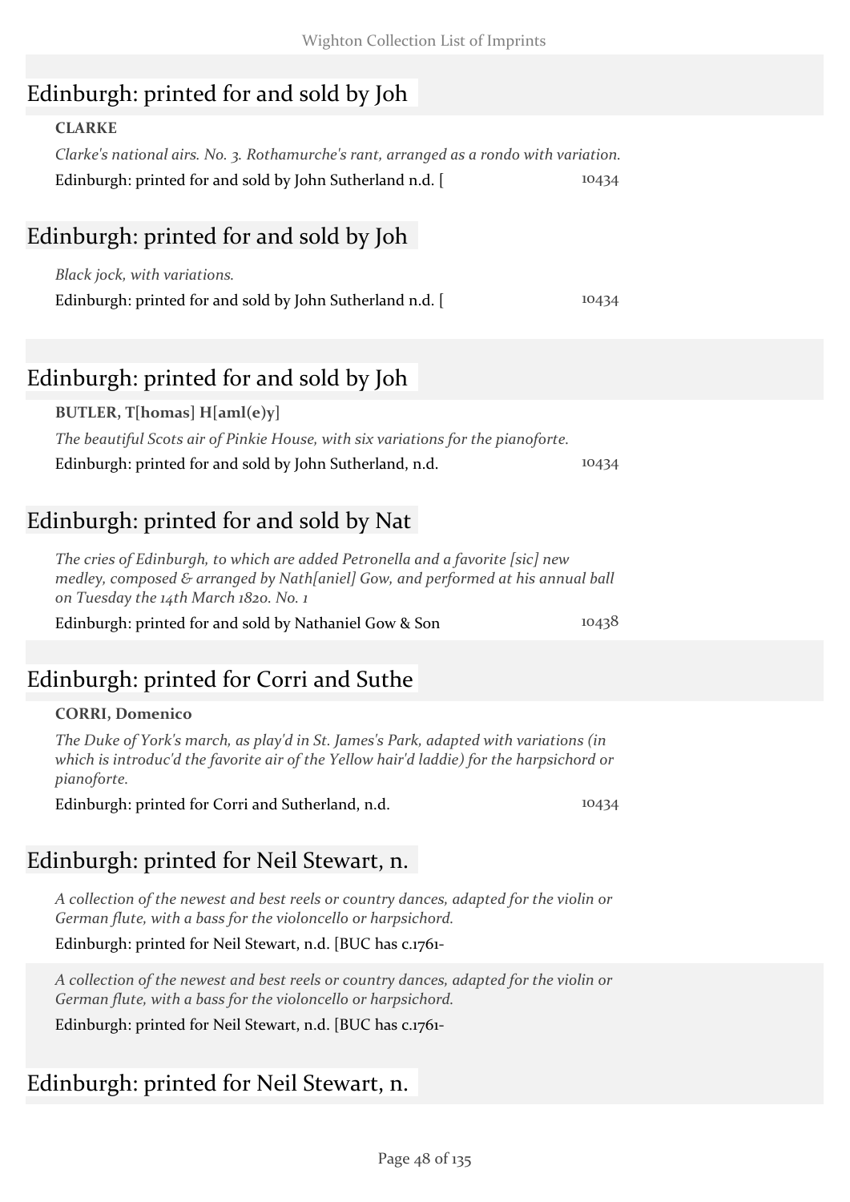## Edinburgh: printed for and sold by Joh

**CLARKE**

*Clarke's national airs. No. 3. Rothamurche's rant, arranged as a rondo with variation.*

Edinburgh: printed for and sold by John Sutherland n.d. [ 10434

## Edinburgh: printed for and sold by Joh

*Black jock, with variations.*

Edinburgh: printed for and sold by John Sutherland n.d. [ 10434

## Edinburgh: printed for and sold by Joh

**BUTLER, T[homas] H[aml(e)y]**

*The beautiful Scots air of Pinkie House, with six variations for the pianoforte.*

Edinburgh: printed for and sold by John Sutherland, n.d. 10434

## Edinburgh: printed for and sold by Nat

*The cries of Edinburgh, to which are added Petronella and a favorite [sic] new medley, composed & arranged by Nath[aniel] Gow, and performed at his annual ball on Tuesday the 14th March 1820. No. 1*

Edinburgh: printed for and sold by Nathaniel Gow & Son 10438

## Edinburgh: printed for Corri and Suthe

**CORRI, Domenico**

*The Duke of York's march, as play'd in St. James's Park, adapted with variations (in which is introduc'd the favorite air of the Yellow hair'd laddie) for the harpsichord or pianoforte.*

Edinburgh: printed for Corri and Sutherland, n.d. 10434

## Edinburgh: printed for Neil Stewart, n.

*A collection of the newest and best reels or country dances, adapted for the violin or German flute, with a bass for the violoncello or harpsichord.*

Edinburgh: printed for Neil Stewart, n.d. [BUC has c.1761-

*A collection of the newest and best reels or country dances, adapted for the violin or German flute, with a bass for the violoncello or harpsichord.*

Edinburgh: printed for Neil Stewart, n.d. [BUC has c.1761-

## Edinburgh: printed for Neil Stewart, n.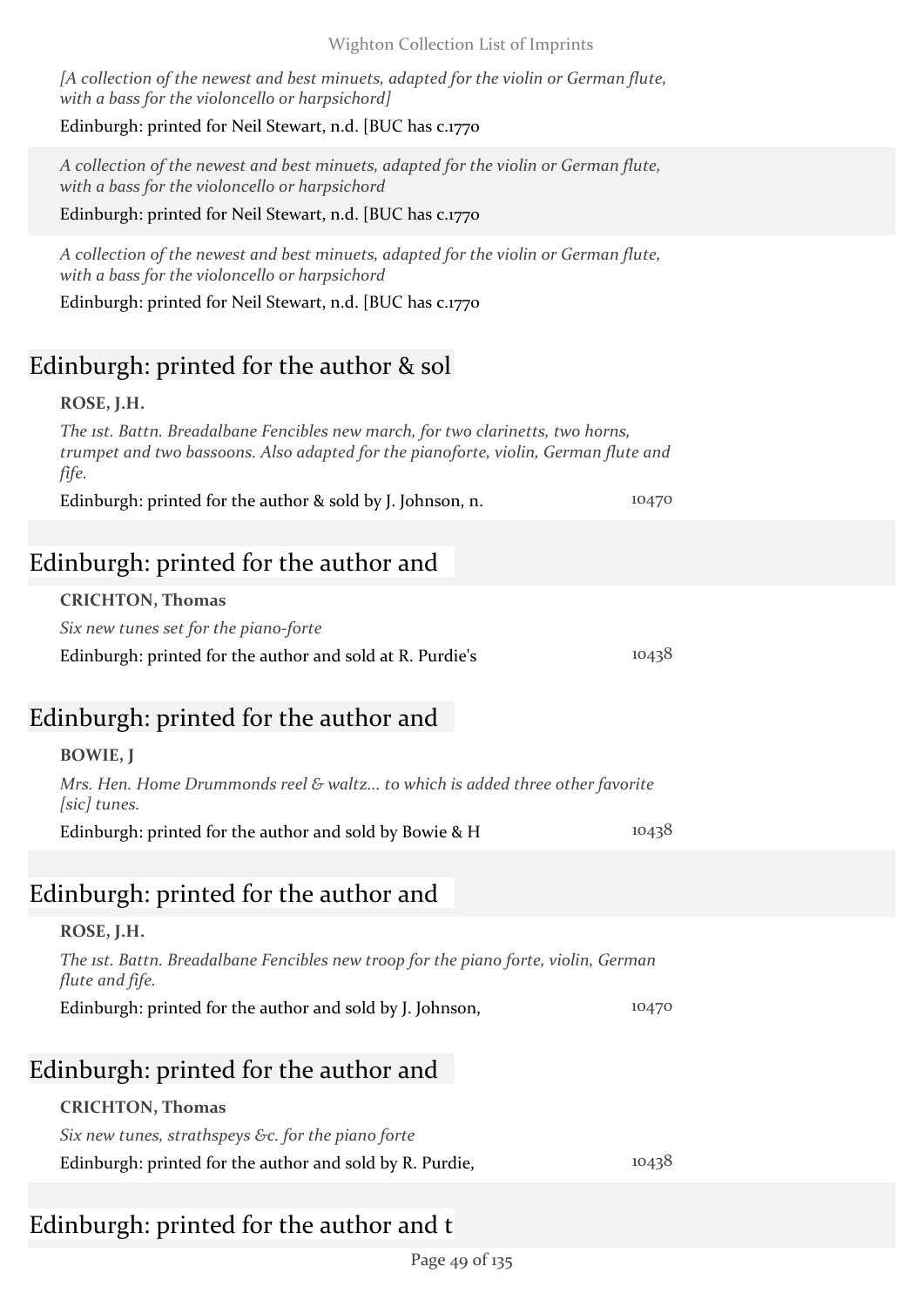*[A collection of the newest and best minuets, adapted for the violin or German flute, with a bass for the violoncello or harpsichord]*

Edinburgh: printed for Neil Stewart, n.d. [BUC has c.1770

*A collection of the newest and best minuets, adapted for the violin or German flute, with a bass for the violoncello or harpsichord*

Edinburgh: printed for Neil Stewart, n.d. [BUC has c.1770

*A collection of the newest and best minuets, adapted for the violin or German flute, with a bass for the violoncello or harpsichord*

Edinburgh: printed for Neil Stewart, n.d. [BUC has c.1770

## Edinburgh: printed for the author & sol

**ROSE, J.H.**

*The 1st. Battn. Breadalbane Fencibles new march, for two clarinetts, two horns, trumpet and two bassoons. Also adapted for the pianoforte, violin, German flute and fife.*

Edinburgh: printed for the author & sold by J. Johnson, n. 10470

## Edinburgh: printed for the author and

**CRICHTON, Thomas**

*Six new tunes set for the piano-forte*

Edinburgh: printed for the author and sold at R. Purdie's 10438

## Edinburgh: printed for the author and

**BOWIE, J**

*Mrs. Hen. Home Drummonds reel & waltz... to which is added three other favorite [sic] tunes.*

Edinburgh: printed for the author and sold by Bowie & H 10438

## Edinburgh: printed for the author and

**ROSE, J.H.**

*The 1st. Battn. Breadalbane Fencibles new troop for the piano forte, violin, German flute and fife.*

Edinburgh: printed for the author and sold by J. Johnson, 10470

## Edinburgh: printed for the author and

**CRICHTON, Thomas**

*Six new tunes, strathspeys &c. for the piano forte*

Edinburgh: printed for the author and sold by R. Purdie, 10438

## Edinburgh: printed for the author and t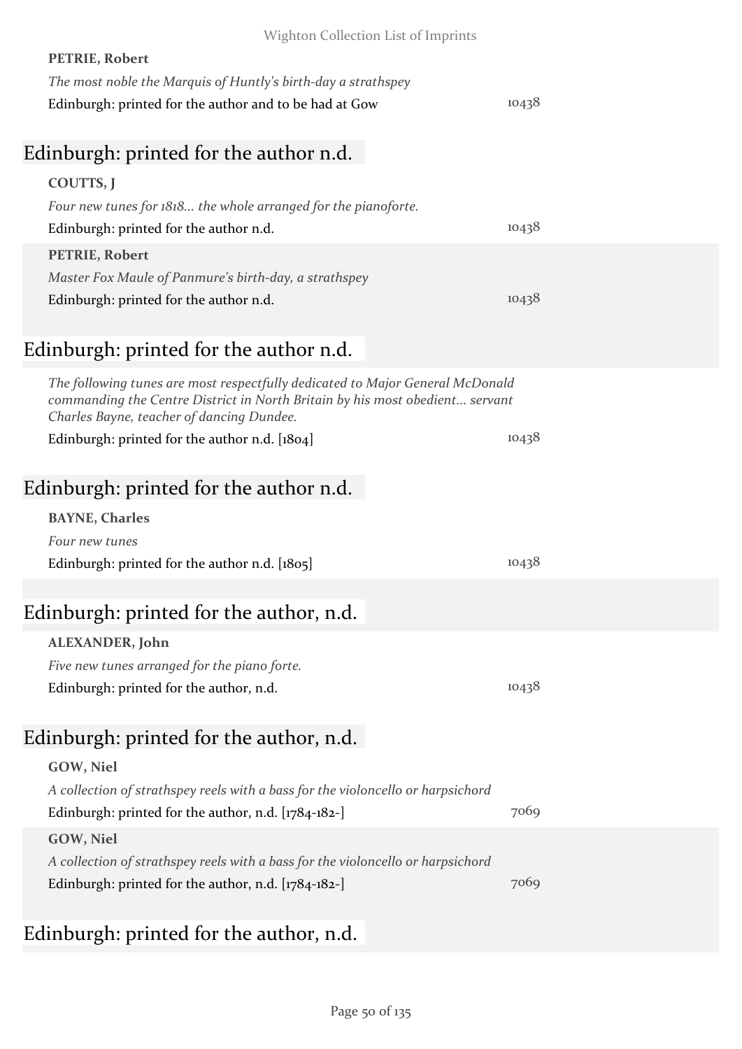**PETRIE, Robert**

*The most noble the Marquis of Huntly's birth-day a strathspey*

Edinburgh: printed for the author and to be had at Gow 10438

## Edinburgh: printed for the author n.d.

**COUTTS, J**

*Four new tunes for 1818... the whole arranged for the pianoforte.*

Edinburgh: printed for the author n.d. 10438

**PETRIE, Robert**

*Master Fox Maule of Panmure's birth-day, a strathspey*

Edinburgh: printed for the author n.d. 10438

## Edinburgh: printed for the author n.d.

*The following tunes are most respectfully dedicated to Major General McDonald commanding the Centre District in North Britain by his most obedient... servant Charles Bayne, teacher of dancing Dundee.*

Edinburgh: printed for the author n.d. [1804] 10438

## Edinburgh: printed for the author n.d.

**BAYNE, Charles**

*Four new tunes*

Edinburgh: printed for the author n.d. [1805] 10438

## Edinburgh: printed for the author, n.d.

**ALEXANDER, John**

*Five new tunes arranged for the piano forte.*

Edinburgh: printed for the author, n.d. 10438

## Edinburgh: printed for the author, n.d.

**GOW, Niel**

*A collection of strathspey reels with a bass for the violoncello or harpsichord*

Edinburgh: printed for the author, n.d. [1784-182-] 7069

**GOW, Niel**

*A collection of strathspey reels with a bass for the violoncello or harpsichord*

Edinburgh: printed for the author, n.d. [1784-182-] 7069

## Edinburgh: printed for the author, n.d.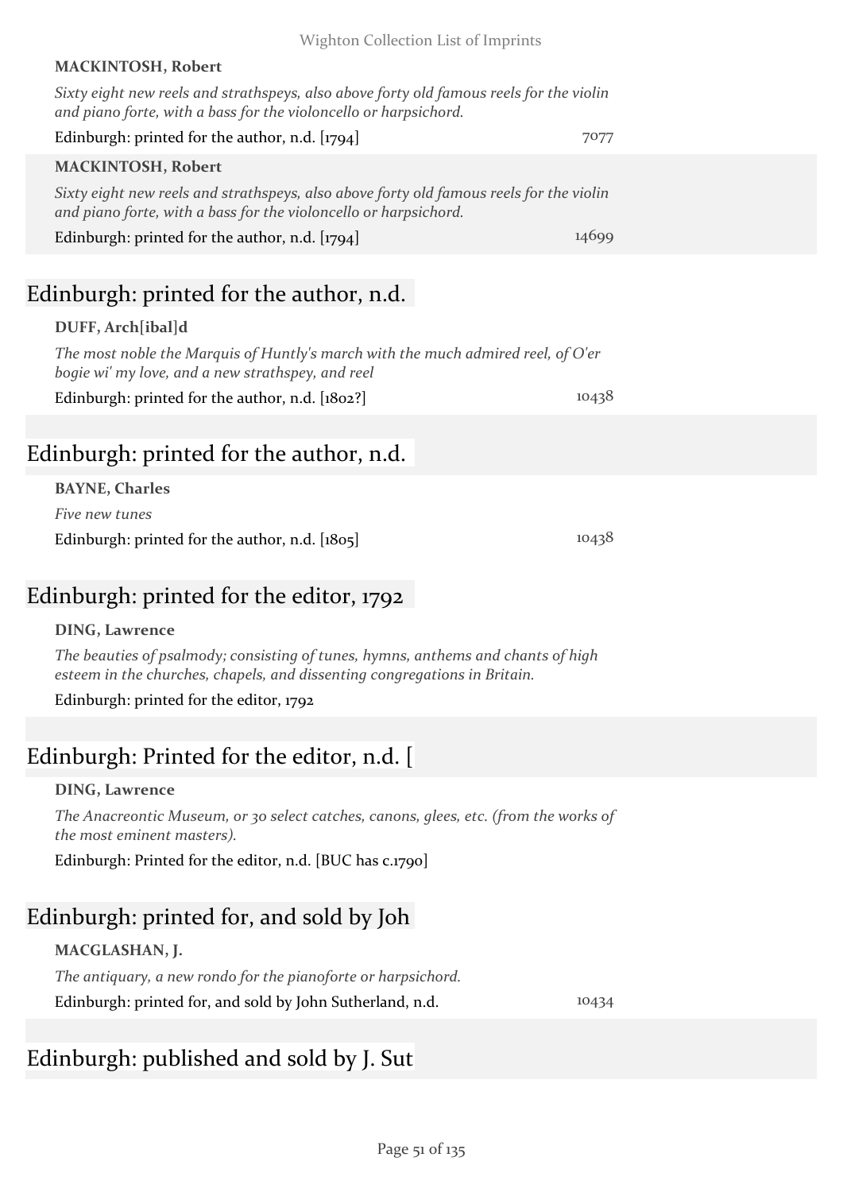**MACKINTOSH, Robert**

*Sixty eight new reels and strathspeys, also above forty old famous reels for the violin and piano forte, with a bass for the violoncello or harpsichord.*

Edinburgh: printed for the author, n.d. [1794] 7077

**MACKINTOSH, Robert**

*Sixty eight new reels and strathspeys, also above forty old famous reels for the violin and piano forte, with a bass for the violoncello or harpsichord.*

Edinburgh: printed for the author, n.d. [1794] 14699

## Edinburgh: printed for the author, n.d.

**DUFF, Arch[ibal]d**

*The most noble the Marquis of Huntly's march with the much admired reel, of O'er bogie wi' my love, and a new strathspey, and reel*

Edinburgh: printed for the author, n.d. [1802?] 10438

## Edinburgh: printed for the author, n.d.

**BAYNE, Charles**

*Five new tunes*

Edinburgh: printed for the author, n.d. [1805] 10438

## Edinburgh: printed for the editor, 1792

**DING, Lawrence**

*The beauties of psalmody; consisting of tunes, hymns, anthems and chants of high esteem in the churches, chapels, and dissenting congregations in Britain.*

Edinburgh: printed for the editor, 1792

## Edinburgh: Printed for the editor, n.d. [

**DING, Lawrence**

*The Anacreontic Museum, or 30 select catches, canons, glees, etc. (from the works of the most eminent masters).*

Edinburgh: Printed for the editor, n.d. [BUC has c.1790]

## Edinburgh: printed for, and sold by Joh

**MACGLASHAN, J.**

*The antiquary, a new rondo for the pianoforte or harpsichord.*

Edinburgh: printed for, and sold by John Sutherland, n.d. 10434

## Edinburgh: published and sold by J. Sut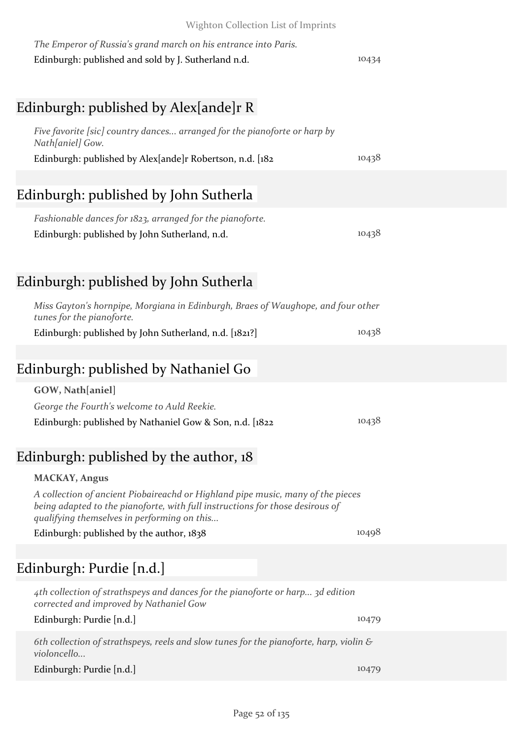*The Emperor of Russia's grand march on his entrance into Paris.*

Edinburgh: published and sold by J. Sutherland n.d. 10434

## Edinburgh: published by Alex[ande]r R

*Five favorite [sic] country dances... arranged for the pianoforte or harp by Nath[aniel] Gow.*

Edinburgh: published by Alex[ande]r Robertson, n.d. [182 10438

## Edinburgh: published by John Sutherla

*Fashionable dances for 1823, arranged for the pianoforte.*

Edinburgh: published by John Sutherland, n.d. 10438

## Edinburgh: published by John Sutherla

*Miss Gayton's hornpipe, Morgiana in Edinburgh, Braes of Waughope, and four other tunes for the pianoforte.*

Edinburgh: published by John Sutherland, n.d. [1821?] 10438

## Edinburgh: published by Nathaniel Go

**GOW, Nath[aniel]**

*George the Fourth's welcome to Auld Reekie.*

Edinburgh: published by Nathaniel Gow & Son, n.d. [1822 10438

## Edinburgh: published by the author, 18

**MACKAY, Angus**

*A collection of ancient Piobaireachd or Highland pipe music, many of the pieces being adapted to the pianoforte, with full instructions for those desirous of qualifying themselves in performing on this...*

Edinburgh: published by the author, 1838 10498

## Edinburgh: Purdie [n.d.]

*4th collection of strathspeys and dances for the pianoforte or harp... 3d edition corrected and improved by Nathaniel Gow*

Edinburgh: Purdie [n.d.] 10479

*6th collection of strathspeys, reels and slow tunes for the pianoforte, harp, violin & violoncello...*

Edinburgh: Purdie [n.d.] 10479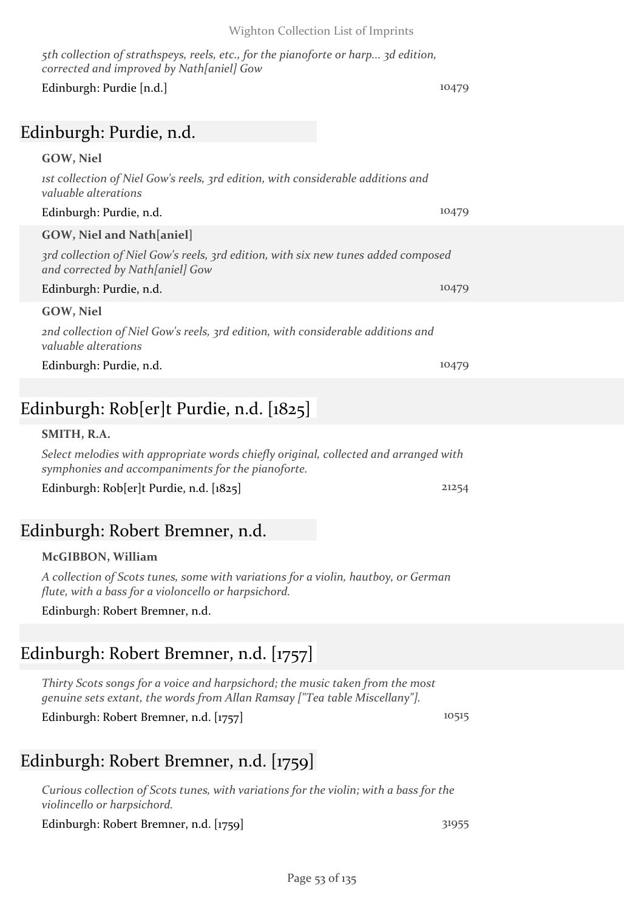*5th collection of strathspeys, reels, etc., for the pianoforte or harp... 3d edition, corrected and improved by Nath[aniel] Gow*

Edinburgh: Purdie [n.d.] 10479

## Edinburgh: Purdie, n.d.

**GOW, Niel**

*1st collection of Niel Gow's reels, 3rd edition, with considerable additions and valuable alterations*

Edinburgh: Purdie, n.d. 10479

**GOW, Niel and Nath[aniel]**

*3rd collection of Niel Gow's reels, 3rd edition, with six new tunes added composed and corrected by Nath[aniel] Gow*

Edinburgh: Purdie, n.d. 10479

**GOW, Niel**

*2nd collection of Niel Gow's reels, 3rd edition, with considerable additions and valuable alterations*

Edinburgh: Purdie, n.d. 10479

## Edinburgh: Rob[er]t Purdie, n.d. [1825]

**SMITH, R.A.**

*Select melodies with appropriate words chiefly original, collected and arranged with symphonies and accompaniments for the pianoforte.*

Edinburgh: Rob[er]t Purdie, n.d. [1825] 21254

## Edinburgh: Robert Bremner, n.d.

**McGIBBON, William**

*A collection of Scots tunes, some with variations for a violin, hautboy, or German flute, with a bass for a violoncello or harpsichord.*

Edinburgh: Robert Bremner, n.d.

## Edinburgh: Robert Bremner, n.d. [1757]

*Thirty Scots songs for a voice and harpsichord; the music taken from the most genuine sets extant, the words from Allan Ramsay ["Tea table Miscellany"].*

Edinburgh: Robert Bremner, n.d. [1757] 10515

## Edinburgh: Robert Bremner, n.d. [1759]

*Curious collection of Scots tunes, with variations for the violin; with a bass for the violincello or harpsichord.*

Edinburgh: Robert Bremner, n.d. [1759] 31955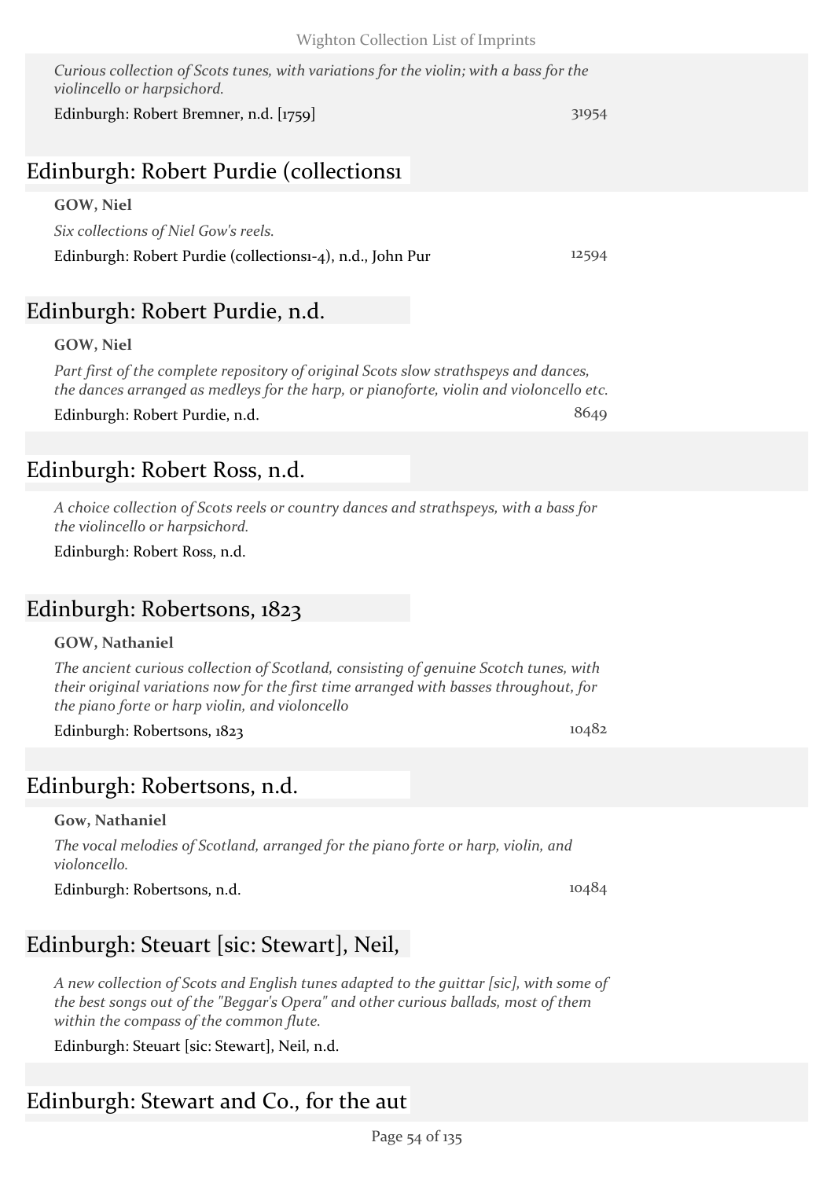*Curious collection of Scots tunes, with variations for the violin; with a bass for the violincello or harpsichord.*

Edinburgh: Robert Bremner, n.d. [1759] 31954

## Edinburgh: Robert Purdie (collections1

**GOW, Niel**

*Six collections of Niel Gow's reels.*

Edinburgh: Robert Purdie (collections1-4), n.d., John Pur 12594

## Edinburgh: Robert Purdie, n.d.

**GOW, Niel**

*Part first of the complete repository of original Scots slow strathspeys and dances, the dances arranged as medleys for the harp, or pianoforte, violin and violoncello etc.*

Edinburgh: Robert Purdie, n.d. 8649

## Edinburgh: Robert Ross, n.d.

*A choice collection of Scots reels or country dances and strathspeys, with a bass for the violincello or harpsichord.*

Edinburgh: Robert Ross, n.d.

## Edinburgh: Robertsons, 1823

**GOW, Nathaniel**

*The ancient curious collection of Scotland, consisting of genuine Scotch tunes, with their original variations now for the first time arranged with basses throughout, for the piano forte or harp violin, and violoncello*

Edinburgh: Robertsons, 1823 10482

## Edinburgh: Robertsons, n.d.

**Gow, Nathaniel**

*The vocal melodies of Scotland, arranged for the piano forte or harp, violin, and violoncello.*

Edinburgh: Robertsons, n.d. 10484

## Edinburgh: Steuart [sic: Stewart], Neil,

*A new collection of Scots and English tunes adapted to the guittar [sic], with some of the best songs out of the "Beggar's Opera" and other curious ballads, most of them within the compass of the common flute.*

Edinburgh: Steuart [sic: Stewart], Neil, n.d.

## Edinburgh: Stewart and Co., for the aut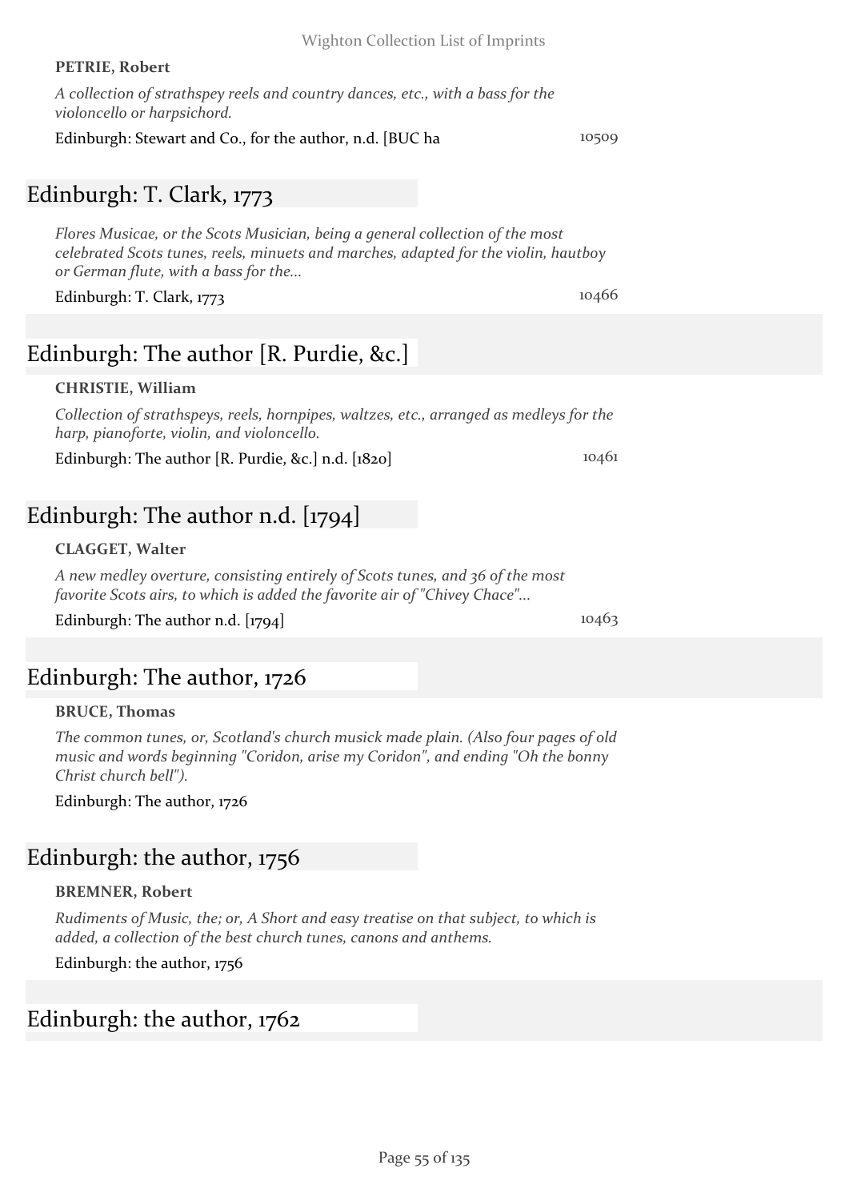**PETRIE, Robert**

*A collection of strathspey reels and country dances, etc., with a bass for the violoncello or harpsichord.*

Edinburgh: Stewart and Co., for the author, n.d. [BUC ha 10509

## Edinburgh: T. Clark, 1773

*Flores Musicae, or the Scots Musician, being a general collection of the most celebrated Scots tunes, reels, minuets and marches, adapted for the violin, hautboy or German flute, with a bass for the...*

Edinburgh: T. Clark, 1773 10466

## Edinburgh: The author [R. Purdie, &c.]

**CHRISTIE, William**

*Collection of strathspeys, reels, hornpipes, waltzes, etc., arranged as medleys for the harp, pianoforte, violin, and violoncello.*

Edinburgh: The author [R. Purdie, &c.] n.d. [1820] 10461

## Edinburgh: The author n.d. [1794]

**CLAGGET, Walter**

*A new medley overture, consisting entirely of Scots tunes, and 36 of the most favorite Scots airs, to which is added the favorite air of "Chivey Chace"...*

Edinburgh: The author n.d. [1794] 10463

## Edinburgh: The author, 1726

**BRUCE, Thomas**

*The common tunes, or, Scotland's church musick made plain. (Also four pages of old music and words beginning "Coridon, arise my Coridon", and ending "Oh the bonny Christ church bell").*

Edinburgh: The author, 1726

## Edinburgh: the author, 1756

**BREMNER, Robert**

*Rudiments of Music, the; or, A Short and easy treatise on that subject, to which is added, a collection of the best church tunes, canons and anthems.*

Edinburgh: the author, 1756

## Edinburgh: the author, 1762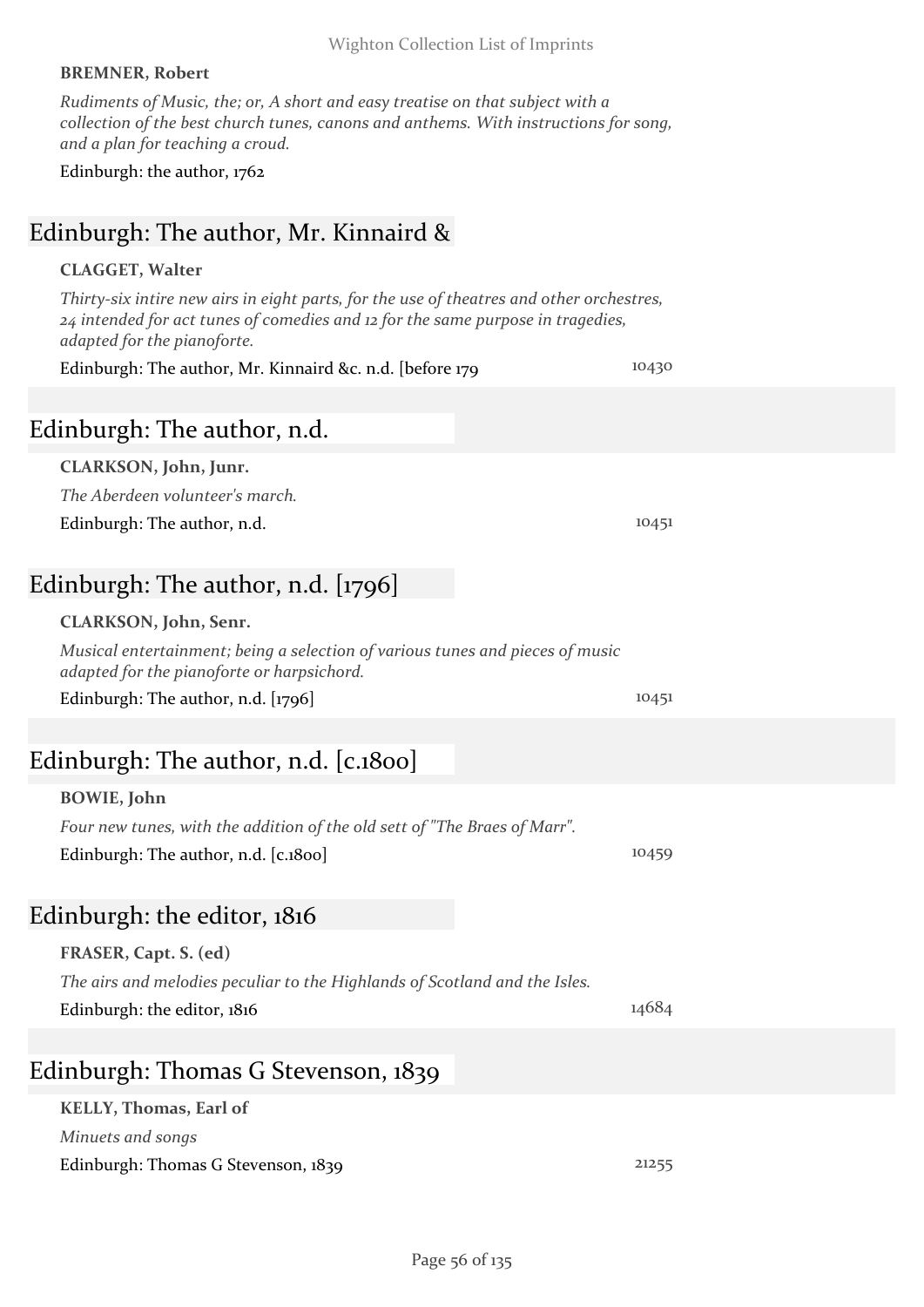**BREMNER, Robert**

*Rudiments of Music, the; or, A short and easy treatise on that subject with a collection of the best church tunes, canons and anthems. With instructions for song, and a plan for teaching a croud.*

Edinburgh: the author, 1762

## Edinburgh: The author, Mr. Kinnaird &

**CLAGGET, Walter**

*Thirty-six intire new airs in eight parts, for the use of theatres and other orchestres, 24 intended for act tunes of comedies and 12 for the same purpose in tragedies, adapted for the pianoforte.*

Edinburgh: The author, Mr. Kinnaird &c. n.d. [before 179 10430

## Edinburgh: The author, n.d.

**CLARKSON, John, Junr.**

*The Aberdeen volunteer's march.*

Edinburgh: The author, n.d. 10451

## Edinburgh: The author, n.d. [1796]

**CLARKSON, John, Senr.**

*Musical entertainment; being a selection of various tunes and pieces of music adapted for the pianoforte or harpsichord.*

Edinburgh: The author, n.d. [1796] 10451

## Edinburgh: The author, n.d. [c.1800]

**BOWIE, John**

*Four new tunes, with the addition of the old sett of "The Braes of Marr".*

Edinburgh: The author, n.d. [c.1800] 10459

## Edinburgh: the editor, 1816

**FRASER, Capt. S. (ed)**

*The airs and melodies peculiar to the Highlands of Scotland and the Isles.*

Edinburgh: the editor, 1816 14684

## Edinburgh: Thomas G Stevenson, 1839

**KELLY, Thomas, Earl of**

*Minuets and songs*

Edinburgh: Thomas G Stevenson, 1839 21255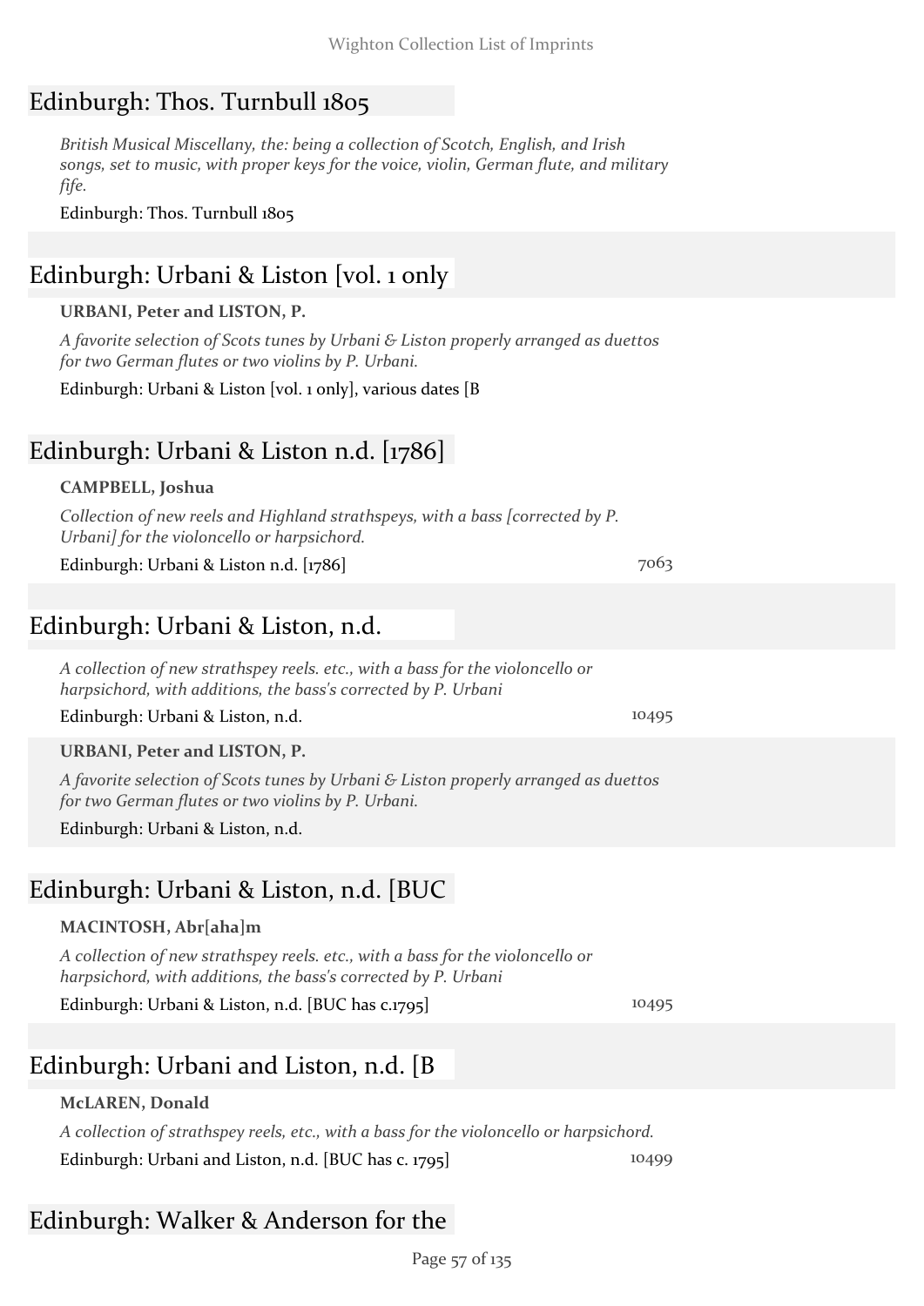## Edinburgh: Thos. Turnbull 1805

*British Musical Miscellany, the: being a collection of Scotch, English, and Irish songs, set to music, with proper keys for the voice, violin, German flute, and military fife.*

Edinburgh: Thos. Turnbull 1805

## Edinburgh: Urbani & Liston [vol. 1 only

**URBANI, Peter and LISTON, P.**

*A favorite selection of Scots tunes by Urbani & Liston properly arranged as duettos for two German flutes or two violins by P. Urbani.*

Edinburgh: Urbani & Liston [vol. 1 only], various dates [B

## Edinburgh: Urbani & Liston n.d. [1786]

**CAMPBELL, Joshua**

*Collection of new reels and Highland strathspeys, with a bass [corrected by P. Urbani] for the violoncello or harpsichord.*

Edinburgh: Urbani & Liston n.d. [1786] 7063

## Edinburgh: Urbani & Liston, n.d.

*A collection of new strathspey reels. etc., with a bass for the violoncello or harpsichord, with additions, the bass's corrected by P. Urbani*

Edinburgh: Urbani & Liston, n.d. 10495

**URBANI, Peter and LISTON, P.**

*A favorite selection of Scots tunes by Urbani & Liston properly arranged as duettos for two German flutes or two violins by P. Urbani.*

Edinburgh: Urbani & Liston, n.d.

## Edinburgh: Urbani & Liston, n.d. [BUC

**MACINTOSH, Abr[aha]m**

*A collection of new strathspey reels. etc., with a bass for the violoncello or harpsichord, with additions, the bass's corrected by P. Urbani*

Edinburgh: Urbani & Liston, n.d. [BUC has c.1795] 10495

## Edinburgh: Urbani and Liston, n.d. [B

**McLAREN, Donald**

*A collection of strathspey reels, etc., with a bass for the violoncello or harpsichord.*

Edinburgh: Urbani and Liston, n.d. [BUC has c. 1795] 10499

## Edinburgh: Walker & Anderson for the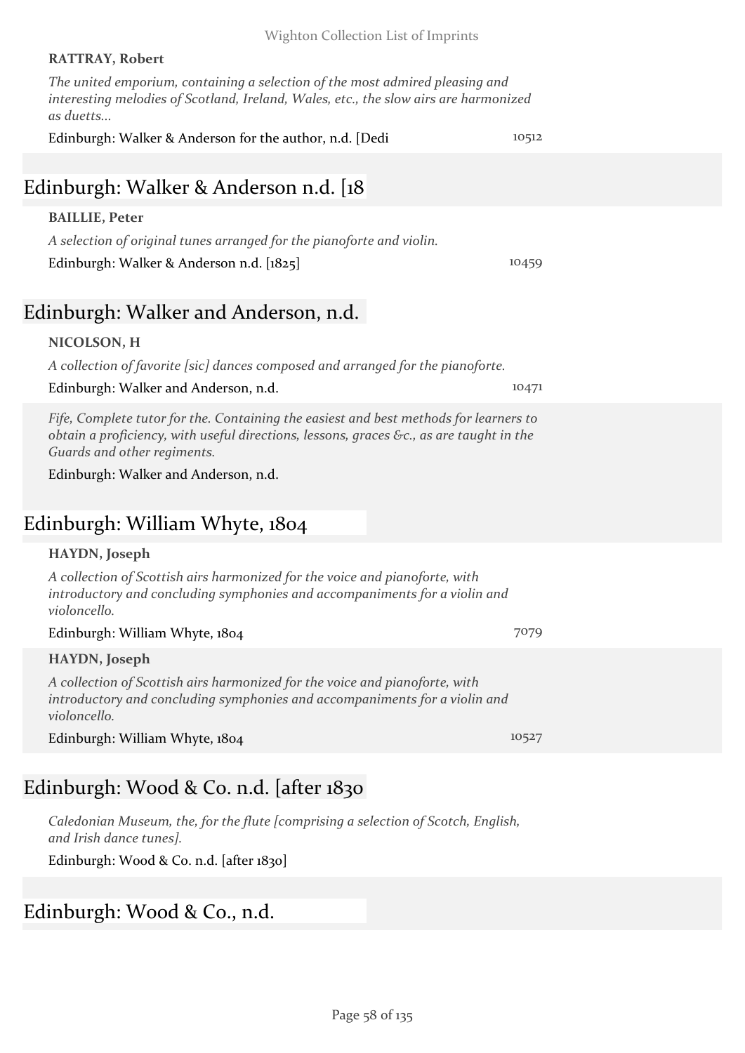**RATTRAY, Robert**

*The united emporium, containing a selection of the most admired pleasing and interesting melodies of Scotland, Ireland, Wales, etc., the slow airs are harmonized as duetts...*

Edinburgh: Walker & Anderson for the author, n.d. [Dedi 10512

## Edinburgh: Walker & Anderson n.d. [18

**BAILLIE, Peter**

*A selection of original tunes arranged for the pianoforte and violin.*

Edinburgh: Walker & Anderson n.d. [1825] 10459

## Edinburgh: Walker and Anderson, n.d.

**NICOLSON, H**

*A collection of favorite [sic] dances composed and arranged for the pianoforte.*

Edinburgh: Walker and Anderson, n.d. 10471

*Fife, Complete tutor for the. Containing the easiest and best methods for learners to obtain a proficiency, with useful directions, lessons, graces &c., as are taught in the Guards and other regiments.*

Edinburgh: Walker and Anderson, n.d.

## Edinburgh: William Whyte, 1804

**HAYDN, Joseph**

*A collection of Scottish airs harmonized for the voice and pianoforte, with introductory and concluding symphonies and accompaniments for a violin and violoncello.*

Edinburgh: William Whyte, 1804 7079

**HAYDN, Joseph**

*A collection of Scottish airs harmonized for the voice and pianoforte, with introductory and concluding symphonies and accompaniments for a violin and violoncello.*

Edinburgh: William Whyte, 1804 10527

## Edinburgh: Wood & Co. n.d. [after 1830

*Caledonian Museum, the, for the flute [comprising a selection of Scotch, English, and Irish dance tunes].*

Edinburgh: Wood & Co. n.d. [after 1830]

## Edinburgh: Wood & Co., n.d.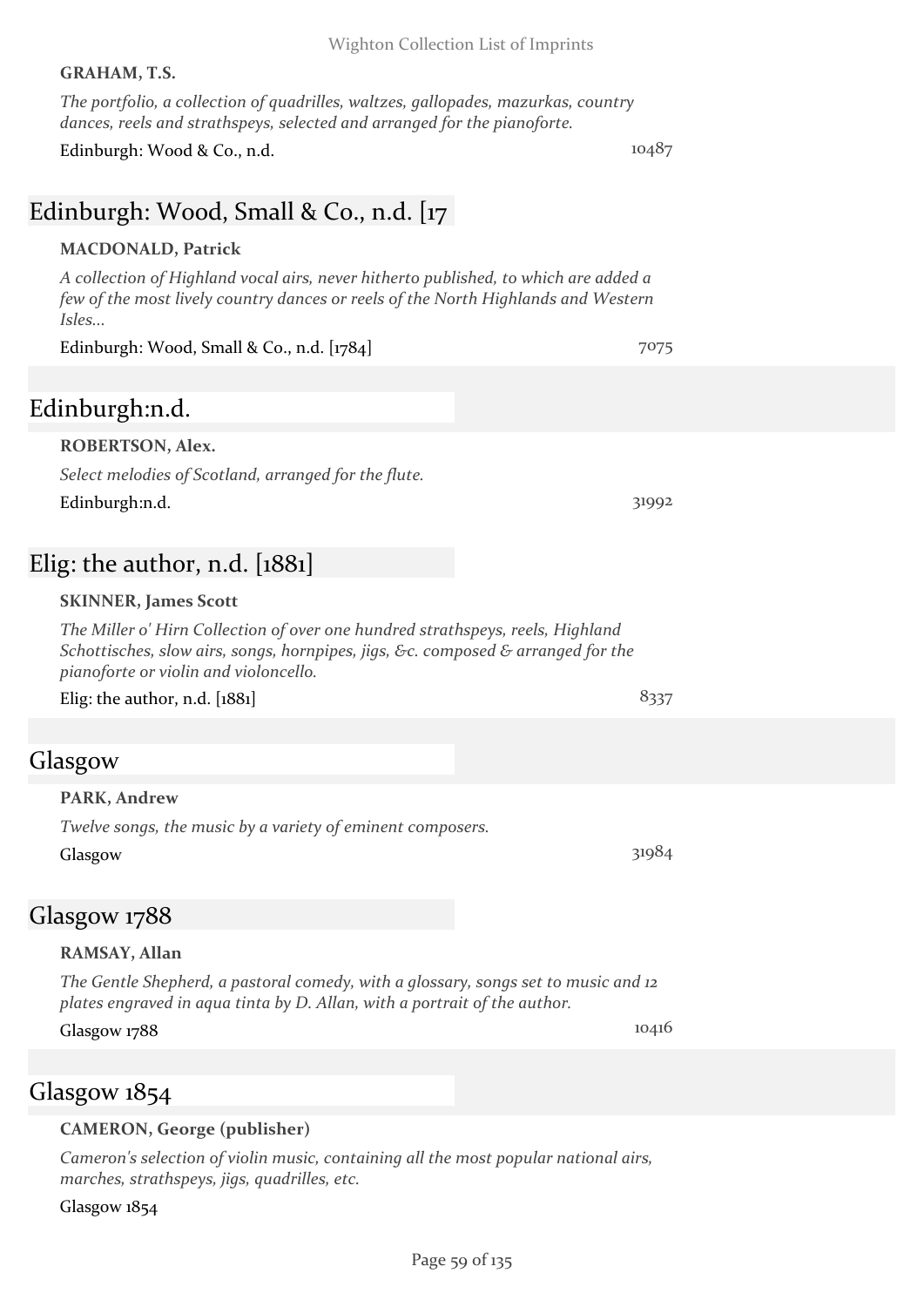**GRAHAM, T.S.**

*The portfolio, a collection of quadrilles, waltzes, gallopades, mazurkas, country dances, reels and strathspeys, selected and arranged for the pianoforte.*

Edinburgh: Wood & Co., n.d. 10487

## Edinburgh: Wood, Small & Co., n.d. [17

**MACDONALD, Patrick**

*A collection of Highland vocal airs, never hitherto published, to which are added a few of the most lively country dances or reels of the North Highlands and Western Isles...*

Edinburgh: Wood, Small & Co., n.d. [1784] 7075

## Edinburgh:n.d.

**ROBERTSON, Alex.**

*Select melodies of Scotland, arranged for the flute.*

Edinburgh:n.d. 31992

## Elig: the author, n.d. [1881]

**SKINNER, James Scott**

*The Miller o' Hirn Collection of over one hundred strathspeys, reels, Highland Schottisches, slow airs, songs, hornpipes, jigs, &c. composed & arranged for the pianoforte or violin and violoncello.*

Elig: the author, n.d. [1881] 8337

## Glasgow

**PARK, Andrew**

*Twelve songs, the music by a variety of eminent composers.*

Glasgow 31984

## Glasgow 1788

**RAMSAY, Allan**

*The Gentle Shepherd, a pastoral comedy, with a glossary, songs set to music and 12 plates engraved in aqua tinta by D. Allan, with a portrait of the author.*

Glasgow 1788 10416

## Glasgow 1854

**CAMERON, George (publisher)**

*Cameron's selection of violin music, containing all the most popular national airs, marches, strathspeys, jigs, quadrilles, etc.*

Glasgow 1854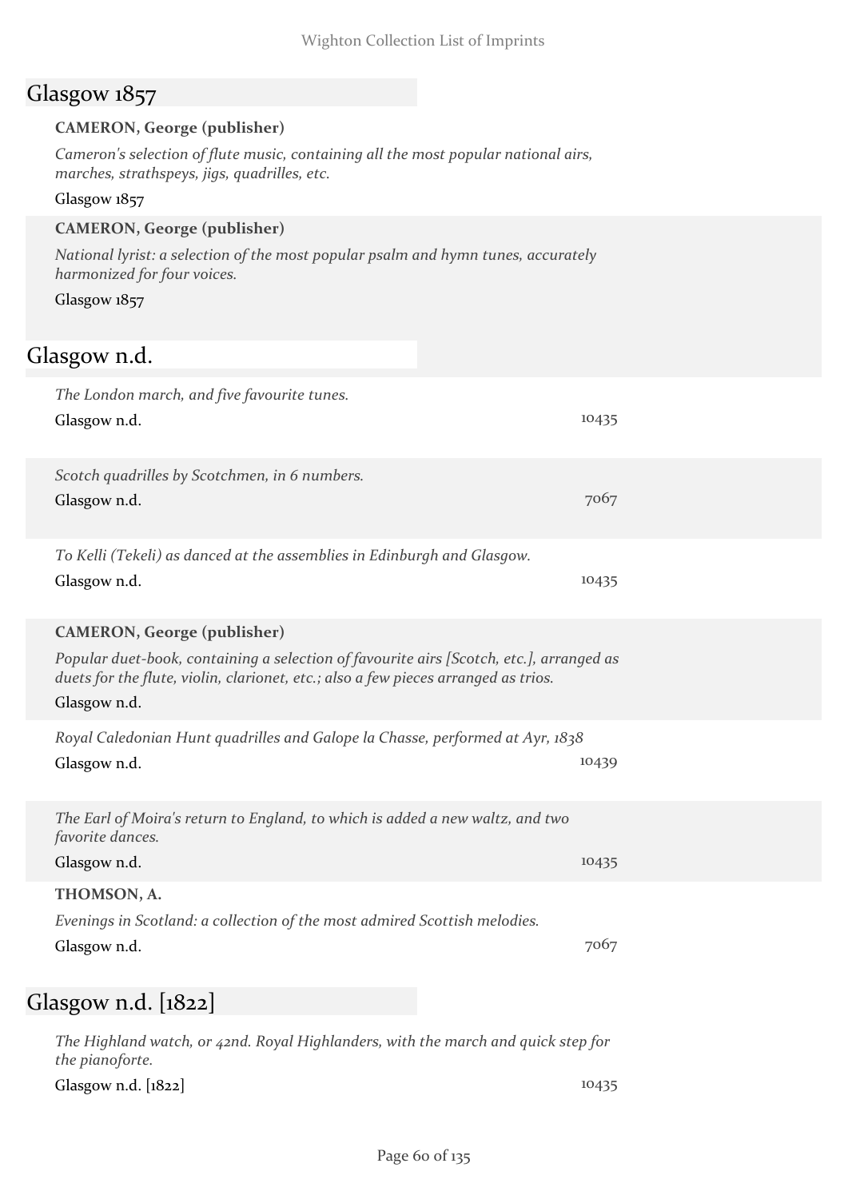## Glasgow 1857

**CAMERON, George (publisher)**

*Cameron's selection of flute music, containing all the most popular national airs, marches, strathspeys, jigs, quadrilles, etc.*

Glasgow 1857

**CAMERON, George (publisher)**

*National lyrist: a selection of the most popular psalm and hymn tunes, accurately harmonized for four voices.*

Glasgow 1857

## Glasgow n.d.

*The London march, and five favourite tunes.*

Glasgow n.d. 10435

*Scotch quadrilles by Scotchmen, in 6 numbers.*

Glasgow n.d. 7067

*To Kelli (Tekeli) as danced at the assemblies in Edinburgh and Glasgow.*

Glasgow n.d. 10435

**CAMERON, George (publisher)**

*Popular duet-book, containing a selection of favourite airs [Scotch, etc.], arranged as duets for the flute, violin, clarionet, etc.; also a few pieces arranged as trios.*

Glasgow n.d.

*Royal Caledonian Hunt quadrilles and Galope la Chasse, performed at Ayr, 1838*

Glasgow n.d. 10439

*The Earl of Moira's return to England, to which is added a new waltz, and two favorite dances.*

Glasgow n.d. 10435

**THOMSON, A.**

*Evenings in Scotland: a collection of the most admired Scottish melodies.*

Glasgow n.d. 7067

## Glasgow n.d. [1822]

*The Highland watch, or 42nd. Royal Highlanders, with the march and quick step for the pianoforte.*

Glasgow n.d. [1822] 10435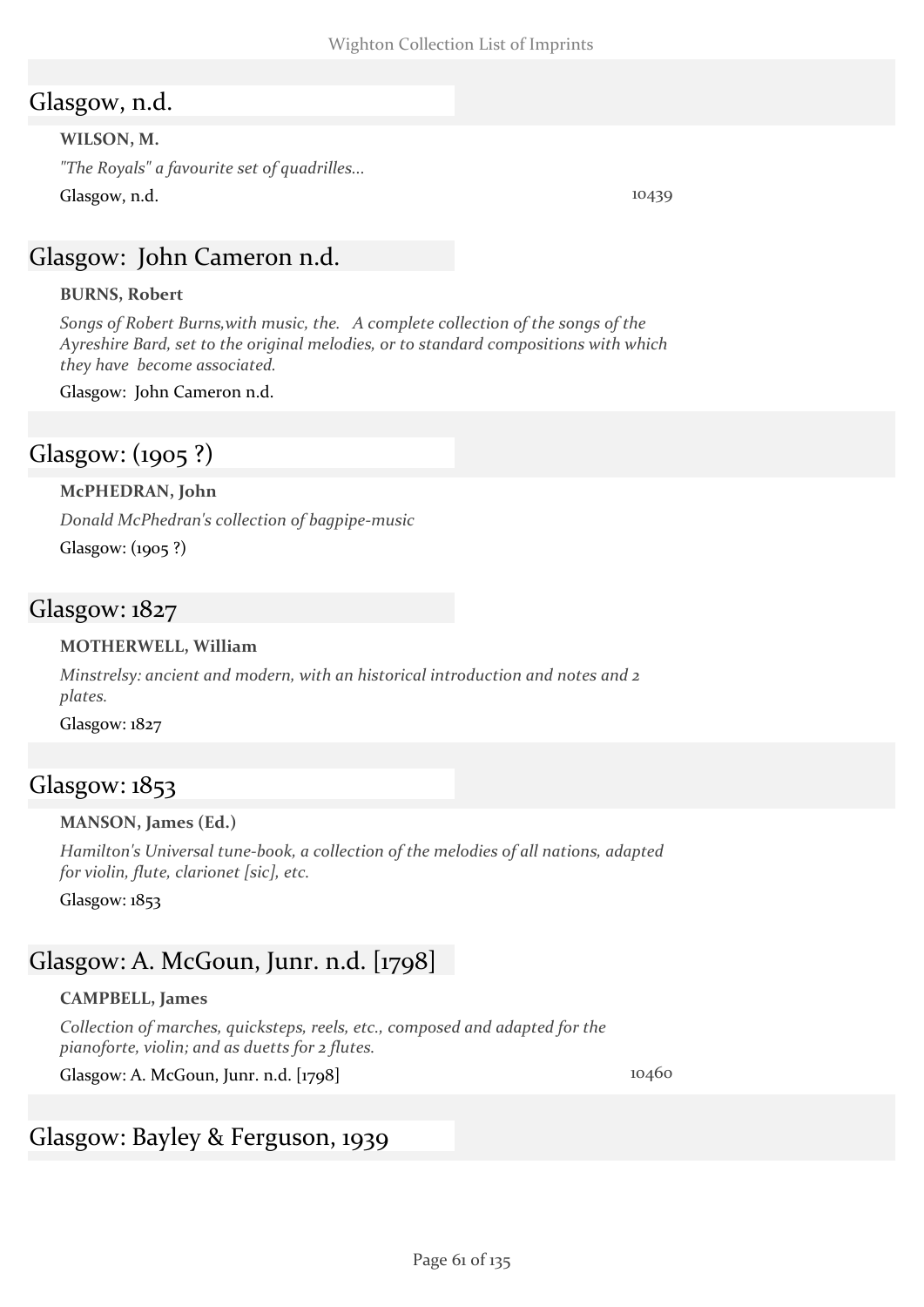## Glasgow, n.d.

**WILSON, M.**

*"The Royals" a favourite set of quadrilles...*

Glasgow, n.d. 10439

## Glasgow: John Cameron n.d.

**BURNS, Robert**

*Songs of Robert Burns,with music, the. A complete collection of the songs of the Ayreshire Bard, set to the original melodies, or to standard compositions with which they have become associated.*

Glasgow: John Cameron n.d.

## Glasgow: (1905 ?)

**McPHEDRAN, John**

*Donald McPhedran's collection of bagpipe-music*

Glasgow: (1905 ?)

## Glasgow: 1827

**MOTHERWELL, William**

*Minstrelsy: ancient and modern, with an historical introduction and notes and 2 plates.*

Glasgow: 1827

## Glasgow: 1853

**MANSON, James (Ed.)**

*Hamilton's Universal tune-book, a collection of the melodies of all nations, adapted for violin, flute, clarionet [sic], etc.*

Glasgow: 1853

## Glasgow: A. McGoun, Junr. n.d. [1798]

**CAMPBELL, James**

*Collection of marches, quicksteps, reels, etc., composed and adapted for the pianoforte, violin; and as duetts for 2 flutes.*

Glasgow: A. McGoun, Junr. n.d. [1798] 10460

## Glasgow: Bayley & Ferguson, 1939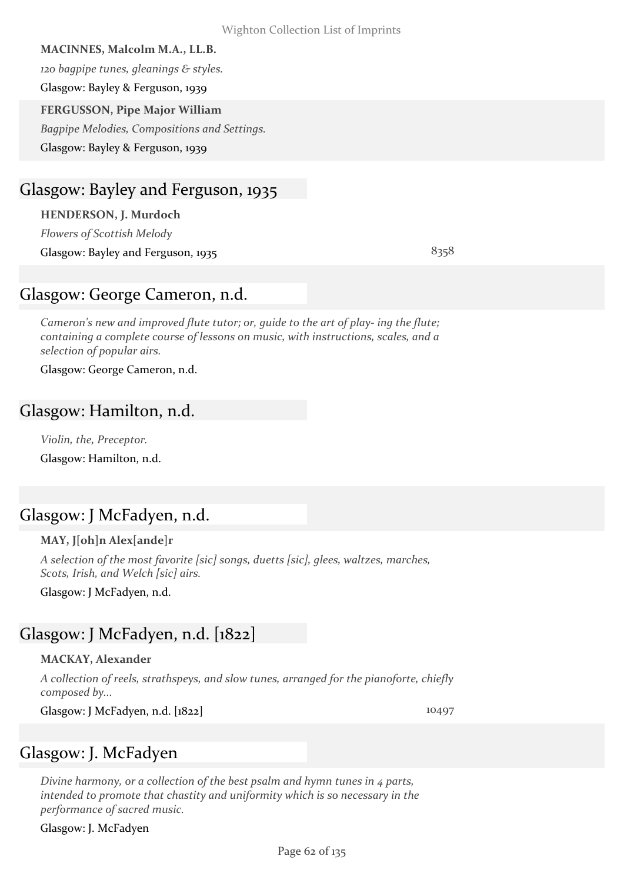**MACINNES, Malcolm M.A., LL.B.**

*120 bagpipe tunes, gleanings & styles.*

Glasgow: Bayley & Ferguson, 1939

**FERGUSSON, Pipe Major William**

*Bagpipe Melodies, Compositions and Settings.*

Glasgow: Bayley & Ferguson, 1939

## Glasgow: Bayley and Ferguson, 1935

**HENDERSON, J. Murdoch**

*Flowers of Scottish Melody*

Glasgow: Bayley and Ferguson, 1935 — 8358

## Glasgow: George Cameron, n.d.

*Cameron's new and improved flute tutor; or, guide to the art of play- ing the flute; containing a complete course of lessons on music, with instructions, scales, and a selection of popular airs.*

Glasgow: George Cameron, n.d.

## Glasgow: Hamilton, n.d.

*Violin, the, Preceptor.*

Glasgow: Hamilton, n.d.

## Glasgow: J McFadyen, n.d.

**MAY, J[oh]n Alex[ande]r**

*A selection of the most favorite [sic] songs, duetts [sic], glees, waltzes, marches, Scots, Irish, and Welch [sic] airs.*

Glasgow: J McFadyen, n.d.

## Glasgow: J McFadyen, n.d. [1822]

**MACKAY, Alexander**

*A collection of reels, strathspeys, and slow tunes, arranged for the pianoforte, chiefly composed by...*

Glasgow: J McFadyen, n.d. [1822] — 10497

## Glasgow: J. McFadyen

*Divine harmony, or a collection of the best psalm and hymn tunes in 4 parts, intended to promote that chastity and uniformity which is so necessary in the performance of sacred music.*

Glasgow: J. McFadyen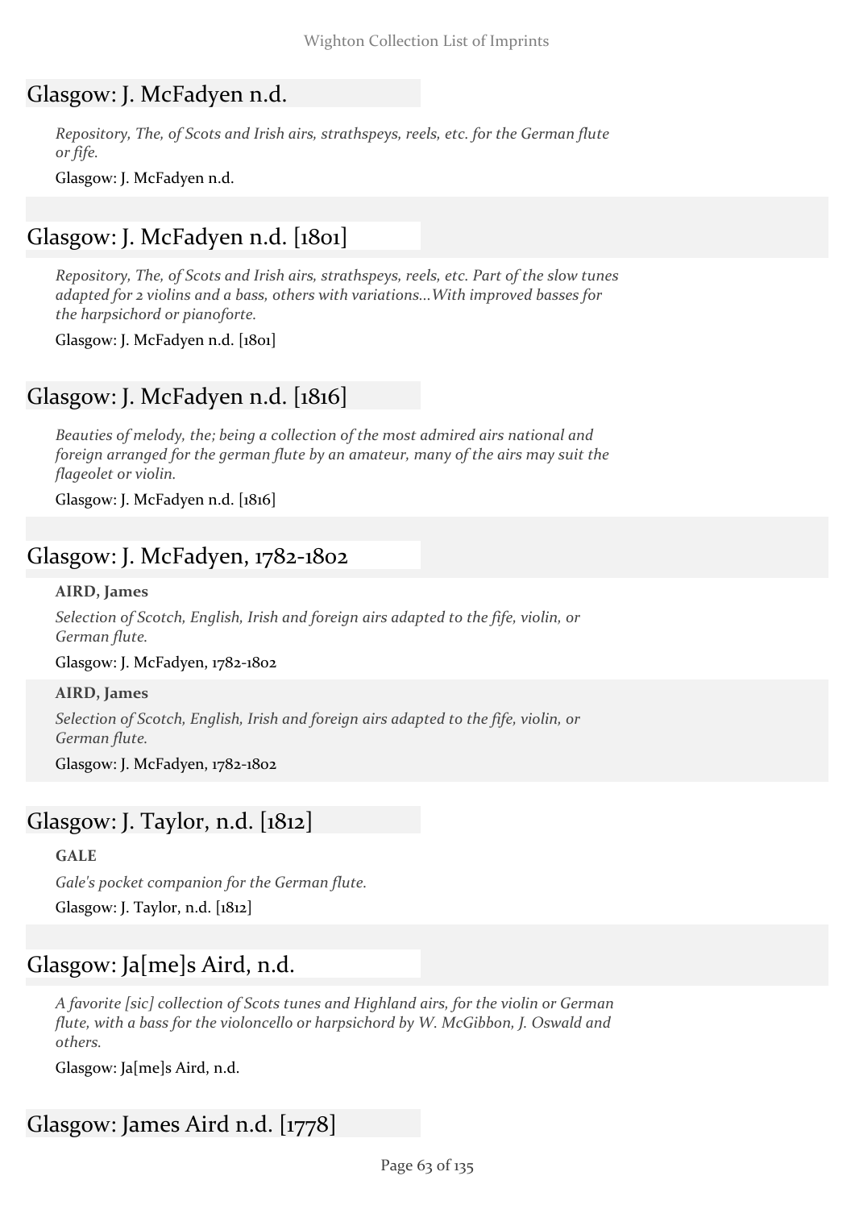## Glasgow: J. McFadyen n.d.

*Repository, The, of Scots and Irish airs, strathspeys, reels, etc. for the German flute or fife.*

Glasgow: J. McFadyen n.d.

## Glasgow: J. McFadyen n.d. [1801]

*Repository, The, of Scots and Irish airs, strathspeys, reels, etc. Part of the slow tunes adapted for 2 violins and a bass, others with variations...With improved basses for the harpsichord or pianoforte.*

Glasgow: J. McFadyen n.d. [1801]

## Glasgow: J. McFadyen n.d. [1816]

*Beauties of melody, the; being a collection of the most admired airs national and foreign arranged for the german flute by an amateur, many of the airs may suit the flageolet or violin.*

Glasgow: J. McFadyen n.d. [1816]

## Glasgow: J. McFadyen, 1782-1802

**AIRD, James**

*Selection of Scotch, English, Irish and foreign airs adapted to the fife, violin, or German flute.*

Glasgow: J. McFadyen, 1782-1802

**AIRD, James**

*Selection of Scotch, English, Irish and foreign airs adapted to the fife, violin, or German flute.*

Glasgow: J. McFadyen, 1782-1802

## Glasgow: J. Taylor, n.d. [1812]

**GALE**

*Gale's pocket companion for the German flute.*

Glasgow: J. Taylor, n.d. [1812]

## Glasgow: Ja[me]s Aird, n.d.

*A favorite [sic] collection of Scots tunes and Highland airs, for the violin or German flute, with a bass for the violoncello or harpsichord by W. McGibbon, J. Oswald and others.*

Glasgow: Ja[me]s Aird, n.d.

## Glasgow: James Aird n.d. [1778]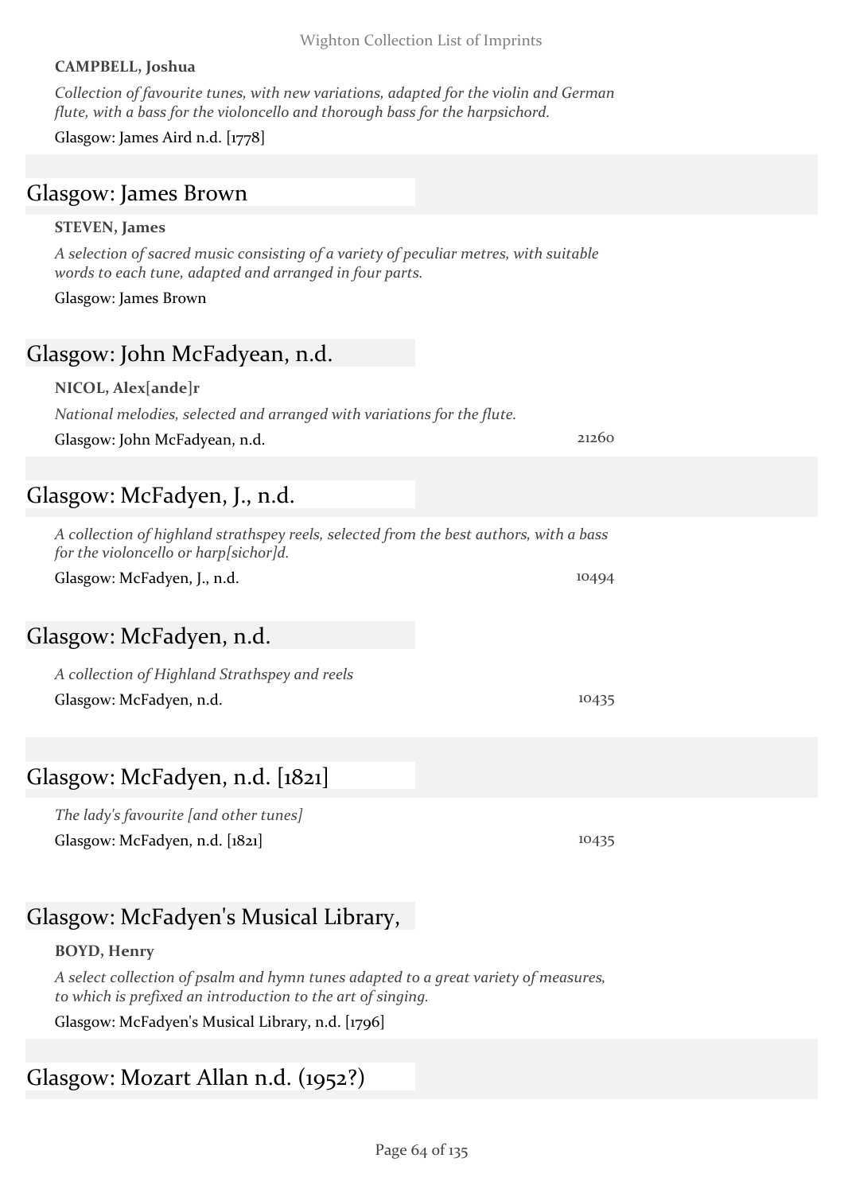**CAMPBELL, Joshua**

*Collection of favourite tunes, with new variations, adapted for the violin and German flute, with a bass for the violoncello and thorough bass for the harpsichord.*

Glasgow: James Aird n.d. [1778]

## Glasgow: James Brown

**STEVEN, James**

*A selection of sacred music consisting of a variety of peculiar metres, with suitable words to each tune, adapted and arranged in four parts.*

Glasgow: James Brown

## Glasgow: John McFadyean, n.d.

**NICOL, Alex[ande]r**

*National melodies, selected and arranged with variations for the flute.*

Glasgow: John McFadyean, n.d. 21260

## Glasgow: McFadyen, J., n.d.

*A collection of highland strathspey reels, selected from the best authors, with a bass for the violoncello or harp[sichor]d.*

Glasgow: McFadyen, J., n.d. 10494

## Glasgow: McFadyen, n.d.

*A collection of Highland Strathspey and reels*

Glasgow: McFadyen, n.d. 10435

## Glasgow: McFadyen, n.d. [1821]

*The lady's favourite [and other tunes]*

Glasgow: McFadyen, n.d. [1821] 10435

## Glasgow: McFadyen's Musical Library,

**BOYD, Henry**

*A select collection of psalm and hymn tunes adapted to a great variety of measures, to which is prefixed an introduction to the art of singing.*

Glasgow: McFadyen's Musical Library, n.d. [1796]

## Glasgow: Mozart Allan n.d. (1952?)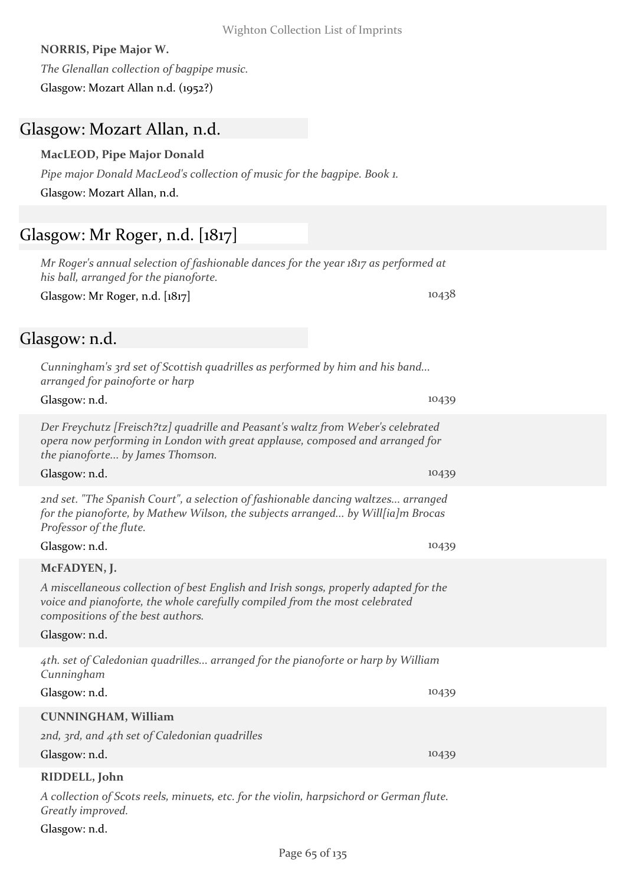**NORRIS, Pipe Major W.**

*The Glenallan collection of bagpipe music.*

Glasgow: Mozart Allan n.d. (1952?)

## Glasgow: Mozart Allan, n.d.

**MacLEOD, Pipe Major Donald**

*Pipe major Donald MacLeod's collection of music for the bagpipe. Book 1.*

Glasgow: Mozart Allan, n.d.

## Glasgow: Mr Roger, n.d. [1817]

*Mr Roger's annual selection of fashionable dances for the year 1817 as performed at his ball, arranged for the pianoforte.*

Glasgow: Mr Roger, n.d. [1817] 10438

## Glasgow: n.d.

*Cunningham's 3rd set of Scottish quadrilles as performed by him and his band... arranged for painoforte or harp*

Glasgow: n.d. 10439

*Der Freychutz [Freisch?tz] quadrille and Peasant's waltz from Weber's celebrated opera now performing in London with great applause, composed and arranged for the pianoforte... by James Thomson.*

Glasgow: n.d. 10439

*2nd set. "The Spanish Court", a selection of fashionable dancing waltzes... arranged for the pianoforte, by Mathew Wilson, the subjects arranged... by Will[ia]m Brocas Professor of the flute.*

Glasgow: n.d. 10439

**McFADYEN, J.**

*A miscellaneous collection of best English and Irish songs, properly adapted for the voice and pianoforte, the whole carefully compiled from the most celebrated compositions of the best authors.*

Glasgow: n.d.

*4th. set of Caledonian quadrilles... arranged for the pianoforte or harp by William Cunningham*

Glasgow: n.d. 10439

**CUNNINGHAM, William**

*2nd, 3rd, and 4th set of Caledonian quadrilles*

Glasgow: n.d. 10439

**RIDDELL, John**

*A collection of Scots reels, minuets, etc. for the violin, harpsichord or German flute. Greatly improved.*

Glasgow: n.d.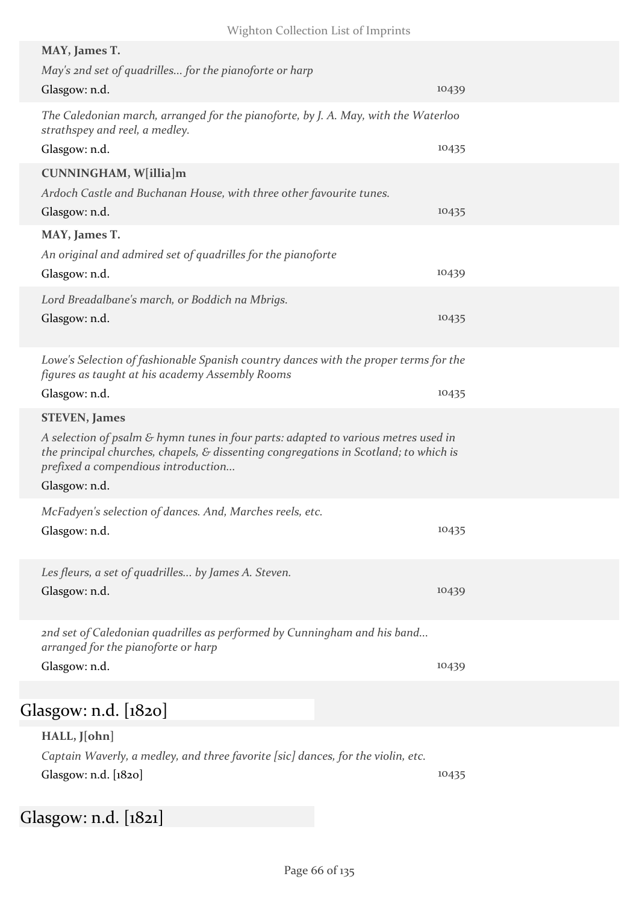**MAY, James T.**

*May's 2nd set of quadrilles... for the pianoforte or harp*

Glasgow: n.d. 10439

*The Caledonian march, arranged for the pianoforte, by J. A. May, with the Waterloo strathspey and reel, a medley.*

Glasgow: n.d. 10435

**CUNNINGHAM, W[illia]m**

*Ardoch Castle and Buchanan House, with three other favourite tunes.*

Glasgow: n.d. 10435

**MAY, James T.**

*An original and admired set of quadrilles for the pianoforte*

Glasgow: n.d. 10439

*Lord Breadalbane's march, or Boddich na Mbrigs.*

Glasgow: n.d. 10435

*Lowe's Selection of fashionable Spanish country dances with the proper terms for the figures as taught at his academy Assembly Rooms*

Glasgow: n.d. 10435

**STEVEN, James**

*A selection of psalm & hymn tunes in four parts: adapted to various metres used in the principal churches, chapels, & dissenting congregations in Scotland; to which is prefixed a compendious introduction...*

Glasgow: n.d.

*McFadyen's selection of dances. And, Marches reels, etc.*

Glasgow: n.d. 10435

*Les fleurs, a set of quadrilles... by James A. Steven.*

Glasgow: n.d. 10439

*2nd set of Caledonian quadrilles as performed by Cunningham and his band... arranged for the pianoforte or harp*

Glasgow: n.d. 10439

## Glasgow: n.d. [1820]

**HALL, J[ohn]**

*Captain Waverly, a medley, and three favorite [sic] dances, for the violin, etc.*

Glasgow: n.d. [1820] 10435

## Glasgow: n.d. [1821]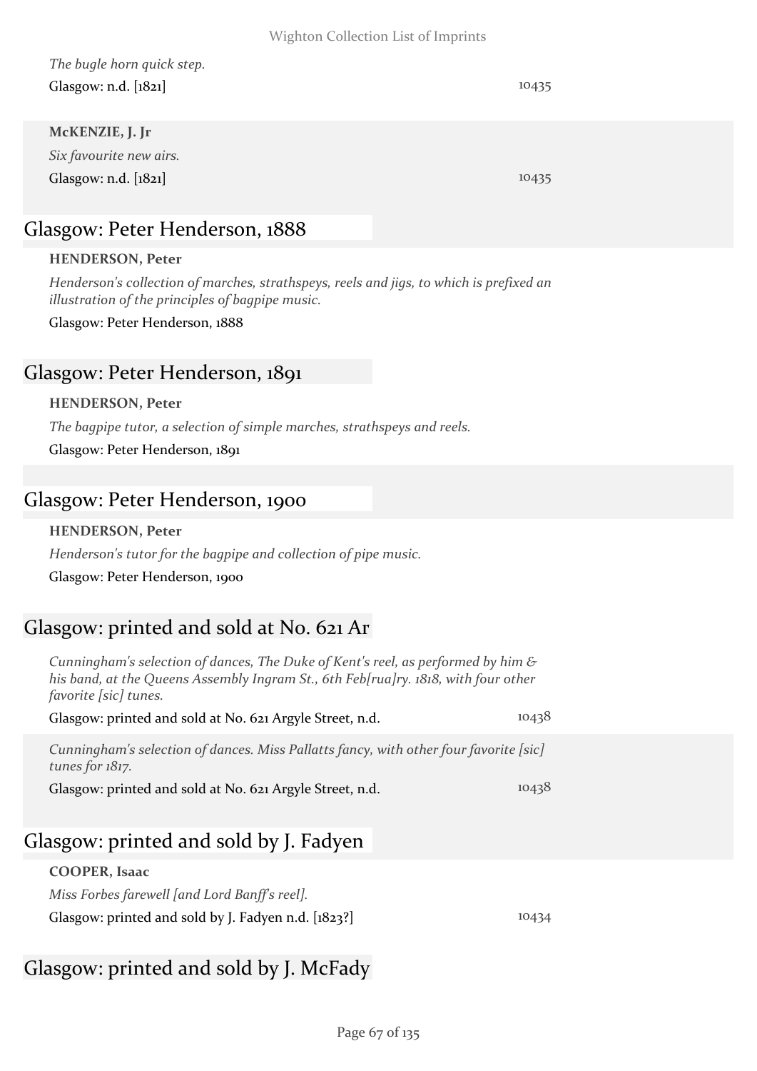*The bugle horn quick step.*

Glasgow: n.d. [1821] 10435

**McKENZIE, J. Jr**

*Six favourite new airs.*

Glasgow: n.d. [1821] 10435

## Glasgow: Peter Henderson, 1888

**HENDERSON, Peter**

*Henderson's collection of marches, strathspeys, reels and jigs, to which is prefixed an illustration of the principles of bagpipe music.*

Glasgow: Peter Henderson, 1888

## Glasgow: Peter Henderson, 1891

**HENDERSON, Peter**

*The bagpipe tutor, a selection of simple marches, strathspeys and reels.*

Glasgow: Peter Henderson, 1891

## Glasgow: Peter Henderson, 1900

**HENDERSON, Peter**

*Henderson's tutor for the bagpipe and collection of pipe music.*

Glasgow: Peter Henderson, 1900

## Glasgow: printed and sold at No. 621 Ar

*Cunningham's selection of dances, The Duke of Kent's reel, as performed by him & his band, at the Queens Assembly Ingram St., 6th Feb[rua]ry. 1818, with four other favorite [sic] tunes.*

Glasgow: printed and sold at No. 621 Argyle Street, n.d. 10438

*Cunningham's selection of dances. Miss Pallatts fancy, with other four favorite [sic] tunes for 1817.*

Glasgow: printed and sold at No. 621 Argyle Street, n.d. 10438

## Glasgow: printed and sold by J. Fadyen

**COOPER, Isaac**

*Miss Forbes farewell [and Lord Banff's reel].*

Glasgow: printed and sold by J. Fadyen n.d. [1823?] 10434

## Glasgow: printed and sold by J. McFady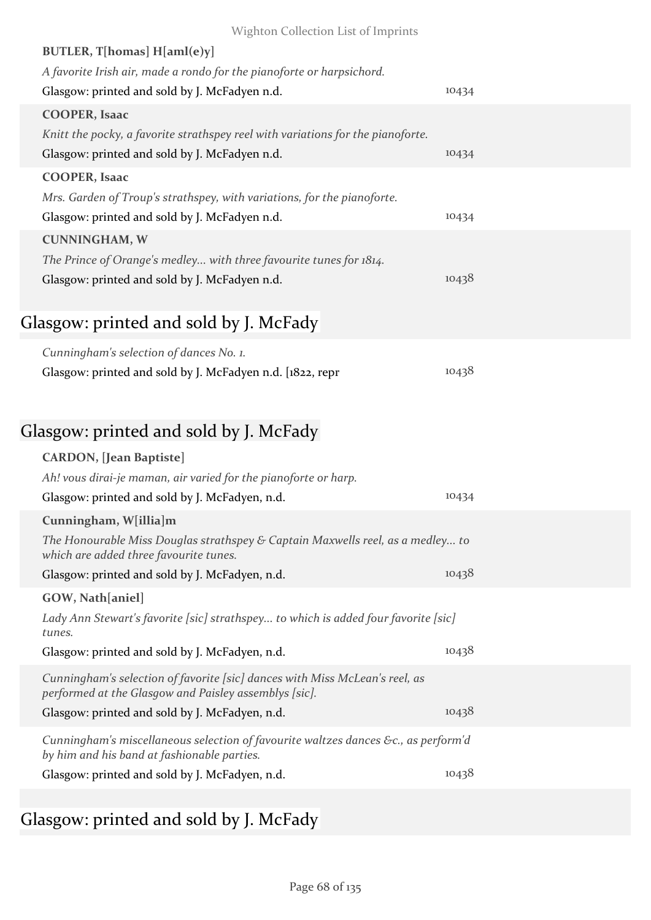**BUTLER, T[homas] H[aml(e)y]**

*A favorite Irish air, made a rondo for the pianoforte or harpsichord.*

Glasgow: printed and sold by J. McFadyen n.d. 10434

**COOPER, Isaac**

*Knitt the pocky, a favorite strathspey reel with variations for the pianoforte.*

Glasgow: printed and sold by J. McFadyen n.d. 10434

**COOPER, Isaac**

*Mrs. Garden of Troup's strathspey, with variations, for the pianoforte.*

Glasgow: printed and sold by J. McFadyen n.d. 10434

**CUNNINGHAM, W**

*The Prince of Orange's medley... with three favourite tunes for 1814.*

Glasgow: printed and sold by J. McFadyen n.d. 10438

## Glasgow: printed and sold by J. McFady

*Cunningham's selection of dances No. 1.*

Glasgow: printed and sold by J. McFadyen n.d. [1822, repr 10438

## Glasgow: printed and sold by J. McFady

**CARDON, [Jean Baptiste]**

*Ah! vous dirai-je maman, air varied for the pianoforte or harp.*

Glasgow: printed and sold by J. McFadyen, n.d. 10434

**Cunningham, W[illia]m**

*The Honourable Miss Douglas strathspey & Captain Maxwells reel, as a medley... to which are added three favourite tunes.*

Glasgow: printed and sold by J. McFadyen, n.d. 10438

**GOW, Nath[aniel]**

*Lady Ann Stewart's favorite [sic] strathspey... to which is added four favorite [sic] tunes.*

Glasgow: printed and sold by J. McFadyen, n.d. 10438

*Cunningham's selection of favorite [sic] dances with Miss McLean's reel, as performed at the Glasgow and Paisley assemblys [sic].*

Glasgow: printed and sold by J. McFadyen, n.d. 10438

*Cunningham's miscellaneous selection of favourite waltzes dances &c., as perform'd by him and his band at fashionable parties.*

Glasgow: printed and sold by J. McFadyen, n.d. 10438

## Glasgow: printed and sold by J. McFady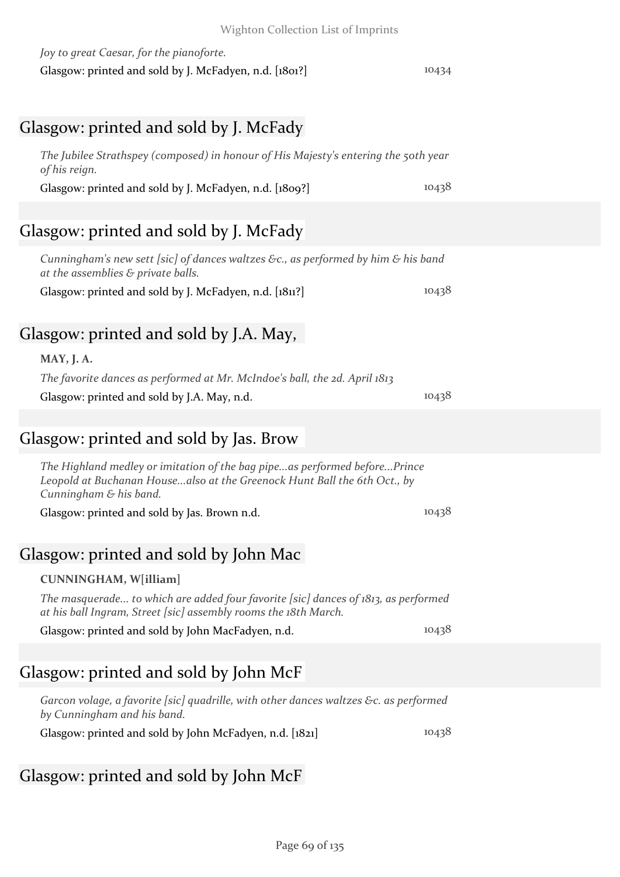*Joy to great Caesar, for the pianoforte.*

Glasgow: printed and sold by J. McFadyen, n.d. [1801?] 10434

## Glasgow: printed and sold by J. McFady

*The Jubilee Strathspey (composed) in honour of His Majesty's entering the 50th year of his reign.*

Glasgow: printed and sold by J. McFadyen, n.d. [1809?] 10438

## Glasgow: printed and sold by J. McFady

*Cunningham's new sett [sic] of dances waltzes &c., as performed by him & his band at the assemblies & private balls.*

Glasgow: printed and sold by J. McFadyen, n.d. [1811?] 10438

## Glasgow: printed and sold by J.A. May,

**MAY, J. A.**

*The favorite dances as performed at Mr. McIndoe's ball, the 2d. April 1813*

Glasgow: printed and sold by J.A. May, n.d. 10438

## Glasgow: printed and sold by Jas. Brow

*The Highland medley or imitation of the bag pipe...as performed before...Prince Leopold at Buchanan House...also at the Greenock Hunt Ball the 6th Oct., by Cunningham & his band.*

Glasgow: printed and sold by Jas. Brown n.d. 10438

## Glasgow: printed and sold by John Mac

**CUNNINGHAM, W[illiam]**

*The masquerade... to which are added four favorite [sic] dances of 1813, as performed at his ball Ingram, Street [sic] assembly rooms the 18th March.*

Glasgow: printed and sold by John MacFadyen, n.d. 10438

## Glasgow: printed and sold by John McF

*Garcon volage, a favorite [sic] quadrille, with other dances waltzes &c. as performed by Cunningham and his band.*

Glasgow: printed and sold by John McFadyen, n.d. [1821] 10438

## Glasgow: printed and sold by John McF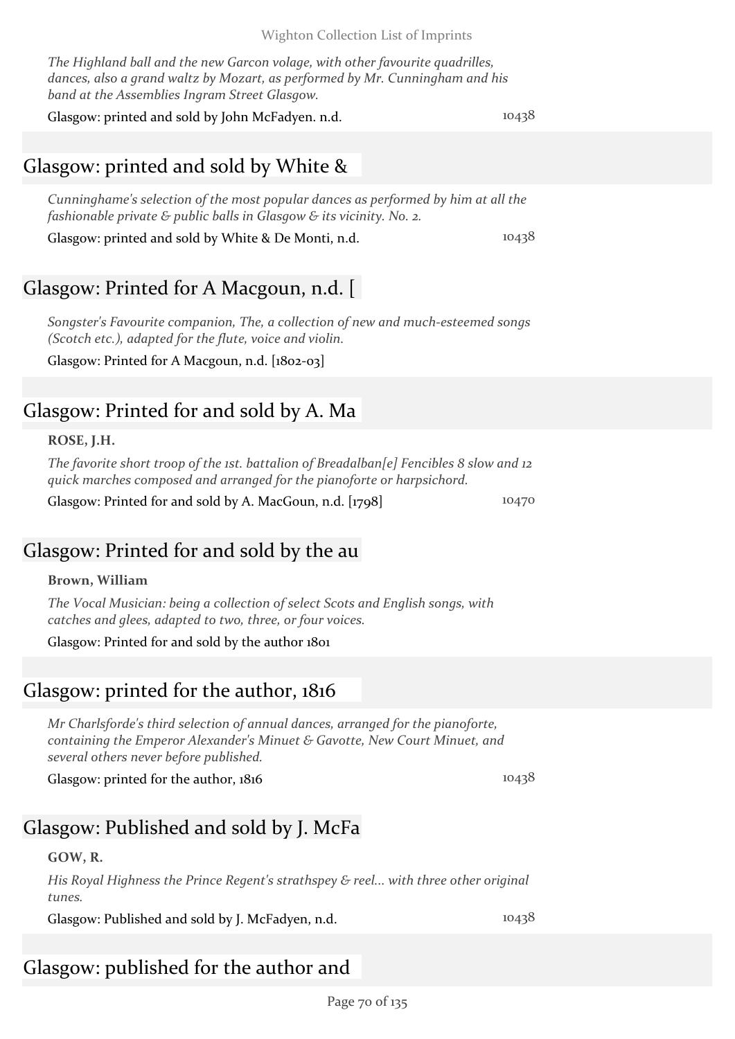*The Highland ball and the new Garcon volage, with other favourite quadrilles, dances, also a grand waltz by Mozart, as performed by Mr. Cunningham and his band at the Assemblies Ingram Street Glasgow.*

Glasgow: printed and sold by John McFadyen. n.d. 10438

## Glasgow: printed and sold by White &

*Cunninghame's selection of the most popular dances as performed by him at all the fashionable private & public balls in Glasgow & its vicinity. No. 2.*

Glasgow: printed and sold by White & De Monti, n.d. 10438

## Glasgow: Printed for A Macgoun, n.d. [

*Songster's Favourite companion, The, a collection of new and much-esteemed songs (Scotch etc.), adapted for the flute, voice and violin.*

Glasgow: Printed for A Macgoun, n.d. [1802-03]

## Glasgow: Printed for and sold by A. Ma

**ROSE, J.H.**

*The favorite short troop of the 1st. battalion of Breadalban[e] Fencibles 8 slow and 12 quick marches composed and arranged for the pianoforte or harpsichord.*

Glasgow: Printed for and sold by A. MacGoun, n.d. [1798] 10470

## Glasgow: Printed for and sold by the au

**Brown, William**

*The Vocal Musician: being a collection of select Scots and English songs, with catches and glees, adapted to two, three, or four voices.*

Glasgow: Printed for and sold by the author 1801

## Glasgow: printed for the author, 1816

*Mr Charlsforde's third selection of annual dances, arranged for the pianoforte, containing the Emperor Alexander's Minuet & Gavotte, New Court Minuet, and several others never before published.*

Glasgow: printed for the author, 1816 10438

## Glasgow: Published and sold by J. McFa

**GOW, R.**

*His Royal Highness the Prince Regent's strathspey & reel... with three other original tunes.*

Glasgow: Published and sold by J. McFadyen, n.d. 10438

## Glasgow: published for the author and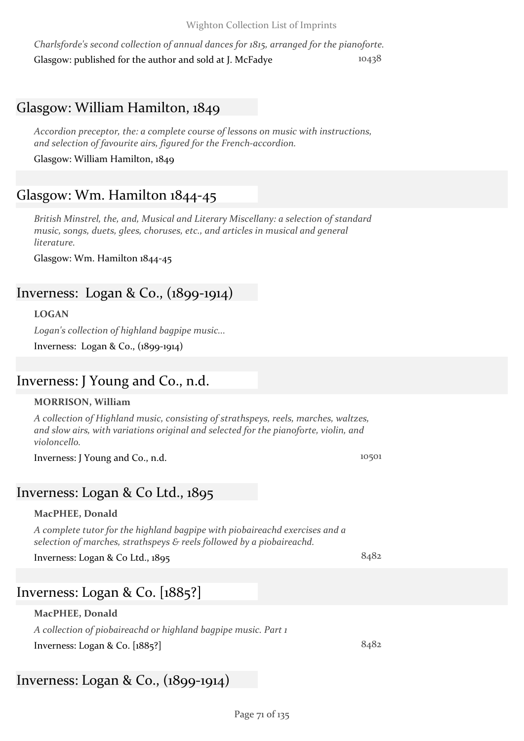*Charlsforde's second collection of annual dances for 1815, arranged for the pianoforte.*

Glasgow: published for the author and sold at J. McFadye 10438

## Glasgow: William Hamilton, 1849

*Accordion preceptor, the: a complete course of lessons on music with instructions, and selection of favourite airs, figured for the French-accordion.*

Glasgow: William Hamilton, 1849

## Glasgow: Wm. Hamilton 1844-45

*British Minstrel, the, and, Musical and Literary Miscellany: a selection of standard music, songs, duets, glees, choruses, etc., and articles in musical and general literature.*

Glasgow: Wm. Hamilton 1844-45

## Inverness: Logan & Co., (1899-1914)

**LOGAN**

*Logan's collection of highland bagpipe music...*

Inverness: Logan & Co., (1899-1914)

## Inverness: J Young and Co., n.d.

**MORRISON, William**

*A collection of Highland music, consisting of strathspeys, reels, marches, waltzes, and slow airs, with variations original and selected for the pianoforte, violin, and violoncello.*

Inverness: J Young and Co., n.d. 10501

## Inverness: Logan & Co Ltd., 1895

**MacPHEE, Donald**

*A complete tutor for the highland bagpipe with piobaireachd exercises and a selection of marches, strathspeys & reels followed by a piobaireachd.*

Inverness: Logan & Co Ltd., 1895 8482

## Inverness: Logan & Co. [1885?]

**MacPHEE, Donald**

*A collection of piobaireachd or highland bagpipe music. Part 1*

Inverness: Logan & Co. [1885?] 8482

## Inverness: Logan & Co., (1899-1914)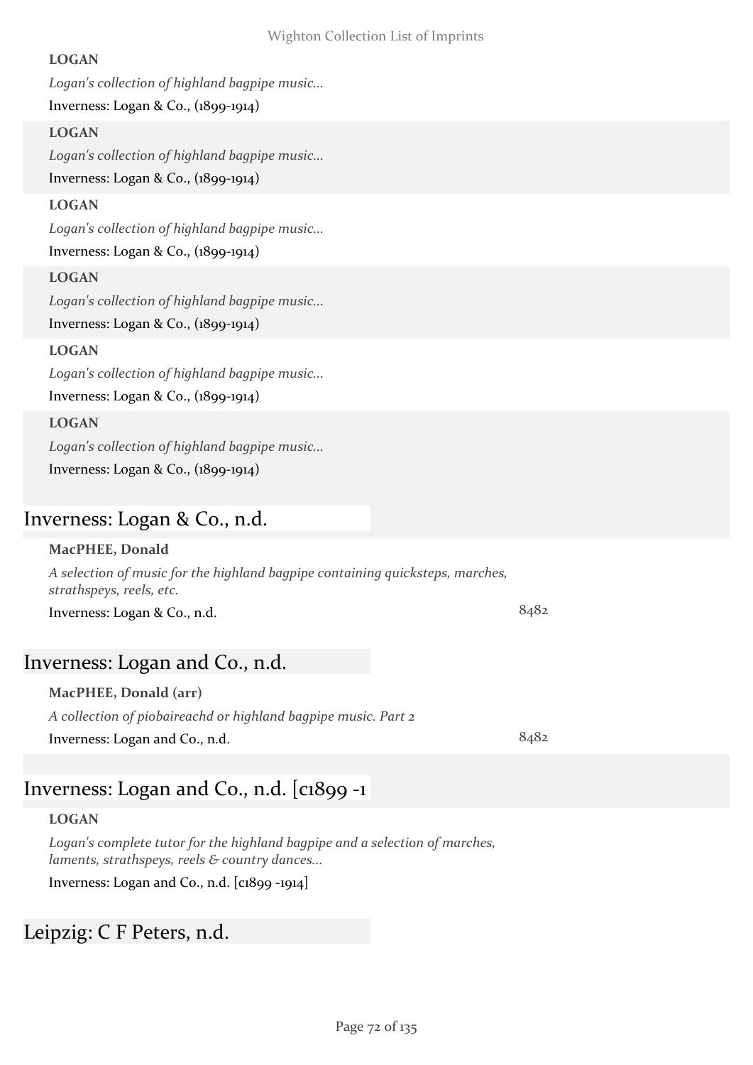**LOGAN**

*Logan's collection of highland bagpipe music...*

Inverness: Logan & Co., (1899-1914)

**LOGAN**

*Logan's collection of highland bagpipe music...*

Inverness: Logan & Co., (1899-1914)

**LOGAN**

*Logan's collection of highland bagpipe music...*

Inverness: Logan & Co., (1899-1914)

**LOGAN**

*Logan's collection of highland bagpipe music...*

Inverness: Logan & Co., (1899-1914)

**LOGAN**

*Logan's collection of highland bagpipe music...*

Inverness: Logan & Co., (1899-1914)

**LOGAN**

*Logan's collection of highland bagpipe music...*

Inverness: Logan & Co., (1899-1914)

## Inverness: Logan & Co., n.d.

**MacPHEE, Donald**

*A selection of music for the highland bagpipe containing quicksteps, marches, strathspeys, reels, etc.*

Inverness: Logan & Co., n.d. 8482

## Inverness: Logan and Co., n.d.

**MacPHEE, Donald (arr)**

*A collection of piobaireachd or highland bagpipe music. Part 2*

Inverness: Logan and Co., n.d. 8482

## Inverness: Logan and Co., n.d. [c1899 -1

**LOGAN**

*Logan's complete tutor for the highland bagpipe and a selection of marches, laments, strathspeys, reels & country dances...*

Inverness: Logan and Co., n.d. [c1899 -1914]

## Leipzig: C F Peters, n.d.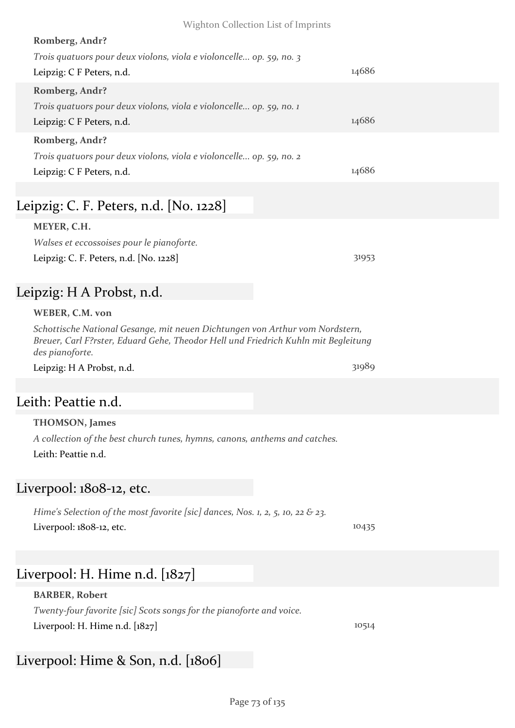**Romberg, Andr?**

*Trois quatuors pour deux violons, viola e violoncelle... op. 59, no. 3*

Leipzig: C F Peters, n.d. 14686

**Romberg, Andr?**

*Trois quatuors pour deux violons, viola e violoncelle... op. 59, no. 1*

Leipzig: C F Peters, n.d. 14686

**Romberg, Andr?**

*Trois quatuors pour deux violons, viola e violoncelle... op. 59, no. 2*

Leipzig: C F Peters, n.d. 14686

## Leipzig: C. F. Peters, n.d. [No. 1228]

**MEYER, C.H.**

*Walses et eccossoises pour le pianoforte.*

Leipzig: C. F. Peters, n.d. [No. 1228] 31953

## Leipzig: H A Probst, n.d.

**WEBER, C.M. von**

*Schottische National Gesange, mit neuen Dichtungen von Arthur vom Nordstern, Breuer, Carl F?rster, Eduard Gehe, Theodor Hell und Friedrich Kuhln mit Begleitung des pianoforte.*

Leipzig: H A Probst, n.d. 31989

## Leith: Peattie n.d.

**THOMSON, James**

*A collection of the best church tunes, hymns, canons, anthems and catches.*

Leith: Peattie n.d.

## Liverpool: 1808-12, etc.

*Hime's Selection of the most favorite [sic] dances, Nos. 1, 2, 5, 10, 22 & 23.*

Liverpool: 1808-12, etc. 10435

## Liverpool: H. Hime n.d. [1827]

**BARBER, Robert**

*Twenty-four favorite [sic] Scots songs for the pianoforte and voice.*

Liverpool: H. Hime n.d. [1827] 10514

## Liverpool: Hime & Son, n.d. [1806]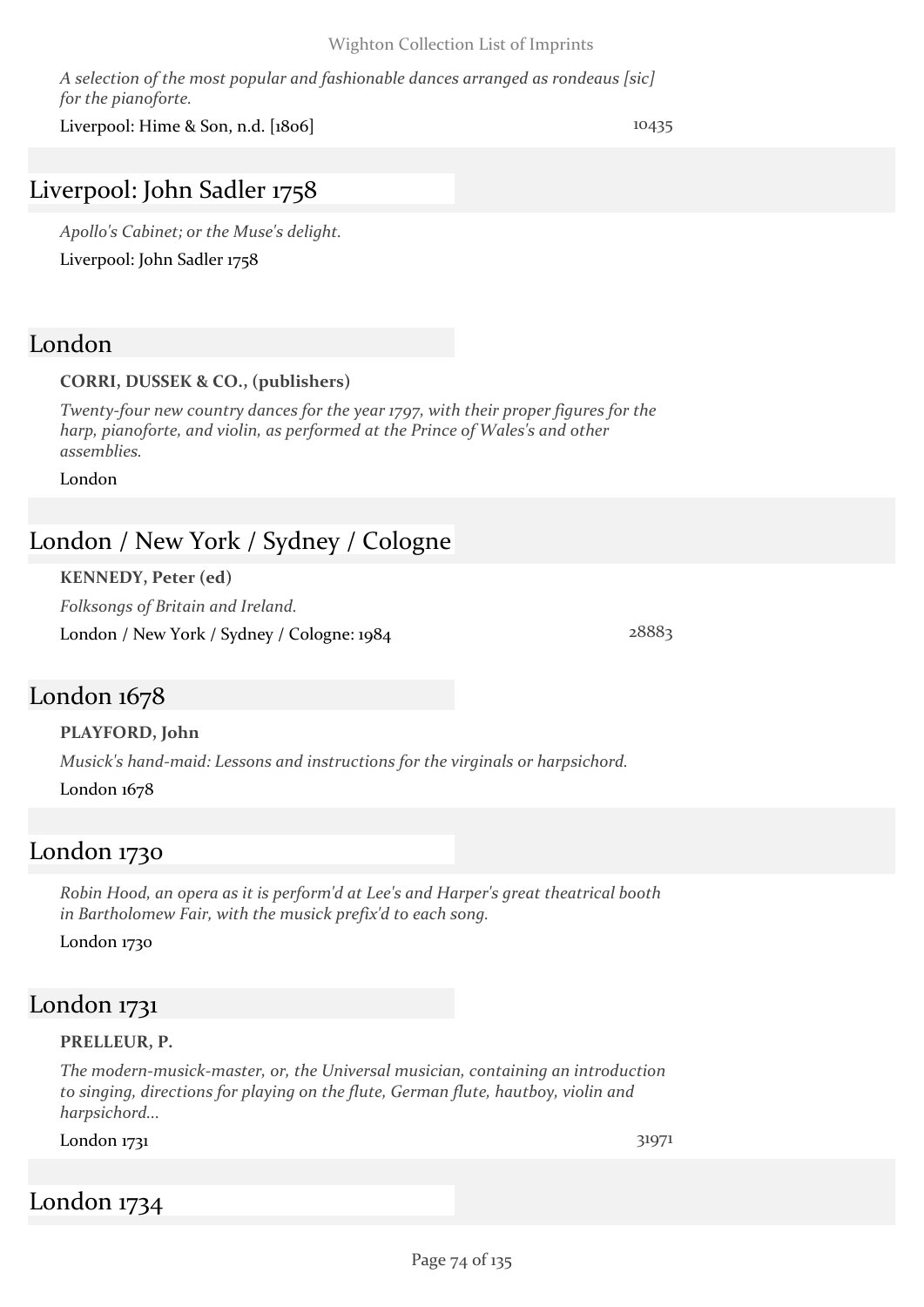*A selection of the most popular and fashionable dances arranged as rondeaus [sic] for the pianoforte.*

Liverpool: Hime & Son, n.d. [1806] 10435

## Liverpool: John Sadler 1758

*Apollo's Cabinet; or the Muse's delight.*

Liverpool: John Sadler 1758

## London

**CORRI, DUSSEK & CO., (publishers)**

*Twenty-four new country dances for the year 1797, with their proper figures for the harp, pianoforte, and violin, as performed at the Prince of Wales's and other assemblies.*

London

## London / New York / Sydney / Cologne

**KENNEDY, Peter (ed)**

*Folksongs of Britain and Ireland.*

London / New York / Sydney / Cologne: 1984 28883

## London 1678

**PLAYFORD, John**

*Musick's hand-maid: Lessons and instructions for the virginals or harpsichord.*

London 1678

## London 1730

*Robin Hood, an opera as it is perform'd at Lee's and Harper's great theatrical booth in Bartholomew Fair, with the musick prefix'd to each song.*

London 1730

## London 1731

**PRELLEUR, P.**

*The modern-musick-master, or, the Universal musician, containing an introduction to singing, directions for playing on the flute, German flute, hautboy, violin and harpsichord...*

London 1731 31971

## London 1734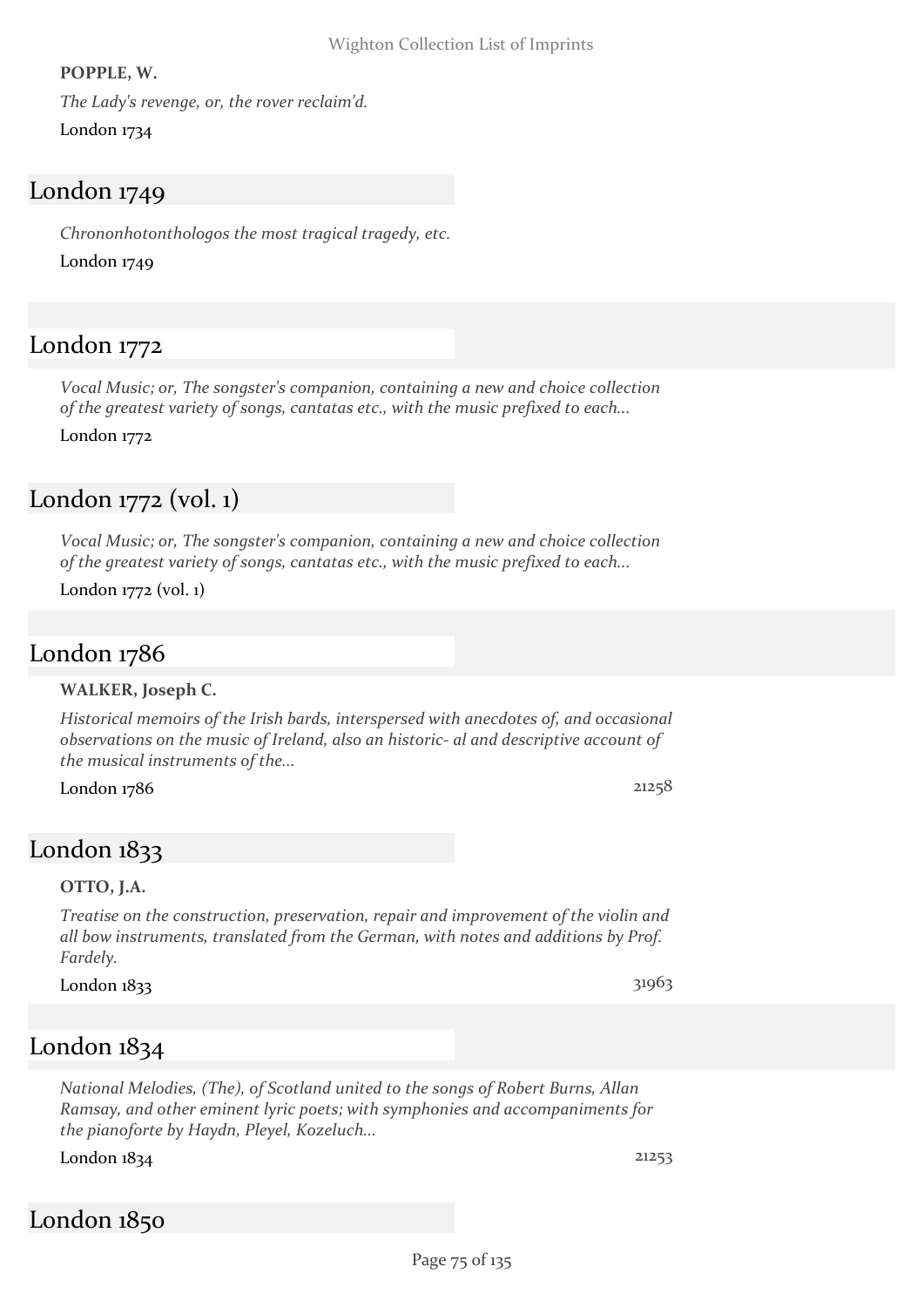**POPPLE, W.**

*The Lady's revenge, or, the rover reclaim'd.*

London 1734

## London 1749

*Chrononhotonthologos the most tragical tragedy, etc.*

London 1749

## London 1772

*Vocal Music; or, The songster's companion, containing a new and choice collection of the greatest variety of songs, cantatas etc., with the music prefixed to each...*

London 1772

## London 1772 (vol. 1)

*Vocal Music; or, The songster's companion, containing a new and choice collection of the greatest variety of songs, cantatas etc., with the music prefixed to each...*

London 1772 (vol. 1)

## London 1786

**WALKER, Joseph C.**

*Historical memoirs of the Irish bards, interspersed with anecdotes of, and occasional observations on the music of Ireland, also an historic- al and descriptive account of the musical instruments of the...*

London 1786 21258

## London 1833

**OTTO, J.A.**

*Treatise on the construction, preservation, repair and improvement of the violin and all bow instruments, translated from the German, with notes and additions by Prof. Fardely.*

London 1833 31963

## London 1834

*National Melodies, (The), of Scotland united to the songs of Robert Burns, Allan Ramsay, and other eminent lyric poets; with symphonies and accompaniments for the pianoforte by Haydn, Pleyel, Kozeluch...*

London 1834 21253

## London 1850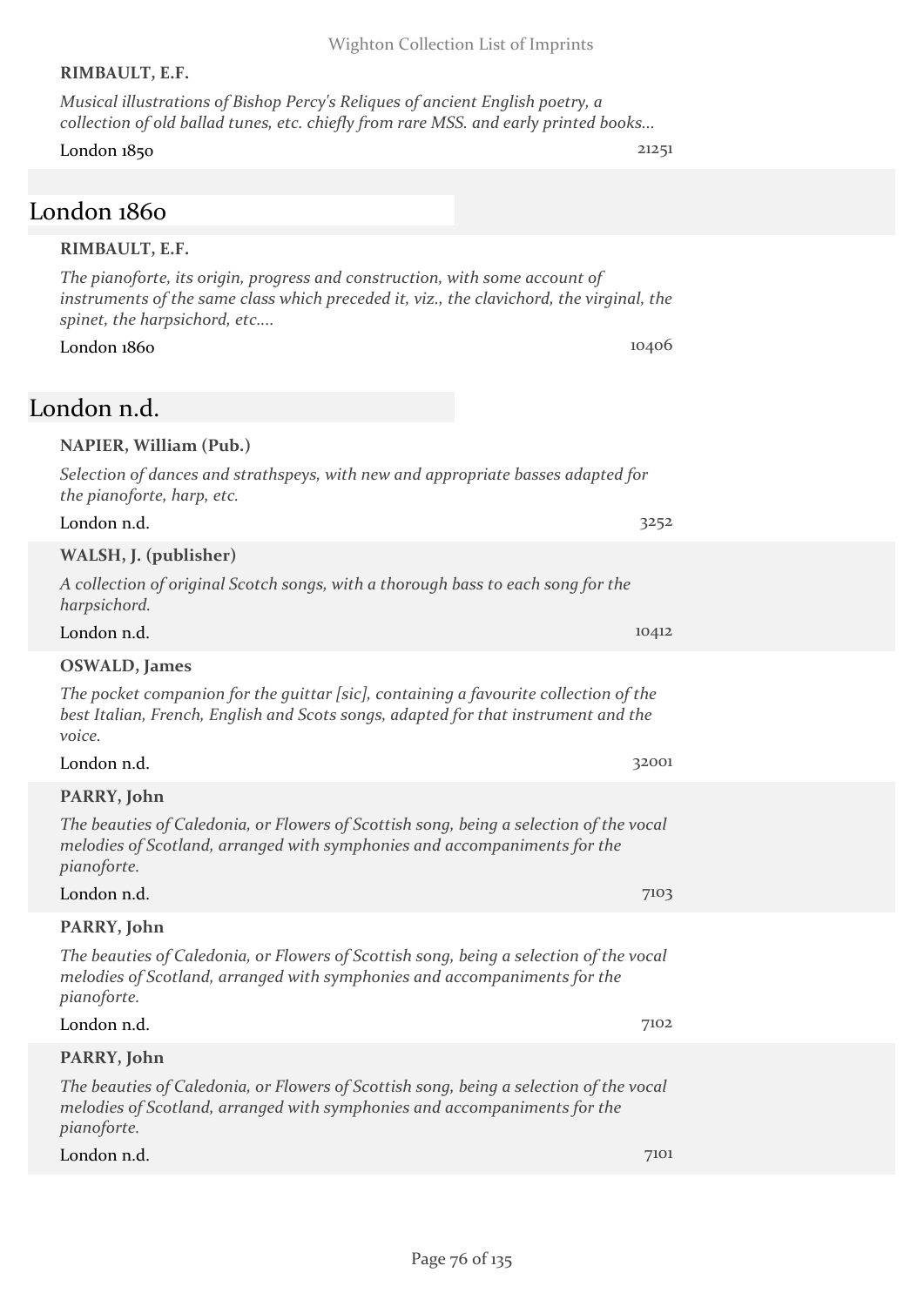**RIMBAULT, E.F.**

*Musical illustrations of Bishop Percy's Reliques of ancient English poetry, a collection of old ballad tunes, etc. chiefly from rare MSS. and early printed books...*

London 1850 21251

## London 1860

**RIMBAULT, E.F.**

*The pianoforte, its origin, progress and construction, with some account of instruments of the same class which preceded it, viz., the clavichord, the virginal, the spinet, the harpsichord, etc....*

London 1860 10406

## London n.d.

**NAPIER, William (Pub.)**

*Selection of dances and strathspeys, with new and appropriate basses adapted for the pianoforte, harp, etc.*

London n.d. 3252

**WALSH, J. (publisher)**

*A collection of original Scotch songs, with a thorough bass to each song for the harpsichord.*

London n.d. 10412

**OSWALD, James**

*The pocket companion for the guittar [sic], containing a favourite collection of the best Italian, French, English and Scots songs, adapted for that instrument and the voice.*

London n.d. 32001

**PARRY, John**

*The beauties of Caledonia, or Flowers of Scottish song, being a selection of the vocal melodies of Scotland, arranged with symphonies and accompaniments for the pianoforte.*

London n.d. 7103

**PARRY, John**

*The beauties of Caledonia, or Flowers of Scottish song, being a selection of the vocal melodies of Scotland, arranged with symphonies and accompaniments for the pianoforte.*

London n.d. 7102

**PARRY, John**

*The beauties of Caledonia, or Flowers of Scottish song, being a selection of the vocal melodies of Scotland, arranged with symphonies and accompaniments for the pianoforte.*

London n.d. 7101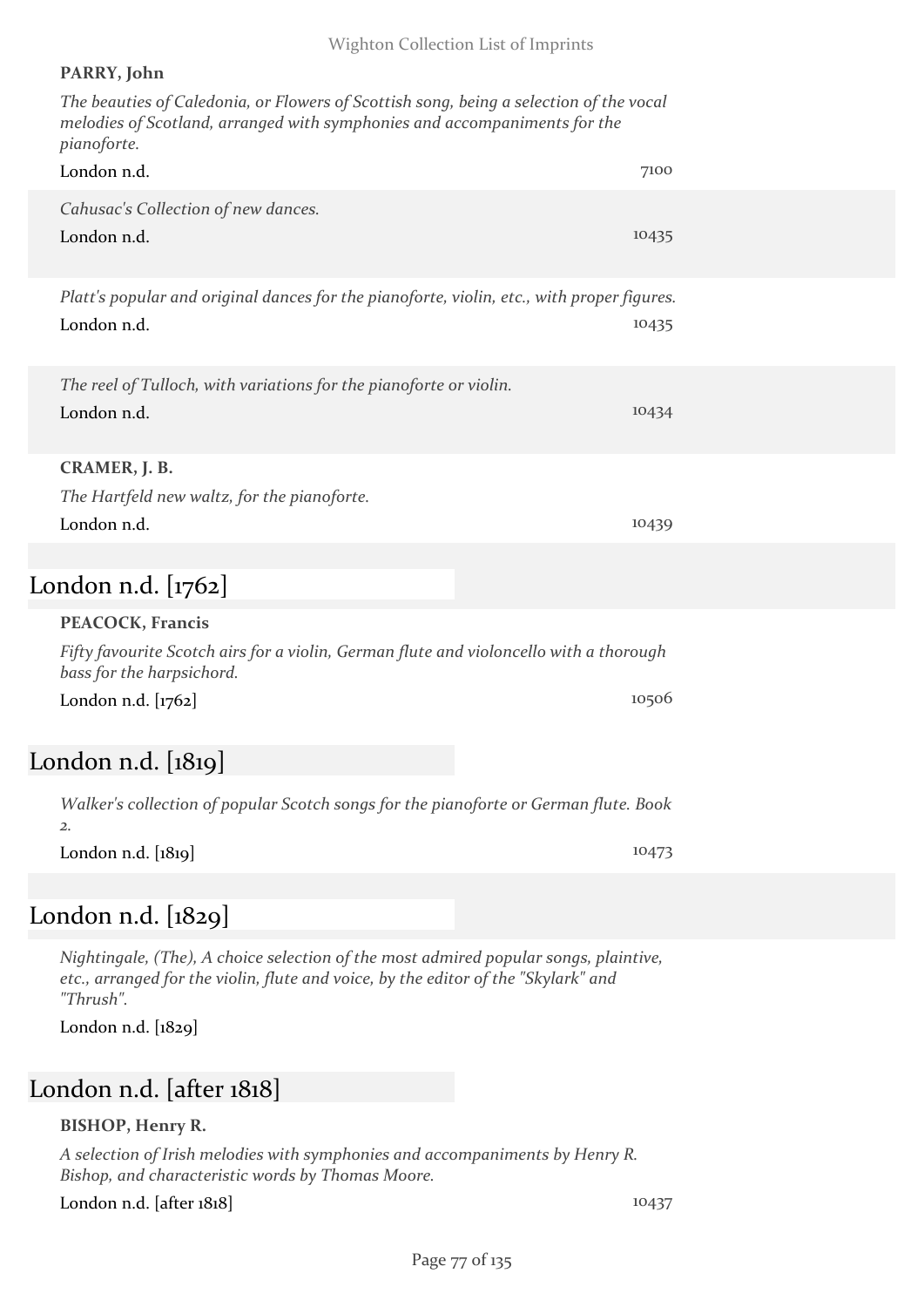**PARRY, John**

*The beauties of Caledonia, or Flowers of Scottish song, being a selection of the vocal melodies of Scotland, arranged with symphonies and accompaniments for the pianoforte.*

London n.d. 7100

*Cahusac's Collection of new dances.*

London n.d. 10435

*Platt's popular and original dances for the pianoforte, violin, etc., with proper figures.*

London n.d. 10435

*The reel of Tulloch, with variations for the pianoforte or violin.*

London n.d. 10434

**CRAMER, J. B.**

*The Hartfeld new waltz, for the pianoforte.*

London n.d. 10439

## London n.d. [1762]

**PEACOCK, Francis**

*Fifty favourite Scotch airs for a violin, German flute and violoncello with a thorough bass for the harpsichord.*

London n.d. [1762] 10506

## London n.d. [1819]

*Walker's collection of popular Scotch songs for the pianoforte or German flute. Book 2.*

London n.d. [1819] 10473

## London n.d. [1829]

*Nightingale, (The), A choice selection of the most admired popular songs, plaintive, etc., arranged for the violin, flute and voice, by the editor of the "Skylark" and "Thrush".*

London n.d. [1829]

## London n.d. [after 1818]

**BISHOP, Henry R.**

*A selection of Irish melodies with symphonies and accompaniments by Henry R. Bishop, and characteristic words by Thomas Moore.*

London n.d. [after 1818] 10437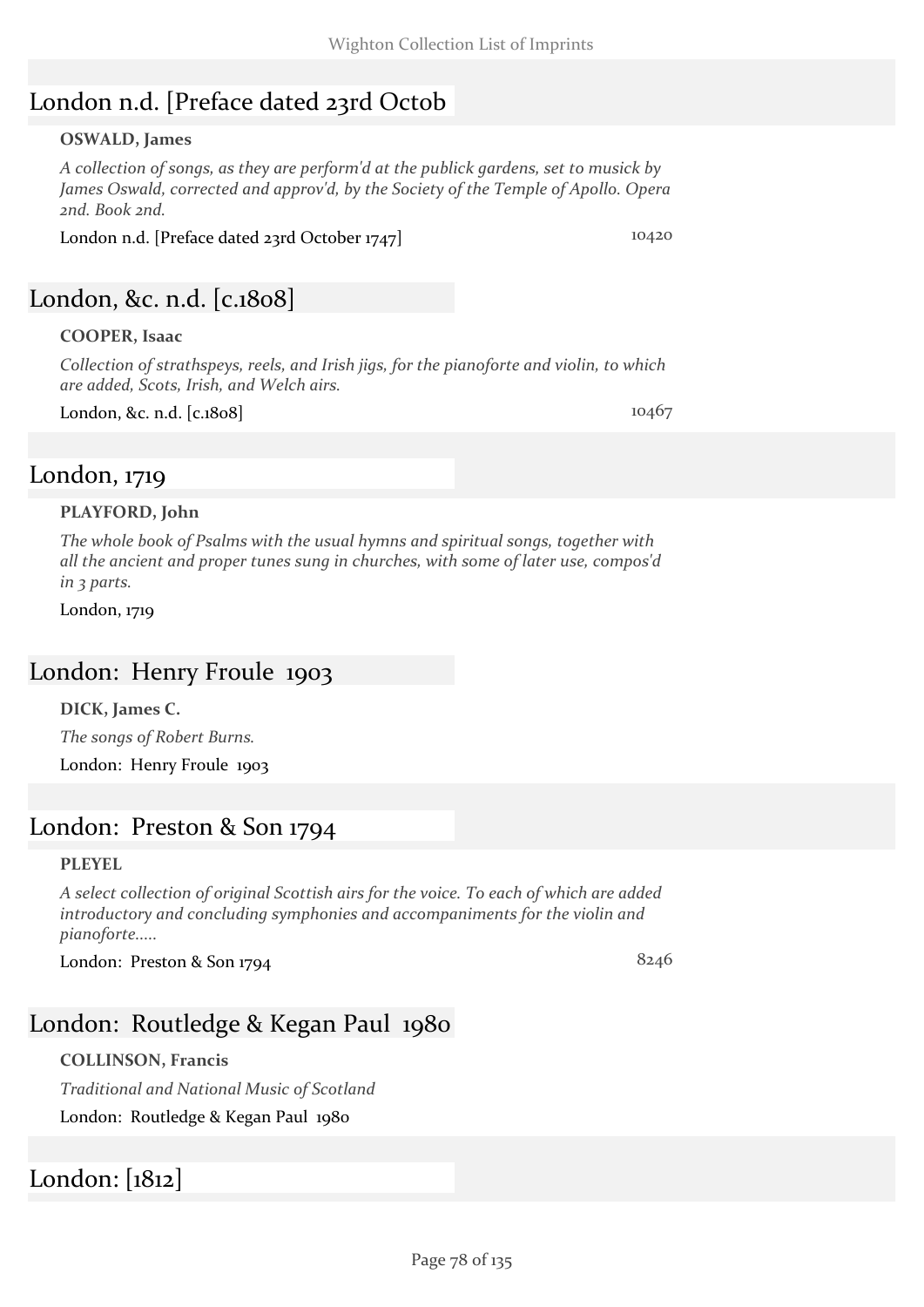## London n.d. [Preface dated 23rd Octob

**OSWALD, James**

*A collection of songs, as they are perform'd at the publick gardens, set to musick by James Oswald, corrected and approv'd, by the Society of the Temple of Apollo. Opera 2nd. Book 2nd.*

London n.d. [Preface dated 23rd October 1747] 10420

## London, &c. n.d. [c.1808]

**COOPER, Isaac**

*Collection of strathspeys, reels, and Irish jigs, for the pianoforte and violin, to which are added, Scots, Irish, and Welch airs.*

London, &c. n.d. [c.1808] 10467

## London, 1719

**PLAYFORD, John**

*The whole book of Psalms with the usual hymns and spiritual songs, together with all the ancient and proper tunes sung in churches, with some of later use, compos'd in 3 parts.*

London, 1719

## London: Henry Froule 1903

**DICK, James C.**

*The songs of Robert Burns.*

London: Henry Froule 1903

## London: Preston & Son 1794

**PLEYEL**

*A select collection of original Scottish airs for the voice. To each of which are added introductory and concluding symphonies and accompaniments for the violin and pianoforte.....*

London: Preston & Son 1794 8246

## London: Routledge & Kegan Paul 1980

**COLLINSON, Francis**

*Traditional and National Music of Scotland*

London: Routledge & Kegan Paul 1980

## London: [1812]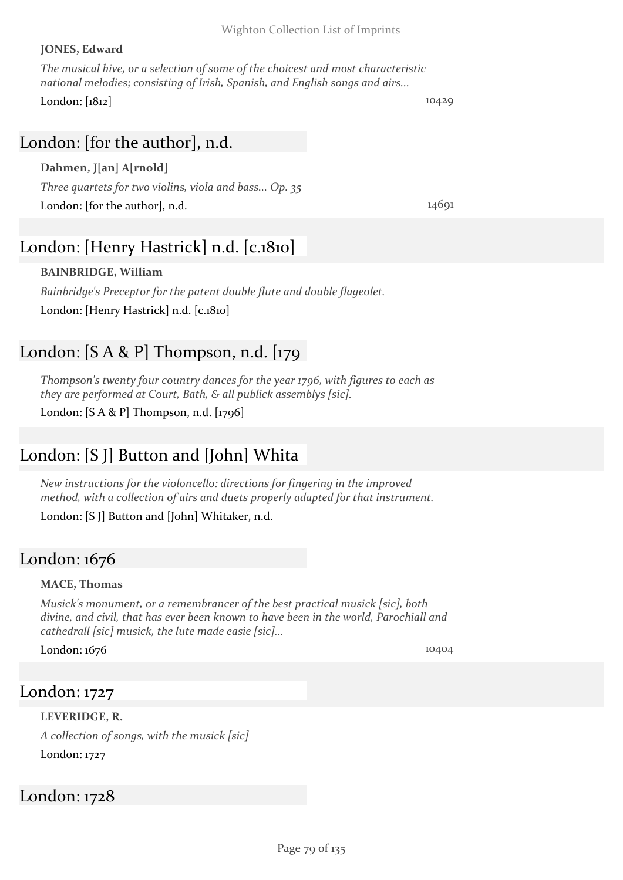**JONES, Edward**

*The musical hive, or a selection of some of the choicest and most characteristic national melodies; consisting of Irish, Spanish, and English songs and airs...*

London: [1812] 10429

## London: [for the author], n.d.

**Dahmen, J[an] A[rnold]**

*Three quartets for two violins, viola and bass... Op. 35*

London: [for the author], n.d. 14691

## London: [Henry Hastrick] n.d. [c.1810]

**BAINBRIDGE, William**

*Bainbridge's Preceptor for the patent double flute and double flageolet.*

London: [Henry Hastrick] n.d. [c.1810]

## London: [S A & P] Thompson, n.d. [179

*Thompson's twenty four country dances for the year 1796, with figures to each as they are performed at Court, Bath, & all publick assemblys [sic].*

London: [S A & P] Thompson, n.d. [1796]

## London: [S J] Button and [John] Whita

*New instructions for the violoncello: directions for fingering in the improved method, with a collection of airs and duets properly adapted for that instrument.*

London: [S J] Button and [John] Whitaker, n.d.

## London: 1676

**MACE, Thomas**

*Musick's monument, or a remembrancer of the best practical musick [sic], both divine, and civil, that has ever been known to have been in the world, Parochiall and cathedrall [sic] musick, the lute made easie [sic]...*

London: 1676 10404

## London: 1727

**LEVERIDGE, R.**

*A collection of songs, with the musick [sic]*

London: 1727

## London: 1728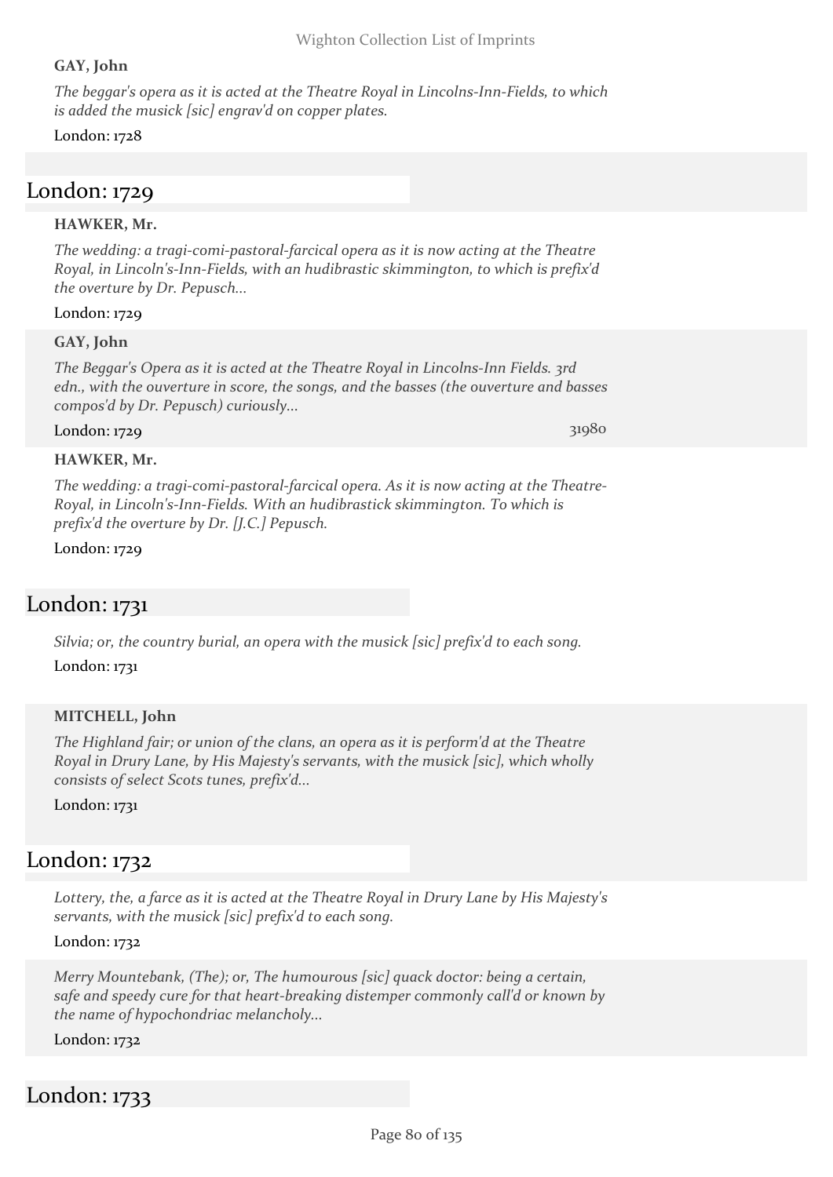**GAY, John**

*The beggar's opera as it is acted at the Theatre Royal in Lincolns-Inn-Fields, to which is added the musick [sic] engrav'd on copper plates.*

London: 1728

## London: 1729

**HAWKER, Mr.**

*The wedding: a tragi-comi-pastoral-farcical opera as it is now acting at the Theatre Royal, in Lincoln's-Inn-Fields, with an hudibrastic skimmington, to which is prefix'd the overture by Dr. Pepusch...*

London: 1729

**GAY, John**

*The Beggar's Opera as it is acted at the Theatre Royal in Lincolns-Inn Fields. 3rd edn., with the ouverture in score, the songs, and the basses (the ouverture and basses compos'd by Dr. Pepusch) curiously...*

London: 1729 31980

**HAWKER, Mr.**

*The wedding: a tragi-comi-pastoral-farcical opera. As it is now acting at the Theatre-Royal, in Lincoln's-Inn-Fields. With an hudibrastick skimmington. To which is prefix'd the overture by Dr. [J.C.] Pepusch.*

London: 1729

## London: 1731

*Silvia; or, the country burial, an opera with the musick [sic] prefix'd to each song.*

London: 1731

**MITCHELL, John**

*The Highland fair; or union of the clans, an opera as it is perform'd at the Theatre Royal in Drury Lane, by His Majesty's servants, with the musick [sic], which wholly consists of select Scots tunes, prefix'd...*

London: 1731

## London: 1732

*Lottery, the, a farce as it is acted at the Theatre Royal in Drury Lane by His Majesty's servants, with the musick [sic] prefix'd to each song.*

London: 1732

*Merry Mountebank, (The); or, The humourous [sic] quack doctor: being a certain, safe and speedy cure for that heart-breaking distemper commonly call'd or known by the name of hypochondriac melancholy...*

London: 1732

## London: 1733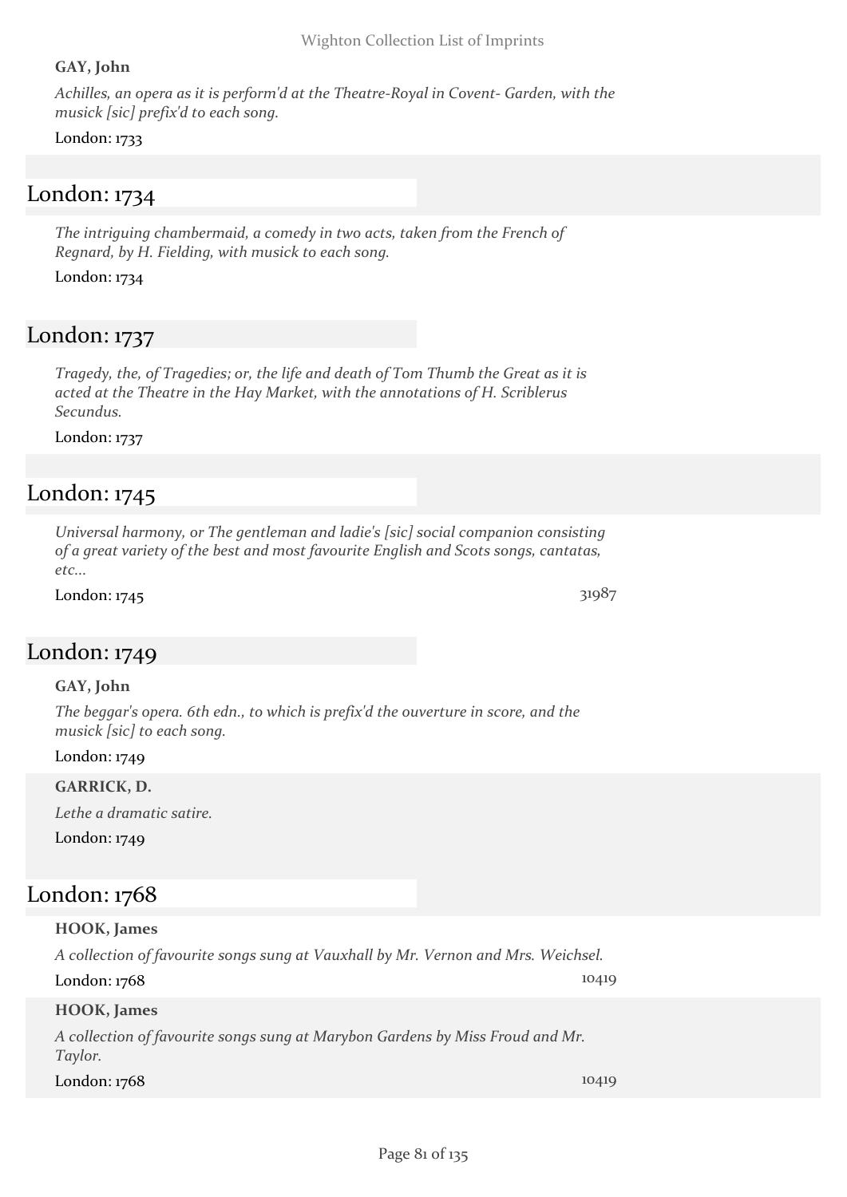**GAY, John**

*Achilles, an opera as it is perform'd at the Theatre-Royal in Covent- Garden, with the musick [sic] prefix'd to each song.*

London: 1733

## London: 1734

*The intriguing chambermaid, a comedy in two acts, taken from the French of Regnard, by H. Fielding, with musick to each song.*

London: 1734

## London: 1737

*Tragedy, the, of Tragedies; or, the life and death of Tom Thumb the Great as it is acted at the Theatre in the Hay Market, with the annotations of H. Scriblerus Secundus.*

London: 1737

## London: 1745

*Universal harmony, or The gentleman and ladie's [sic] social companion consisting of a great variety of the best and most favourite English and Scots songs, cantatas, etc...*

London: 1745 31987

## London: 1749

**GAY, John**

*The beggar's opera. 6th edn., to which is prefix'd the ouverture in score, and the musick [sic] to each song.*

London: 1749

**GARRICK, D.**

*Lethe a dramatic satire.*

London: 1749

## London: 1768

**HOOK, James**

*A collection of favourite songs sung at Vauxhall by Mr. Vernon and Mrs. Weichsel.*

London: 1768 10419

**HOOK, James**

*A collection of favourite songs sung at Marybon Gardens by Miss Froud and Mr. Taylor.*

London: 1768 10419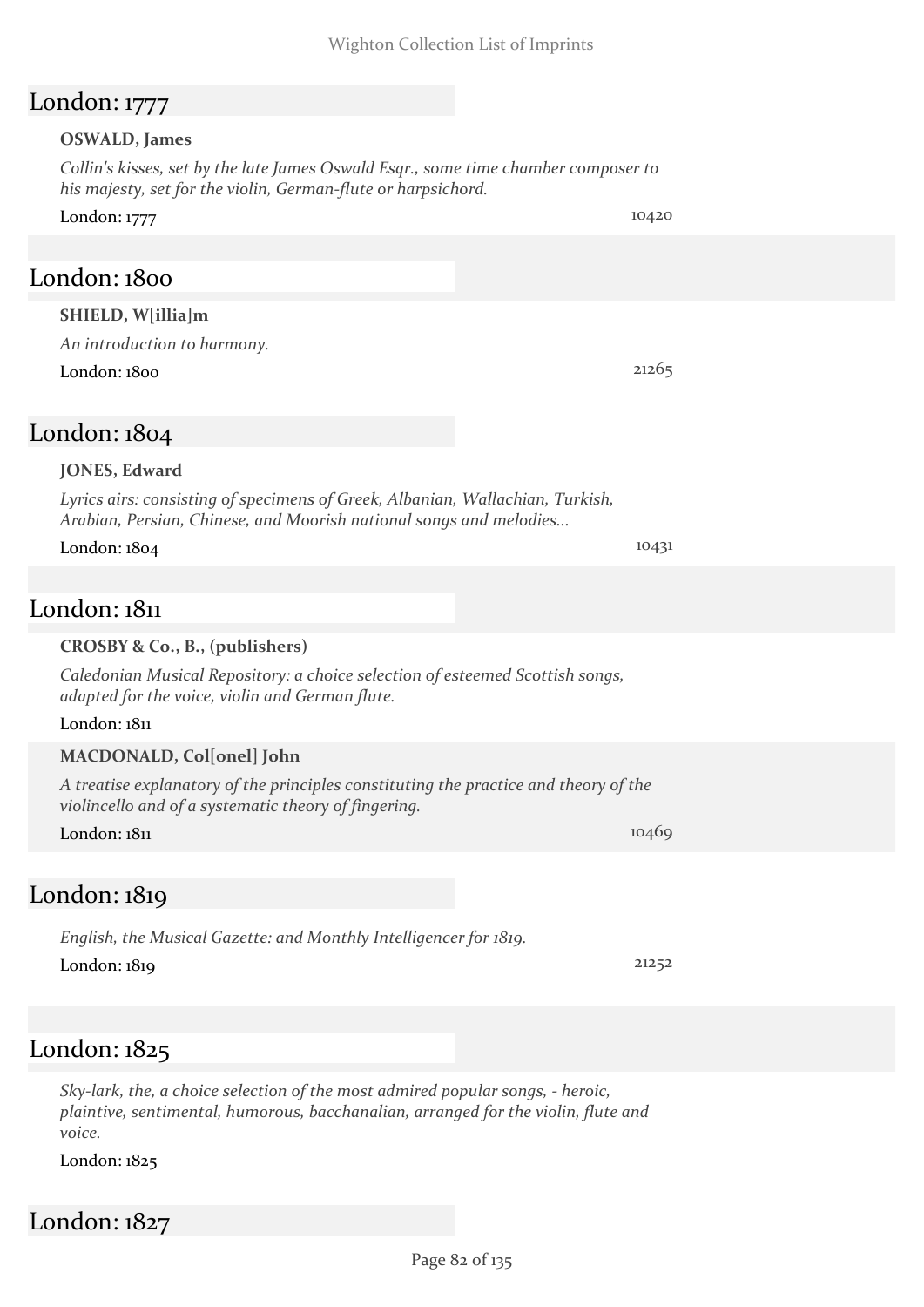## London: 1777

**OSWALD, James**

*Collin's kisses, set by the late James Oswald Esqr., some time chamber composer to his majesty, set for the violin, German-flute or harpsichord.*

London: 1777 10420

## London: 1800

**SHIELD, W[illia]m**

*An introduction to harmony.*

London: 1800 21265

## London: 1804

**JONES, Edward**

*Lyrics airs: consisting of specimens of Greek, Albanian, Wallachian, Turkish, Arabian, Persian, Chinese, and Moorish national songs and melodies...*

London: 1804 10431

## London: 1811

**CROSBY & Co., B., (publishers)**

*Caledonian Musical Repository: a choice selection of esteemed Scottish songs, adapted for the voice, violin and German flute.*

London: 1811

**MACDONALD, Col[onel] John**

*A treatise explanatory of the principles constituting the practice and theory of the violincello and of a systematic theory of fingering.*

London: 1811 10469

## London: 1819

*English, the Musical Gazette: and Monthly Intelligencer for 1819.*

London: 1819 21252

## London: 1825

*Sky-lark, the, a choice selection of the most admired popular songs, - heroic, plaintive, sentimental, humorous, bacchanalian, arranged for the violin, flute and voice.*

London: 1825

## London: 1827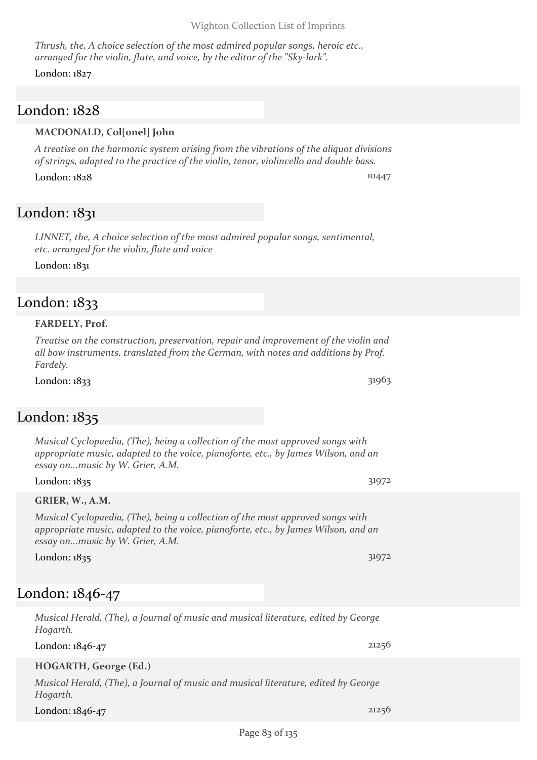*Thrush, the, A choice selection of the most admired popular songs, heroic etc., arranged for the violin, flute, and voice, by the editor of the "Sky-lark".*

London: 1827

## London: 1828

**MACDONALD, Col[onel] John**

*A treatise on the harmonic system arising from the vibrations of the aliquot divisions of strings, adapted to the practice of the violin, tenor, violincello and double bass.*

London: 1828 — 10447

## London: 1831

*LINNET, the, A choice selection of the most admired popular songs, sentimental, etc. arranged for the violin, flute and voice*

London: 1831

## London: 1833

**FARDELY, Prof.**

*Treatise on the construction, preservation, repair and improvement of the violin and all bow instruments, translated from the German, with notes and additions by Prof. Fardely.*

London: 1833 — 31963

## London: 1835

*Musical Cyclopaedia, (The), being a collection of the most approved songs with appropriate music, adapted to the voice, pianoforte, etc., by James Wilson, and an essay on...music by W. Grier, A.M.*

London: 1835 — 31972

**GRIER, W., A.M.**

*Musical Cyclopaedia, (The), being a collection of the most approved songs with appropriate music, adapted to the voice, pianoforte, etc., by James Wilson, and an essay on...music by W. Grier, A.M.*

London: 1835 — 31972

## London: 1846-47

*Musical Herald, (The), a Journal of music and musical literature, edited by George Hogarth.*

London: 1846-47 — 21256

**HOGARTH, George (Ed.)**

*Musical Herald, (The), a Journal of music and musical literature, edited by George Hogarth.*

London: 1846-47 — 21256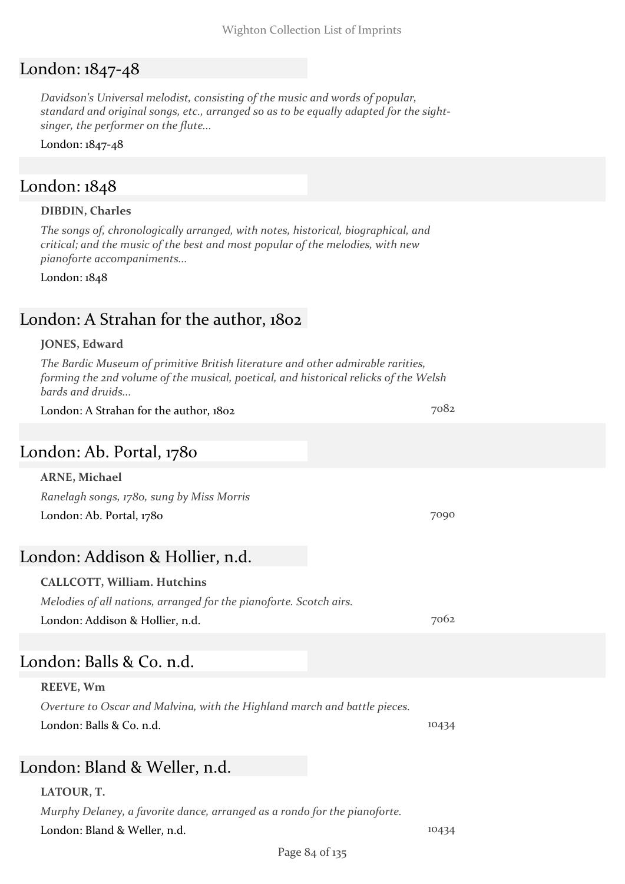## London: 1847-48

*Davidson's Universal melodist, consisting of the music and words of popular, standard and original songs, etc., arranged so as to be equally adapted for the sight-singer, the performer on the flute...*

London: 1847-48

## London: 1848

**DIBDIN, Charles**

*The songs of, chronologically arranged, with notes, historical, biographical, and critical; and the music of the best and most popular of the melodies, with new pianoforte accompaniments...*

London: 1848

## London: A Strahan for the author, 1802

**JONES, Edward**

*The Bardic Museum of primitive British literature and other admirable rarities, forming the 2nd volume of the musical, poetical, and historical relicks of the Welsh bards and druids...*

London: A Strahan for the author, 1802 7082

## London: Ab. Portal, 1780

**ARNE, Michael**

*Ranelagh songs, 1780, sung by Miss Morris*

London: Ab. Portal, 1780 7090

## London: Addison & Hollier, n.d.

**CALLCOTT, William. Hutchins**

*Melodies of all nations, arranged for the pianoforte. Scotch airs.*

London: Addison & Hollier, n.d. 7062

## London: Balls & Co. n.d.

**REEVE, Wm**

*Overture to Oscar and Malvina, with the Highland march and battle pieces.*

London: Balls & Co. n.d. 10434

## London: Bland & Weller, n.d.

**LATOUR, T.**

*Murphy Delaney, a favorite dance, arranged as a rondo for the pianoforte.*

London: Bland & Weller, n.d. 10434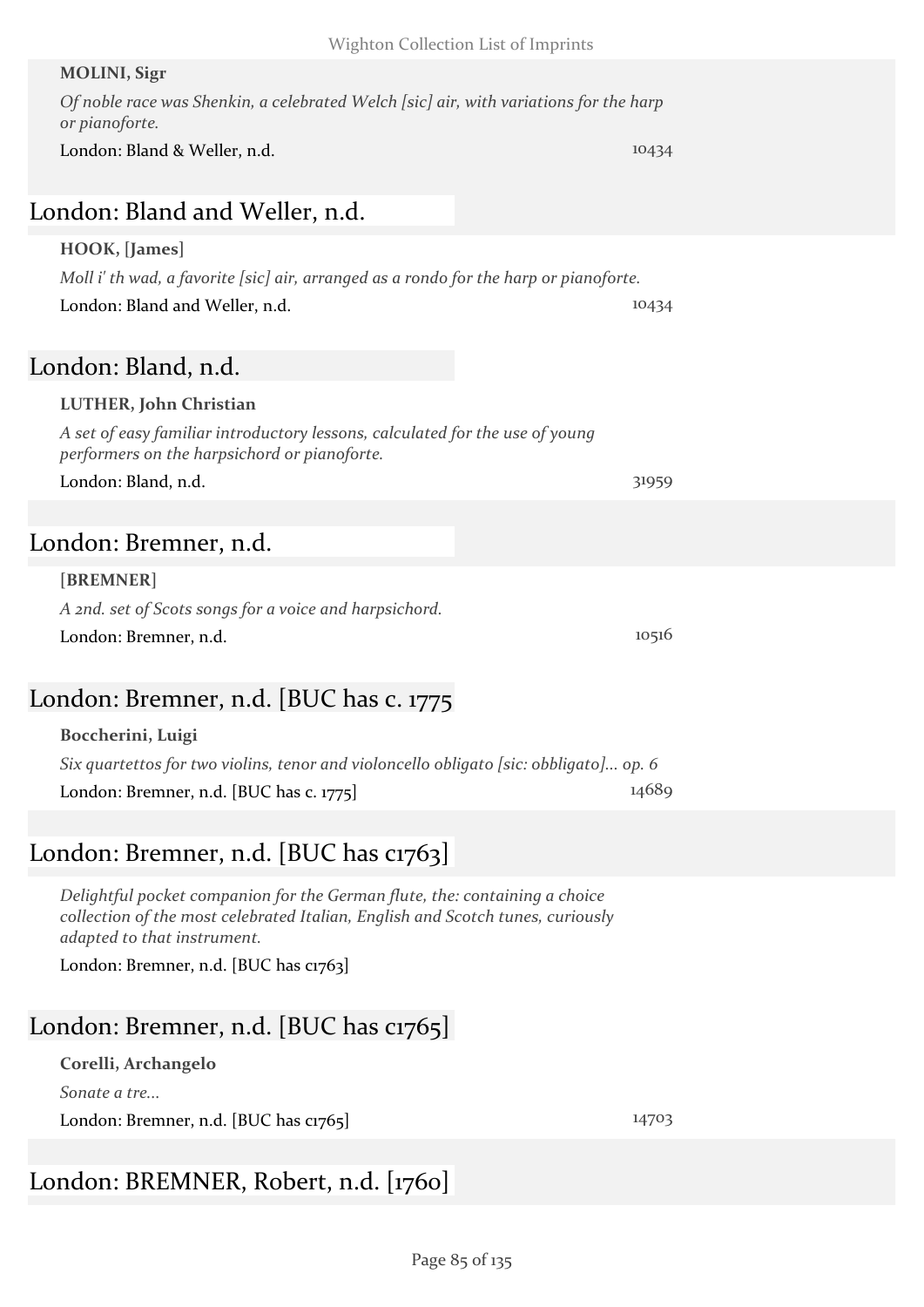**MOLINI, Sigr**

*Of noble race was Shenkin, a celebrated Welch [sic] air, with variations for the harp or pianoforte.*

London: Bland & Weller, n.d. 10434

## London: Bland and Weller, n.d.

**HOOK, [James]**

*Moll i' th wad, a favorite [sic] air, arranged as a rondo for the harp or pianoforte.*

London: Bland and Weller, n.d. 10434

## London: Bland, n.d.

**LUTHER, John Christian**

*A set of easy familiar introductory lessons, calculated for the use of young performers on the harpsichord or pianoforte.*

London: Bland, n.d. 31959

## London: Bremner, n.d.

**[BREMNER]**

*A 2nd. set of Scots songs for a voice and harpsichord.*

London: Bremner, n.d. 10516

## London: Bremner, n.d. [BUC has c. 1775

**Boccherini, Luigi**

*Six quartettos for two violins, tenor and violoncello obligato [sic: obbligato]... op. 6*

London: Bremner, n.d. [BUC has c. 1775] 14689

## London: Bremner, n.d. [BUC has c1763]

*Delightful pocket companion for the German flute, the: containing a choice collection of the most celebrated Italian, English and Scotch tunes, curiously adapted to that instrument.*

London: Bremner, n.d. [BUC has c1763]

## London: Bremner, n.d. [BUC has c1765]

**Corelli, Archangelo**

*Sonate a tre...*

London: Bremner, n.d. [BUC has c1765] 14703

## London: BREMNER, Robert, n.d. [1760]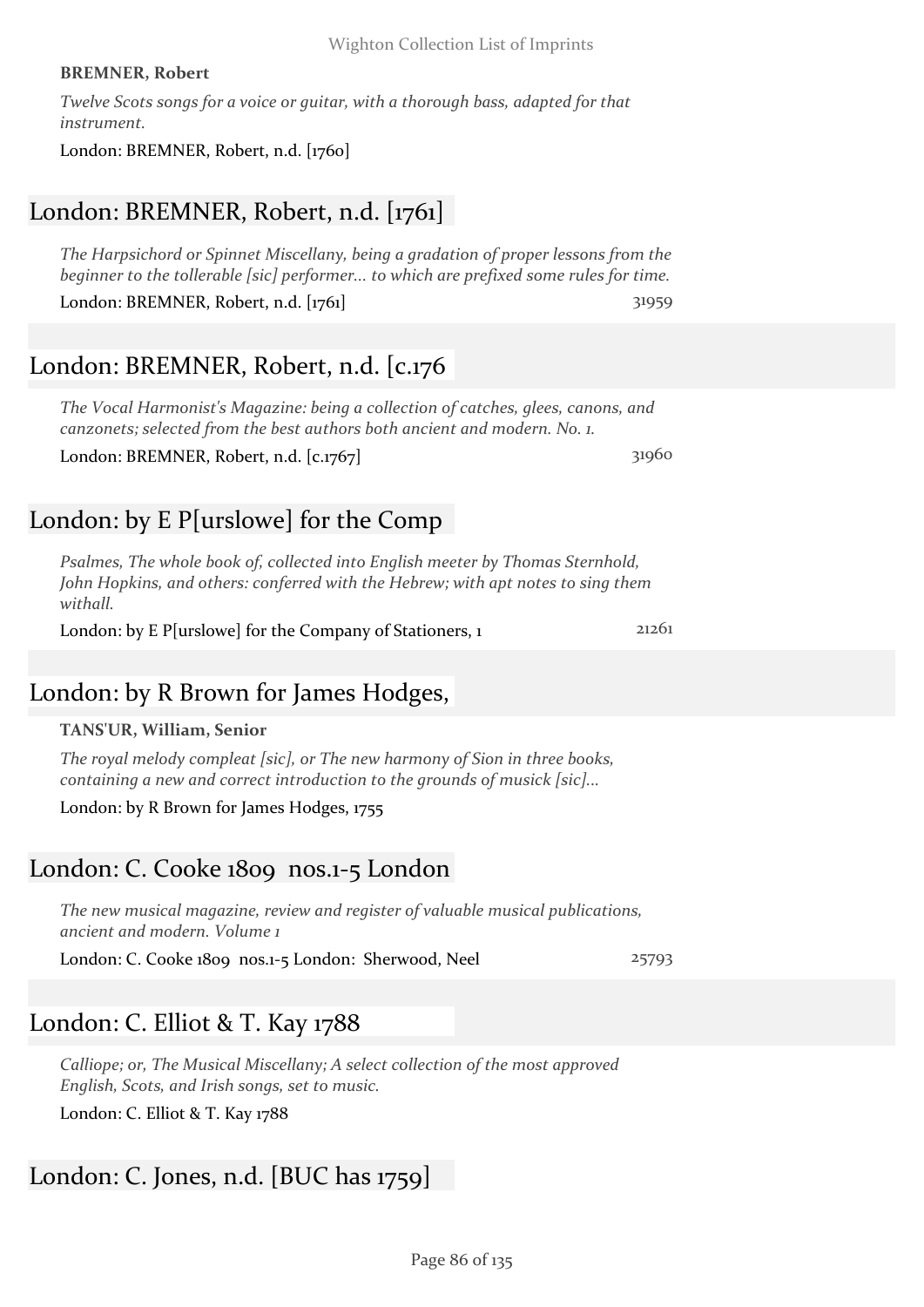**BREMNER, Robert**

*Twelve Scots songs for a voice or guitar, with a thorough bass, adapted for that instrument.*

London: BREMNER, Robert, n.d. [1760]

## London: BREMNER, Robert, n.d. [1761]

*The Harpsichord or Spinnet Miscellany, being a gradation of proper lessons from the beginner to the tollerable [sic] performer... to which are prefixed some rules for time.*

London: BREMNER, Robert, n.d. [1761] 31959

## London: BREMNER, Robert, n.d. [c.176

*The Vocal Harmonist's Magazine: being a collection of catches, glees, canons, and canzonets; selected from the best authors both ancient and modern. No. 1.*

London: BREMNER, Robert, n.d. [c.1767] 31960

## London: by E P[urslowe] for the Comp

*Psalmes, The whole book of, collected into English meeter by Thomas Sternhold, John Hopkins, and others: conferred with the Hebrew; with apt notes to sing them withall.*

London: by E P[urslowe] for the Company of Stationers, 1 21261

## London: by R Brown for James Hodges,

**TANS'UR, William, Senior**

*The royal melody compleat [sic], or The new harmony of Sion in three books, containing a new and correct introduction to the grounds of musick [sic]...*

London: by R Brown for James Hodges, 1755

## London: C. Cooke 1809 nos.1-5 London

*The new musical magazine, review and register of valuable musical publications, ancient and modern. Volume 1*

London: C. Cooke 1809 nos.1-5 London: Sherwood, Neel 25793

## London: C. Elliot & T. Kay 1788

*Calliope; or, The Musical Miscellany; A select collection of the most approved English, Scots, and Irish songs, set to music.*

London: C. Elliot & T. Kay 1788

## London: C. Jones, n.d. [BUC has 1759]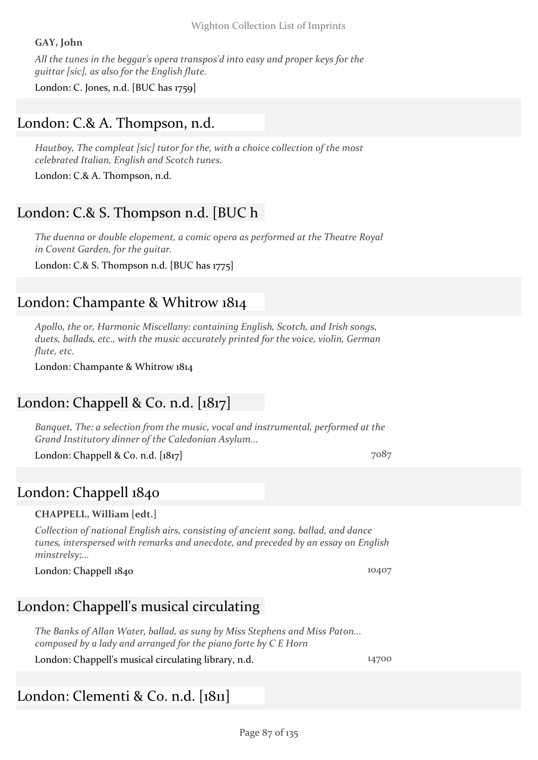**GAY, John**

*All the tunes in the beggar's opera transpos'd into easy and proper keys for the guittar [sic], as also for the English flute.*

London: C. Jones, n.d. [BUC has 1759]

## London: C.& A. Thompson, n.d.

*Hautboy, The compleat [sic] tutor for the, with a choice collection of the most celebrated Italian, English and Scotch tunes.*

London: C.& A. Thompson, n.d.

## London: C.& S. Thompson n.d. [BUC h

*The duenna or double elopement, a comic opera as performed at the Theatre Royal in Covent Garden, for the guitar.*

London: C.& S. Thompson n.d. [BUC has 1775]

## London: Champante & Whitrow 1814

*Apollo, the or, Harmonic Miscellany: containing English, Scotch, and Irish songs, duets, ballads, etc., with the music accurately printed for the voice, violin, German flute, etc.*

London: Champante & Whitrow 1814

## London: Chappell & Co. n.d. [1817]

*Banquet, The: a selection from the music, vocal and instrumental, performed at the Grand Institutory dinner of the Caledonian Asylum...*

London: Chappell & Co. n.d. [1817] 7087

## London: Chappell 1840

**CHAPPELL, William [edt.]**

*Collection of national English airs, consisting of ancient song, ballad, and dance tunes, interspersed with remarks and anecdote, and preceded by an essay on English minstrelsy;...*

London: Chappell 1840 10407

## London: Chappell's musical circulating

*The Banks of Allan Water, ballad, as sung by Miss Stephens and Miss Paton... composed by a lady and arranged for the piano forte by C E Horn*

London: Chappell's musical circulating library, n.d. 14700

## London: Clementi & Co. n.d. [1811]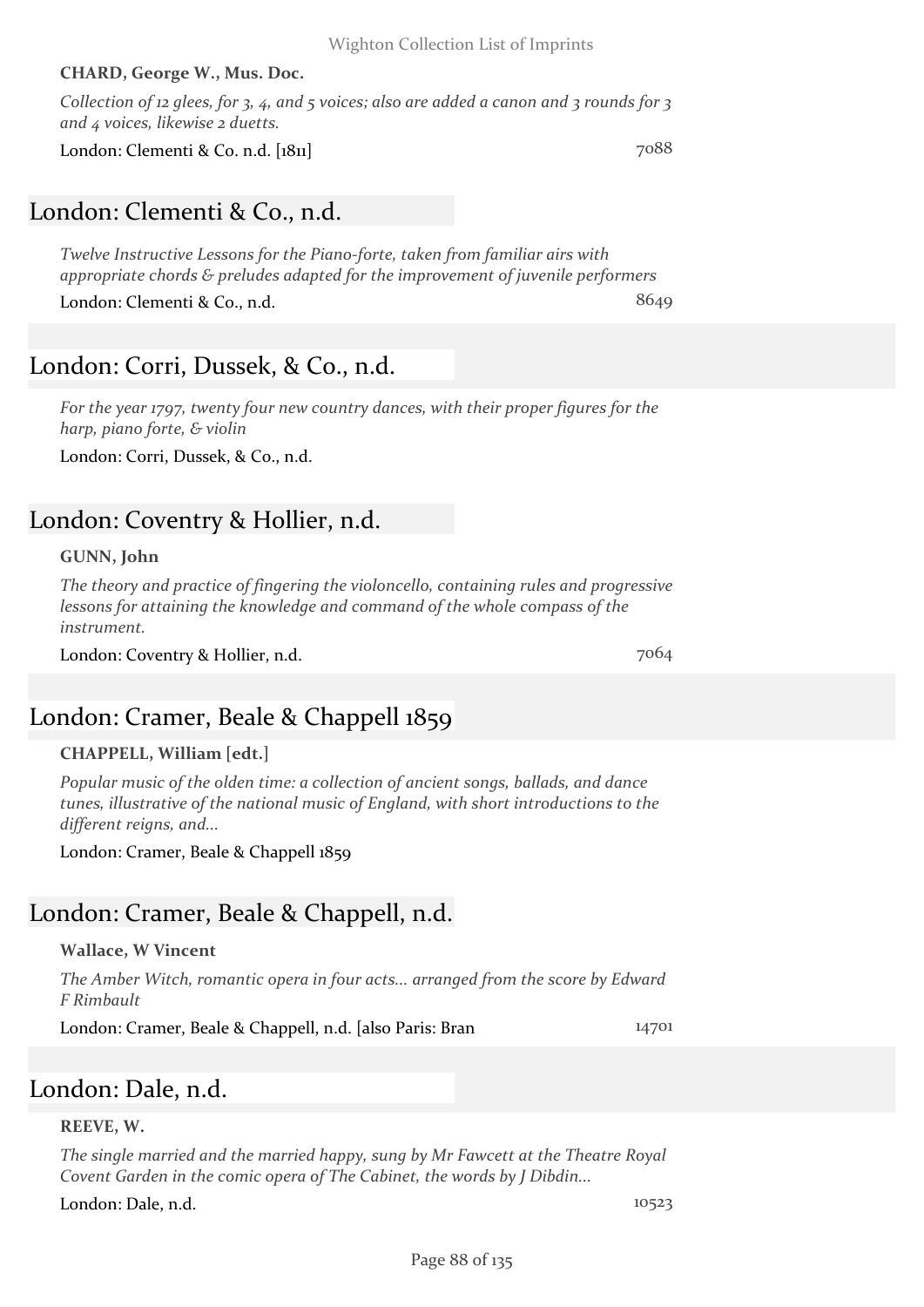**CHARD, George W., Mus. Doc.**

*Collection of 12 glees, for 3, 4, and 5 voices; also are added a canon and 3 rounds for 3 and 4 voices, likewise 2 duetts.*

London: Clementi & Co. n.d. [1811] 7088

## London: Clementi & Co., n.d.

*Twelve Instructive Lessons for the Piano-forte, taken from familiar airs with appropriate chords & preludes adapted for the improvement of juvenile performers*

London: Clementi & Co., n.d. 8649

## London: Corri, Dussek, & Co., n.d.

*For the year 1797, twenty four new country dances, with their proper figures for the harp, piano forte, & violin*

London: Corri, Dussek, & Co., n.d.

## London: Coventry & Hollier, n.d.

**GUNN, John**

*The theory and practice of fingering the violoncello, containing rules and progressive lessons for attaining the knowledge and command of the whole compass of the instrument.*

London: Coventry & Hollier, n.d. 7064

## London: Cramer, Beale & Chappell 1859

**CHAPPELL, William [edt.]**

*Popular music of the olden time: a collection of ancient songs, ballads, and dance tunes, illustrative of the national music of England, with short introductions to the different reigns, and...*

London: Cramer, Beale & Chappell 1859

## London: Cramer, Beale & Chappell, n.d.

**Wallace, W Vincent**

*The Amber Witch, romantic opera in four acts... arranged from the score by Edward F Rimbault*

London: Cramer, Beale & Chappell, n.d. [also Paris: Bran 14701

## London: Dale, n.d.

**REEVE, W.**

*The single married and the married happy, sung by Mr Fawcett at the Theatre Royal Covent Garden in the comic opera of The Cabinet, the words by J Dibdin...*

London: Dale, n.d. 10523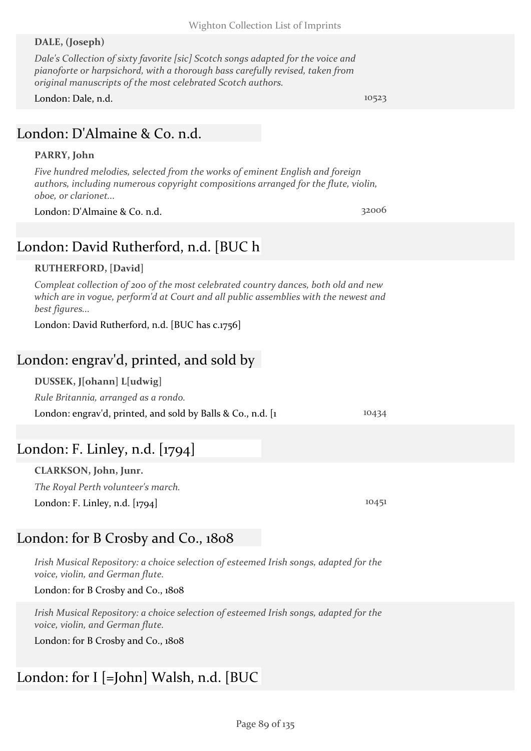**DALE, (Joseph)**

*Dale's Collection of sixty favorite [sic] Scotch songs adapted for the voice and pianoforte or harpsichord, with a thorough bass carefully revised, taken from original manuscripts of the most celebrated Scotch authors.*

London: Dale, n.d. 10523

## London: D'Almaine & Co. n.d.

**PARRY, John**

*Five hundred melodies, selected from the works of eminent English and foreign authors, including numerous copyright compositions arranged for the flute, violin, oboe, or clarionet...*

London: D'Almaine & Co. n.d. 32006

## London: David Rutherford, n.d. [BUC h

**RUTHERFORD, [David]**

*Compleat collection of 200 of the most celebrated country dances, both old and new which are in vogue, perform'd at Court and all public assemblies with the newest and best figures...*

London: David Rutherford, n.d. [BUC has c.1756]

## London: engrav'd, printed, and sold by

**DUSSEK, J[ohann] L[udwig]**

*Rule Britannia, arranged as a rondo.*

London: engrav'd, printed, and sold by Balls & Co., n.d. [1 10434

## London: F. Linley, n.d. [1794]

**CLARKSON, John, Junr.**

*The Royal Perth volunteer's march.*

London: F. Linley, n.d. [1794] 10451

## London: for B Crosby and Co., 1808

*Irish Musical Repository: a choice selection of esteemed Irish songs, adapted for the voice, violin, and German flute.*

London: for B Crosby and Co., 1808

*Irish Musical Repository: a choice selection of esteemed Irish songs, adapted for the voice, violin, and German flute.*

London: for B Crosby and Co., 1808

## London: for I [=John] Walsh, n.d. [BUC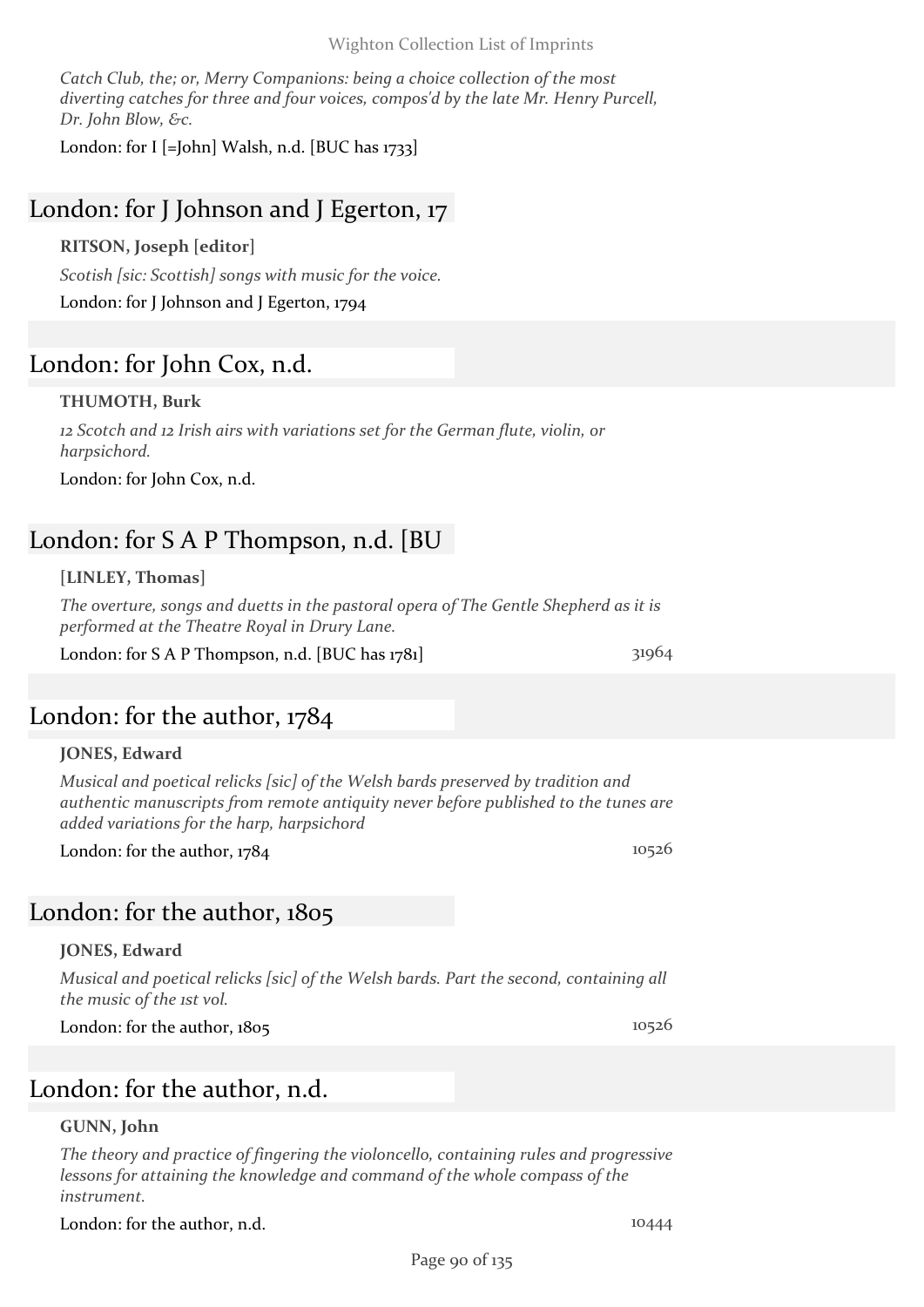*Catch Club, the; or, Merry Companions: being a choice collection of the most diverting catches for three and four voices, compos'd by the late Mr. Henry Purcell, Dr. John Blow, &c.*

London: for I [=John] Walsh, n.d. [BUC has 1733]

## London: for J Johnson and J Egerton, 17

**RITSON, Joseph [editor]**

*Scotish [sic: Scottish] songs with music for the voice.*

London: for J Johnson and J Egerton, 1794

## London: for John Cox, n.d.

**THUMOTH, Burk**

*12 Scotch and 12 Irish airs with variations set for the German flute, violin, or harpsichord.*

London: for John Cox, n.d.

## London: for S A P Thompson, n.d. [BU

**[LINLEY, Thomas]**

*The overture, songs and duetts in the pastoral opera of The Gentle Shepherd as it is performed at the Theatre Royal in Drury Lane.*

London: for S A P Thompson, n.d. [BUC has 1781] 31964

## London: for the author, 1784

**JONES, Edward**

*Musical and poetical relicks [sic] of the Welsh bards preserved by tradition and authentic manuscripts from remote antiquity never before published to the tunes are added variations for the harp, harpsichord*

London: for the author, 1784 10526

## London: for the author, 1805

**JONES, Edward**

*Musical and poetical relicks [sic] of the Welsh bards. Part the second, containing all the music of the 1st vol.*

London: for the author, 1805 10526

## London: for the author, n.d.

**GUNN, John**

*The theory and practice of fingering the violoncello, containing rules and progressive lessons for attaining the knowledge and command of the whole compass of the instrument.*

London: for the author, n.d. 10444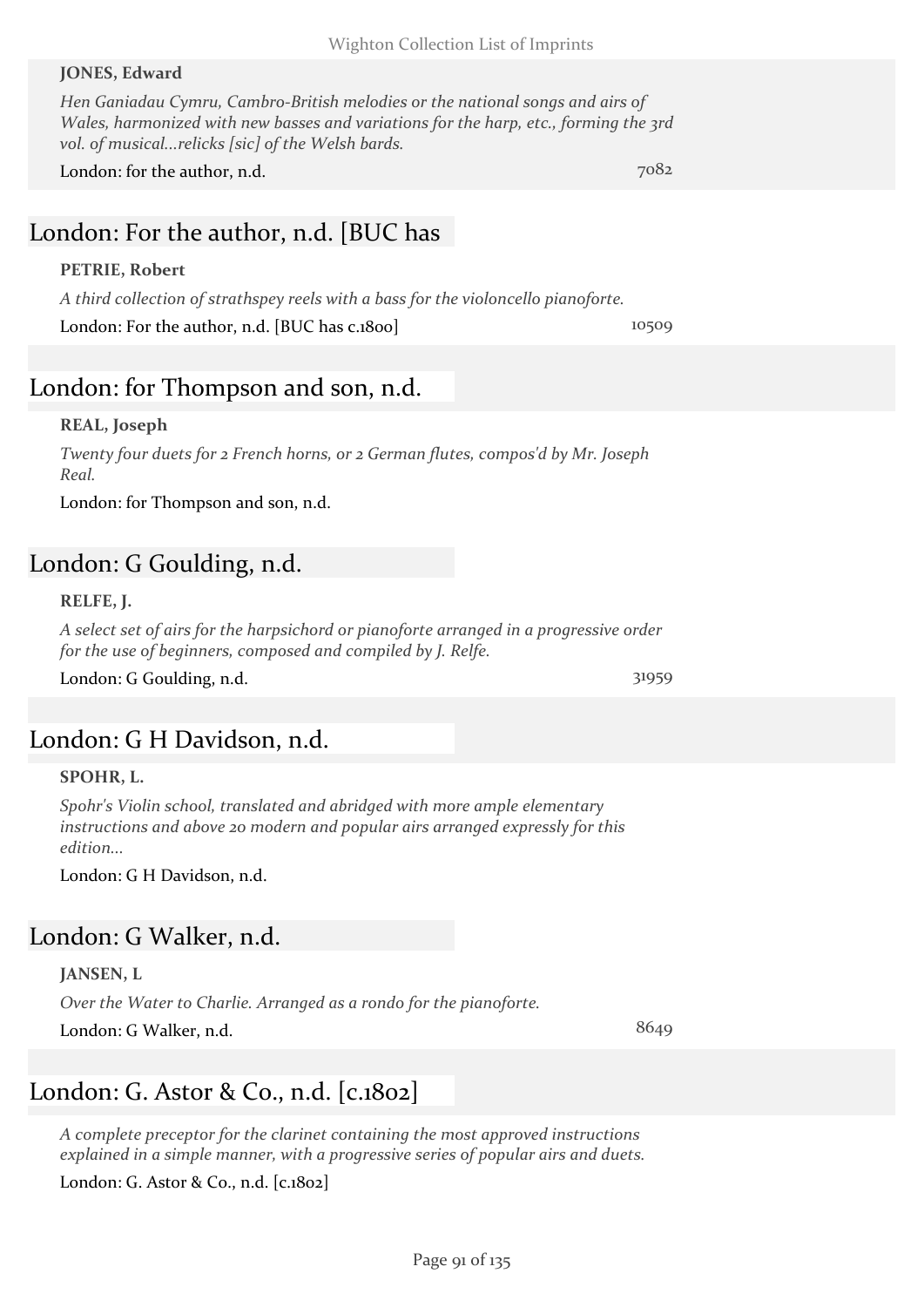**JONES, Edward**

*Hen Ganiadau Cymru, Cambro-British melodies or the national songs and airs of Wales, harmonized with new basses and variations for the harp, etc., forming the 3rd vol. of musical...relicks [sic] of the Welsh bards.*

London: for the author, n.d. 7082

## London: For the author, n.d. [BUC has

**PETRIE, Robert**

*A third collection of strathspey reels with a bass for the violoncello pianoforte.*

London: For the author, n.d. [BUC has c.1800] 10509

## London: for Thompson and son, n.d.

**REAL, Joseph**

*Twenty four duets for 2 French horns, or 2 German flutes, compos'd by Mr. Joseph Real.*

London: for Thompson and son, n.d.

## London: G Goulding, n.d.

**RELFE, J.**

*A select set of airs for the harpsichord or pianoforte arranged in a progressive order for the use of beginners, composed and compiled by J. Relfe.*

London: G Goulding, n.d. 31959

## London: G H Davidson, n.d.

**SPOHR, L.**

*Spohr's Violin school, translated and abridged with more ample elementary instructions and above 20 modern and popular airs arranged expressly for this edition...*

London: G H Davidson, n.d.

## London: G Walker, n.d.

**JANSEN, L**

*Over the Water to Charlie. Arranged as a rondo for the pianoforte.*

London: G Walker, n.d. 8649

## London: G. Astor & Co., n.d. [c.1802]

*A complete preceptor for the clarinet containing the most approved instructions explained in a simple manner, with a progressive series of popular airs and duets.*

London: G. Astor & Co., n.d. [c.1802]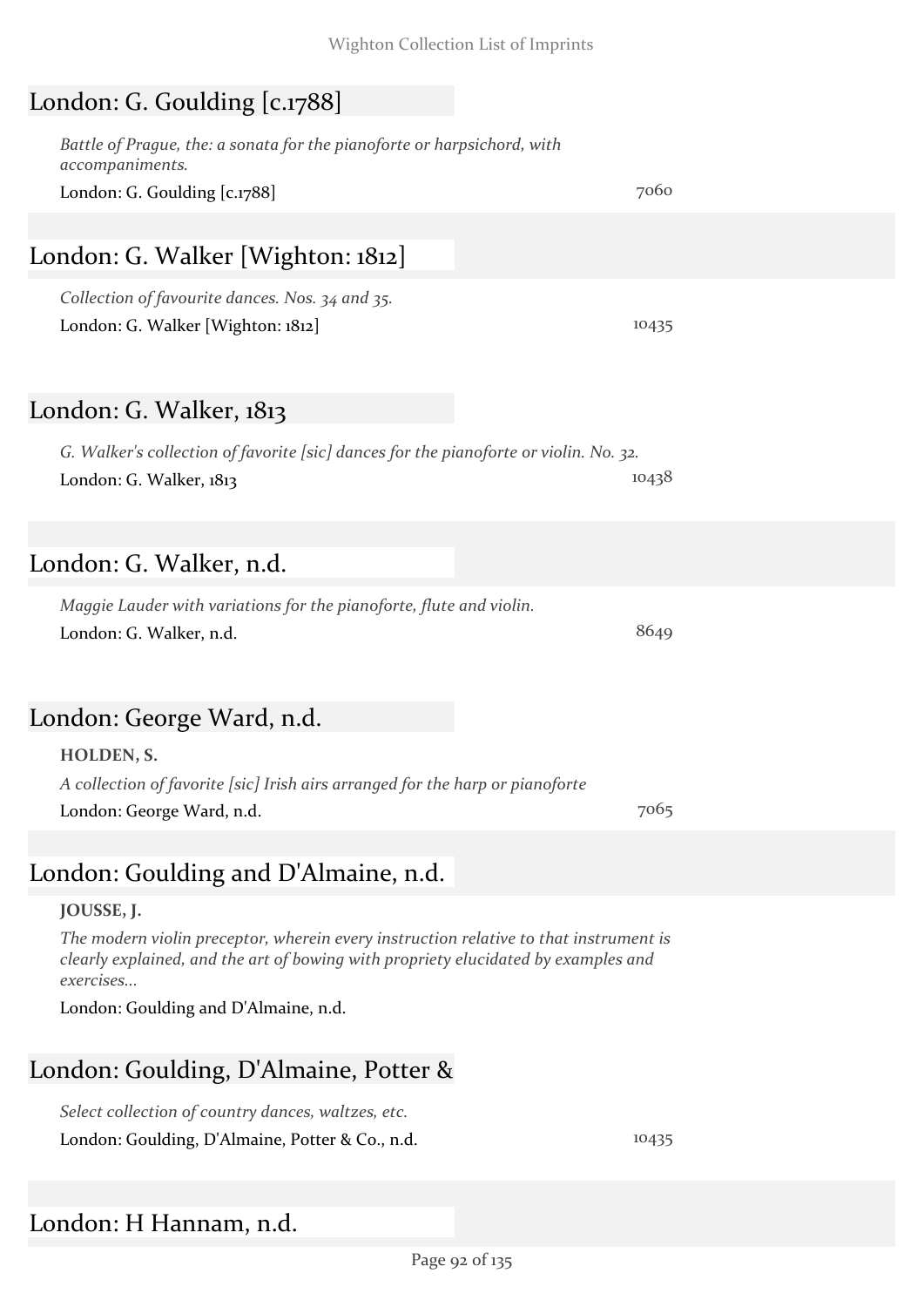## London: G. Goulding [c.1788]

*Battle of Prague, the: a sonata for the pianoforte or harpsichord, with accompaniments.*

London: G. Goulding [c.1788] 7060

## London: G. Walker [Wighton: 1812]

*Collection of favourite dances. Nos. 34 and 35.*

London: G. Walker [Wighton: 1812] 10435

## London: G. Walker, 1813

*G. Walker's collection of favorite [sic] dances for the pianoforte or violin. No. 32.*

London: G. Walker, 1813 10438

## London: G. Walker, n.d.

*Maggie Lauder with variations for the pianoforte, flute and violin.*

London: G. Walker, n.d. 8649

## London: George Ward, n.d.

**HOLDEN, S.**

*A collection of favorite [sic] Irish airs arranged for the harp or pianoforte*

London: George Ward, n.d. 7065

## London: Goulding and D'Almaine, n.d.

**JOUSSE, J.**

*The modern violin preceptor, wherein every instruction relative to that instrument is clearly explained, and the art of bowing with propriety elucidated by examples and exercises...*

London: Goulding and D'Almaine, n.d.

## London: Goulding, D'Almaine, Potter &

*Select collection of country dances, waltzes, etc.*

London: Goulding, D'Almaine, Potter & Co., n.d. 10435

## London: H Hannam, n.d.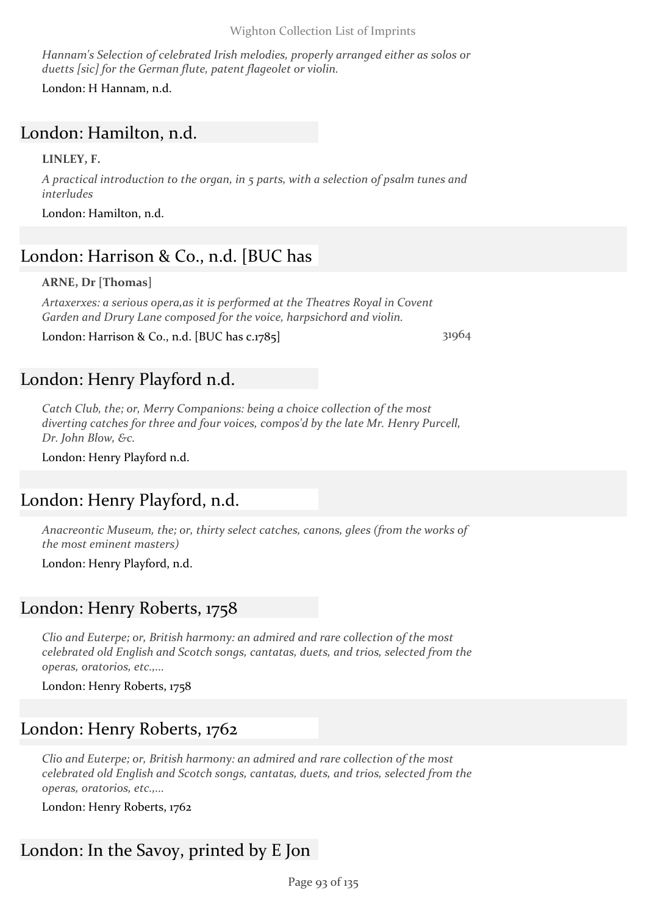*Hannam's Selection of celebrated Irish melodies, properly arranged either as solos or duetts [sic] for the German flute, patent flageolet or violin.*

London: H Hannam, n.d.

## London: Hamilton, n.d.

**LINLEY, F.**

*A practical introduction to the organ, in 5 parts, with a selection of psalm tunes and interludes*

London: Hamilton, n.d.

## London: Harrison & Co., n.d. [BUC has

**ARNE, Dr [Thomas]**

*Artaxerxes: a serious opera,as it is performed at the Theatres Royal in Covent Garden and Drury Lane composed for the voice, harpsichord and violin.*

London: Harrison & Co., n.d. [BUC has c.1785] 31964

## London: Henry Playford n.d.

*Catch Club, the; or, Merry Companions: being a choice collection of the most diverting catches for three and four voices, compos'd by the late Mr. Henry Purcell, Dr. John Blow, &c.*

London: Henry Playford n.d.

## London: Henry Playford, n.d.

*Anacreontic Museum, the; or, thirty select catches, canons, glees (from the works of the most eminent masters)*

London: Henry Playford, n.d.

## London: Henry Roberts, 1758

*Clio and Euterpe; or, British harmony: an admired and rare collection of the most celebrated old English and Scotch songs, cantatas, duets, and trios, selected from the operas, oratorios, etc.,...*

London: Henry Roberts, 1758

## London: Henry Roberts, 1762

*Clio and Euterpe; or, British harmony: an admired and rare collection of the most celebrated old English and Scotch songs, cantatas, duets, and trios, selected from the operas, oratorios, etc.,...*

London: Henry Roberts, 1762

## London: In the Savoy, printed by E Jon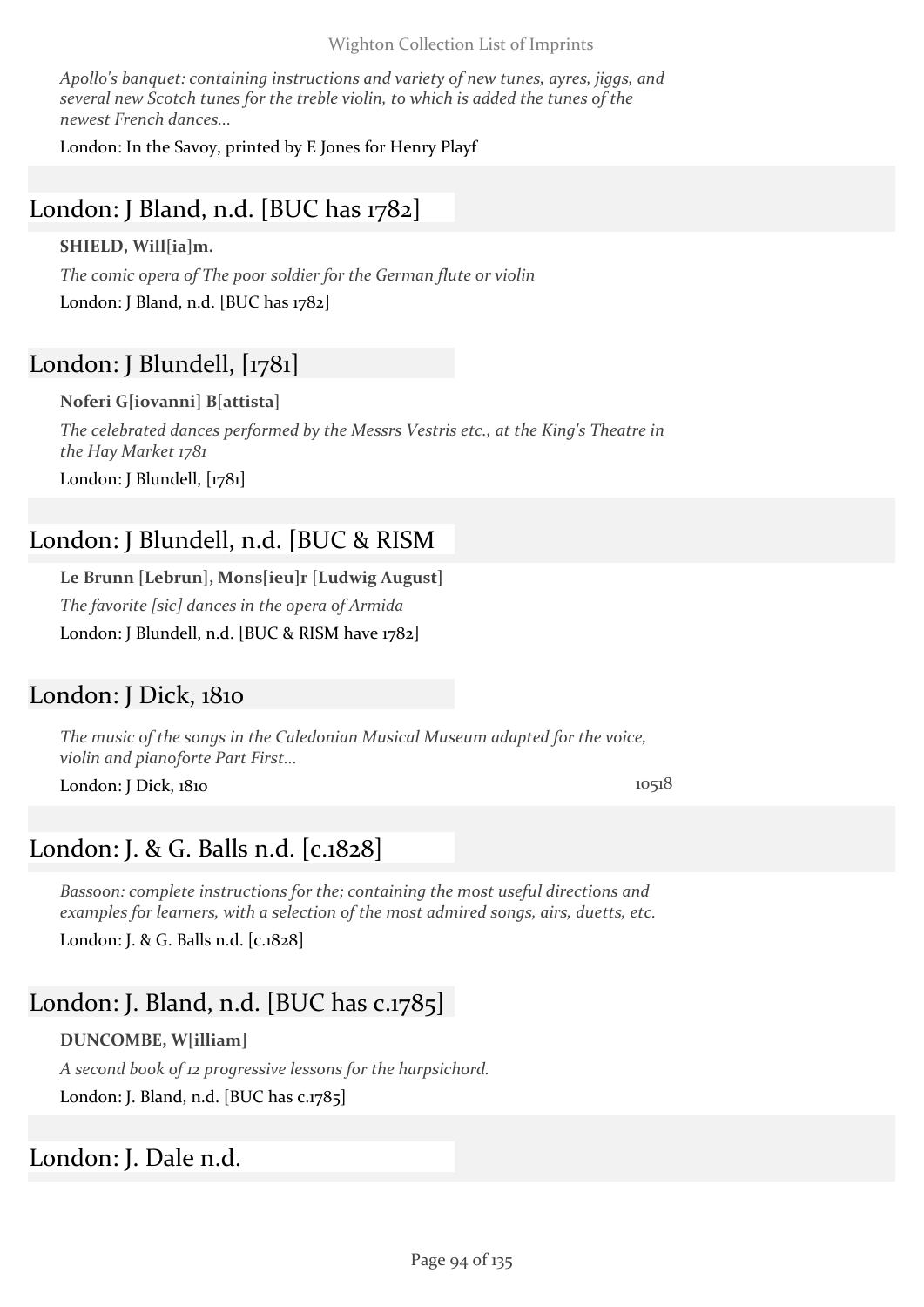*Apollo's banquet: containing instructions and variety of new tunes, ayres, jiggs, and several new Scotch tunes for the treble violin, to which is added the tunes of the newest French dances...*

London: In the Savoy, printed by E Jones for Henry Playf

## London: J Bland, n.d. [BUC has 1782]

**SHIELD, Will[ia]m.**

*The comic opera of The poor soldier for the German flute or violin*

London: J Bland, n.d. [BUC has 1782]

## London: J Blundell, [1781]

**Noferi G[iovanni] B[attista]**

*The celebrated dances performed by the Messrs Vestris etc., at the King's Theatre in the Hay Market 1781*

London: J Blundell, [1781]

## London: J Blundell, n.d. [BUC & RISM

**Le Brunn [Lebrun], Mons[ieu]r [Ludwig August]**

*The favorite [sic] dances in the opera of Armida*

London: J Blundell, n.d. [BUC & RISM have 1782]

## London: J Dick, 1810

*The music of the songs in the Caledonian Musical Museum adapted for the voice, violin and pianoforte Part First...*

London: J Dick, 1810 10518

## London: J. & G. Balls n.d. [c.1828]

*Bassoon: complete instructions for the; containing the most useful directions and examples for learners, with a selection of the most admired songs, airs, duetts, etc.*

London: J. & G. Balls n.d. [c.1828]

## London: J. Bland, n.d. [BUC has c.1785]

**DUNCOMBE, W[illiam]**

*A second book of 12 progressive lessons for the harpsichord.*

London: J. Bland, n.d. [BUC has c.1785]

## London: J. Dale n.d.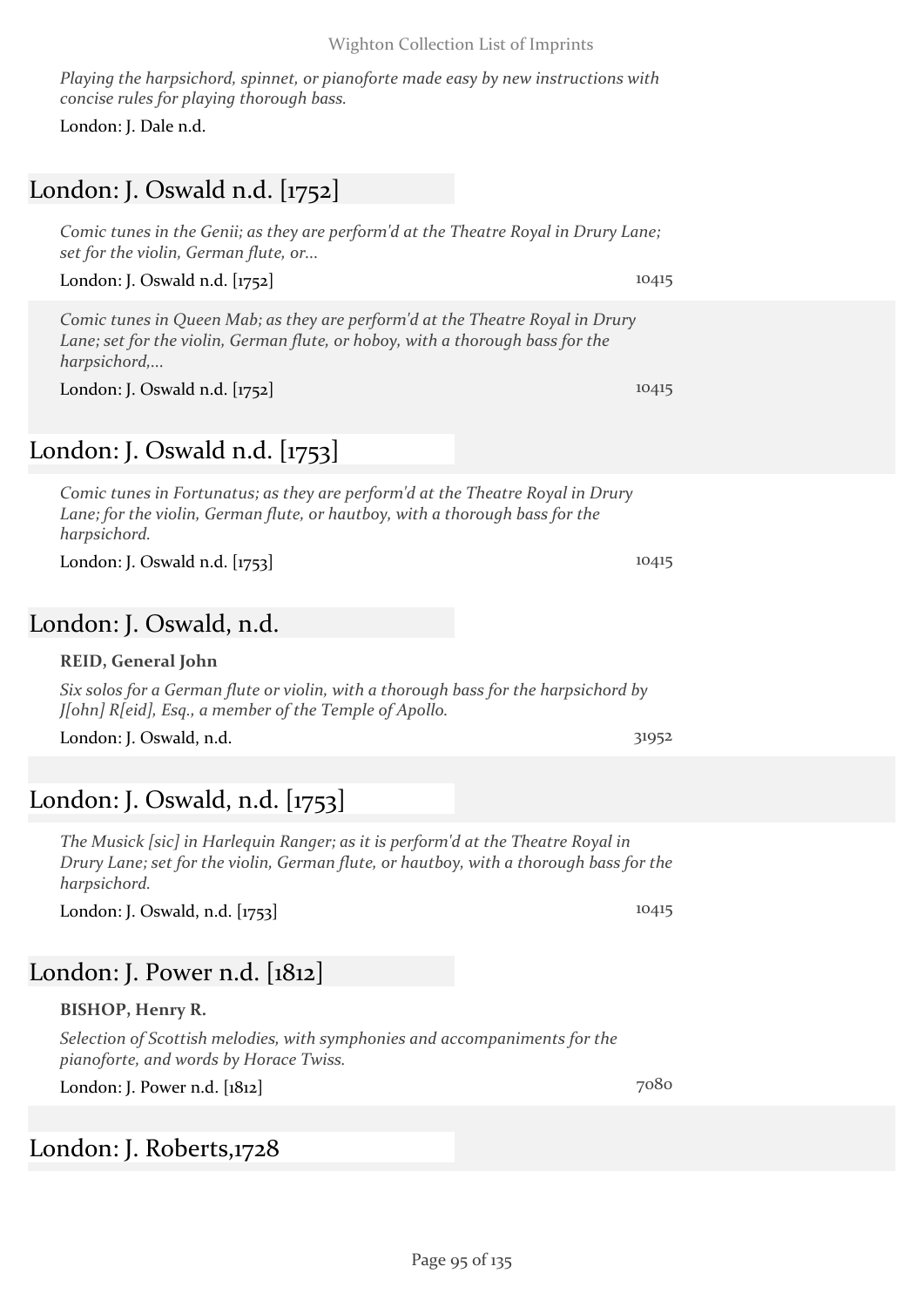*Playing the harpsichord, spinnet, or pianoforte made easy by new instructions with concise rules for playing thorough bass.*

London: J. Dale n.d.

## London: J. Oswald n.d. [1752]

*Comic tunes in the Genii; as they are perform'd at the Theatre Royal in Drury Lane; set for the violin, German flute, or...*

London: J. Oswald n.d. [1752] 10415

*Comic tunes in Queen Mab; as they are perform'd at the Theatre Royal in Drury Lane; set for the violin, German flute, or hoboy, with a thorough bass for the harpsichord,...*

London: J. Oswald n.d. [1752] 10415

## London: J. Oswald n.d. [1753]

*Comic tunes in Fortunatus; as they are perform'd at the Theatre Royal in Drury Lane; for the violin, German flute, or hautboy, with a thorough bass for the harpsichord.*

London: J. Oswald n.d. [1753] 10415

## London: J. Oswald, n.d.

**REID, General John**

*Six solos for a German flute or violin, with a thorough bass for the harpsichord by J[ohn] R[eid], Esq., a member of the Temple of Apollo.*

London: J. Oswald, n.d. 31952

## London: J. Oswald, n.d. [1753]

*The Musick [sic] in Harlequin Ranger; as it is perform'd at the Theatre Royal in Drury Lane; set for the violin, German flute, or hautboy, with a thorough bass for the harpsichord.*

London: J. Oswald, n.d. [1753] 10415

## London: J. Power n.d. [1812]

**BISHOP, Henry R.**

*Selection of Scottish melodies, with symphonies and accompaniments for the pianoforte, and words by Horace Twiss.*

London: J. Power n.d. [1812] 7080

## London: J. Roberts,1728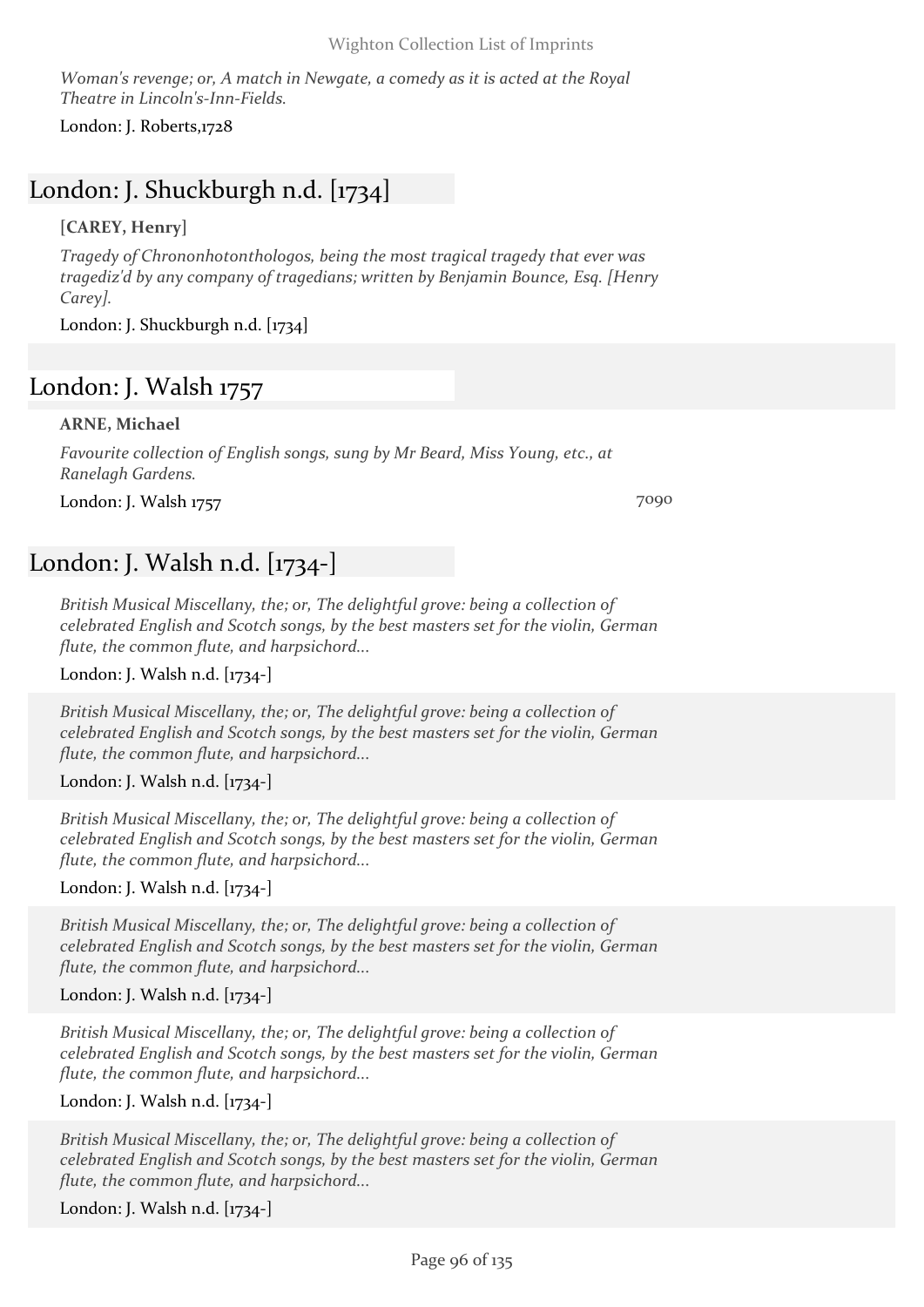*Woman's revenge; or, A match in Newgate, a comedy as it is acted at the Royal Theatre in Lincoln's-Inn-Fields.*

London: J. Roberts,1728

## London: J. Shuckburgh n.d. [1734]

**[CAREY, Henry]**

*Tragedy of Chrononhotonthologos, being the most tragical tragedy that ever was tragediz'd by any company of tragedians; written by Benjamin Bounce, Esq. [Henry Carey].*

London: J. Shuckburgh n.d. [1734]

## London: J. Walsh 1757

**ARNE, Michael**

*Favourite collection of English songs, sung by Mr Beard, Miss Young, etc., at Ranelagh Gardens.*

London: J. Walsh 1757 7090

## London: J. Walsh n.d. [1734-]

*British Musical Miscellany, the; or, The delightful grove: being a collection of celebrated English and Scotch songs, by the best masters set for the violin, German flute, the common flute, and harpsichord...*

London: J. Walsh n.d. [1734-]

*British Musical Miscellany, the; or, The delightful grove: being a collection of celebrated English and Scotch songs, by the best masters set for the violin, German flute, the common flute, and harpsichord...*

London: J. Walsh n.d. [1734-]

*British Musical Miscellany, the; or, The delightful grove: being a collection of celebrated English and Scotch songs, by the best masters set for the violin, German flute, the common flute, and harpsichord...*

London: J. Walsh n.d. [1734-]

*British Musical Miscellany, the; or, The delightful grove: being a collection of celebrated English and Scotch songs, by the best masters set for the violin, German flute, the common flute, and harpsichord...*

London: J. Walsh n.d. [1734-]

*British Musical Miscellany, the; or, The delightful grove: being a collection of celebrated English and Scotch songs, by the best masters set for the violin, German flute, the common flute, and harpsichord...*

London: J. Walsh n.d. [1734-]

*British Musical Miscellany, the; or, The delightful grove: being a collection of celebrated English and Scotch songs, by the best masters set for the violin, German flute, the common flute, and harpsichord...*

London: J. Walsh n.d. [1734-]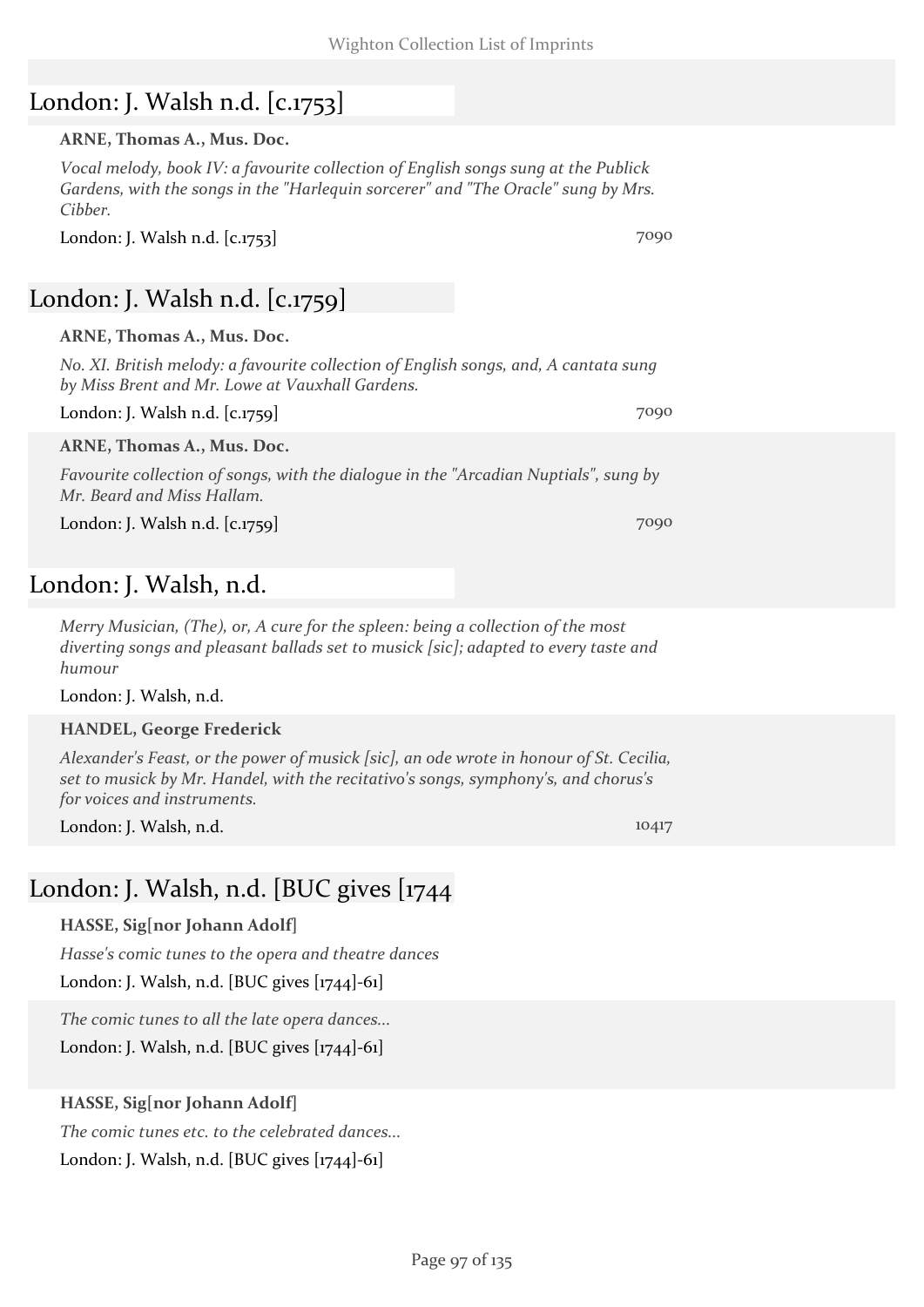## London: J. Walsh n.d. [c.1753]

**ARNE, Thomas A., Mus. Doc.**

*Vocal melody, book IV: a favourite collection of English songs sung at the Publick Gardens, with the songs in the "Harlequin sorcerer" and "The Oracle" sung by Mrs. Cibber.*

London: J. Walsh n.d. [c.1753] 7090

## London: J. Walsh n.d. [c.1759]

**ARNE, Thomas A., Mus. Doc.**

*No. XI. British melody: a favourite collection of English songs, and, A cantata sung by Miss Brent and Mr. Lowe at Vauxhall Gardens.*

London: J. Walsh n.d. [c.1759] 7090

**ARNE, Thomas A., Mus. Doc.**

*Favourite collection of songs, with the dialogue in the "Arcadian Nuptials", sung by Mr. Beard and Miss Hallam.*

London: J. Walsh n.d. [c.1759] 7090

## London: J. Walsh, n.d.

*Merry Musician, (The), or, A cure for the spleen: being a collection of the most diverting songs and pleasant ballads set to musick [sic]; adapted to every taste and humour*

London: J. Walsh, n.d.

**HANDEL, George Frederick**

*Alexander's Feast, or the power of musick [sic], an ode wrote in honour of St. Cecilia, set to musick by Mr. Handel, with the recitativo's songs, symphony's, and chorus's for voices and instruments.*

London: J. Walsh, n.d. 10417

## London: J. Walsh, n.d. [BUC gives [1744

**HASSE, Sig[nor Johann Adolf]**

*Hasse's comic tunes to the opera and theatre dances*

London: J. Walsh, n.d. [BUC gives [1744]-61]

*The comic tunes to all the late opera dances...*

London: J. Walsh, n.d. [BUC gives [1744]-61]

**HASSE, Sig[nor Johann Adolf]**

*The comic tunes etc. to the celebrated dances...*

London: J. Walsh, n.d. [BUC gives [1744]-61]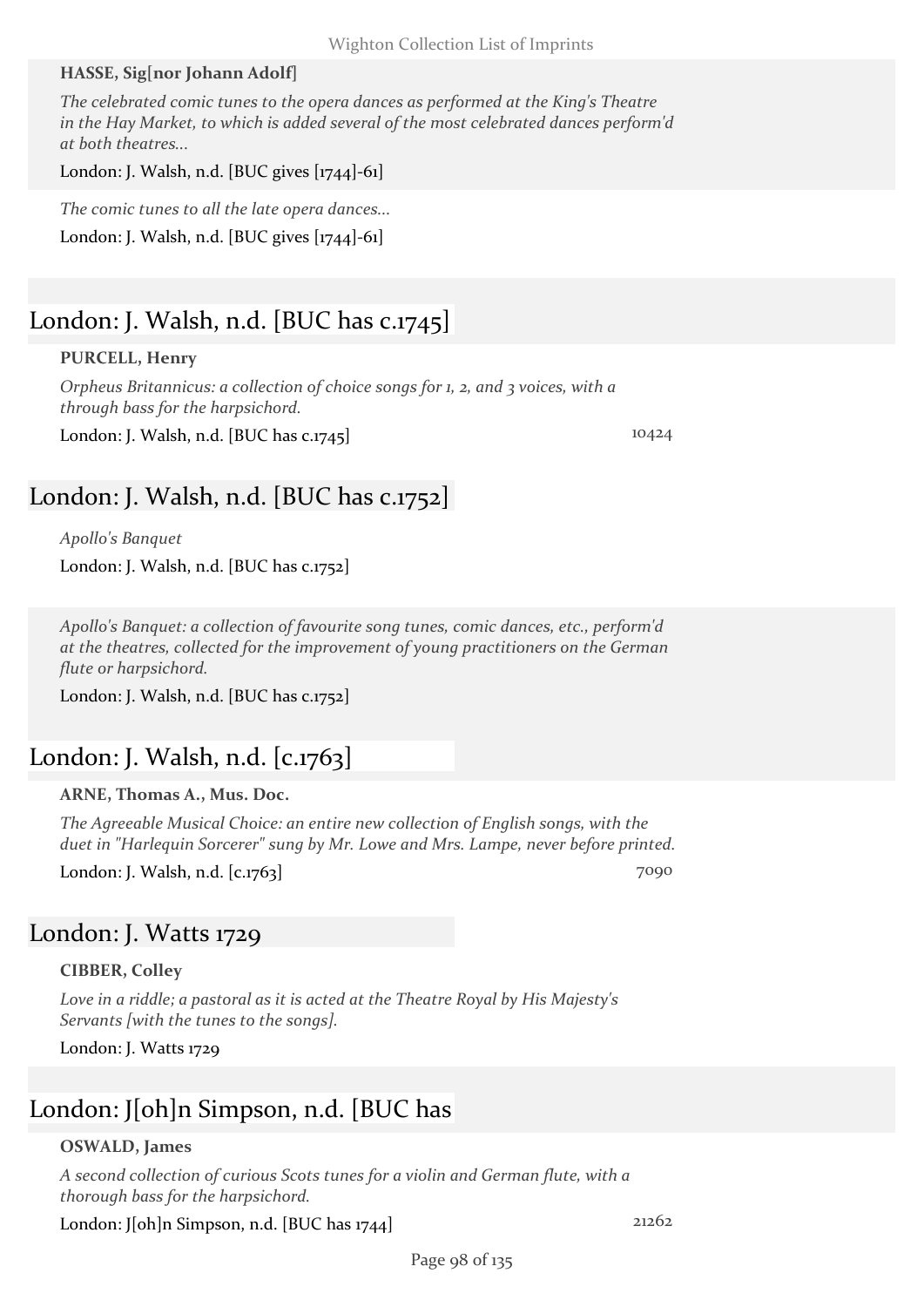**HASSE, Sig[nor Johann Adolf]**

*The celebrated comic tunes to the opera dances as performed at the King's Theatre in the Hay Market, to which is added several of the most celebrated dances perform'd at both theatres...*

London: J. Walsh, n.d. [BUC gives [1744]-61]

*The comic tunes to all the late opera dances...*

London: J. Walsh, n.d. [BUC gives [1744]-61]

## London: J. Walsh, n.d. [BUC has c.1745]

**PURCELL, Henry**

*Orpheus Britannicus: a collection of choice songs for 1, 2, and 3 voices, with a through bass for the harpsichord.*

London: J. Walsh, n.d. [BUC has c.1745] 10424

## London: J. Walsh, n.d. [BUC has c.1752]

*Apollo's Banquet*

London: J. Walsh, n.d. [BUC has c.1752]

*Apollo's Banquet: a collection of favourite song tunes, comic dances, etc., perform'd at the theatres, collected for the improvement of young practitioners on the German flute or harpsichord.*

London: J. Walsh, n.d. [BUC has c.1752]

## London: J. Walsh, n.d. [c.1763]

**ARNE, Thomas A., Mus. Doc.**

*The Agreeable Musical Choice: an entire new collection of English songs, with the duet in "Harlequin Sorcerer" sung by Mr. Lowe and Mrs. Lampe, never before printed.*

London: J. Walsh, n.d. [c.1763] 7090

## London: J. Watts 1729

**CIBBER, Colley**

*Love in a riddle; a pastoral as it is acted at the Theatre Royal by His Majesty's Servants [with the tunes to the songs].*

London: J. Watts 1729

## London: J[oh]n Simpson, n.d. [BUC has

**OSWALD, James**

*A second collection of curious Scots tunes for a violin and German flute, with a thorough bass for the harpsichord.*

London: J[oh]n Simpson, n.d. [BUC has 1744] 21262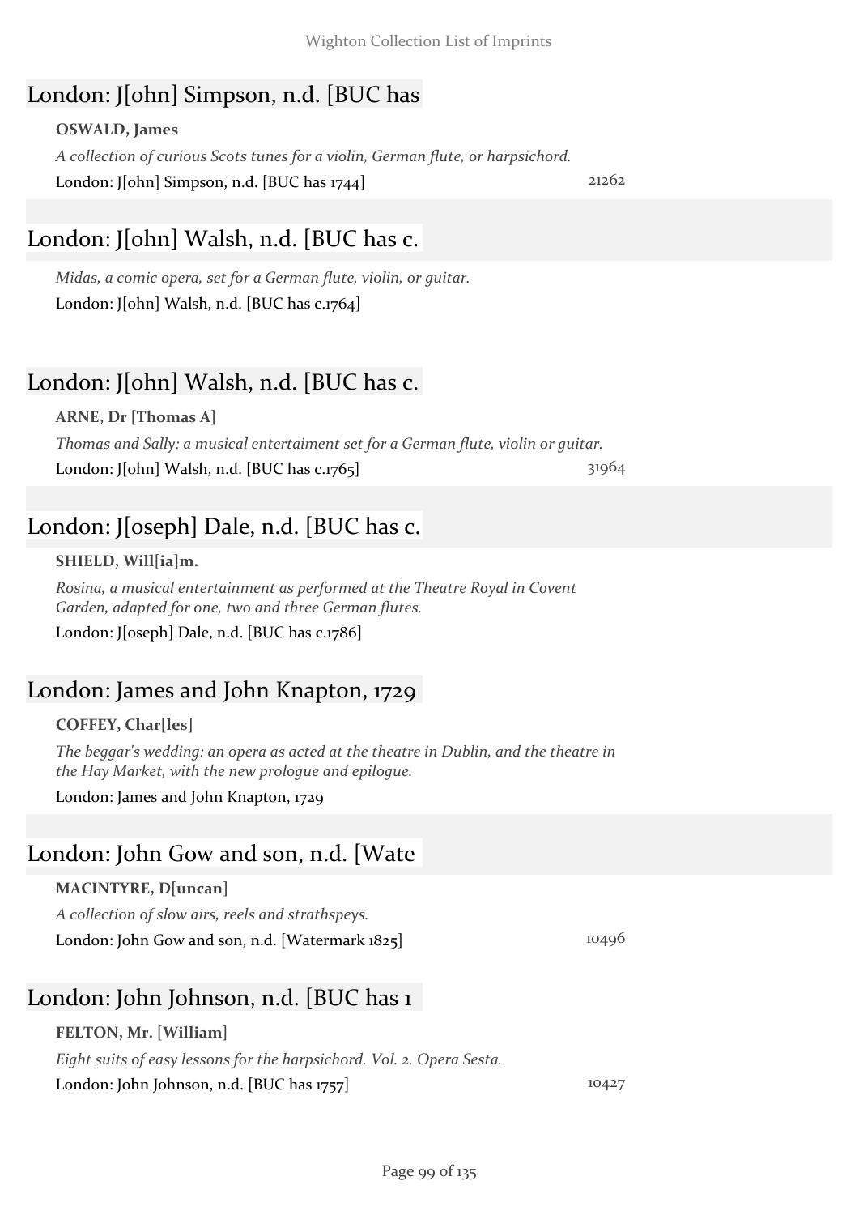## London: J[ohn] Simpson, n.d. [BUC has

**OSWALD, James**

*A collection of curious Scots tunes for a violin, German flute, or harpsichord.*

London: J[ohn] Simpson, n.d. [BUC has 1744] 21262

## London: J[ohn] Walsh, n.d. [BUC has c.

*Midas, a comic opera, set for a German flute, violin, or guitar.*

London: J[ohn] Walsh, n.d. [BUC has c.1764]

## London: J[ohn] Walsh, n.d. [BUC has c.

**ARNE, Dr [Thomas A]**

*Thomas and Sally: a musical entertaiment set for a German flute, violin or guitar.*

London: J[ohn] Walsh, n.d. [BUC has c.1765] 31964

## London: J[oseph] Dale, n.d. [BUC has c.

**SHIELD, Will[ia]m.**

*Rosina, a musical entertainment as performed at the Theatre Royal in Covent Garden, adapted for one, two and three German flutes.*

London: J[oseph] Dale, n.d. [BUC has c.1786]

## London: James and John Knapton, 1729

**COFFEY, Char[les]**

*The beggar's wedding: an opera as acted at the theatre in Dublin, and the theatre in the Hay Market, with the new prologue and epilogue.*

London: James and John Knapton, 1729

## London: John Gow and son, n.d. [Wate

**MACINTYRE, D[uncan]**

*A collection of slow airs, reels and strathspeys.*

London: John Gow and son, n.d. [Watermark 1825] 10496

## London: John Johnson, n.d. [BUC has 1

**FELTON, Mr. [William]**

*Eight suits of easy lessons for the harpsichord. Vol. 2. Opera Sesta.*

London: John Johnson, n.d. [BUC has 1757] 10427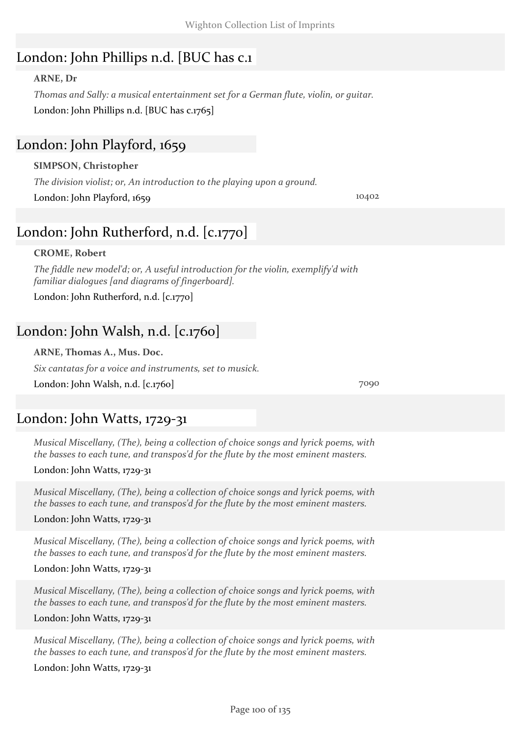## London: John Phillips n.d. [BUC has c.1

**ARNE, Dr**

*Thomas and Sally: a musical entertainment set for a German flute, violin, or guitar.*

London: John Phillips n.d. [BUC has c.1765]

## London: John Playford, 1659

**SIMPSON, Christopher**

*The division violist; or, An introduction to the playing upon a ground.*

London: John Playford, 1659 10402

## London: John Rutherford, n.d. [c.1770]

**CROME, Robert**

*The fiddle new model'd; or, A useful introduction for the violin, exemplify'd with familiar dialogues [and diagrams of fingerboard].*

London: John Rutherford, n.d. [c.1770]

## London: John Walsh, n.d. [c.1760]

**ARNE, Thomas A., Mus. Doc.**

*Six cantatas for a voice and instruments, set to musick.*

London: John Walsh, n.d. [c.1760] 7090

## London: John Watts, 1729-31

*Musical Miscellany, (The), being a collection of choice songs and lyrick poems, with the basses to each tune, and transpos'd for the flute by the most eminent masters.*

London: John Watts, 1729-31

*Musical Miscellany, (The), being a collection of choice songs and lyrick poems, with the basses to each tune, and transpos'd for the flute by the most eminent masters.*

London: John Watts, 1729-31

*Musical Miscellany, (The), being a collection of choice songs and lyrick poems, with the basses to each tune, and transpos'd for the flute by the most eminent masters.*

London: John Watts, 1729-31

*Musical Miscellany, (The), being a collection of choice songs and lyrick poems, with the basses to each tune, and transpos'd for the flute by the most eminent masters.*

London: John Watts, 1729-31

*Musical Miscellany, (The), being a collection of choice songs and lyrick poems, with the basses to each tune, and transpos'd for the flute by the most eminent masters.*

London: John Watts, 1729-31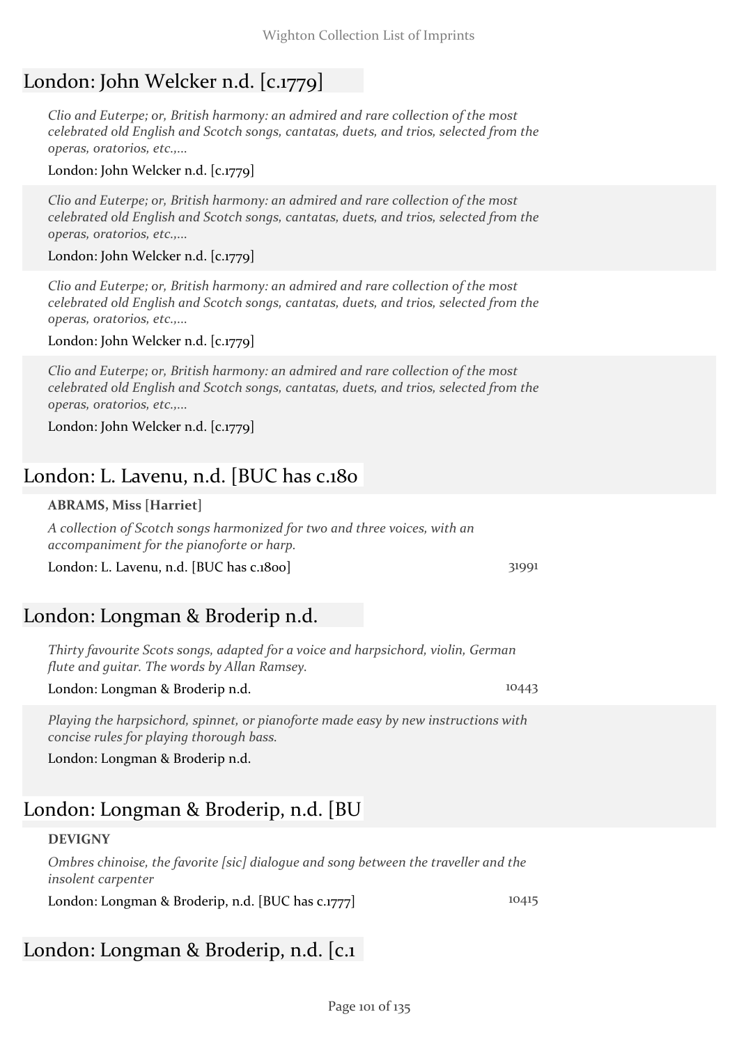## London: John Welcker n.d. [c.1779]

*Clio and Euterpe; or, British harmony: an admired and rare collection of the most celebrated old English and Scotch songs, cantatas, duets, and trios, selected from the operas, oratorios, etc.,...*

London: John Welcker n.d. [c.1779]

*Clio and Euterpe; or, British harmony: an admired and rare collection of the most celebrated old English and Scotch songs, cantatas, duets, and trios, selected from the operas, oratorios, etc.,...*

London: John Welcker n.d. [c.1779]

*Clio and Euterpe; or, British harmony: an admired and rare collection of the most celebrated old English and Scotch songs, cantatas, duets, and trios, selected from the operas, oratorios, etc.,...*

London: John Welcker n.d. [c.1779]

*Clio and Euterpe; or, British harmony: an admired and rare collection of the most celebrated old English and Scotch songs, cantatas, duets, and trios, selected from the operas, oratorios, etc.,...*

London: John Welcker n.d. [c.1779]

## London: L. Lavenu, n.d. [BUC has c.180

**ABRAMS, Miss [Harriet]**

*A collection of Scotch songs harmonized for two and three voices, with an accompaniment for the pianoforte or harp.*

London: L. Lavenu, n.d. [BUC has c.1800] 31991

## London: Longman & Broderip n.d.

*Thirty favourite Scots songs, adapted for a voice and harpsichord, violin, German flute and guitar. The words by Allan Ramsey.*

London: Longman & Broderip n.d. 10443

*Playing the harpsichord, spinnet, or pianoforte made easy by new instructions with concise rules for playing thorough bass.*

London: Longman & Broderip n.d.

## London: Longman & Broderip, n.d. [BU

**DEVIGNY**

*Ombres chinoise, the favorite [sic] dialogue and song between the traveller and the insolent carpenter*

London: Longman & Broderip, n.d. [BUC has c.1777] 10415

## London: Longman & Broderip, n.d. [c.1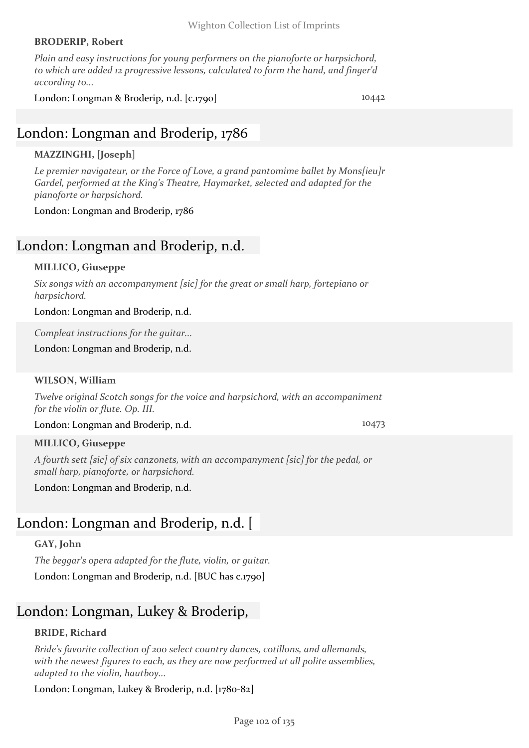**BRODERIP, Robert**

*Plain and easy instructions for young performers on the pianoforte or harpsichord, to which are added 12 progressive lessons, calculated to form the hand, and finger'd according to...*

London: Longman & Broderip, n.d. [c.1790] 10442

## London: Longman and Broderip, 1786

**MAZZINGHI, [Joseph]**

*Le premier navigateur, or the Force of Love, a grand pantomime ballet by Mons[ieu]r Gardel, performed at the King's Theatre, Haymarket, selected and adapted for the pianoforte or harpsichord.*

London: Longman and Broderip, 1786

## London: Longman and Broderip, n.d.

**MILLICO, Giuseppe**

*Six songs with an accompanyment [sic] for the great or small harp, fortepiano or harpsichord.*

London: Longman and Broderip, n.d.

*Compleat instructions for the guitar...*

London: Longman and Broderip, n.d.

**WILSON, William**

*Twelve original Scotch songs for the voice and harpsichord, with an accompaniment for the violin or flute. Op. III.*

London: Longman and Broderip, n.d. 10473

**MILLICO, Giuseppe**

*A fourth sett [sic] of six canzonets, with an accompanyment [sic] for the pedal, or small harp, pianoforte, or harpsichord.*

London: Longman and Broderip, n.d.

## London: Longman and Broderip, n.d. [

**GAY, John**

*The beggar's opera adapted for the flute, violin, or guitar.*

London: Longman and Broderip, n.d. [BUC has c.1790]

## London: Longman, Lukey & Broderip,

**BRIDE, Richard**

*Bride's favorite collection of 200 select country dances, cotillons, and allemands, with the newest figures to each, as they are now performed at all polite assemblies, adapted to the violin, hautboy...*

London: Longman, Lukey & Broderip, n.d. [1780-82]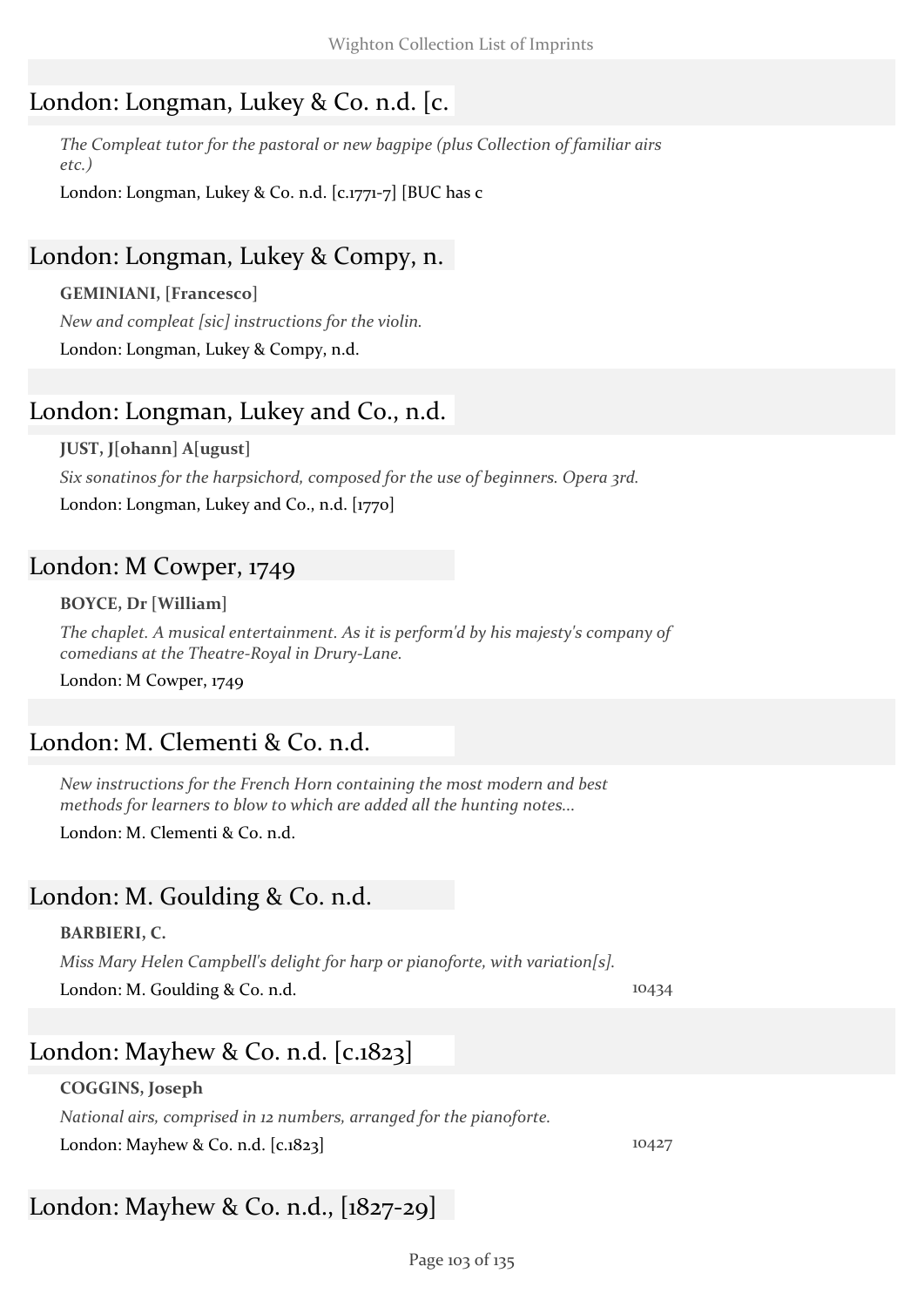## London: Longman, Lukey & Co. n.d. [c.

*The Compleat tutor for the pastoral or new bagpipe (plus Collection of familiar airs etc.)*

London: Longman, Lukey & Co. n.d. [c.1771-7] [BUC has c

## London: Longman, Lukey & Compy, n.

**GEMINIANI, [Francesco]**

*New and compleat [sic] instructions for the violin.*

London: Longman, Lukey & Compy, n.d.

## London: Longman, Lukey and Co., n.d.

**JUST, J[ohann] A[ugust]**

*Six sonatinos for the harpsichord, composed for the use of beginners. Opera 3rd.*

London: Longman, Lukey and Co., n.d. [1770]

## London: M Cowper, 1749

**BOYCE, Dr [William]**

*The chaplet. A musical entertainment. As it is perform'd by his majesty's company of comedians at the Theatre-Royal in Drury-Lane.*

London: M Cowper, 1749

## London: M. Clementi & Co. n.d.

*New instructions for the French Horn containing the most modern and best methods for learners to blow to which are added all the hunting notes...*

London: M. Clementi & Co. n.d.

## London: M. Goulding & Co. n.d.

**BARBIERI, C.**

*Miss Mary Helen Campbell's delight for harp or pianoforte, with variation[s].*

London: M. Goulding & Co. n.d. 10434

## London: Mayhew & Co. n.d. [c.1823]

**COGGINS, Joseph**

*National airs, comprised in 12 numbers, arranged for the pianoforte.*

London: Mayhew & Co. n.d. [c.1823] 10427

## London: Mayhew & Co. n.d., [1827-29]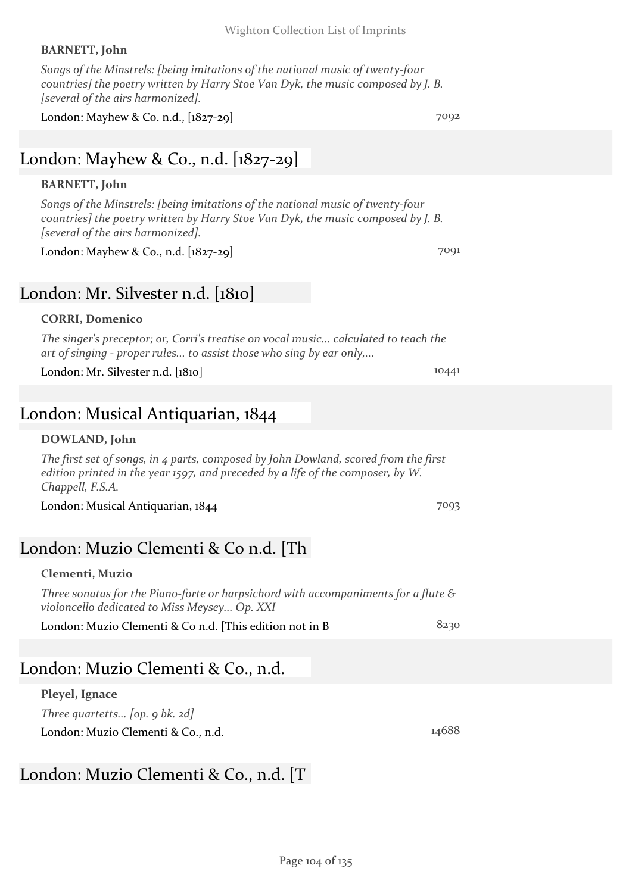**BARNETT, John**

*Songs of the Minstrels: [being imitations of the national music of twenty-four countries] the poetry written by Harry Stoe Van Dyk, the music composed by J. B. [several of the airs harmonized].*

London: Mayhew & Co. n.d., [1827-29] 7092

## London: Mayhew & Co., n.d. [1827-29]

**BARNETT, John**

*Songs of the Minstrels: [being imitations of the national music of twenty-four countries] the poetry written by Harry Stoe Van Dyk, the music composed by J. B. [several of the airs harmonized].*

London: Mayhew & Co., n.d. [1827-29] 7091

## London: Mr. Silvester n.d. [1810]

**CORRI, Domenico**

*The singer's preceptor; or, Corri's treatise on vocal music... calculated to teach the art of singing - proper rules... to assist those who sing by ear only,...*

London: Mr. Silvester n.d. [1810] 10441

## London: Musical Antiquarian, 1844

**DOWLAND, John**

*The first set of songs, in 4 parts, composed by John Dowland, scored from the first edition printed in the year 1597, and preceded by a life of the composer, by W. Chappell, F.S.A.*

London: Musical Antiquarian, 1844 7093

## London: Muzio Clementi & Co n.d. [Th

**Clementi, Muzio**

*Three sonatas for the Piano-forte or harpsichord with accompaniments for a flute & violoncello dedicated to Miss Meysey... Op. XXI*

London: Muzio Clementi & Co n.d. [This edition not in B 8230

## London: Muzio Clementi & Co., n.d.

**Pleyel, Ignace**

*Three quartetts... [op. 9 bk. 2d]*

London: Muzio Clementi & Co., n.d. 14688

## London: Muzio Clementi & Co., n.d. [T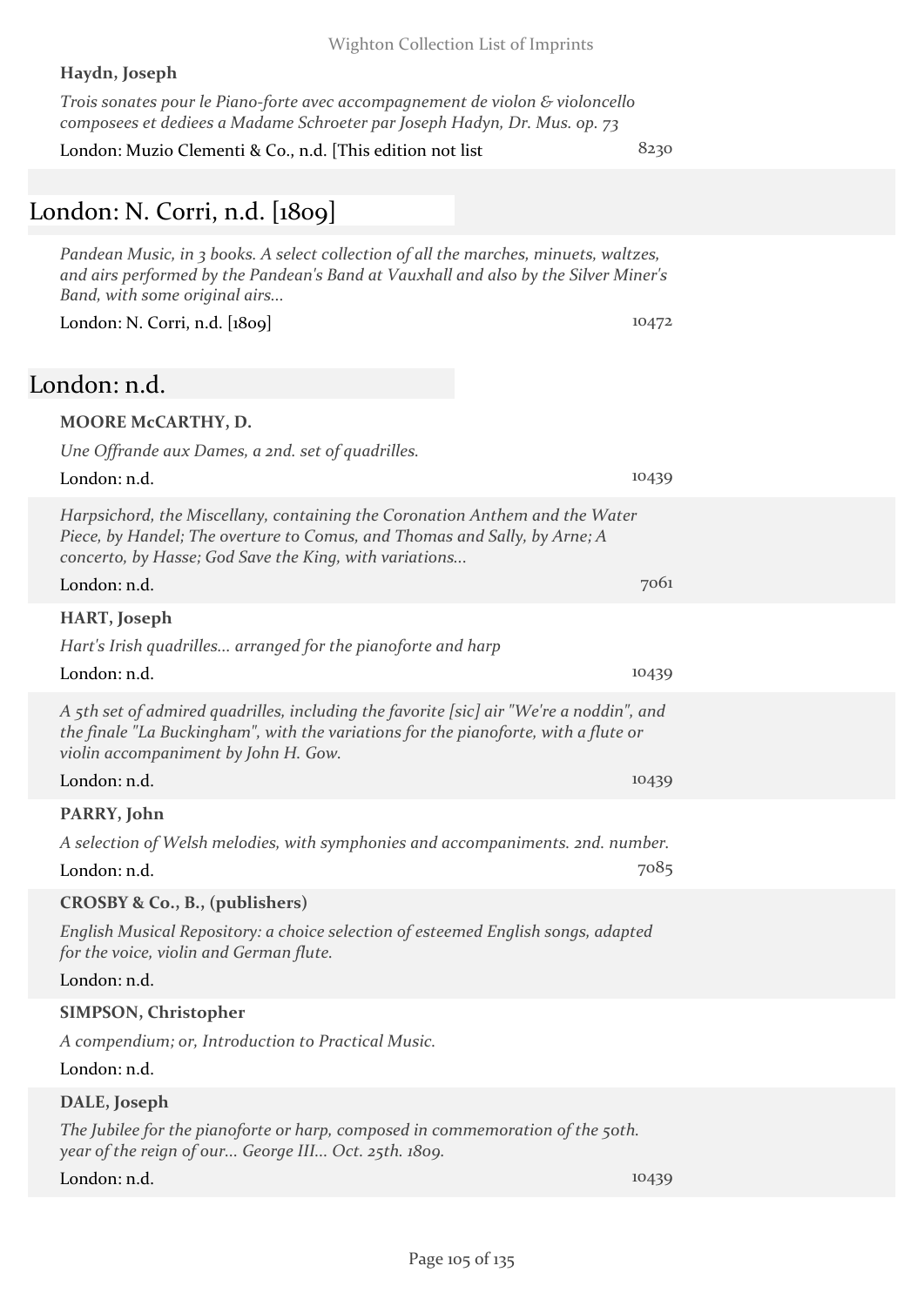**Haydn, Joseph**

*Trois sonates pour le Piano-forte avec accompagnement de violon & violoncello composees et dediees a Madame Schroeter par Joseph Hadyn, Dr. Mus. op. 73*

London: Muzio Clementi & Co., n.d. [This edition not list 8230

## London: N. Corri, n.d. [1809]

*Pandean Music, in 3 books. A select collection of all the marches, minuets, waltzes, and airs performed by the Pandean's Band at Vauxhall and also by the Silver Miner's Band, with some original airs...*

London: N. Corri, n.d. [1809] 10472

## London: n.d.

**MOORE McCARTHY, D.**

*Une Offrande aux Dames, a 2nd. set of quadrilles.*

London: n.d. 10439

*Harpsichord, the Miscellany, containing the Coronation Anthem and the Water Piece, by Handel; The overture to Comus, and Thomas and Sally, by Arne; A concerto, by Hasse; God Save the King, with variations...*

London: n.d. 7061

**HART, Joseph**

*Hart's Irish quadrilles... arranged for the pianoforte and harp*

London: n.d. 10439

*A 5th set of admired quadrilles, including the favorite [sic] air "We're a noddin", and the finale "La Buckingham", with the variations for the pianoforte, with a flute or violin accompaniment by John H. Gow.*

London: n.d. 10439

**PARRY, John**

*A selection of Welsh melodies, with symphonies and accompaniments. 2nd. number.*

London: n.d. 7085

**CROSBY & Co., B., (publishers)**

*English Musical Repository: a choice selection of esteemed English songs, adapted for the voice, violin and German flute.*

London: n.d.

**SIMPSON, Christopher**

*A compendium; or, Introduction to Practical Music.*

London: n.d.

**DALE, Joseph**

*The Jubilee for the pianoforte or harp, composed in commemoration of the 50th. year of the reign of our... George III... Oct. 25th. 1809.*

London: n.d. 10439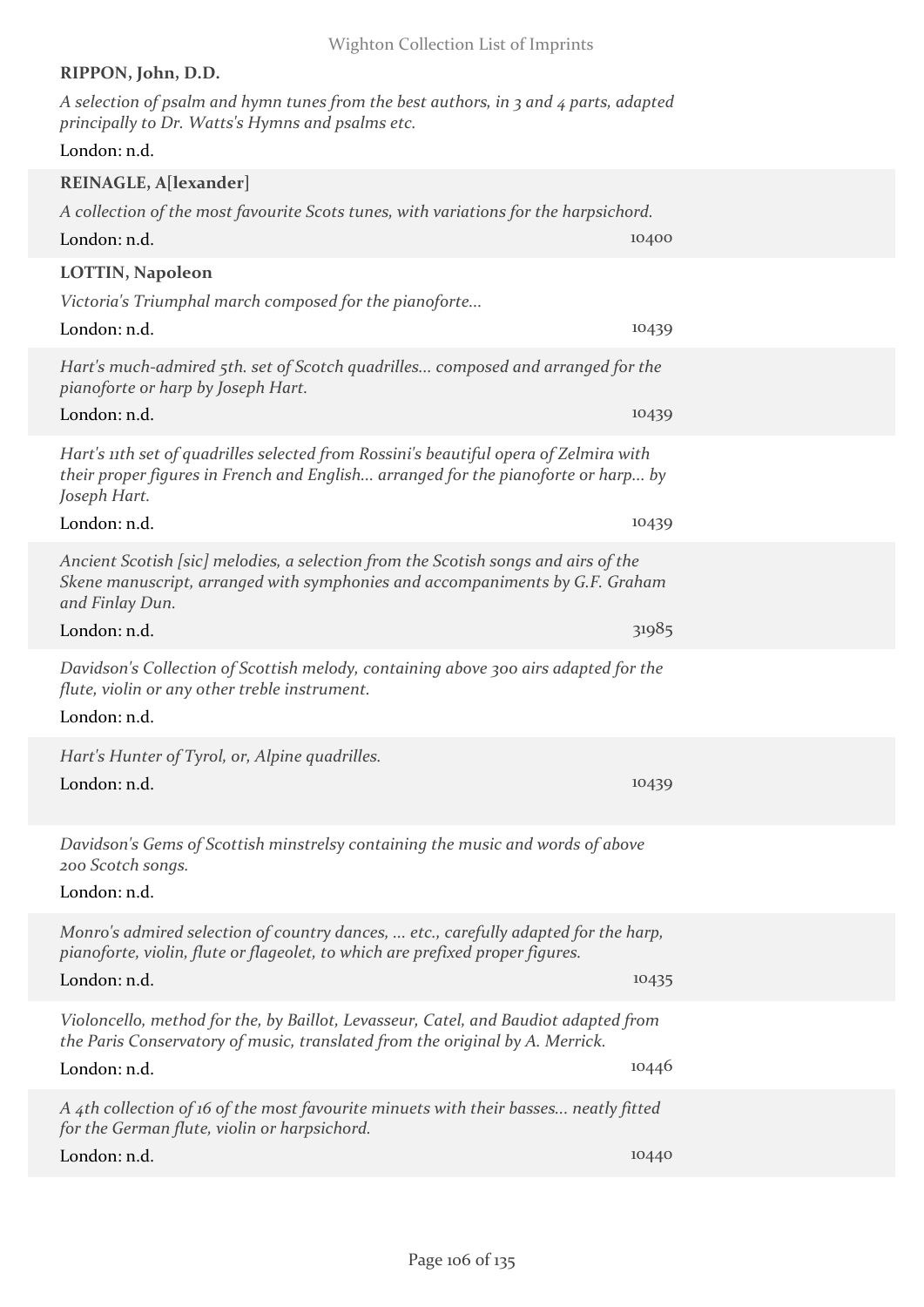**RIPPON, John, D.D.**

*A selection of psalm and hymn tunes from the best authors, in 3 and 4 parts, adapted principally to Dr. Watts's Hymns and psalms etc.*

London: n.d.

**REINAGLE, A[lexander]**

*A collection of the most favourite Scots tunes, with variations for the harpsichord.*

London: n.d. 10400

**LOTTIN, Napoleon**

*Victoria's Triumphal march composed for the pianoforte...*

London: n.d. 10439

*Hart's much-admired 5th. set of Scotch quadrilles... composed and arranged for the pianoforte or harp by Joseph Hart.*

London: n.d. 10439

*Hart's 11th set of quadrilles selected from Rossini's beautiful opera of Zelmira with their proper figures in French and English... arranged for the pianoforte or harp... by Joseph Hart.*

London: n.d. 10439

*Ancient Scotish [sic] melodies, a selection from the Scotish songs and airs of the Skene manuscript, arranged with symphonies and accompaniments by G.F. Graham and Finlay Dun.*

London: n.d. 31985

*Davidson's Collection of Scottish melody, containing above 300 airs adapted for the flute, violin or any other treble instrument.*

London: n.d.

*Hart's Hunter of Tyrol, or, Alpine quadrilles.*

London: n.d. 10439

*Davidson's Gems of Scottish minstrelsy containing the music and words of above 200 Scotch songs.*

London: n.d.

*Monro's admired selection of country dances, ... etc., carefully adapted for the harp, pianoforte, violin, flute or flageolet, to which are prefixed proper figures.*

London: n.d. 10435

*Violoncello, method for the, by Baillot, Levasseur, Catel, and Baudiot adapted from the Paris Conservatory of music, translated from the original by A. Merrick.*

London: n.d. 10446

*A 4th collection of 16 of the most favourite minuets with their basses... neatly fitted for the German flute, violin or harpsichord.*

London: n.d. 10440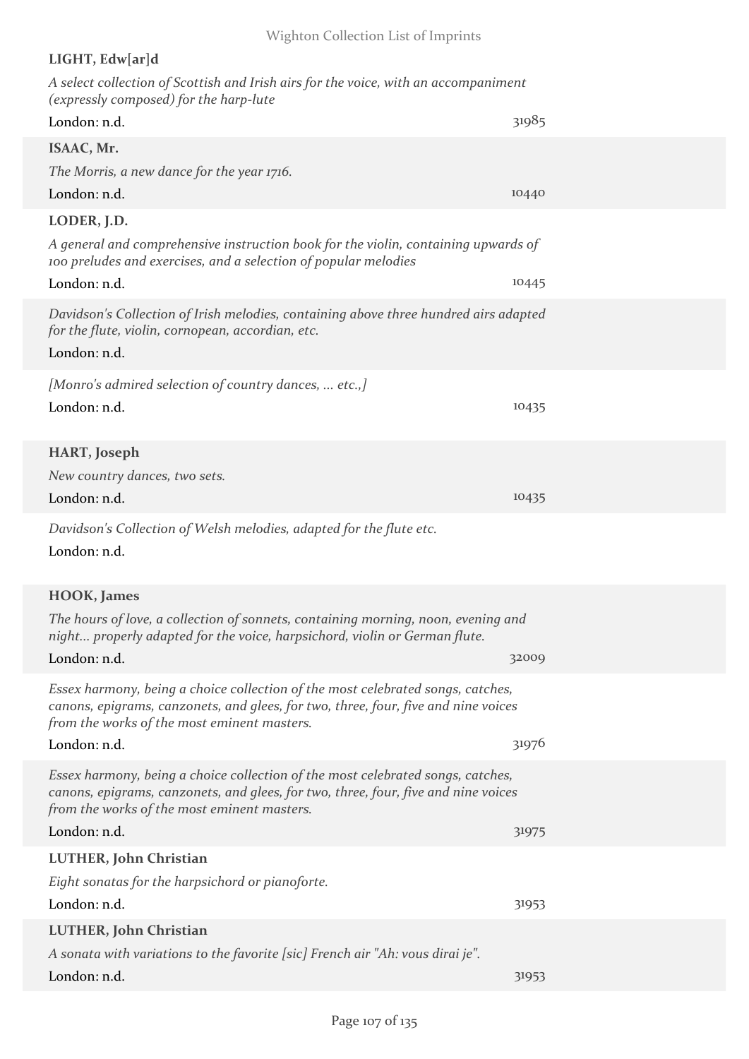**LIGHT, Edw[ar]d**

*A select collection of Scottish and Irish airs for the voice, with an accompaniment (expressly composed) for the harp-lute*

London: n.d. 31985

**ISAAC, Mr.**

*The Morris, a new dance for the year 1716.*

London: n.d. 10440

**LODER, J.D.**

*A general and comprehensive instruction book for the violin, containing upwards of 100 preludes and exercises, and a selection of popular melodies*

London: n.d. 10445

*Davidson's Collection of Irish melodies, containing above three hundred airs adapted for the flute, violin, cornopean, accordian, etc.*

London: n.d.

*[Monro's admired selection of country dances, ... etc.,]*

London: n.d. 10435

**HART, Joseph**

*New country dances, two sets.*

London: n.d. 10435

*Davidson's Collection of Welsh melodies, adapted for the flute etc.*

London: n.d.

**HOOK, James**

*The hours of love, a collection of sonnets, containing morning, noon, evening and night... properly adapted for the voice, harpsichord, violin or German flute.*

London: n.d. 32009

*Essex harmony, being a choice collection of the most celebrated songs, catches, canons, epigrams, canzonets, and glees, for two, three, four, five and nine voices from the works of the most eminent masters.*

London: n.d. 31976

*Essex harmony, being a choice collection of the most celebrated songs, catches, canons, epigrams, canzonets, and glees, for two, three, four, five and nine voices from the works of the most eminent masters.*

London: n.d. 31975

**LUTHER, John Christian**

*Eight sonatas for the harpsichord or pianoforte.*

London: n.d. 31953

**LUTHER, John Christian**

*A sonata with variations to the favorite [sic] French air "Ah: vous dirai je".*

London: n.d. 31953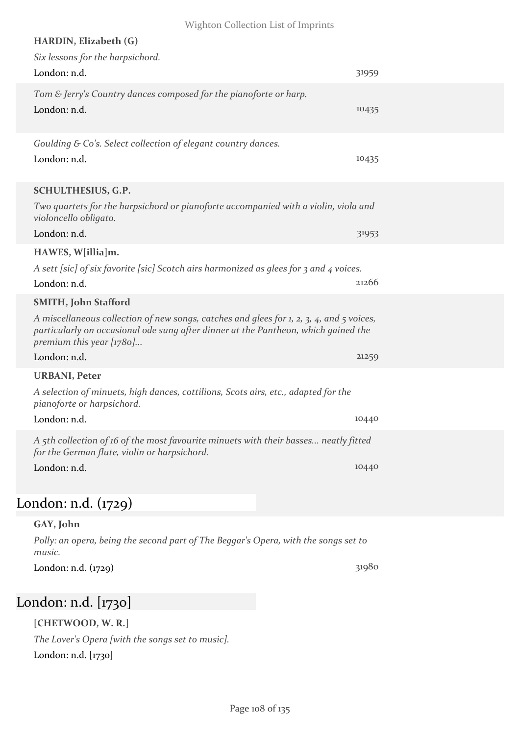**HARDIN, Elizabeth (G)**

*Six lessons for the harpsichord.*

London: n.d. 31959

*Tom & Jerry's Country dances composed for the pianoforte or harp.*

London: n.d. 10435

*Goulding & Co's. Select collection of elegant country dances.*

London: n.d. 10435

**SCHULTHESIUS, G.P.**

*Two quartets for the harpsichord or pianoforte accompanied with a violin, viola and violoncello obligato.*

London: n.d. 31953

**HAWES, W[illia]m.**

*A sett [sic] of six favorite [sic] Scotch airs harmonized as glees for 3 and 4 voices.*

London: n.d. 21266

**SMITH, John Stafford**

*A miscellaneous collection of new songs, catches and glees for 1, 2, 3, 4, and 5 voices, particularly on occasional ode sung after dinner at the Pantheon, which gained the premium this year [1780]...*

London: n.d. 21259

**URBANI, Peter**

*A selection of minuets, high dances, cottilions, Scots airs, etc., adapted for the pianoforte or harpsichord.*

London: n.d. 10440

*A 5th collection of 16 of the most favourite minuets with their basses... neatly fitted for the German flute, violin or harpsichord.*

London: n.d. 10440

## London: n.d. (1729)

**GAY, John**

*Polly: an opera, being the second part of The Beggar's Opera, with the songs set to music.*

London: n.d. (1729) 31980

## London: n.d. [1730]

**[CHETWOOD, W. R.]**

*The Lover's Opera [with the songs set to music].*

London: n.d. [1730]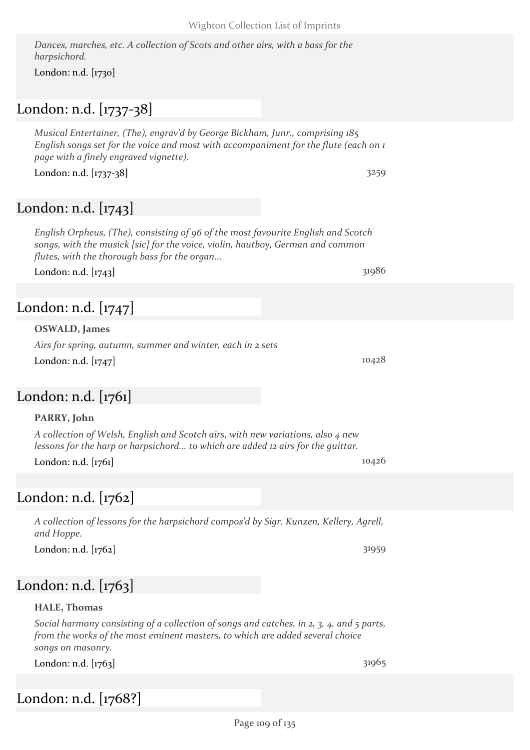*Dances, marches, etc. A collection of Scots and other airs, with a bass for the harpsichord.*

London: n.d. [1730]

## London: n.d. [1737-38]

*Musical Entertainer, (The), engrav'd by George Bickham, Junr., comprising 185 English songs set for the voice and most with accompaniment for the flute (each on 1 page with a finely engraved vignette).*

London: n.d. [1737-38] 3259

## London: n.d. [1743]

*English Orpheus, (The), consisting of 96 of the most favourite English and Scotch songs, with the musick [sic] for the voice, violin, hautboy, German and common flutes, with the thorough bass for the organ...*

London: n.d. [1743] 31986

## London: n.d. [1747]

**OSWALD, James**

*Airs for spring, autumn, summer and winter, each in 2 sets*

London: n.d. [1747] 10428

## London: n.d. [1761]

**PARRY, John**

*A collection of Welsh, English and Scotch airs, with new variations, also 4 new lessons for the harp or harpsichord... to which are added 12 airs for the guittar.*

London: n.d. [1761] 10426

## London: n.d. [1762]

*A collection of lessons for the harpsichord compos'd by Sigr. Kunzen, Kellery, Agrell, and Hoppe.*

London: n.d. [1762] 31959

## London: n.d. [1763]

**HALE, Thomas**

*Social harmony consisting of a collection of songs and catches, in 2, 3, 4, and 5 parts, from the works of the most eminent masters, to which are added several choice songs on masonry.*

London: n.d. [1763] 31965

## London: n.d. [1768?]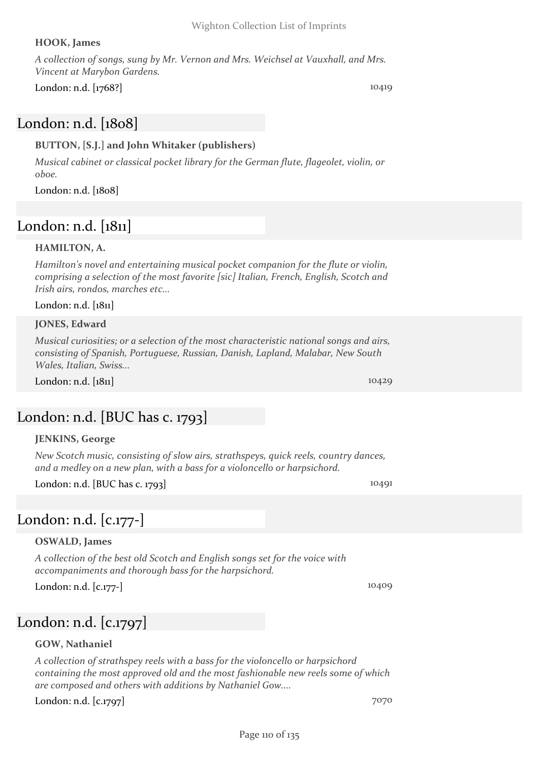**HOOK, James**

*A collection of songs, sung by Mr. Vernon and Mrs. Weichsel at Vauxhall, and Mrs. Vincent at Marybon Gardens.*

London: n.d. [1768?] 10419

## London: n.d. [1808]

**BUTTON, [S.J.] and John Whitaker (publishers)**

*Musical cabinet or classical pocket library for the German flute, flageolet, violin, or oboe.*

London: n.d. [1808]

## London: n.d. [1811]

**HAMILTON, A.**

*Hamilton's novel and entertaining musical pocket companion for the flute or violin, comprising a selection of the most favorite [sic] Italian, French, English, Scotch and Irish airs, rondos, marches etc...*

London: n.d. [1811]

**JONES, Edward**

*Musical curiosities; or a selection of the most characteristic national songs and airs, consisting of Spanish, Portuguese, Russian, Danish, Lapland, Malabar, New South Wales, Italian, Swiss...*

London: n.d. [1811] 10429

## London: n.d. [BUC has c. 1793]

**JENKINS, George**

*New Scotch music, consisting of slow airs, strathspeys, quick reels, country dances, and a medley on a new plan, with a bass for a violoncello or harpsichord.*

London: n.d. [BUC has c. 1793] 10491

## London: n.d. [c.177-]

**OSWALD, James**

*A collection of the best old Scotch and English songs set for the voice with accompaniments and thorough bass for the harpsichord.*

London: n.d. [c.177-] 10409

## London: n.d. [c.1797]

**GOW, Nathaniel**

*A collection of strathspey reels with a bass for the violoncello or harpsichord containing the most approved old and the most fashionable new reels some of which are composed and others with additions by Nathaniel Gow....*

London: n.d. [c.1797] 7070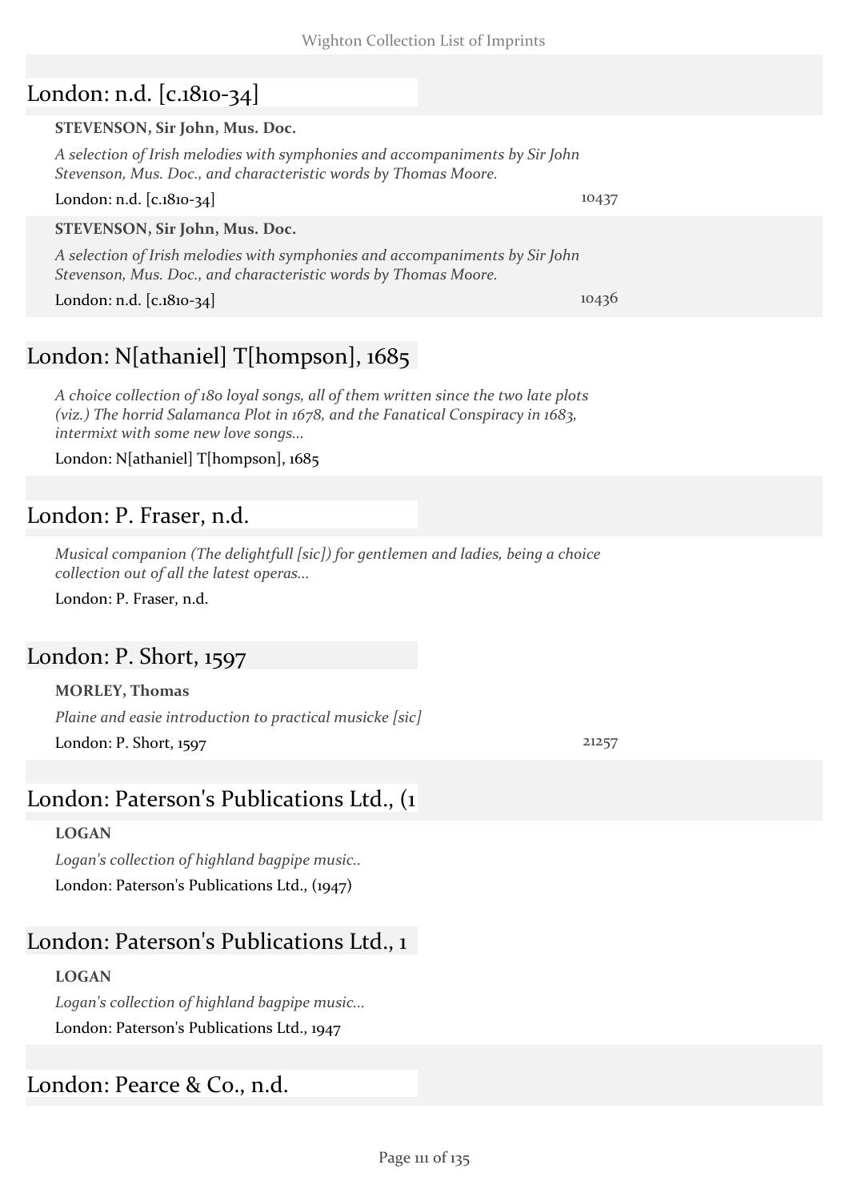## London: n.d. [c.1810-34]

**STEVENSON, Sir John, Mus. Doc.**

*A selection of Irish melodies with symphonies and accompaniments by Sir John Stevenson, Mus. Doc., and characteristic words by Thomas Moore.*

London: n.d. [c.1810-34] 10437

**STEVENSON, Sir John, Mus. Doc.**

*A selection of Irish melodies with symphonies and accompaniments by Sir John Stevenson, Mus. Doc., and characteristic words by Thomas Moore.*

London: n.d. [c.1810-34] 10436

## London: N[athaniel] T[hompson], 1685

*A choice collection of 180 loyal songs, all of them written since the two late plots (viz.) The horrid Salamanca Plot in 1678, and the Fanatical Conspiracy in 1683, intermixt with some new love songs...*

London: N[athaniel] T[hompson], 1685

## London: P. Fraser, n.d.

*Musical companion (The delightfull [sic]) for gentlemen and ladies, being a choice collection out of all the latest operas...*

London: P. Fraser, n.d.

## London: P. Short, 1597

**MORLEY, Thomas**

*Plaine and easie introduction to practical musicke [sic]*

London: P. Short, 1597 21257

## London: Paterson's Publications Ltd., (1

**LOGAN**

*Logan's collection of highland bagpipe music..*

London: Paterson's Publications Ltd., (1947)

## London: Paterson's Publications Ltd., 1

**LOGAN**

*Logan's collection of highland bagpipe music...*

London: Paterson's Publications Ltd., 1947

## London: Pearce & Co., n.d.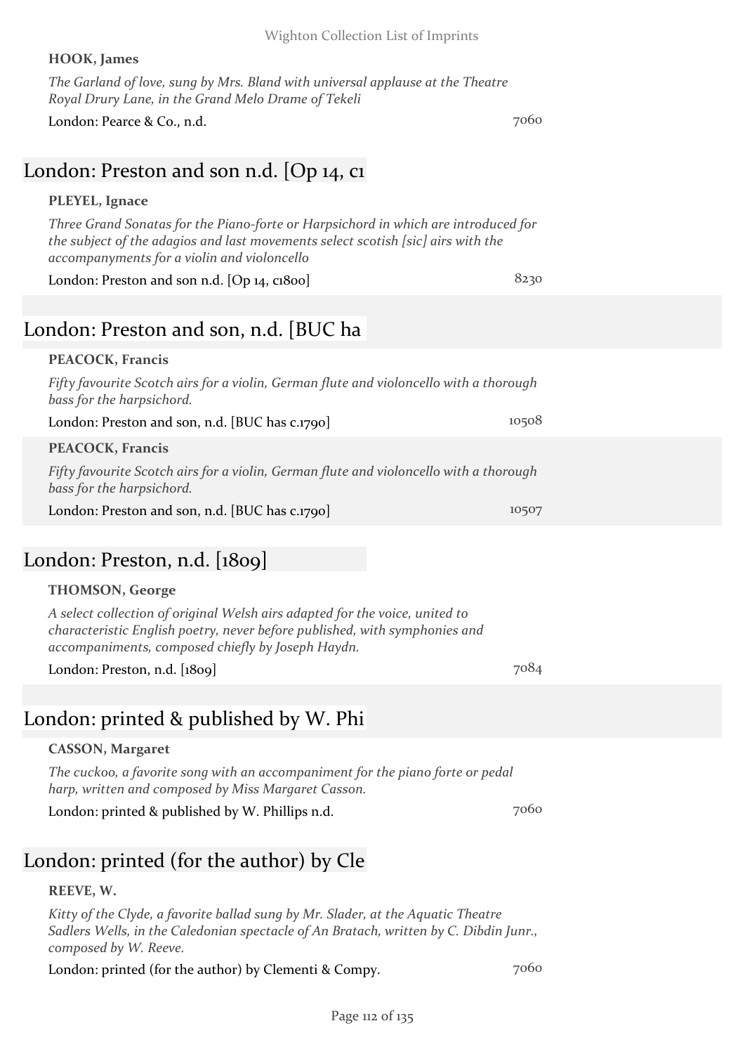**HOOK, James**

*The Garland of love, sung by Mrs. Bland with universal applause at the Theatre Royal Drury Lane, in the Grand Melo Drame of Tekeli*

London: Pearce & Co., n.d. 7060

## London: Preston and son n.d. [Op 14, c1

**PLEYEL, Ignace**

*Three Grand Sonatas for the Piano-forte or Harpsichord in which are introduced for the subject of the adagios and last movements select scotish [sic] airs with the accompanyments for a violin and violoncello*

London: Preston and son n.d. [Op 14, c1800] 8230

## London: Preston and son, n.d. [BUC ha

**PEACOCK, Francis**

*Fifty favourite Scotch airs for a violin, German flute and violoncello with a thorough bass for the harpsichord.*

London: Preston and son, n.d. [BUC has c.1790] 10508

**PEACOCK, Francis**

*Fifty favourite Scotch airs for a violin, German flute and violoncello with a thorough bass for the harpsichord.*

London: Preston and son, n.d. [BUC has c.1790] 10507

## London: Preston, n.d. [1809]

**THOMSON, George**

*A select collection of original Welsh airs adapted for the voice, united to characteristic English poetry, never before published, with symphonies and accompaniments, composed chiefly by Joseph Haydn.*

London: Preston, n.d. [1809] 7084

## London: printed & published by W. Phi

**CASSON, Margaret**

*The cuckoo, a favorite song with an accompaniment for the piano forte or pedal harp, written and composed by Miss Margaret Casson.*

London: printed & published by W. Phillips n.d. 7060

## London: printed (for the author) by Cle

**REEVE, W.**

*Kitty of the Clyde, a favorite ballad sung by Mr. Slader, at the Aquatic Theatre Sadlers Wells, in the Caledonian spectacle of An Bratach, written by C. Dibdin Junr., composed by W. Reeve.*

London: printed (for the author) by Clementi & Compy. 7060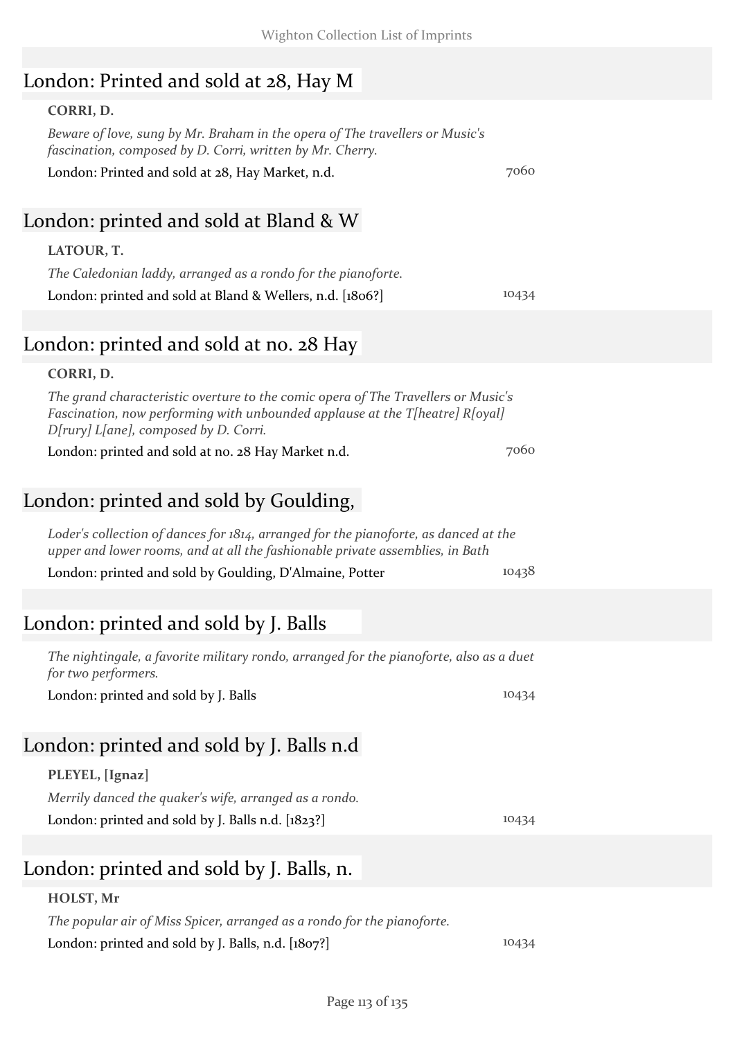## London: Printed and sold at 28, Hay M

**CORRI, D.**

*Beware of love, sung by Mr. Braham in the opera of The travellers or Music's fascination, composed by D. Corri, written by Mr. Cherry.*

London: Printed and sold at 28, Hay Market, n.d. 7060

## London: printed and sold at Bland & W

**LATOUR, T.**

*The Caledonian laddy, arranged as a rondo for the pianoforte.*

London: printed and sold at Bland & Wellers, n.d. [1806?] 10434

## London: printed and sold at no. 28 Hay

**CORRI, D.**

*The grand characteristic overture to the comic opera of The Travellers or Music's Fascination, now performing with unbounded applause at the T[heatre] R[oyal] D[rury] L[ane], composed by D. Corri.*

London: printed and sold at no. 28 Hay Market n.d. 7060

## London: printed and sold by Goulding,

*Loder's collection of dances for 1814, arranged for the pianoforte, as danced at the upper and lower rooms, and at all the fashionable private assemblies, in Bath*

London: printed and sold by Goulding, D'Almaine, Potter 10438

## London: printed and sold by J. Balls

*The nightingale, a favorite military rondo, arranged for the pianoforte, also as a duet for two performers.*

London: printed and sold by J. Balls 10434

## London: printed and sold by J. Balls n.d

**PLEYEL, [Ignaz]**

*Merrily danced the quaker's wife, arranged as a rondo.*

London: printed and sold by J. Balls n.d. [1823?] 10434

## London: printed and sold by J. Balls, n.

**HOLST, Mr**

*The popular air of Miss Spicer, arranged as a rondo for the pianoforte.*

London: printed and sold by J. Balls, n.d. [1807?] 10434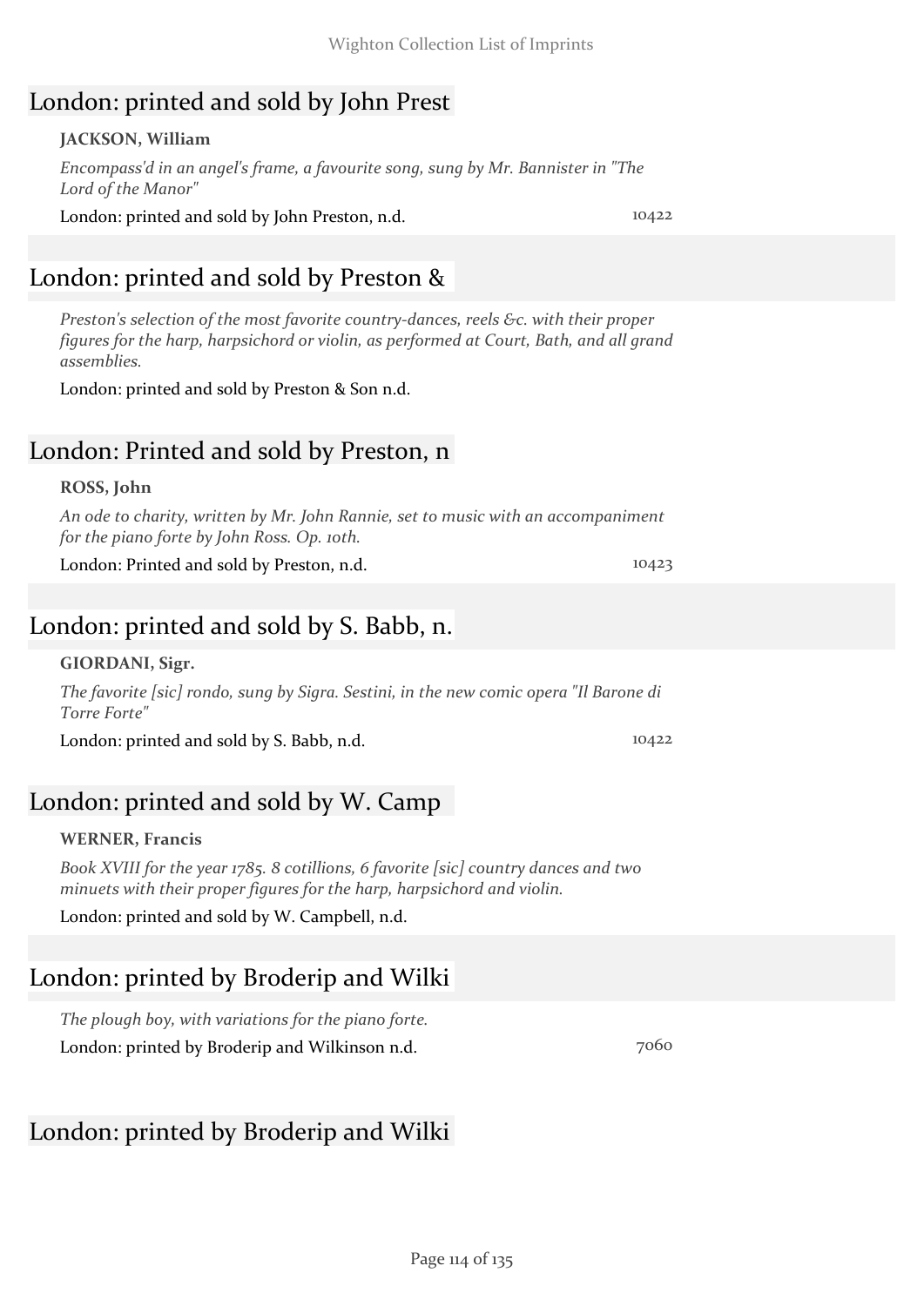## London: printed and sold by John Prest

**JACKSON, William**

*Encompass'd in an angel's frame, a favourite song, sung by Mr. Bannister in "The Lord of the Manor"*

London: printed and sold by John Preston, n.d. 10422

## London: printed and sold by Preston &

*Preston's selection of the most favorite country-dances, reels &c. with their proper figures for the harp, harpsichord or violin, as performed at Court, Bath, and all grand assemblies.*

London: printed and sold by Preston & Son n.d.

## London: Printed and sold by Preston, n

**ROSS, John**

*An ode to charity, written by Mr. John Rannie, set to music with an accompaniment for the piano forte by John Ross. Op. 10th.*

London: Printed and sold by Preston, n.d. 10423

## London: printed and sold by S. Babb, n.

**GIORDANI, Sigr.**

*The favorite [sic] rondo, sung by Sigra. Sestini, in the new comic opera "Il Barone di Torre Forte"*

London: printed and sold by S. Babb, n.d. 10422

## London: printed and sold by W. Camp

**WERNER, Francis**

*Book XVIII for the year 1785. 8 cotillions, 6 favorite [sic] country dances and two minuets with their proper figures for the harp, harpsichord and violin.*

London: printed and sold by W. Campbell, n.d.

## London: printed by Broderip and Wilki

*The plough boy, with variations for the piano forte.*

London: printed by Broderip and Wilkinson n.d. 7060

## London: printed by Broderip and Wilki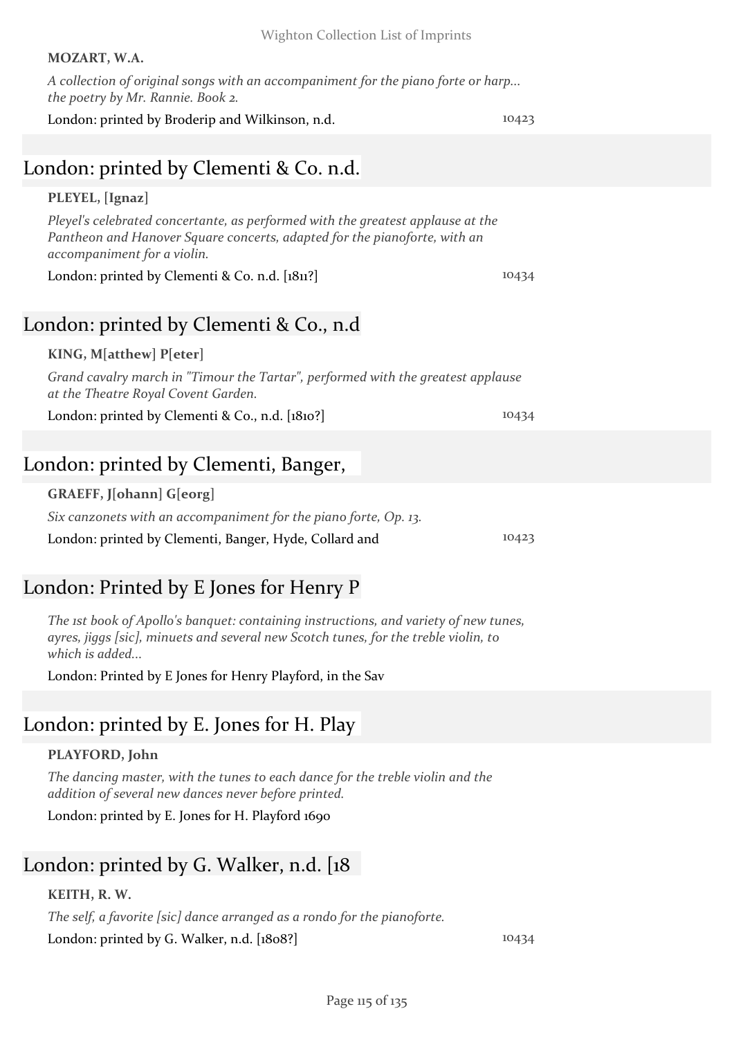**MOZART, W.A.**

*A collection of original songs with an accompaniment for the piano forte or harp... the poetry by Mr. Rannie. Book 2.*

London: printed by Broderip and Wilkinson, n.d. 10423

## London: printed by Clementi & Co. n.d.

**PLEYEL, [Ignaz]**

*Pleyel's celebrated concertante, as performed with the greatest applause at the Pantheon and Hanover Square concerts, adapted for the pianoforte, with an accompaniment for a violin.*

London: printed by Clementi & Co. n.d. [1811?] 10434

## London: printed by Clementi & Co., n.d

**KING, M[atthew] P[eter]**

*Grand cavalry march in "Timour the Tartar", performed with the greatest applause at the Theatre Royal Covent Garden.*

London: printed by Clementi & Co., n.d. [1810?] 10434

## London: printed by Clementi, Banger,

**GRAEFF, J[ohann] G[eorg]**

*Six canzonets with an accompaniment for the piano forte, Op. 13.*

London: printed by Clementi, Banger, Hyde, Collard and 10423

## London: Printed by E Jones for Henry P

*The 1st book of Apollo's banquet: containing instructions, and variety of new tunes, ayres, jiggs [sic], minuets and several new Scotch tunes, for the treble violin, to which is added...*

London: Printed by E Jones for Henry Playford, in the Sav

## London: printed by E. Jones for H. Play

**PLAYFORD, John**

*The dancing master, with the tunes to each dance for the treble violin and the addition of several new dances never before printed.*

London: printed by E. Jones for H. Playford 1690

## London: printed by G. Walker, n.d. [18

**KEITH, R. W.**

*The self, a favorite [sic] dance arranged as a rondo for the pianoforte.*

London: printed by G. Walker, n.d. [1808?] 10434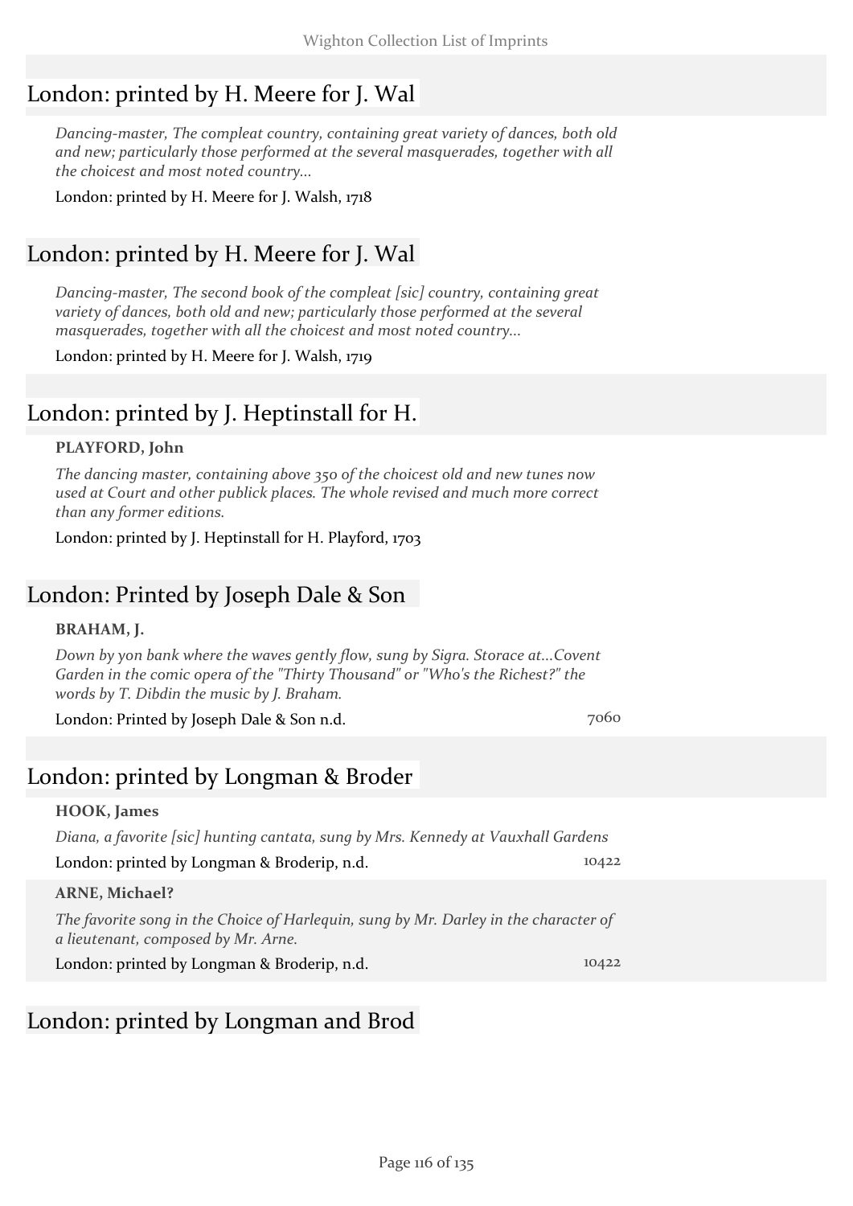## London: printed by H. Meere for J. Wal

*Dancing-master, The compleat country, containing great variety of dances, both old and new; particularly those performed at the several masquerades, together with all the choicest and most noted country...*

London: printed by H. Meere for J. Walsh, 1718

## London: printed by H. Meere for J. Wal

*Dancing-master, The second book of the compleat [sic] country, containing great variety of dances, both old and new; particularly those performed at the several masquerades, together with all the choicest and most noted country...*

London: printed by H. Meere for J. Walsh, 1719

## London: printed by J. Heptinstall for H.

**PLAYFORD, John**

*The dancing master, containing above 350 of the choicest old and new tunes now used at Court and other publick places. The whole revised and much more correct than any former editions.*

London: printed by J. Heptinstall for H. Playford, 1703

## London: Printed by Joseph Dale & Son

**BRAHAM, J.**

*Down by yon bank where the waves gently flow, sung by Sigra. Storace at...Covent Garden in the comic opera of the "Thirty Thousand" or "Who's the Richest?" the words by T. Dibdin the music by J. Braham.*

London: Printed by Joseph Dale & Son n.d. 7060

## London: printed by Longman & Broder

**HOOK, James**

*Diana, a favorite [sic] hunting cantata, sung by Mrs. Kennedy at Vauxhall Gardens*

London: printed by Longman & Broderip, n.d. 10422

**ARNE, Michael?**

*The favorite song in the Choice of Harlequin, sung by Mr. Darley in the character of a lieutenant, composed by Mr. Arne.*

London: printed by Longman & Broderip, n.d. 10422

## London: printed by Longman and Brod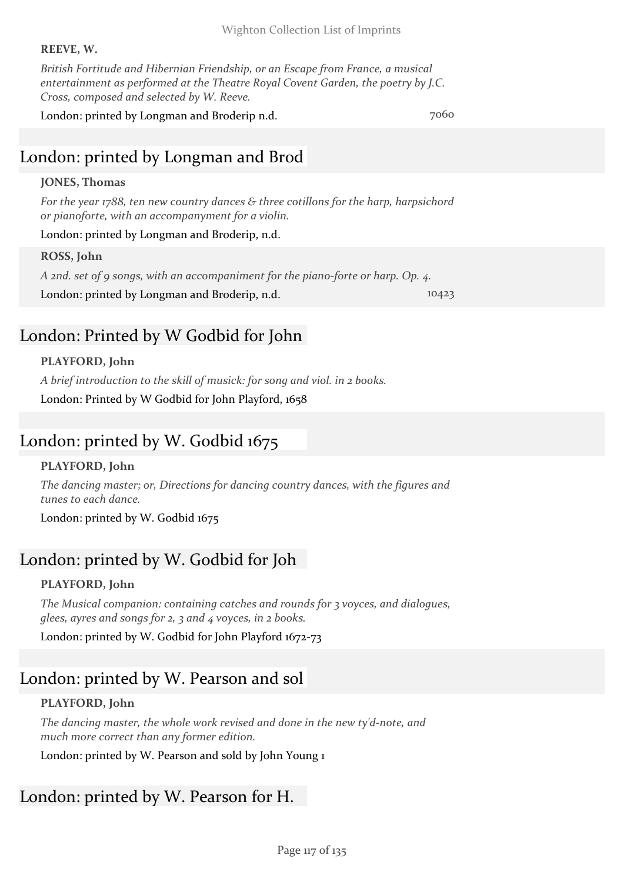**REEVE, W.**

*British Fortitude and Hibernian Friendship, or an Escape from France, a musical entertainment as performed at the Theatre Royal Covent Garden, the poetry by J.C. Cross, composed and selected by W. Reeve.*

London: printed by Longman and Broderip n.d. 7060

## London: printed by Longman and Brod

**JONES, Thomas**

*For the year 1788, ten new country dances & three cotillons for the harp, harpsichord or pianoforte, with an accompanyment for a violin.*

London: printed by Longman and Broderip, n.d.

**ROSS, John**

*A 2nd. set of 9 songs, with an accompaniment for the piano-forte or harp. Op. 4.*

London: printed by Longman and Broderip, n.d. 10423

## London: Printed by W Godbid for John

**PLAYFORD, John**

*A brief introduction to the skill of musick: for song and viol. in 2 books.*

London: Printed by W Godbid for John Playford, 1658

## London: printed by W. Godbid 1675

**PLAYFORD, John**

*The dancing master; or, Directions for dancing country dances, with the figures and tunes to each dance.*

London: printed by W. Godbid 1675

## London: printed by W. Godbid for Joh

**PLAYFORD, John**

*The Musical companion: containing catches and rounds for 3 voyces, and dialogues, glees, ayres and songs for 2, 3 and 4 voyces, in 2 books.*

London: printed by W. Godbid for John Playford 1672-73

## London: printed by W. Pearson and sol

**PLAYFORD, John**

*The dancing master, the whole work revised and done in the new ty'd-note, and much more correct than any former edition.*

London: printed by W. Pearson and sold by John Young 1

## London: printed by W. Pearson for H.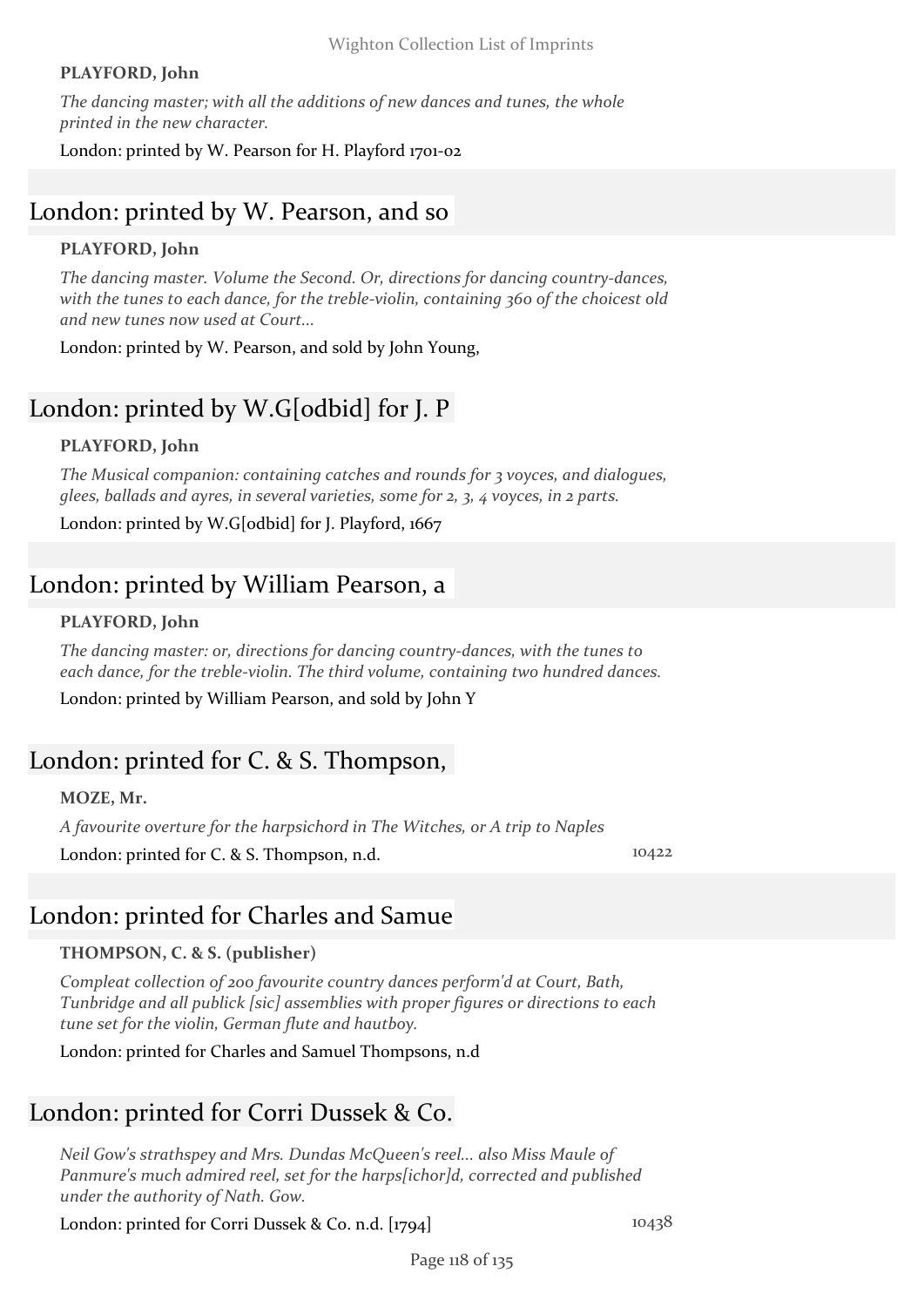**PLAYFORD, John**

*The dancing master; with all the additions of new dances and tunes, the whole printed in the new character.*

London: printed by W. Pearson for H. Playford 1701-02

## London: printed by W. Pearson, and so

**PLAYFORD, John**

*The dancing master. Volume the Second. Or, directions for dancing country-dances, with the tunes to each dance, for the treble-violin, containing 360 of the choicest old and new tunes now used at Court...*

London: printed by W. Pearson, and sold by John Young,

## London: printed by W.G[odbid] for J. P

**PLAYFORD, John**

*The Musical companion: containing catches and rounds for 3 voyces, and dialogues, glees, ballads and ayres, in several varieties, some for 2, 3, 4 voyces, in 2 parts.*

London: printed by W.G[odbid] for J. Playford, 1667

## London: printed by William Pearson, a

**PLAYFORD, John**

*The dancing master: or, directions for dancing country-dances, with the tunes to each dance, for the treble-violin. The third volume, containing two hundred dances.*

London: printed by William Pearson, and sold by John Y

## London: printed for C. & S. Thompson,

**MOZE, Mr.**

*A favourite overture for the harpsichord in The Witches, or A trip to Naples*

London: printed for C. & S. Thompson, n.d. 10422

## London: printed for Charles and Samue

**THOMPSON, C. & S. (publisher)**

*Compleat collection of 200 favourite country dances perform'd at Court, Bath, Tunbridge and all publick [sic] assemblies with proper figures or directions to each tune set for the violin, German flute and hautboy.*

London: printed for Charles and Samuel Thompsons, n.d

## London: printed for Corri Dussek & Co.

*Neil Gow's strathspey and Mrs. Dundas McQueen's reel... also Miss Maule of Panmure's much admired reel, set for the harps[ichor]d, corrected and published under the authority of Nath. Gow.*

London: printed for Corri Dussek & Co. n.d. [1794] 10438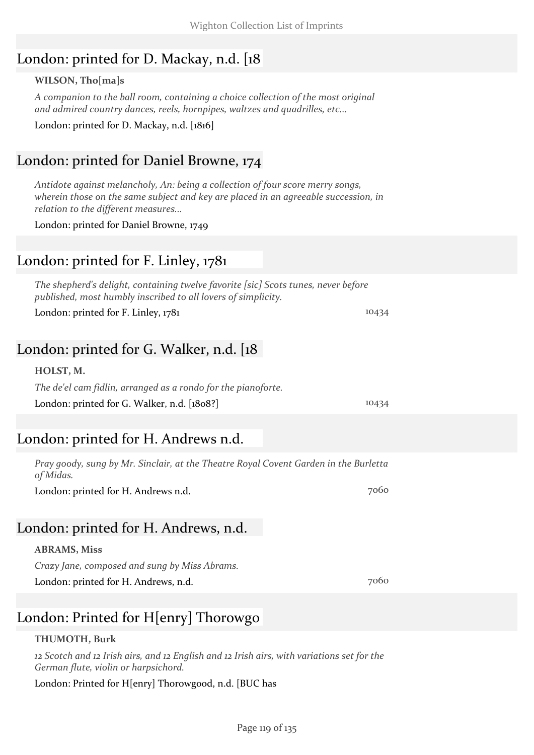## London: printed for D. Mackay, n.d. [18

**WILSON, Tho[ma]s**

*A companion to the ball room, containing a choice collection of the most original and admired country dances, reels, hornpipes, waltzes and quadrilles, etc...*

London: printed for D. Mackay, n.d. [1816]

## London: printed for Daniel Browne, 174

*Antidote against melancholy, An: being a collection of four score merry songs, wherein those on the same subject and key are placed in an agreeable succession, in relation to the different measures...*

London: printed for Daniel Browne, 1749

## London: printed for F. Linley, 1781

*The shepherd's delight, containing twelve favorite [sic] Scots tunes, never before published, most humbly inscribed to all lovers of simplicity.*

London: printed for F. Linley, 1781 10434

## London: printed for G. Walker, n.d. [18

**HOLST, M.**

*The de'el cam fidlin, arranged as a rondo for the pianoforte.*

London: printed for G. Walker, n.d. [1808?] 10434

## London: printed for H. Andrews n.d.

*Pray goody, sung by Mr. Sinclair, at the Theatre Royal Covent Garden in the Burletta of Midas.*

London: printed for H. Andrews n.d. 7060

## London: printed for H. Andrews, n.d.

**ABRAMS, Miss**

*Crazy Jane, composed and sung by Miss Abrams.*

London: printed for H. Andrews, n.d. 7060

## London: Printed for H[enry] Thorowgo

**THUMOTH, Burk**

*12 Scotch and 12 Irish airs, and 12 English and 12 Irish airs, with variations set for the German flute, violin or harpsichord.*

London: Printed for H[enry] Thorowgood, n.d. [BUC has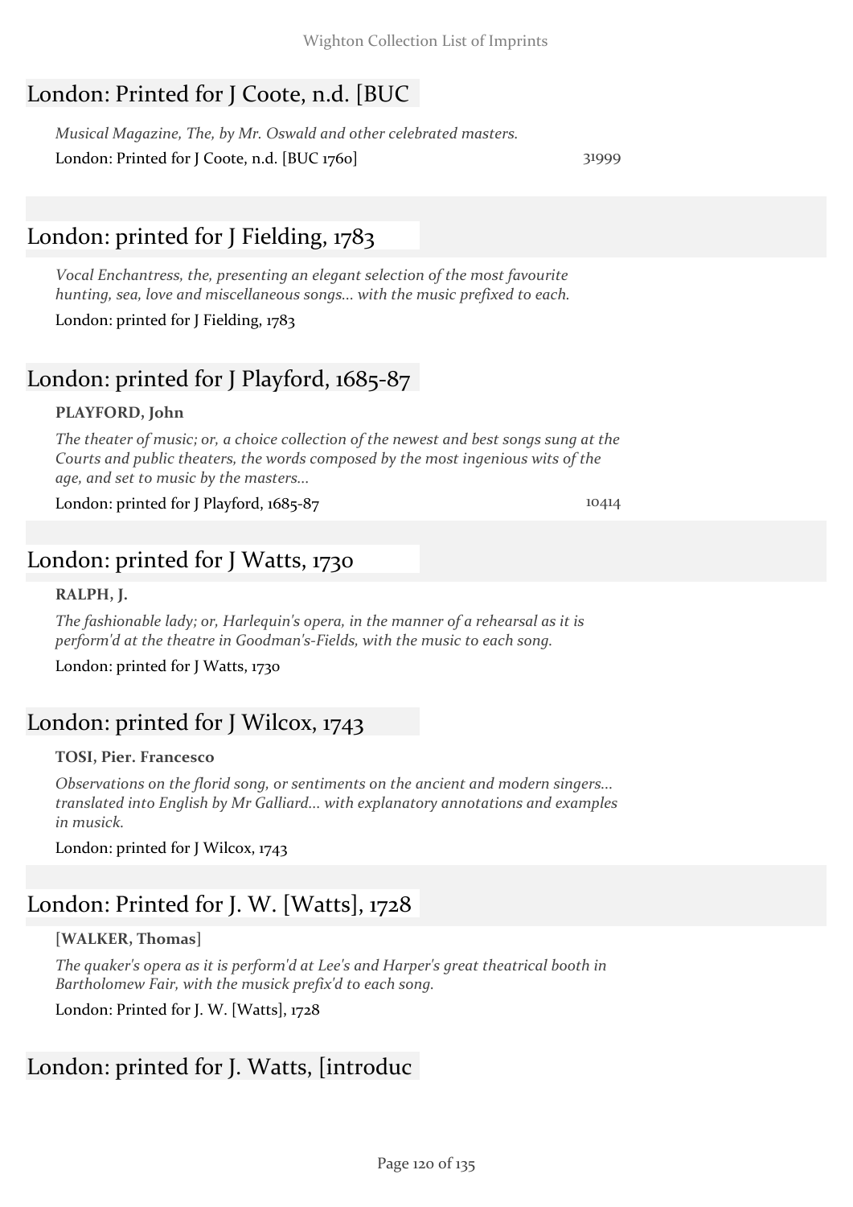## London: Printed for J Coote, n.d. [BUC

*Musical Magazine, The, by Mr. Oswald and other celebrated masters.*

London: Printed for J Coote, n.d. [BUC 1760] 31999

## London: printed for J Fielding, 1783

*Vocal Enchantress, the, presenting an elegant selection of the most favourite hunting, sea, love and miscellaneous songs... with the music prefixed to each.*

London: printed for J Fielding, 1783

## London: printed for J Playford, 1685-87

**PLAYFORD, John**

*The theater of music; or, a choice collection of the newest and best songs sung at the Courts and public theaters, the words composed by the most ingenious wits of the age, and set to music by the masters...*

London: printed for J Playford, 1685-87 10414

## London: printed for J Watts, 1730

**RALPH, J.**

*The fashionable lady; or, Harlequin's opera, in the manner of a rehearsal as it is perform'd at the theatre in Goodman's-Fields, with the music to each song.*

London: printed for J Watts, 1730

## London: printed for J Wilcox, 1743

**TOSI, Pier. Francesco**

*Observations on the florid song, or sentiments on the ancient and modern singers... translated into English by Mr Galliard... with explanatory annotations and examples in musick.*

London: printed for J Wilcox, 1743

## London: Printed for J. W. [Watts], 1728

**[WALKER, Thomas]**

*The quaker's opera as it is perform'd at Lee's and Harper's great theatrical booth in Bartholomew Fair, with the musick prefix'd to each song.*

London: Printed for J. W. [Watts], 1728

## London: printed for J. Watts, [introduc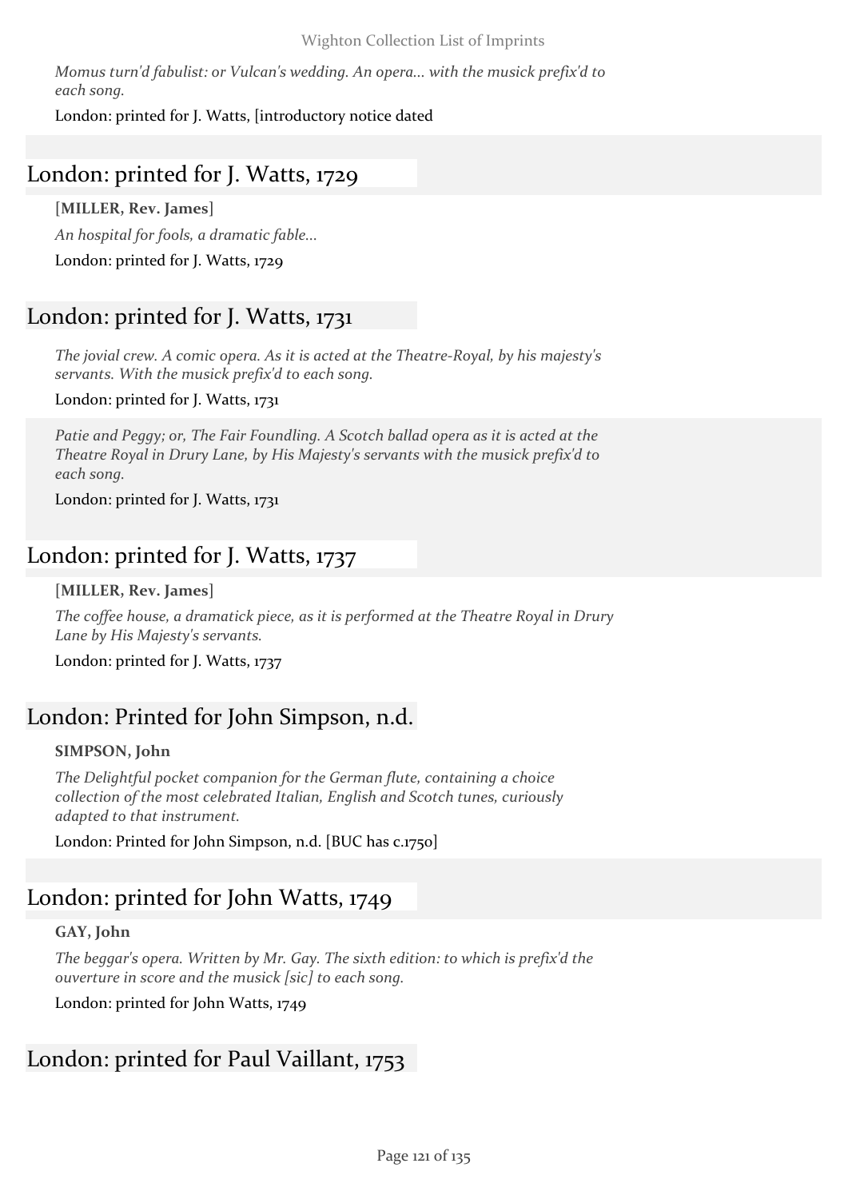*Momus turn'd fabulist: or Vulcan's wedding. An opera... with the musick prefix'd to each song.*

London: printed for J. Watts, [introductory notice dated

## London: printed for J. Watts, 1729

[**MILLER, Rev. James**]

*An hospital for fools, a dramatic fable...*

London: printed for J. Watts, 1729

## London: printed for J. Watts, 1731

*The jovial crew. A comic opera. As it is acted at the Theatre-Royal, by his majesty's servants. With the musick prefix'd to each song.*

London: printed for J. Watts, 1731

*Patie and Peggy; or, The Fair Foundling. A Scotch ballad opera as it is acted at the Theatre Royal in Drury Lane, by His Majesty's servants with the musick prefix'd to each song.*

London: printed for J. Watts, 1731

## London: printed for J. Watts, 1737

[**MILLER, Rev. James**]

*The coffee house, a dramatick piece, as it is performed at the Theatre Royal in Drury Lane by His Majesty's servants.*

London: printed for J. Watts, 1737

## London: Printed for John Simpson, n.d.

**SIMPSON, John**

*The Delightful pocket companion for the German flute, containing a choice collection of the most celebrated Italian, English and Scotch tunes, curiously adapted to that instrument.*

London: Printed for John Simpson, n.d. [BUC has c.1750]

## London: printed for John Watts, 1749

**GAY, John**

*The beggar's opera. Written by Mr. Gay. The sixth edition: to which is prefix'd the ouverture in score and the musick [sic] to each song.*

London: printed for John Watts, 1749

## London: printed for Paul Vaillant, 1753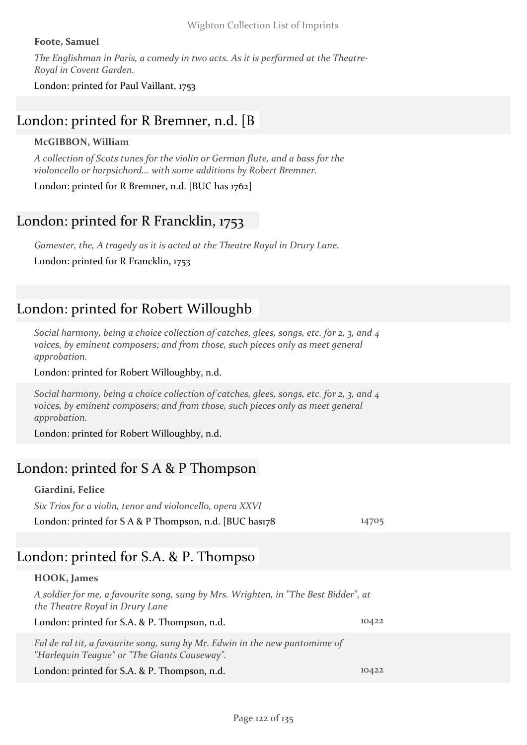**Foote, Samuel**

*The Englishman in Paris, a comedy in two acts. As it is performed at the Theatre-Royal in Covent Garden.*

London: printed for Paul Vaillant, 1753

## London: printed for R Bremner, n.d. [B

**McGIBBON, William**

*A collection of Scots tunes for the violin or German flute, and a bass for the violoncello or harpsichord... with some additions by Robert Bremner.*

London: printed for R Bremner, n.d. [BUC has 1762]

## London: printed for R Francklin, 1753

*Gamester, the, A tragedy as it is acted at the Theatre Royal in Drury Lane.*

London: printed for R Francklin, 1753

## London: printed for Robert Willoughb

*Social harmony, being a choice collection of catches, glees, songs, etc. for 2, 3, and 4 voices, by eminent composers; and from those, such pieces only as meet general approbation.*

London: printed for Robert Willoughby, n.d.

*Social harmony, being a choice collection of catches, glees, songs, etc. for 2, 3, and 4 voices, by eminent composers; and from those, such pieces only as meet general approbation.*

London: printed for Robert Willoughby, n.d.

## London: printed for S A & P Thompson

**Giardini, Felice**

*Six Trios for a violin, tenor and violoncello, opera XXVI*

London: printed for S A & P Thompson, n.d. [BUC has178 14705

## London: printed for S.A. & P. Thompso

**HOOK, James**

*A soldier for me, a favourite song, sung by Mrs. Wrighten, in "The Best Bidder", at the Theatre Royal in Drury Lane*

London: printed for S.A. & P. Thompson, n.d. 10422

*Fal de ral tit, a favourite song, sung by Mr. Edwin in the new pantomime of "Harlequin Teague" or "The Giants Causeway".*

London: printed for S.A. & P. Thompson, n.d. 10422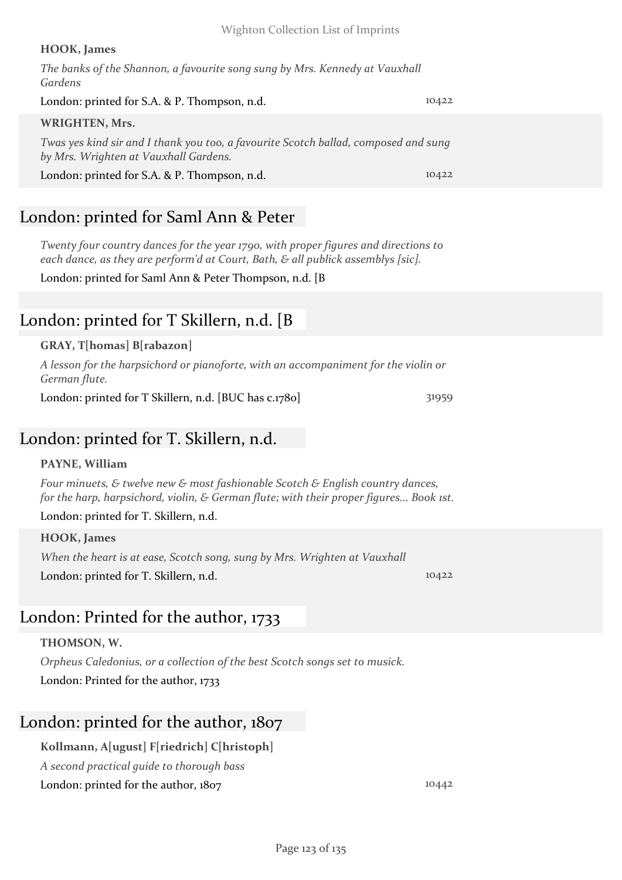**HOOK, James**

*The banks of the Shannon, a favourite song sung by Mrs. Kennedy at Vauxhall Gardens*

London: printed for S.A. & P. Thompson, n.d. 10422

**WRIGHTEN, Mrs.**

*Twas yes kind sir and I thank you too, a favourite Scotch ballad, composed and sung by Mrs. Wrighten at Vauxhall Gardens.*

London: printed for S.A. & P. Thompson, n.d. 10422

## London: printed for Saml Ann & Peter

*Twenty four country dances for the year 1790, with proper figures and directions to each dance, as they are perform'd at Court, Bath, & all publick assemblys [sic].*

London: printed for Saml Ann & Peter Thompson, n.d. [B

## London: printed for T Skillern, n.d. [B

**GRAY, T[homas] B[rabazon]**

*A lesson for the harpsichord or pianoforte, with an accompaniment for the violin or German flute.*

London: printed for T Skillern, n.d. [BUC has c.1780] 31959

## London: printed for T. Skillern, n.d.

**PAYNE, William**

*Four minuets, & twelve new & most fashionable Scotch & English country dances, for the harp, harpsichord, violin, & German flute; with their proper figures... Book 1st.*

London: printed for T. Skillern, n.d.

**HOOK, James**

*When the heart is at ease, Scotch song, sung by Mrs. Wrighten at Vauxhall*

London: printed for T. Skillern, n.d. 10422

## London: Printed for the author, 1733

**THOMSON, W.**

*Orpheus Caledonius, or a collection of the best Scotch songs set to musick.*

London: Printed for the author, 1733

## London: printed for the author, 1807

**Kollmann, A[ugust] F[riedrich] C[hristoph]**

*A second practical guide to thorough bass*

London: printed for the author, 1807 10442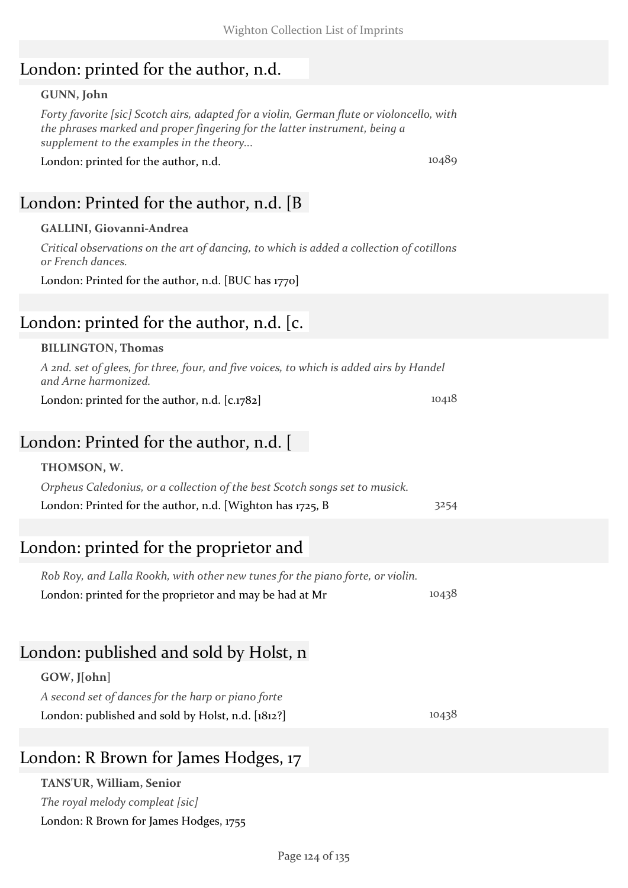## London: printed for the author, n.d.

**GUNN, John**

*Forty favorite [sic] Scotch airs, adapted for a violin, German flute or violoncello, with the phrases marked and proper fingering for the latter instrument, being a supplement to the examples in the theory...*

London: printed for the author, n.d. 10489

## London: Printed for the author, n.d. [B

**GALLINI, Giovanni-Andrea**

*Critical observations on the art of dancing, to which is added a collection of cotillons or French dances.*

London: Printed for the author, n.d. [BUC has 1770]

## London: printed for the author, n.d. [c.

**BILLINGTON, Thomas**

*A 2nd. set of glees, for three, four, and five voices, to which is added airs by Handel and Arne harmonized.*

London: printed for the author, n.d. [c.1782] 10418

## London: Printed for the author, n.d. [

**THOMSON, W.**

*Orpheus Caledonius, or a collection of the best Scotch songs set to musick.*

London: Printed for the author, n.d. [Wighton has 1725, B 3254

## London: printed for the proprietor and

*Rob Roy, and Lalla Rookh, with other new tunes for the piano forte, or violin.*

London: printed for the proprietor and may be had at Mr 10438

## London: published and sold by Holst, n

**GOW, J[ohn]**

*A second set of dances for the harp or piano forte*

London: published and sold by Holst, n.d. [1812?] 10438

## London: R Brown for James Hodges, 17

**TANS'UR, William, Senior**

*The royal melody compleat [sic]*

London: R Brown for James Hodges, 1755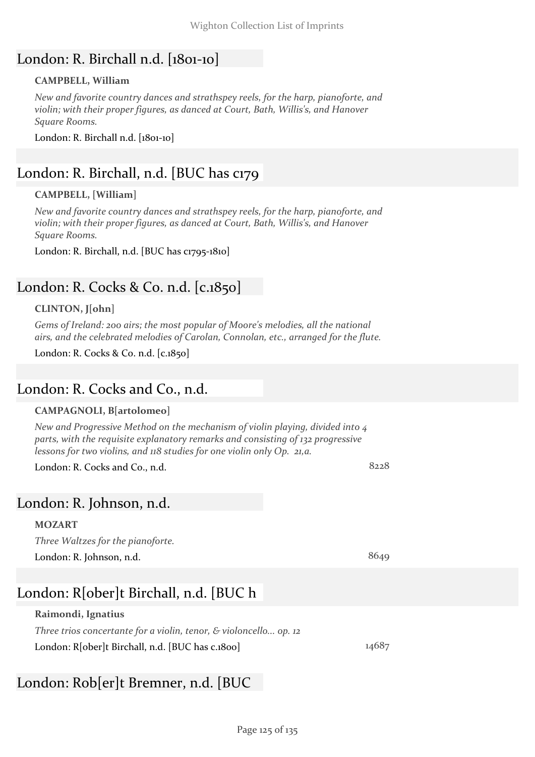## London: R. Birchall n.d. [1801-10]

**CAMPBELL, William**

*New and favorite country dances and strathspey reels, for the harp, pianoforte, and violin; with their proper figures, as danced at Court, Bath, Willis's, and Hanover Square Rooms.*

London: R. Birchall n.d. [1801-10]

## London: R. Birchall, n.d. [BUC has c179

**CAMPBELL, [William]**

*New and favorite country dances and strathspey reels, for the harp, pianoforte, and violin; with their proper figures, as danced at Court, Bath, Willis's, and Hanover Square Rooms.*

London: R. Birchall, n.d. [BUC has c1795-1810]

## London: R. Cocks & Co. n.d. [c.1850]

**CLINTON, J[ohn]**

*Gems of Ireland: 200 airs; the most popular of Moore's melodies, all the national airs, and the celebrated melodies of Carolan, Connolan, etc., arranged for the flute.*

London: R. Cocks & Co. n.d. [c.1850]

## London: R. Cocks and Co., n.d.

**CAMPAGNOLI, B[artolomeo]**

*New and Progressive Method on the mechanism of violin playing, divided into 4 parts, with the requisite explanatory remarks and consisting of 132 progressive lessons for two violins, and 118 studies for one violin only Op. 21,a.*

London: R. Cocks and Co., n.d. 8228

## London: R. Johnson, n.d.

**MOZART**

*Three Waltzes for the pianoforte.*

London: R. Johnson, n.d. 8649

## London: R[ober]t Birchall, n.d. [BUC h

**Raimondi, Ignatius**

*Three trios concertante for a violin, tenor, & violoncello... op. 12*

London: R[ober]t Birchall, n.d. [BUC has c.1800] 14687

## London: Rob[er]t Bremner, n.d. [BUC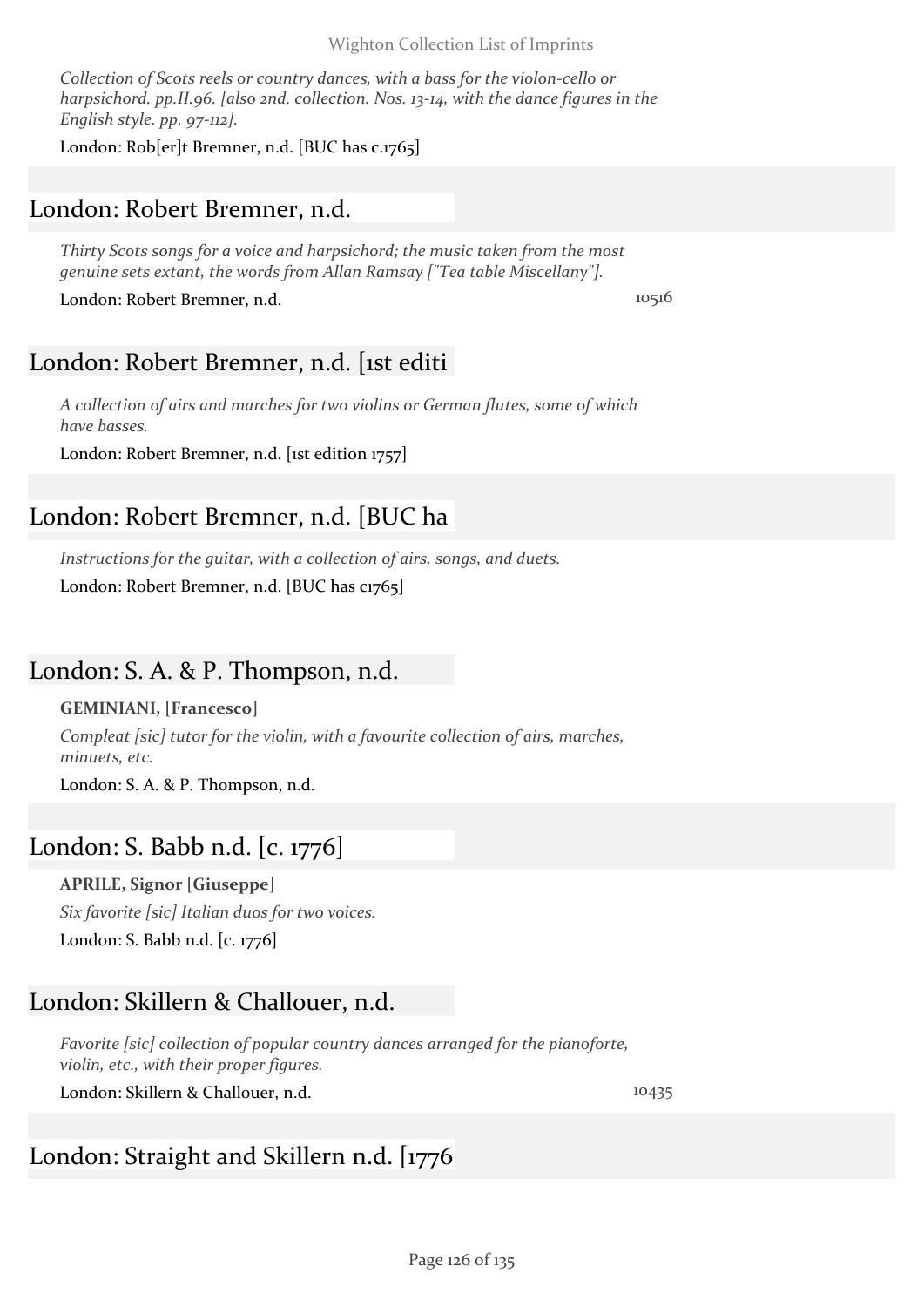*Collection of Scots reels or country dances, with a bass for the violon-cello or harpsichord. pp.II.96. [also 2nd. collection. Nos. 13-14, with the dance figures in the English style. pp. 97-112].*

London: Rob[er]t Bremner, n.d. [BUC has c.1765]

## London: Robert Bremner, n.d.

*Thirty Scots songs for a voice and harpsichord; the music taken from the most genuine sets extant, the words from Allan Ramsay ["Tea table Miscellany"].*

London: Robert Bremner, n.d. 10516

## London: Robert Bremner, n.d. [1st editi

*A collection of airs and marches for two violins or German flutes, some of which have basses.*

London: Robert Bremner, n.d. [1st edition 1757]

## London: Robert Bremner, n.d. [BUC ha

*Instructions for the guitar, with a collection of airs, songs, and duets.*

London: Robert Bremner, n.d. [BUC has c1765]

## London: S. A. & P. Thompson, n.d.

**GEMINIANI, [Francesco]**

*Compleat [sic] tutor for the violin, with a favourite collection of airs, marches, minuets, etc.*

London: S. A. & P. Thompson, n.d.

## London: S. Babb n.d. [c. 1776]

**APRILE, Signor [Giuseppe]**

*Six favorite [sic] Italian duos for two voices.*

London: S. Babb n.d. [c. 1776]

## London: Skillern & Challouer, n.d.

*Favorite [sic] collection of popular country dances arranged for the pianoforte, violin, etc., with their proper figures.*

London: Skillern & Challouer, n.d. 10435

## London: Straight and Skillern n.d. [1776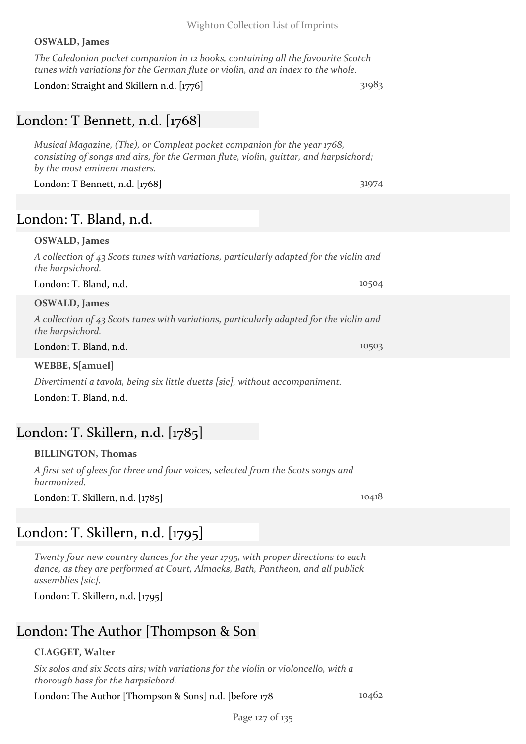**OSWALD, James**

*The Caledonian pocket companion in 12 books, containing all the favourite Scotch tunes with variations for the German flute or violin, and an index to the whole.*

London: Straight and Skillern n.d. [1776] 31983

## London: T Bennett, n.d. [1768]

*Musical Magazine, (The), or Compleat pocket companion for the year 1768, consisting of songs and airs, for the German flute, violin, guittar, and harpsichord; by the most eminent masters.*

London: T Bennett, n.d. [1768] 31974

## London: T. Bland, n.d.

**OSWALD, James**

*A collection of 43 Scots tunes with variations, particularly adapted for the violin and the harpsichord.*

London: T. Bland, n.d. 10504

**OSWALD, James**

*A collection of 43 Scots tunes with variations, particularly adapted for the violin and the harpsichord.*

London: T. Bland, n.d. 10503

**WEBBE, S[amuel]**

*Divertimenti a tavola, being six little duetts [sic], without accompaniment.*

London: T. Bland, n.d.

## London: T. Skillern, n.d. [1785]

**BILLINGTON, Thomas**

*A first set of glees for three and four voices, selected from the Scots songs and harmonized.*

London: T. Skillern, n.d. [1785] 10418

## London: T. Skillern, n.d. [1795]

*Twenty four new country dances for the year 1795, with proper directions to each dance, as they are performed at Court, Almacks, Bath, Pantheon, and all publick assemblies [sic].*

London: T. Skillern, n.d. [1795]

## London: The Author [Thompson & Son

**CLAGGET, Walter**

*Six solos and six Scots airs; with variations for the violin or violoncello, with a thorough bass for the harpsichord.*

London: The Author [Thompson & Sons] n.d. [before 178 10462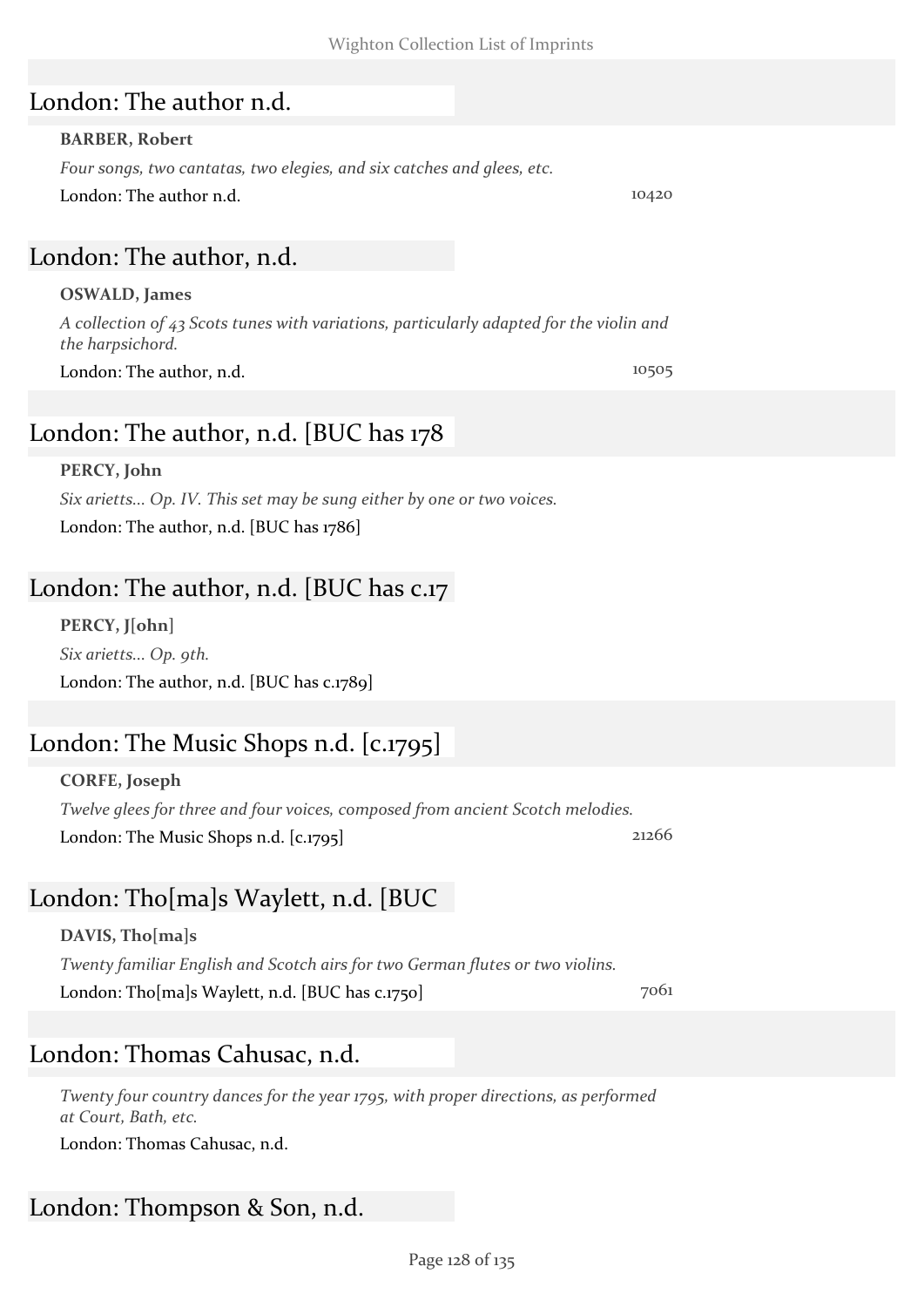## London: The author n.d.

**BARBER, Robert**

*Four songs, two cantatas, two elegies, and six catches and glees, etc.*

London: The author n.d. 10420

## London: The author, n.d.

**OSWALD, James**

*A collection of 43 Scots tunes with variations, particularly adapted for the violin and the harpsichord.*

London: The author, n.d. 10505

## London: The author, n.d. [BUC has 178

**PERCY, John**

*Six arietts... Op. IV. This set may be sung either by one or two voices.*

London: The author, n.d. [BUC has 1786]

## London: The author, n.d. [BUC has c.17

**PERCY, J[ohn]**

*Six arietts... Op. 9th.*

London: The author, n.d. [BUC has c.1789]

## London: The Music Shops n.d. [c.1795]

**CORFE, Joseph**

*Twelve glees for three and four voices, composed from ancient Scotch melodies.*

London: The Music Shops n.d. [c.1795] 21266

## London: Tho[ma]s Waylett, n.d. [BUC

**DAVIS, Tho[ma]s**

*Twenty familiar English and Scotch airs for two German flutes or two violins.*

London: Tho[ma]s Waylett, n.d. [BUC has c.1750] 7061

## London: Thomas Cahusac, n.d.

*Twenty four country dances for the year 1795, with proper directions, as performed at Court, Bath, etc.*

London: Thomas Cahusac, n.d.

## London: Thompson & Son, n.d.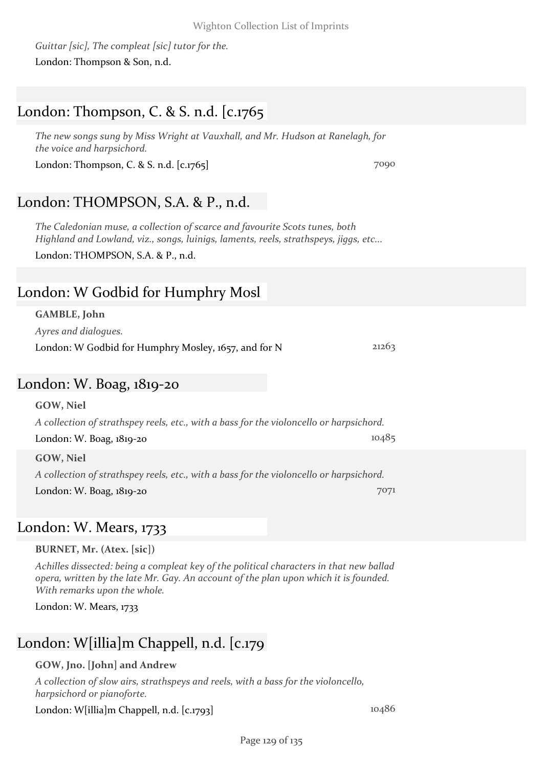*Guittar [sic], The compleat [sic] tutor for the.*

London: Thompson & Son, n.d.

## London: Thompson, C. & S. n.d. [c.1765

*The new songs sung by Miss Wright at Vauxhall, and Mr. Hudson at Ranelagh, for the voice and harpsichord.*

London: Thompson, C. & S. n.d. [c.1765] 7090

## London: THOMPSON, S.A. & P., n.d.

*The Caledonian muse, a collection of scarce and favourite Scots tunes, both Highland and Lowland, viz., songs, luinigs, laments, reels, strathspeys, jiggs, etc...*

London: THOMPSON, S.A. & P., n.d.

## London: W Godbid for Humphry Mosl

**GAMBLE, John**

*Ayres and dialogues.*

London: W Godbid for Humphry Mosley, 1657, and for N 21263

## London: W. Boag, 1819-20

**GOW, Niel**

*A collection of strathspey reels, etc., with a bass for the violoncello or harpsichord.*

London: W. Boag, 1819-20 10485

**GOW, Niel**

*A collection of strathspey reels, etc., with a bass for the violoncello or harpsichord.*

London: W. Boag, 1819-20 7071

## London: W. Mears, 1733

**BURNET, Mr. (Atex. [sic])**

*Achilles dissected: being a compleat key of the political characters in that new ballad opera, written by the late Mr. Gay. An account of the plan upon which it is founded. With remarks upon the whole.*

London: W. Mears, 1733

## London: W[illia]m Chappell, n.d. [c.179

**GOW, Jno. [John] and Andrew**

*A collection of slow airs, strathspeys and reels, with a bass for the violoncello, harpsichord or pianoforte.*

London: W[illia]m Chappell, n.d. [c.1793] 10486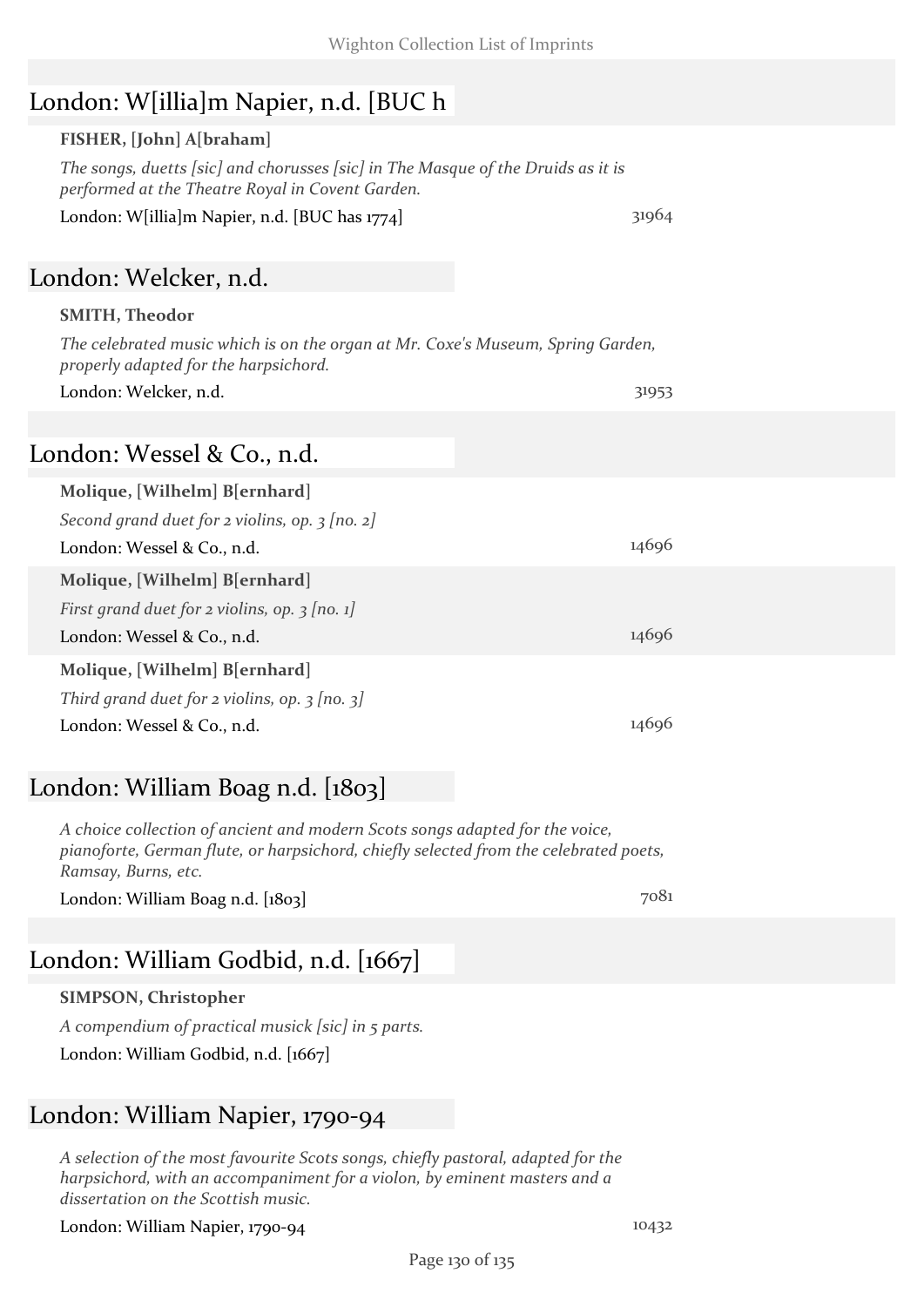## London: W[illia]m Napier, n.d. [BUC h

**FISHER, [John] A[braham]**

*The songs, duetts [sic] and chorusses [sic] in The Masque of the Druids as it is performed at the Theatre Royal in Covent Garden.*

London: W[illia]m Napier, n.d. [BUC has 1774] 31964

## London: Welcker, n.d.

**SMITH, Theodor**

*The celebrated music which is on the organ at Mr. Coxe's Museum, Spring Garden, properly adapted for the harpsichord.*

London: Welcker, n.d. 31953

## London: Wessel & Co., n.d.

**Molique, [Wilhelm] B[ernhard]**

*Second grand duet for 2 violins, op. 3 [no. 2]*

London: Wessel & Co., n.d. 14696

**Molique, [Wilhelm] B[ernhard]**

*First grand duet for 2 violins, op. 3 [no. 1]*

London: Wessel & Co., n.d. 14696

**Molique, [Wilhelm] B[ernhard]**

*Third grand duet for 2 violins, op. 3 [no. 3]*

London: Wessel & Co., n.d. 14696

## London: William Boag n.d. [1803]

*A choice collection of ancient and modern Scots songs adapted for the voice, pianoforte, German flute, or harpsichord, chiefly selected from the celebrated poets, Ramsay, Burns, etc.*

London: William Boag n.d. [1803] 7081

## London: William Godbid, n.d. [1667]

**SIMPSON, Christopher**

*A compendium of practical musick [sic] in 5 parts.*

London: William Godbid, n.d. [1667]

## London: William Napier, 1790-94

*A selection of the most favourite Scots songs, chiefly pastoral, adapted for the harpsichord, with an accompaniment for a violon, by eminent masters and a dissertation on the Scottish music.*

London: William Napier, 1790-94 10432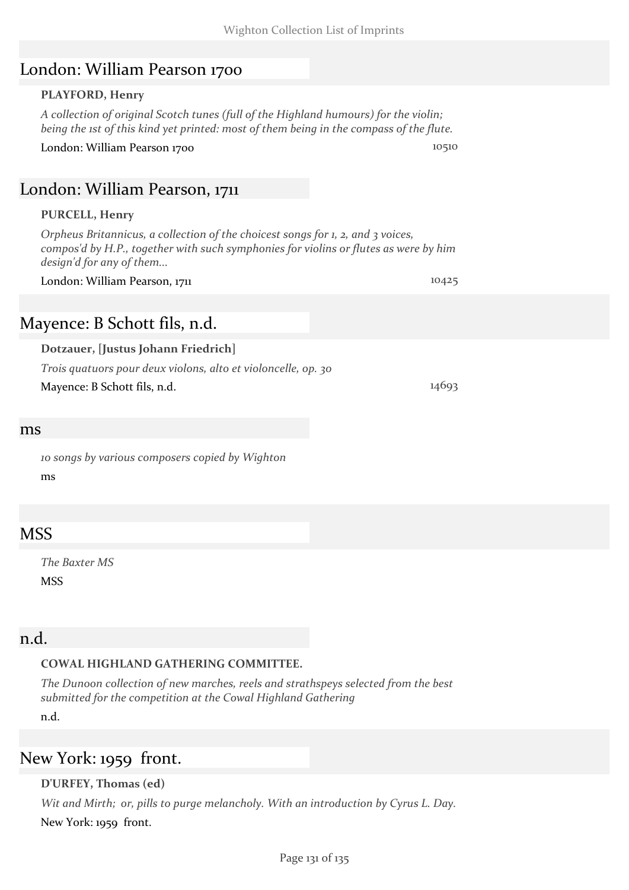## London: William Pearson 1700

**PLAYFORD, Henry**

*A collection of original Scotch tunes (full of the Highland humours) for the violin; being the 1st of this kind yet printed: most of them being in the compass of the flute.*

London: William Pearson 1700 10510

## London: William Pearson, 1711

**PURCELL, Henry**

*Orpheus Britannicus, a collection of the choicest songs for 1, 2, and 3 voices, compos'd by H.P., together with such symphonies for violins or flutes as were by him design'd for any of them...*

London: William Pearson, 1711 10425

## Mayence: B Schott fils, n.d.

**Dotzauer, [Justus Johann Friedrich]**

*Trois quatuors pour deux violons, alto et violoncelle, op. 30*

Mayence: B Schott fils, n.d. 14693

## ms

*10 songs by various composers copied by Wighton*

ms

## MSS

*The Baxter MS*

MSS

## n.d.

**COWAL HIGHLAND GATHERING COMMITTEE.**

*The Dunoon collection of new marches, reels and strathspeys selected from the best submitted for the competition at the Cowal Highland Gathering*

n.d.

## New York: 1959 front.

**D'URFEY, Thomas (ed)**

*Wit and Mirth; or, pills to purge melancholy. With an introduction by Cyrus L. Day.*

New York: 1959 front.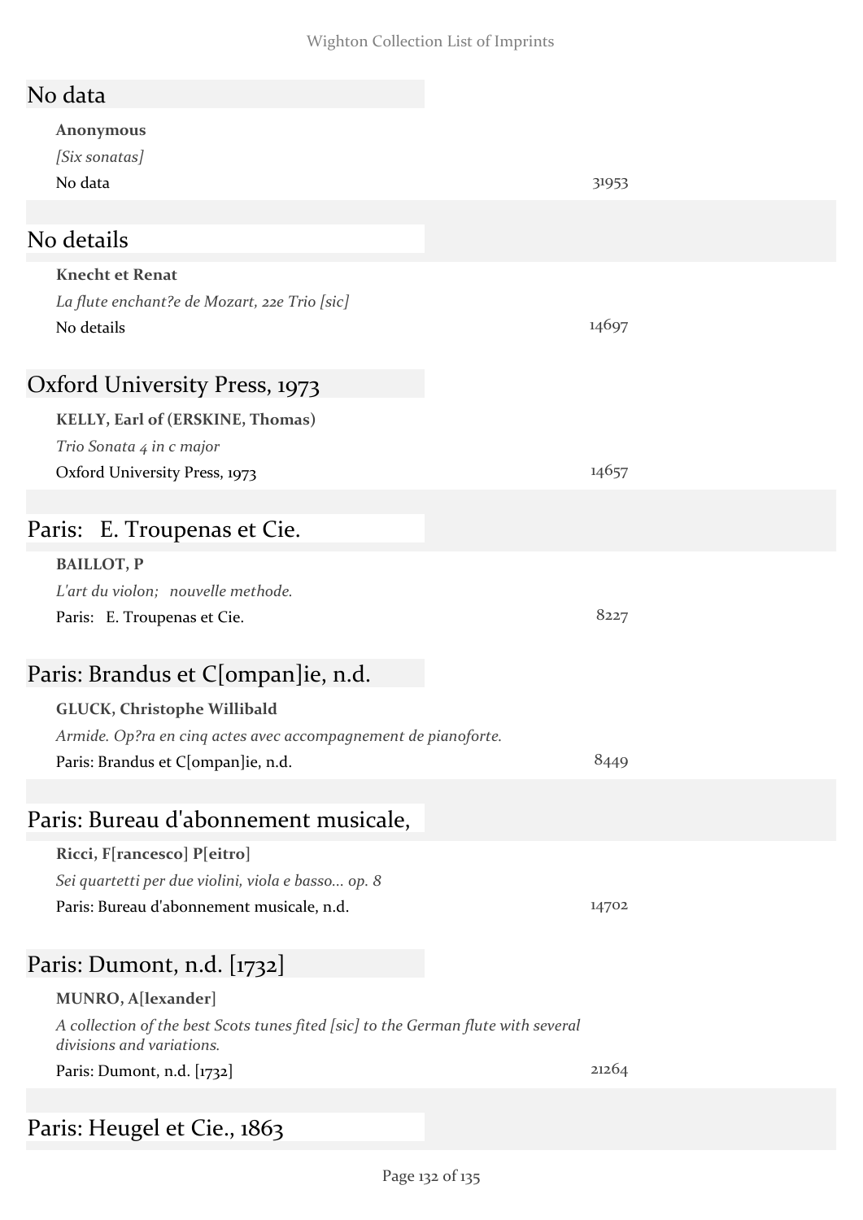## No data

**Anonymous**

*[Six sonatas]*

No data 31953

## No details

**Knecht et Renat**

*La flute enchant?e de Mozart, 22e Trio [sic]*

No details 14697

## Oxford University Press, 1973

**KELLY, Earl of (ERSKINE, Thomas)**

*Trio Sonata 4 in c major*

Oxford University Press, 1973 14657

## Paris: E. Troupenas et Cie.

**BAILLOT, P**

*L'art du violon; nouvelle methode.*

Paris: E. Troupenas et Cie. 8227

## Paris: Brandus et C[ompan]ie, n.d.

**GLUCK, Christophe Willibald**

*Armide. Op?ra en cinq actes avec accompagnement de pianoforte.*

Paris: Brandus et C[ompan]ie, n.d. 8449

## Paris: Bureau d'abonnement musicale,

**Ricci, F[rancesco] P[eitro]**

*Sei quartetti per due violini, viola e basso... op. 8*

Paris: Bureau d'abonnement musicale, n.d. 14702

## Paris: Dumont, n.d. [1732]

**MUNRO, A[lexander]**

*A collection of the best Scots tunes fited [sic] to the German flute with several divisions and variations.*

Paris: Dumont, n.d. [1732] 21264

## Paris: Heugel et Cie., 1863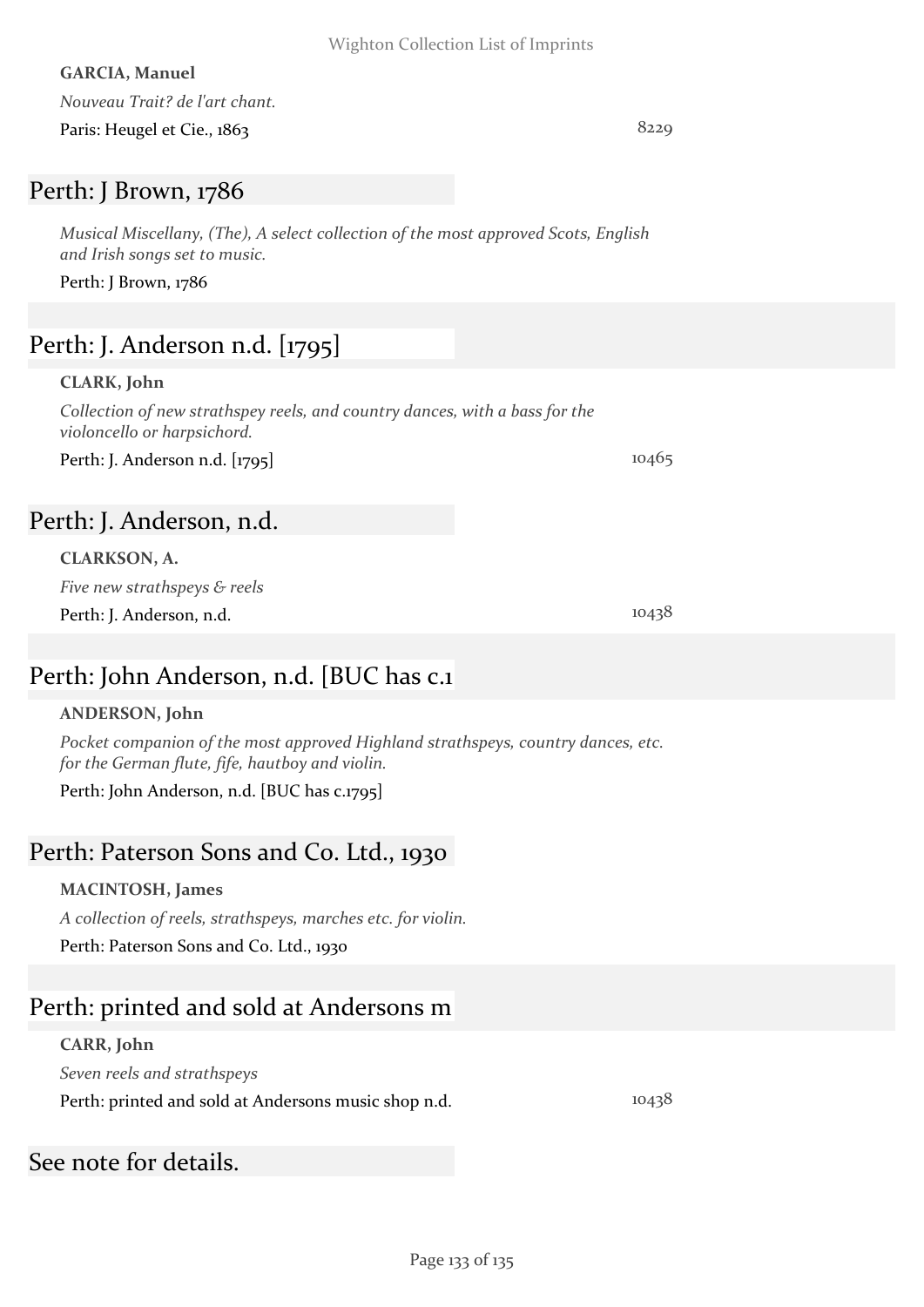**GARCIA, Manuel**

*Nouveau Trait? de l'art chant.*

Paris: Heugel et Cie., 1863 8229

## Perth: J Brown, 1786

*Musical Miscellany, (The), A select collection of the most approved Scots, English and Irish songs set to music.*

Perth: J Brown, 1786

## Perth: J. Anderson n.d. [1795]

**CLARK, John**

*Collection of new strathspey reels, and country dances, with a bass for the violoncello or harpsichord.*

Perth: J. Anderson n.d. [1795] 10465

## Perth: J. Anderson, n.d.

**CLARKSON, A.**

*Five new strathspeys & reels*

Perth: J. Anderson, n.d. 10438

## Perth: John Anderson, n.d. [BUC has c.1

**ANDERSON, John**

*Pocket companion of the most approved Highland strathspeys, country dances, etc. for the German flute, fife, hautboy and violin.*

Perth: John Anderson, n.d. [BUC has c.1795]

## Perth: Paterson Sons and Co. Ltd., 1930

**MACINTOSH, James**

*A collection of reels, strathspeys, marches etc. for violin.*

Perth: Paterson Sons and Co. Ltd., 1930

## Perth: printed and sold at Andersons m

**CARR, John**

*Seven reels and strathspeys*

Perth: printed and sold at Andersons music shop n.d. 10438

## See note for details.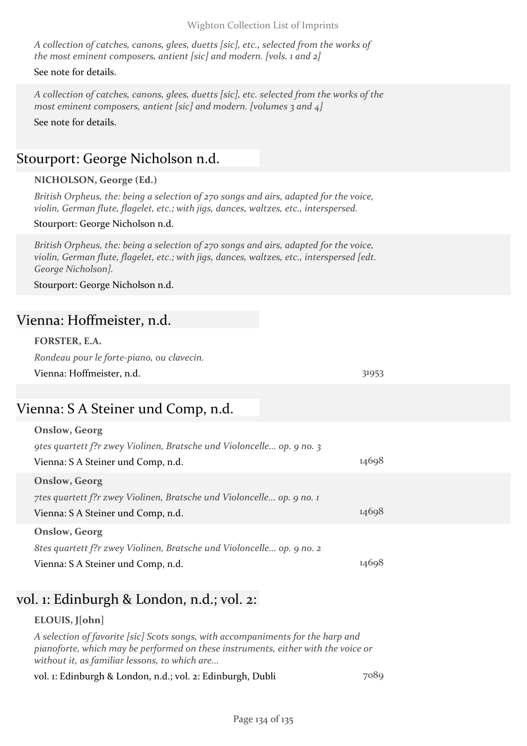*A collection of catches, canons, glees, duetts [sic], etc., selected from the works of the most eminent composers, antient [sic] and modern. [vols. 1 and 2]*

See note for details.

*A collection of catches, canons, glees, duetts [sic], etc. selected from the works of the most eminent composers, antient [sic] and modern. [volumes 3 and 4]*

See note for details.

## Stourport: George Nicholson n.d.

**NICHOLSON, George (Ed.)**

*British Orpheus, the: being a selection of 270 songs and airs, adapted for the voice, violin, German flute, flagelet, etc.; with jigs, dances, waltzes, etc., interspersed.*

Stourport: George Nicholson n.d.

*British Orpheus, the: being a selection of 270 songs and airs, adapted for the voice, violin, German flute, flagelet, etc.; with jigs, dances, waltzes, etc., interspersed [edt. George Nicholson].*

Stourport: George Nicholson n.d.

## Vienna: Hoffmeister, n.d.

**FORSTER, E.A.**

*Rondeau pour le forte-piano, ou clavecin.*

Vienna: Hoffmeister, n.d. 31953

## Vienna: S A Steiner und Comp, n.d.

**Onslow, Georg**

*9tes quartett f?r zwey Violinen, Bratsche und Violoncelle... op. 9 no. 3*

Vienna: S A Steiner und Comp, n.d. 14698

**Onslow, Georg**

*7tes quartett f?r zwey Violinen, Bratsche und Violoncelle... op. 9 no. 1*

Vienna: S A Steiner und Comp, n.d. 14698

**Onslow, Georg**

*8tes quartett f?r zwey Violinen, Bratsche und Violoncelle... op. 9 no. 2*

Vienna: S A Steiner und Comp, n.d. 14698

## vol. 1: Edinburgh & London, n.d.; vol. 2:

**ELOUIS, J[ohn]**

*A selection of favorite [sic] Scots songs, with accompaniments for the harp and pianoforte, which may be performed on these instruments, either with the voice or without it, as familiar lessons, to which are...*

vol. 1: Edinburgh & London, n.d.; vol. 2: Edinburgh, Dubli 7089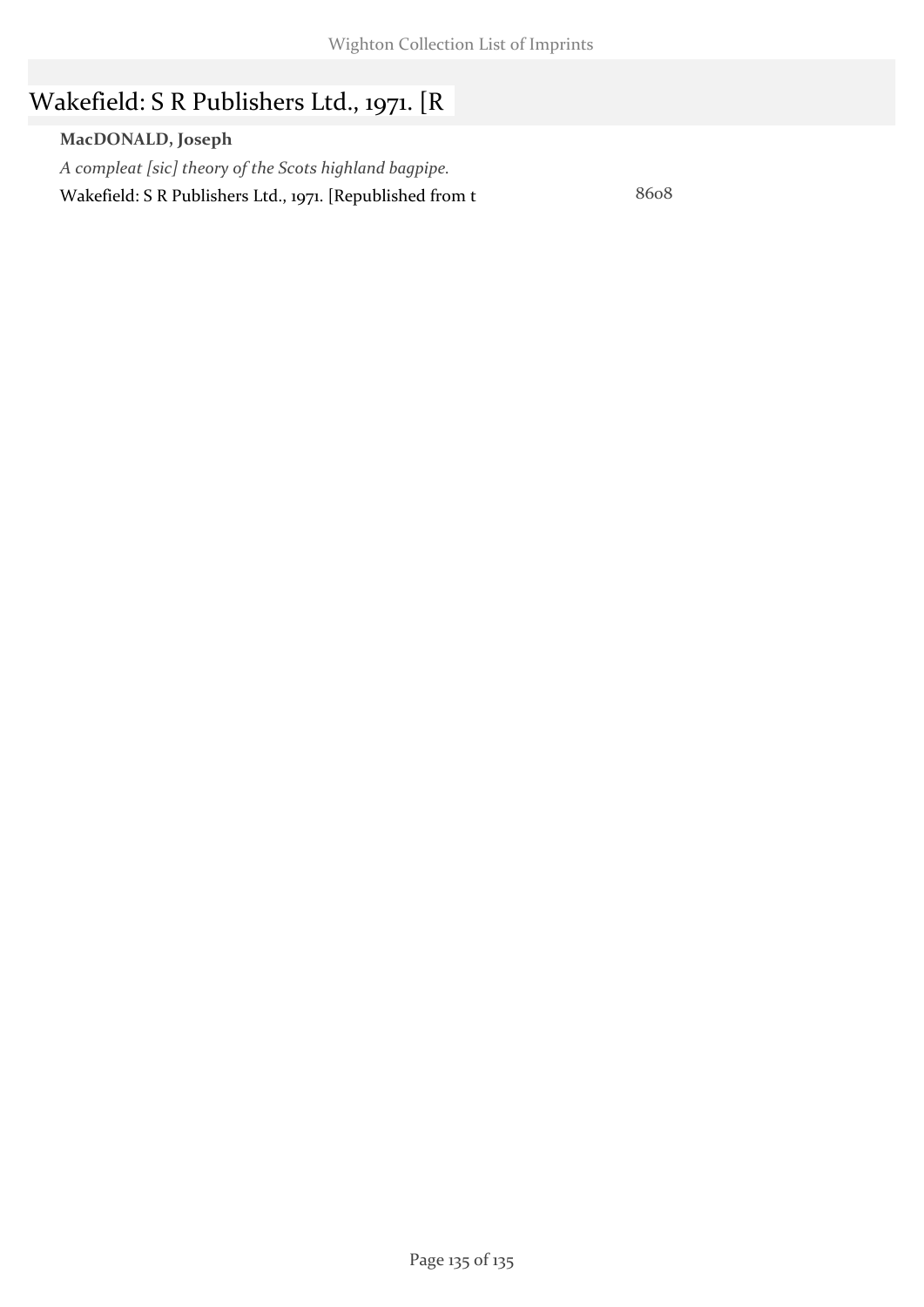## Wakefield: S R Publishers Ltd., 1971. [R

**MacDONALD, Joseph**

*A compleat [sic] theory of the Scots highland bagpipe.*

Wakefield: S R Publishers Ltd., 1971. [Republished from t 8608